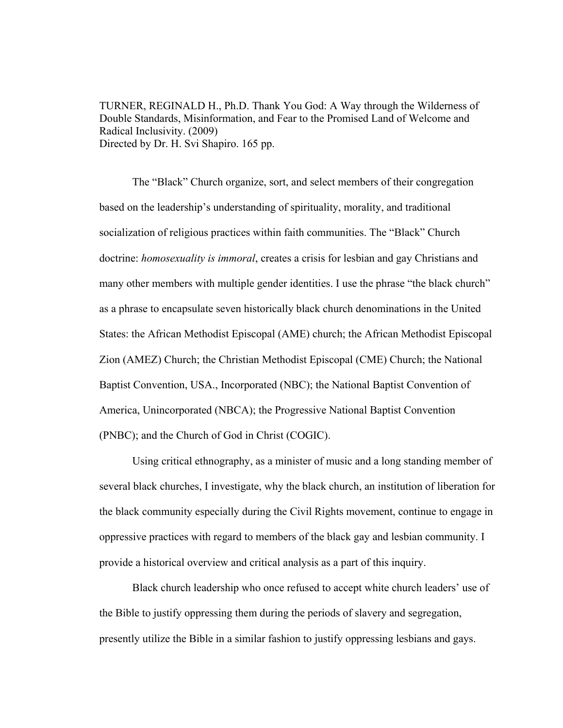TURNER, REGINALD H., Ph.D. Thank You God: A Way through the Wilderness of Double Standards, Misinformation, and Fear to the Promised Land of Welcome and Radical Inclusivity. (2009)
Directed by Dr. H. Svi Shapiro. 165 pp.

The “Black” Church organize, sort, and select members of their congregation based on the leadership’s understanding of spirituality, morality, and traditional socialization of religious practices within faith communities. The “Black” Church doctrine: *homosexuality is immoral*, creates a crisis for lesbian and gay Christians and many other members with multiple gender identities. I use the phrase “the black church” as a phrase to encapsulate seven historically black church denominations in the United States: the African Methodist Episcopal (AME) church; the African Methodist Episcopal Zion (AMEZ) Church; the Christian Methodist Episcopal (CME) Church; the National Baptist Convention, USA., Incorporated (NBC); the National Baptist Convention of America, Unincorporated (NBCA); the Progressive National Baptist Convention (PNBC); and the Church of God in Christ (COGIC).

Using critical ethnography, as a minister of music and a long standing member of several black churches, I investigate, why the black church, an institution of liberation for the black community especially during the Civil Rights movement, continue to engage in oppressive practices with regard to members of the black gay and lesbian community. I provide a historical overview and critical analysis as a part of this inquiry.

Black church leadership who once refused to accept white church leaders’ use of the Bible to justify oppressing them during the periods of slavery and segregation, presently utilize the Bible in a similar fashion to justify oppressing lesbians and gays.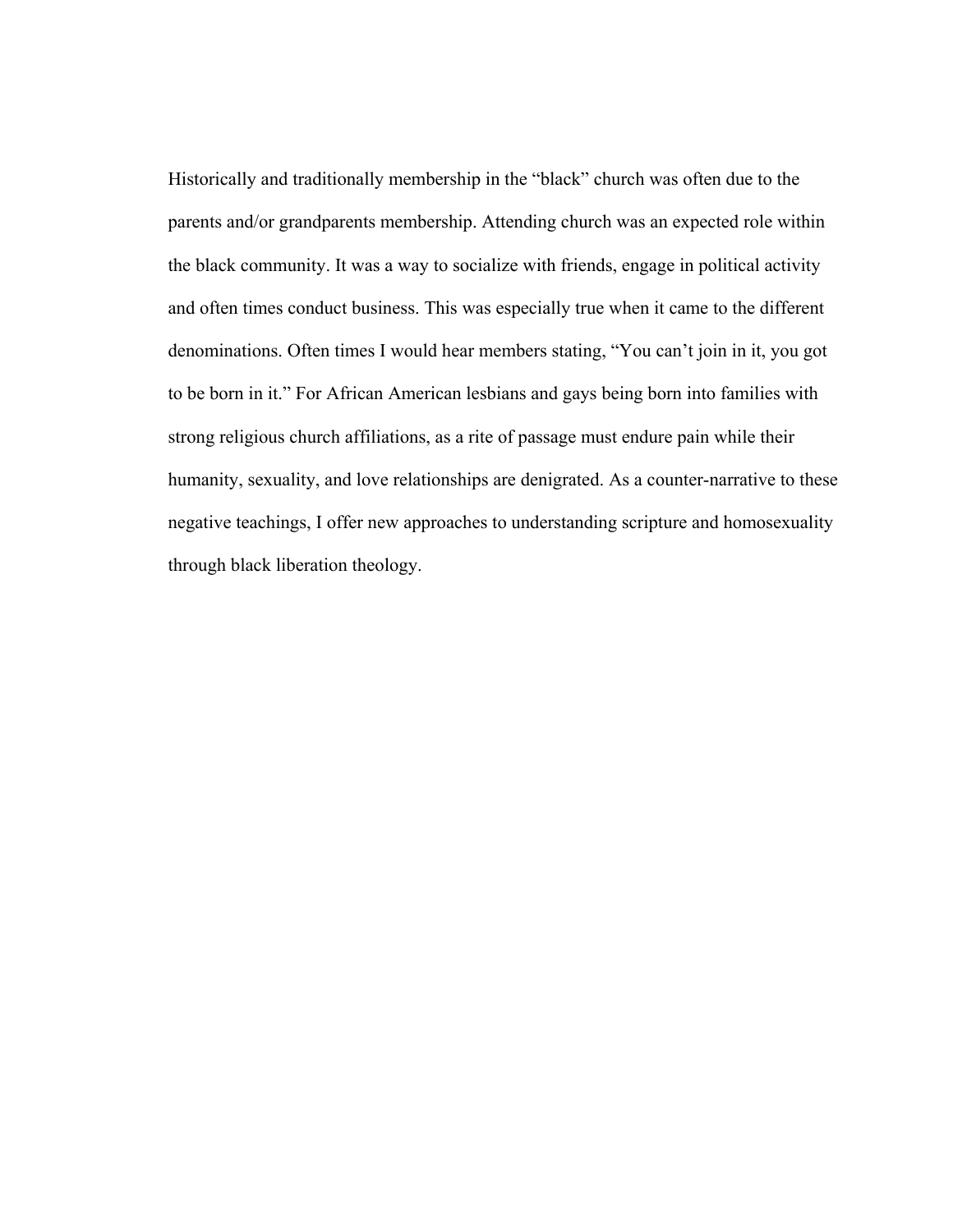Historically and traditionally membership in the "black" church was often due to the parents and/or grandparents membership. Attending church was an expected role within the black community. It was a way to socialize with friends, engage in political activity and often times conduct business. This was especially true when it came to the different denominations. Often times I would hear members stating, "You can't join in it, you got to be born in it." For African American lesbians and gays being born into families with strong religious church affiliations, as a rite of passage must endure pain while their humanity, sexuality, and love relationships are denigrated. As a counter-narrative to these negative teachings, I offer new approaches to understanding scripture and homosexuality through black liberation theology.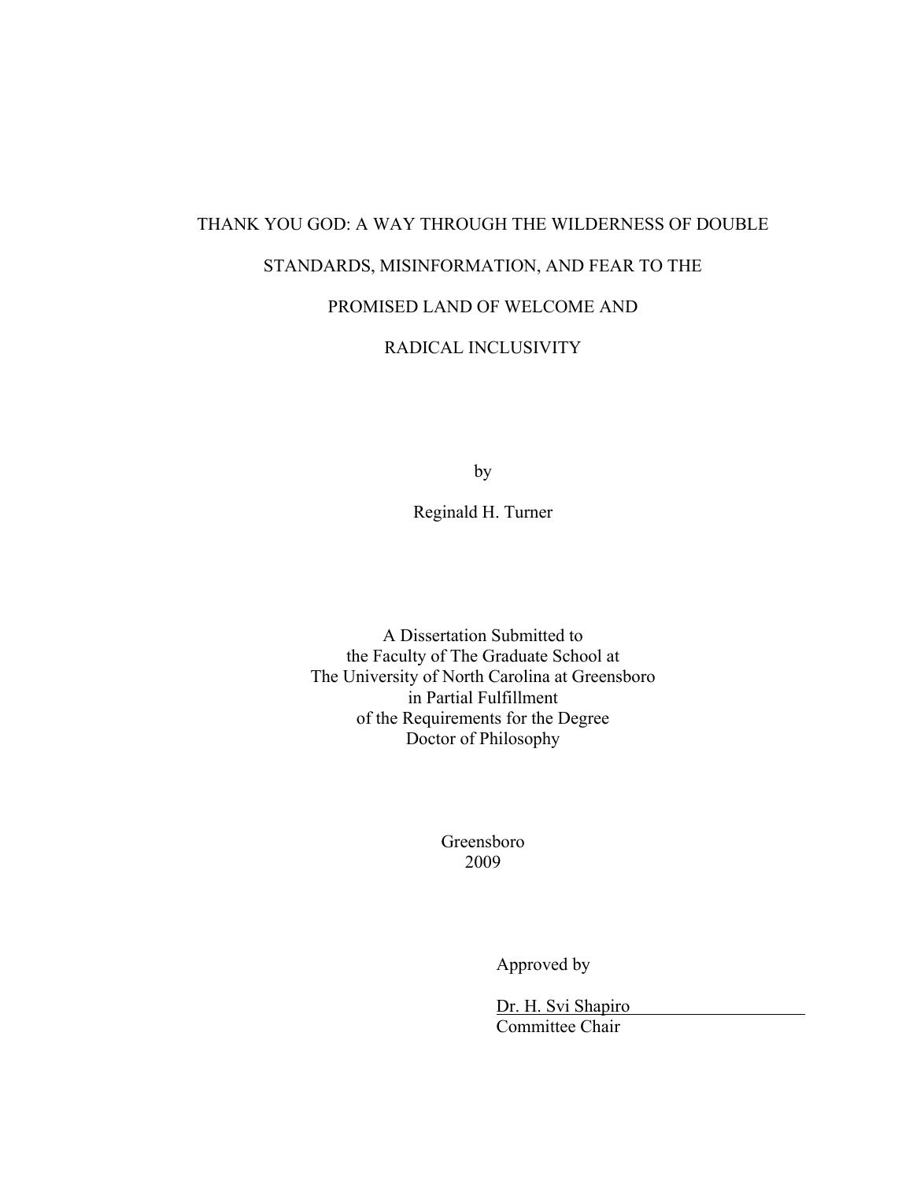# THANK YOU GOD: A WAY THROUGH THE WILDERNESS OF DOUBLE STANDARDS, MISINFORMATION, AND FEAR TO THE PROMISED LAND OF WELCOME AND RADICAL INCLUSIVITY

by

Reginald H. Turner

A Dissertation Submitted to
the Faculty of The Graduate School at
The University of North Carolina at Greensboro
in Partial Fulfillment
of the Requirements for the Degree
Doctor of Philosophy

Greensboro
2009

Approved by

Dr. H. Svi Shapiro
Committee Chair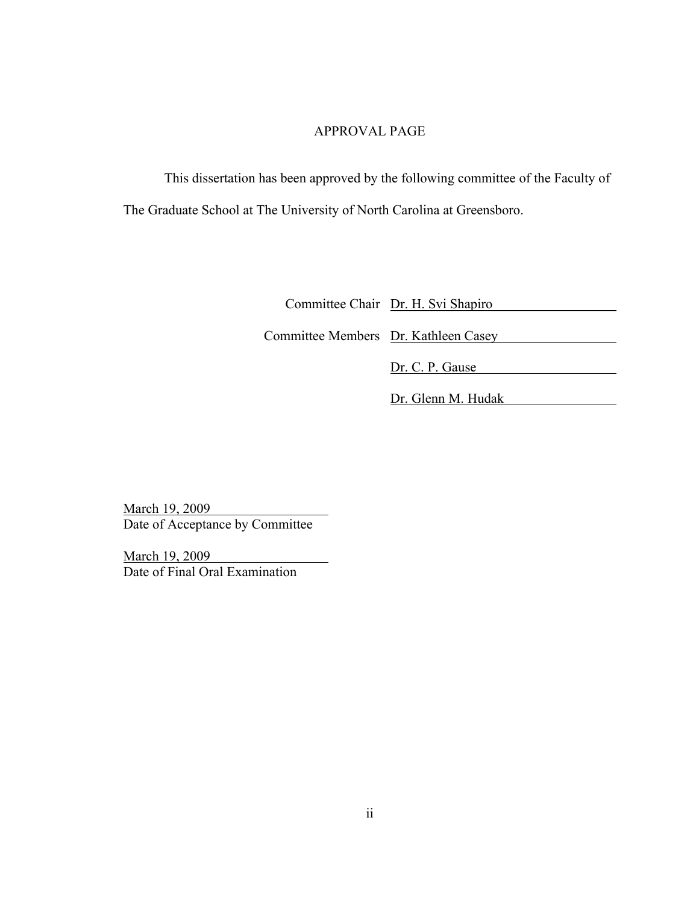# APPROVAL PAGE

This dissertation has been approved by the following committee of the Faculty of The Graduate School at The University of North Carolina at Greensboro.

Committee Chair Dr. H. Svi Shapiro

Committee Members Dr. Kathleen Casey

Dr. C. P. Gause

Dr. Glenn M. Hudak

March 19, 2009
Date of Acceptance by Committee

March 19, 2009
Date of Final Oral Examination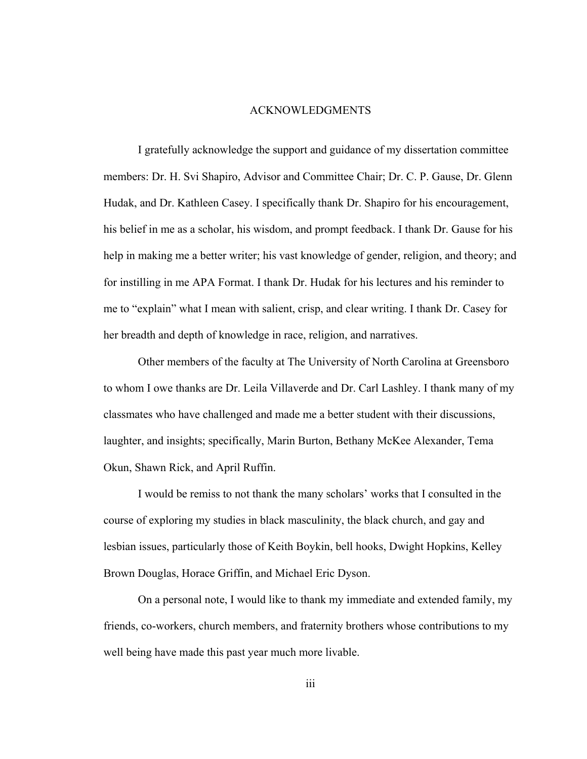# ACKNOWLEDGMENTS

I gratefully acknowledge the support and guidance of my dissertation committee members: Dr. H. Svi Shapiro, Advisor and Committee Chair; Dr. C. P. Gause, Dr. Glenn Hudak, and Dr. Kathleen Casey. I specifically thank Dr. Shapiro for his encouragement, his belief in me as a scholar, his wisdom, and prompt feedback. I thank Dr. Gause for his help in making me a better writer; his vast knowledge of gender, religion, and theory; and for instilling in me APA Format. I thank Dr. Hudak for his lectures and his reminder to me to "explain" what I mean with salient, crisp, and clear writing. I thank Dr. Casey for her breadth and depth of knowledge in race, religion, and narratives.

Other members of the faculty at The University of North Carolina at Greensboro to whom I owe thanks are Dr. Leila Villaverde and Dr. Carl Lashley. I thank many of my classmates who have challenged and made me a better student with their discussions, laughter, and insights; specifically, Marin Burton, Bethany McKee Alexander, Tema Okun, Shawn Rick, and April Ruffin.

I would be remiss to not thank the many scholars' works that I consulted in the course of exploring my studies in black masculinity, the black church, and gay and lesbian issues, particularly those of Keith Boykin, bell hooks, Dwight Hopkins, Kelley Brown Douglas, Horace Griffin, and Michael Eric Dyson.

On a personal note, I would like to thank my immediate and extended family, my friends, co-workers, church members, and fraternity brothers whose contributions to my well being have made this past year much more livable.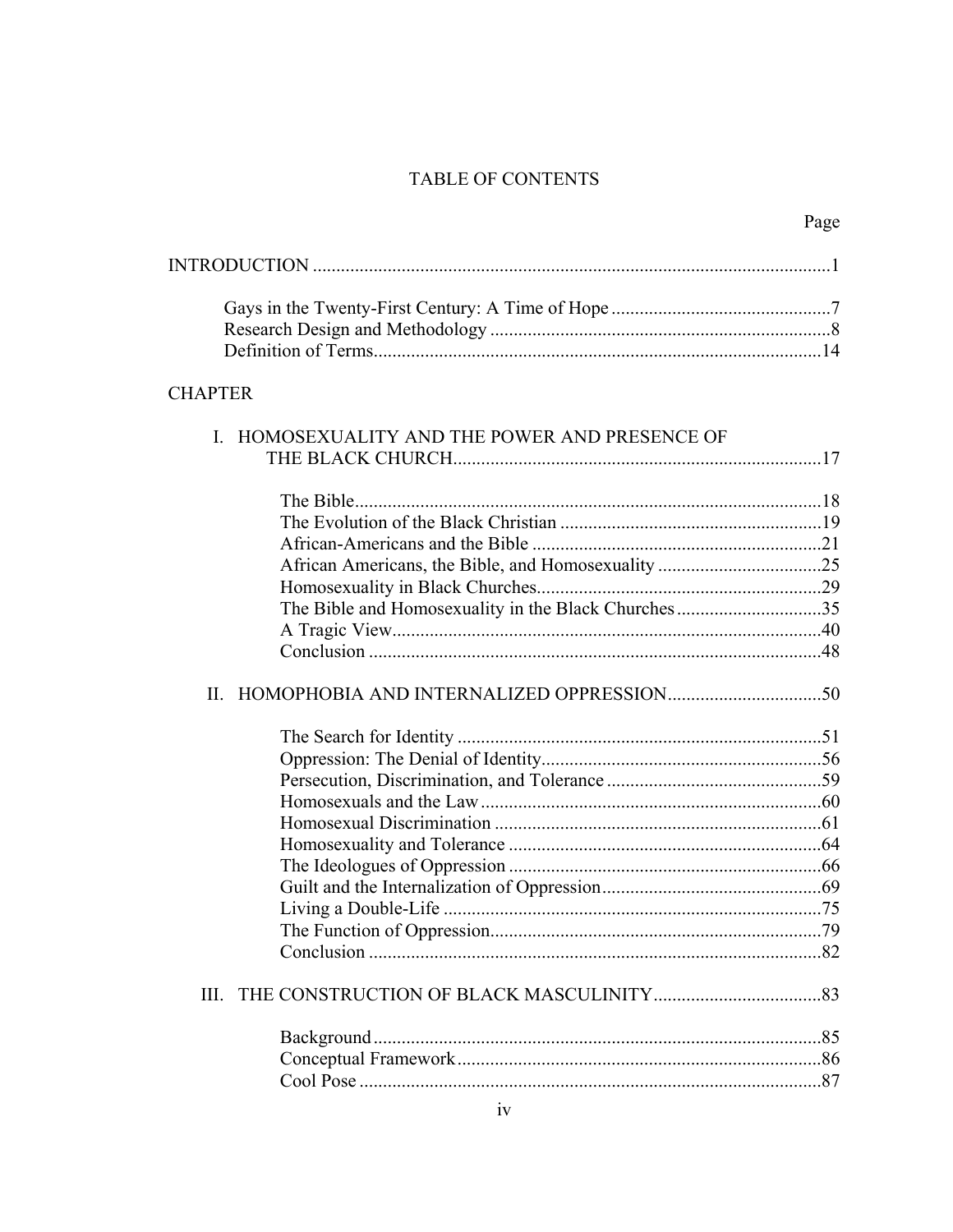# TABLE OF CONTENTS

| | Page |
|---|---|
| INTRODUCTION | 1 |
| Gays in the Twenty-First Century: A Time of Hope | 7 |
| Research Design and Methodology | 8 |
| Definition of Terms | 14 |
| CHAPTER | |
| I. HOMOSEXUALITY AND THE POWER AND PRESENCE OF THE BLACK CHURCH | 17 |
| The Bible | 18 |
| The Evolution of the Black Christian | 19 |
| African-Americans and the Bible | 21 |
| African Americans, the Bible, and Homosexuality | 25 |
| Homosexuality in Black Churches | 29 |
| The Bible and Homosexuality in the Black Churches | 35 |
| A Tragic View | 40 |
| Conclusion | 48 |
| II. HOMOPHOBIA AND INTERNALIZED OPPRESSION | 50 |
| The Search for Identity | 51 |
| Oppression: The Denial of Identity | 56 |
| Persecution, Discrimination, and Tolerance | 59 |
| Homosexuals and the Law | 60 |
| Homosexual Discrimination | 61 |
| Homosexuality and Tolerance | 64 |
| The Ideologues of Oppression | 66 |
| Guilt and the Internalization of Oppression | 69 |
| Living a Double-Life | 75 |
| The Function of Oppression | 79 |
| Conclusion | 82 |
| III. THE CONSTRUCTION OF BLACK MASCULINITY | 83 |
| Background | 85 |
| Conceptual Framework | 86 |
| Cool Pose | 87 |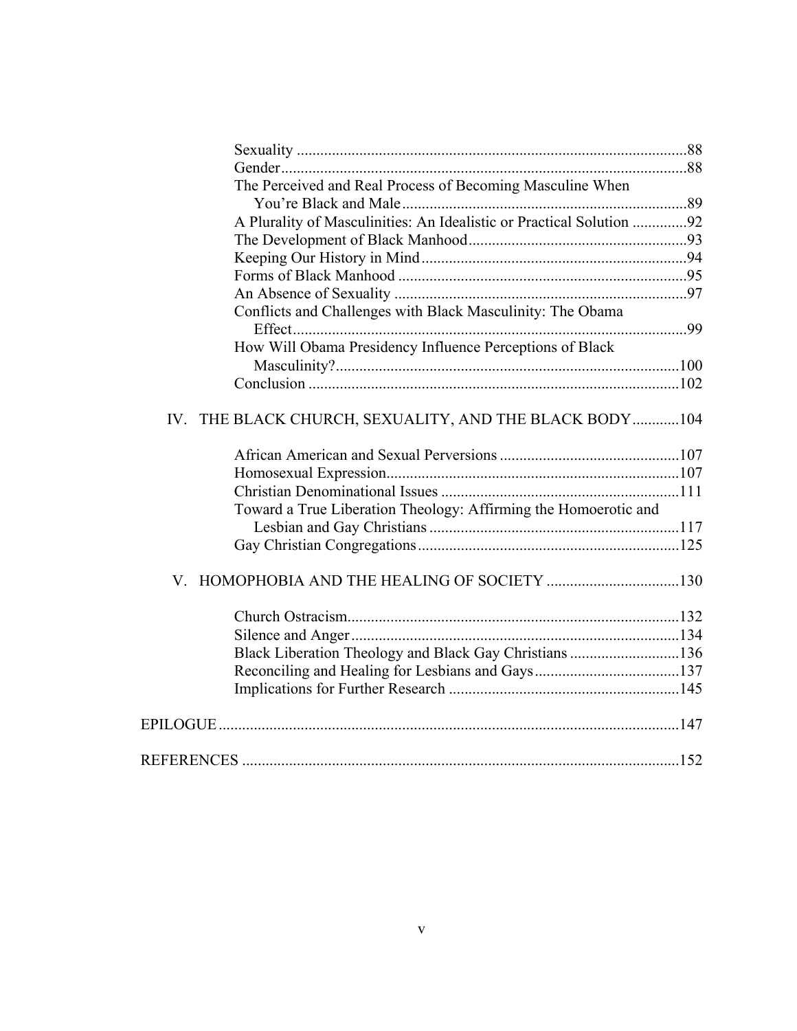Sexuality .....88
Gender .....88
The Perceived and Real Process of Becoming Masculine When You're Black and Male .....89
A Plurality of Masculinities: An Idealistic or Practical Solution .....92
The Development of Black Manhood .....93
Keeping Our History in Mind .....94
Forms of Black Manhood .....95
An Absence of Sexuality .....97
Conflicts and Challenges with Black Masculinity: The Obama Effect .....99
How Will Obama Presidency Influence Perceptions of Black Masculinity? .....100
Conclusion .....102

IV. THE BLACK CHURCH, SEXUALITY, AND THE BLACK BODY .....104

African American and Sexual Perversions .....107
Homosexual Expression .....107
Christian Denominational Issues .....111
Toward a True Liberation Theology: Affirming the Homoerotic and Lesbian and Gay Christians .....117
Gay Christian Congregations .....125

V. HOMOPHOBIA AND THE HEALING OF SOCIETY .....130

Church Ostracism .....132
Silence and Anger .....134
Black Liberation Theology and Black Gay Christians .....136
Reconciling and Healing for Lesbians and Gays .....137
Implications for Further Research .....145

EPILOGUE .....147

REFERENCES .....152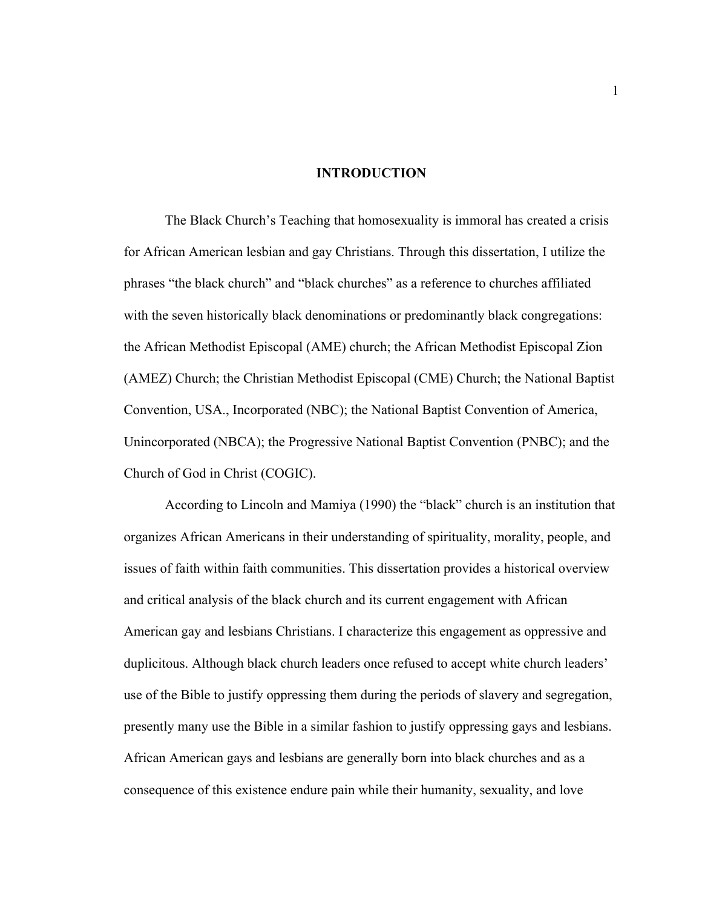# INTRODUCTION

The Black Church's Teaching that homosexuality is immoral has created a crisis for African American lesbian and gay Christians. Through this dissertation, I utilize the phrases "the black church" and "black churches" as a reference to churches affiliated with the seven historically black denominations or predominantly black congregations: the African Methodist Episcopal (AME) church; the African Methodist Episcopal Zion (AMEZ) Church; the Christian Methodist Episcopal (CME) Church; the National Baptist Convention, USA., Incorporated (NBC); the National Baptist Convention of America, Unincorporated (NBCA); the Progressive National Baptist Convention (PNBC); and the Church of God in Christ (COGIC).

According to Lincoln and Mamiya (1990) the "black" church is an institution that organizes African Americans in their understanding of spirituality, morality, people, and issues of faith within faith communities. This dissertation provides a historical overview and critical analysis of the black church and its current engagement with African American gay and lesbians Christians. I characterize this engagement as oppressive and duplicitous. Although black church leaders once refused to accept white church leaders' use of the Bible to justify oppressing them during the periods of slavery and segregation, presently many use the Bible in a similar fashion to justify oppressing gays and lesbians. African American gays and lesbians are generally born into black churches and as a consequence of this existence endure pain while their humanity, sexuality, and love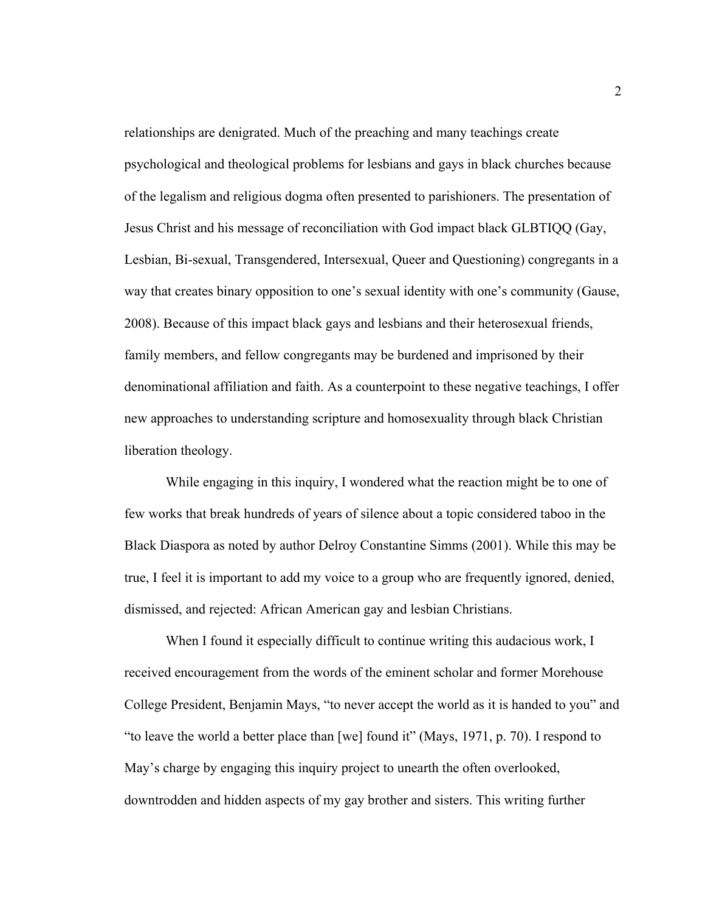relationships are denigrated. Much of the preaching and many teachings create psychological and theological problems for lesbians and gays in black churches because of the legalism and religious dogma often presented to parishioners. The presentation of Jesus Christ and his message of reconciliation with God impact black GLBTIQQ (Gay, Lesbian, Bi-sexual, Transgendered, Intersexual, Queer and Questioning) congregants in a way that creates binary opposition to one's sexual identity with one's community (Gause, 2008). Because of this impact black gays and lesbians and their heterosexual friends, family members, and fellow congregants may be burdened and imprisoned by their denominational affiliation and faith. As a counterpoint to these negative teachings, I offer new approaches to understanding scripture and homosexuality through black Christian liberation theology.

While engaging in this inquiry, I wondered what the reaction might be to one of few works that break hundreds of years of silence about a topic considered taboo in the Black Diaspora as noted by author Delroy Constantine Simms (2001). While this may be true, I feel it is important to add my voice to a group who are frequently ignored, denied, dismissed, and rejected: African American gay and lesbian Christians.

When I found it especially difficult to continue writing this audacious work, I received encouragement from the words of the eminent scholar and former Morehouse College President, Benjamin Mays, "to never accept the world as it is handed to you" and "to leave the world a better place than [we] found it" (Mays, 1971, p. 70). I respond to May's charge by engaging this inquiry project to unearth the often overlooked, downtrodden and hidden aspects of my gay brother and sisters. This writing further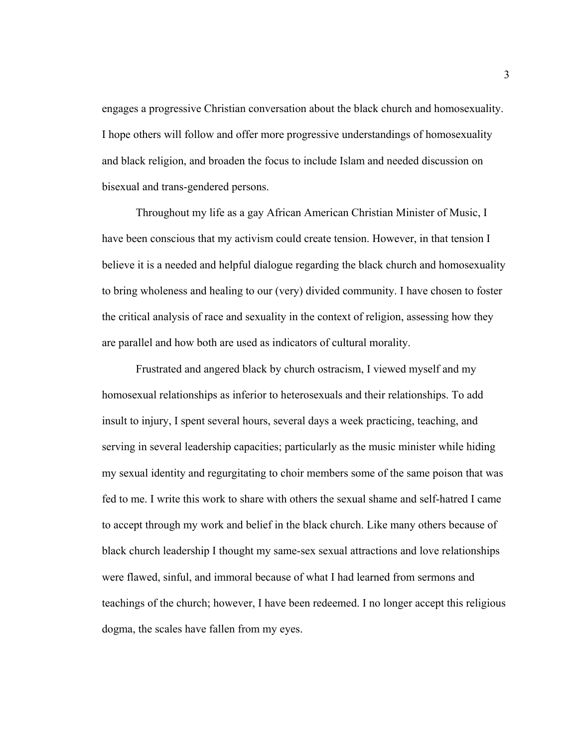engages a progressive Christian conversation about the black church and homosexuality. I hope others will follow and offer more progressive understandings of homosexuality and black religion, and broaden the focus to include Islam and needed discussion on bisexual and trans-gendered persons.

Throughout my life as a gay African American Christian Minister of Music, I have been conscious that my activism could create tension. However, in that tension I believe it is a needed and helpful dialogue regarding the black church and homosexuality to bring wholeness and healing to our (very) divided community. I have chosen to foster the critical analysis of race and sexuality in the context of religion, assessing how they are parallel and how both are used as indicators of cultural morality.

Frustrated and angered black by church ostracism, I viewed myself and my homosexual relationships as inferior to heterosexuals and their relationships. To add insult to injury, I spent several hours, several days a week practicing, teaching, and serving in several leadership capacities; particularly as the music minister while hiding my sexual identity and regurgitating to choir members some of the same poison that was fed to me. I write this work to share with others the sexual shame and self-hatred I came to accept through my work and belief in the black church. Like many others because of black church leadership I thought my same-sex sexual attractions and love relationships were flawed, sinful, and immoral because of what I had learned from sermons and teachings of the church; however, I have been redeemed. I no longer accept this religious dogma, the scales have fallen from my eyes.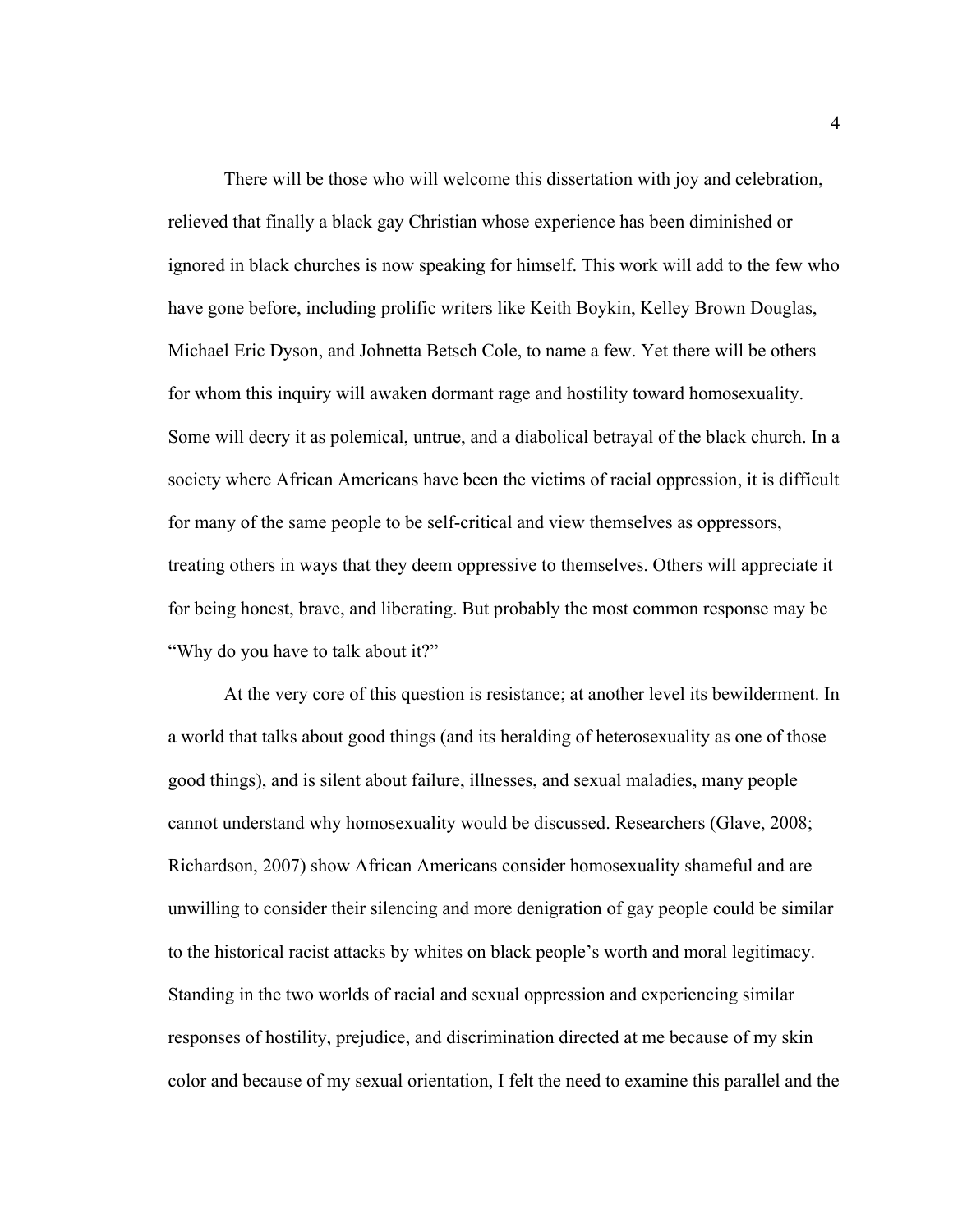There will be those who will welcome this dissertation with joy and celebration, relieved that finally a black gay Christian whose experience has been diminished or ignored in black churches is now speaking for himself. This work will add to the few who have gone before, including prolific writers like Keith Boykin, Kelley Brown Douglas, Michael Eric Dyson, and Johnetta Betsch Cole, to name a few. Yet there will be others for whom this inquiry will awaken dormant rage and hostility toward homosexuality. Some will decry it as polemical, untrue, and a diabolical betrayal of the black church. In a society where African Americans have been the victims of racial oppression, it is difficult for many of the same people to be self-critical and view themselves as oppressors, treating others in ways that they deem oppressive to themselves. Others will appreciate it for being honest, brave, and liberating. But probably the most common response may be "Why do you have to talk about it?"

At the very core of this question is resistance; at another level its bewilderment. In a world that talks about good things (and its heralding of heterosexuality as one of those good things), and is silent about failure, illnesses, and sexual maladies, many people cannot understand why homosexuality would be discussed. Researchers (Glave, 2008; Richardson, 2007) show African Americans consider homosexuality shameful and are unwilling to consider their silencing and more denigration of gay people could be similar to the historical racist attacks by whites on black people's worth and moral legitimacy. Standing in the two worlds of racial and sexual oppression and experiencing similar responses of hostility, prejudice, and discrimination directed at me because of my skin color and because of my sexual orientation, I felt the need to examine this parallel and the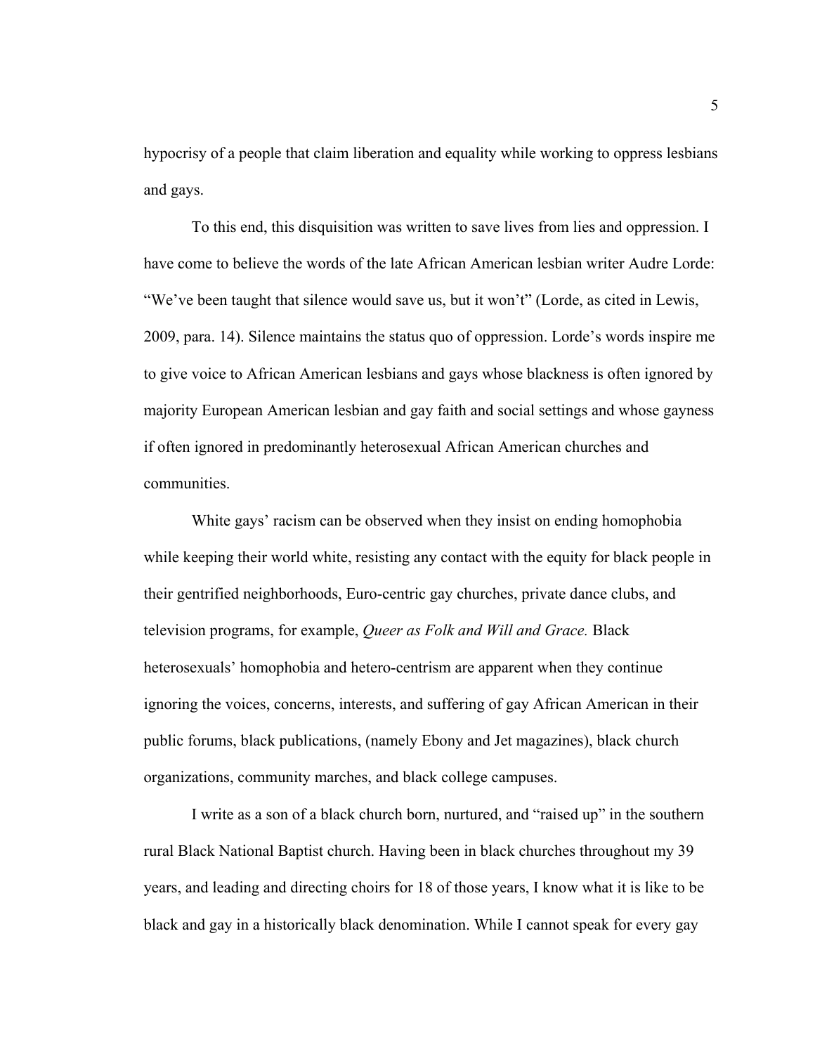hypocrisy of a people that claim liberation and equality while working to oppress lesbians and gays.

To this end, this disquisition was written to save lives from lies and oppression. I have come to believe the words of the late African American lesbian writer Audre Lorde: "We've been taught that silence would save us, but it won't" (Lorde, as cited in Lewis, 2009, para. 14). Silence maintains the status quo of oppression. Lorde's words inspire me to give voice to African American lesbians and gays whose blackness is often ignored by majority European American lesbian and gay faith and social settings and whose gayness if often ignored in predominantly heterosexual African American churches and communities.

White gays' racism can be observed when they insist on ending homophobia while keeping their world white, resisting any contact with the equity for black people in their gentrified neighborhoods, Euro-centric gay churches, private dance clubs, and television programs, for example, *Queer as Folk and Will and Grace.* Black heterosexuals' homophobia and hetero-centrism are apparent when they continue ignoring the voices, concerns, interests, and suffering of gay African American in their public forums, black publications, (namely Ebony and Jet magazines), black church organizations, community marches, and black college campuses.

I write as a son of a black church born, nurtured, and "raised up" in the southern rural Black National Baptist church. Having been in black churches throughout my 39 years, and leading and directing choirs for 18 of those years, I know what it is like to be black and gay in a historically black denomination. While I cannot speak for every gay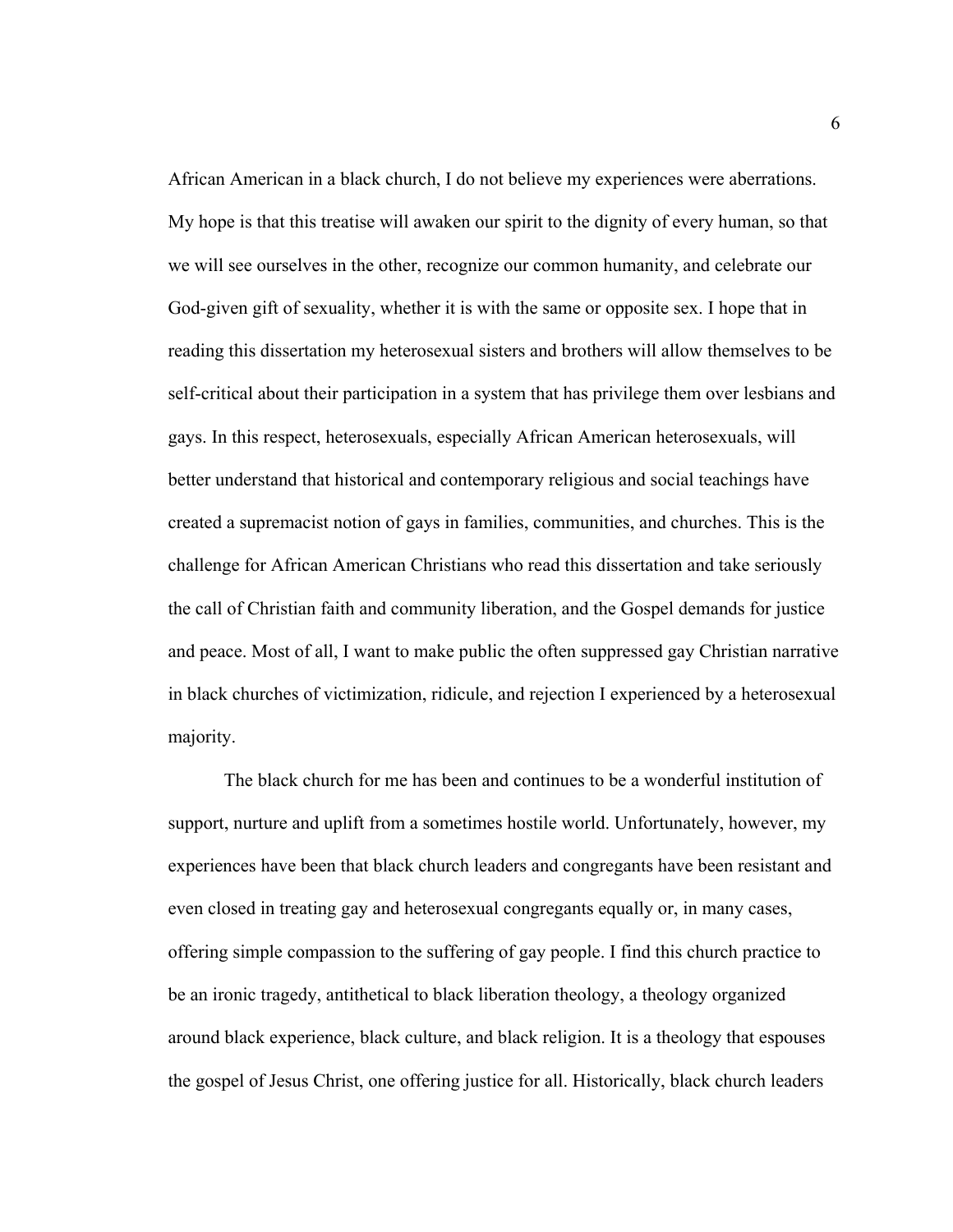African American in a black church, I do not believe my experiences were aberrations. My hope is that this treatise will awaken our spirit to the dignity of every human, so that we will see ourselves in the other, recognize our common humanity, and celebrate our God-given gift of sexuality, whether it is with the same or opposite sex. I hope that in reading this dissertation my heterosexual sisters and brothers will allow themselves to be self-critical about their participation in a system that has privilege them over lesbians and gays. In this respect, heterosexuals, especially African American heterosexuals, will better understand that historical and contemporary religious and social teachings have created a supremacist notion of gays in families, communities, and churches. This is the challenge for African American Christians who read this dissertation and take seriously the call of Christian faith and community liberation, and the Gospel demands for justice and peace. Most of all, I want to make public the often suppressed gay Christian narrative in black churches of victimization, ridicule, and rejection I experienced by a heterosexual majority.

The black church for me has been and continues to be a wonderful institution of support, nurture and uplift from a sometimes hostile world. Unfortunately, however, my experiences have been that black church leaders and congregants have been resistant and even closed in treating gay and heterosexual congregants equally or, in many cases, offering simple compassion to the suffering of gay people. I find this church practice to be an ironic tragedy, antithetical to black liberation theology, a theology organized around black experience, black culture, and black religion. It is a theology that espouses the gospel of Jesus Christ, one offering justice for all. Historically, black church leaders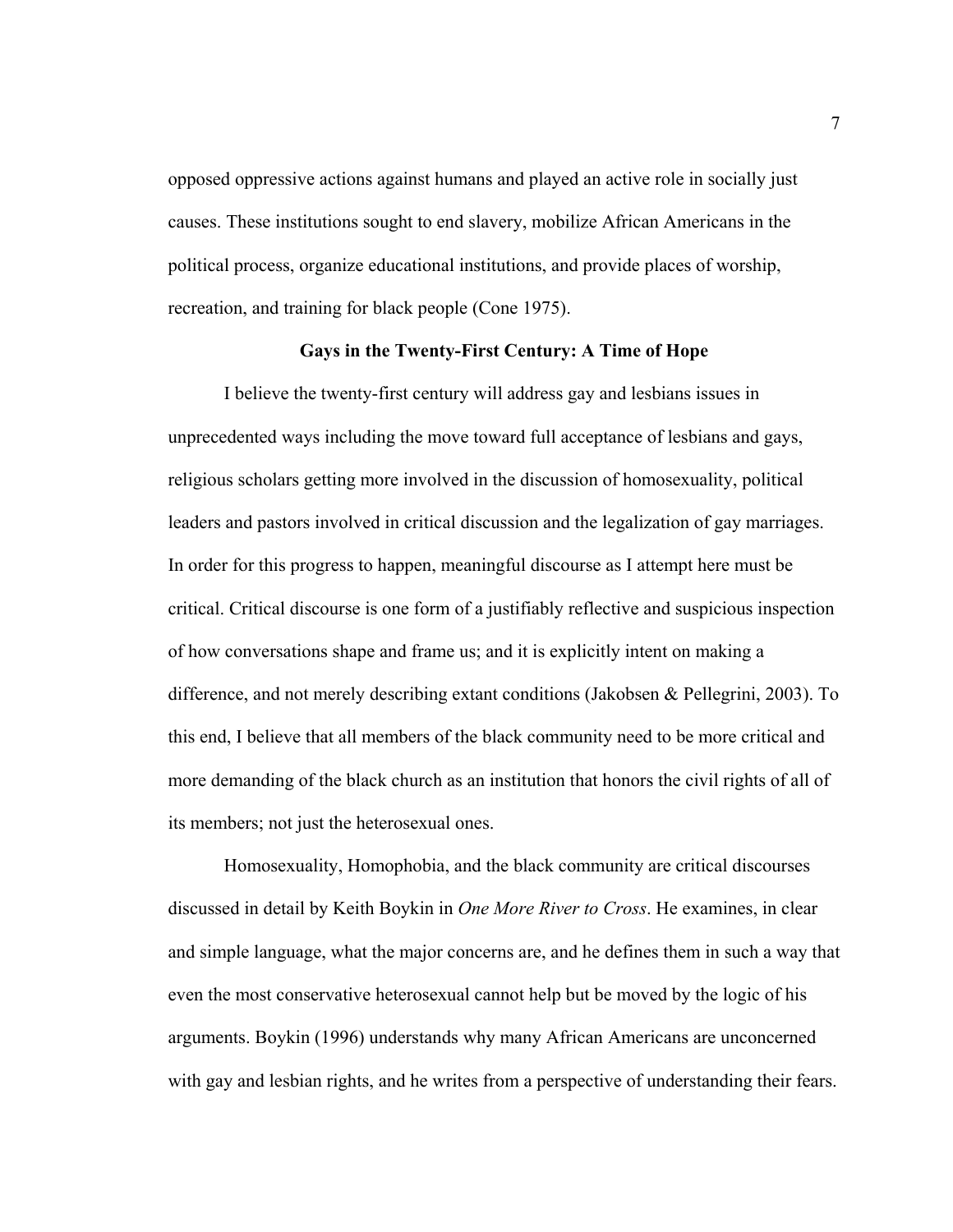opposed oppressive actions against humans and played an active role in socially just causes. These institutions sought to end slavery, mobilize African Americans in the political process, organize educational institutions, and provide places of worship, recreation, and training for black people (Cone 1975).

## Gays in the Twenty-First Century: A Time of Hope

I believe the twenty-first century will address gay and lesbians issues in unprecedented ways including the move toward full acceptance of lesbians and gays, religious scholars getting more involved in the discussion of homosexuality, political leaders and pastors involved in critical discussion and the legalization of gay marriages. In order for this progress to happen, meaningful discourse as I attempt here must be critical. Critical discourse is one form of a justifiably reflective and suspicious inspection of how conversations shape and frame us; and it is explicitly intent on making a difference, and not merely describing extant conditions (Jakobsen & Pellegrini, 2003). To this end, I believe that all members of the black community need to be more critical and more demanding of the black church as an institution that honors the civil rights of all of its members; not just the heterosexual ones.

Homosexuality, Homophobia, and the black community are critical discourses discussed in detail by Keith Boykin in *One More River to Cross*. He examines, in clear and simple language, what the major concerns are, and he defines them in such a way that even the most conservative heterosexual cannot help but be moved by the logic of his arguments. Boykin (1996) understands why many African Americans are unconcerned with gay and lesbian rights, and he writes from a perspective of understanding their fears.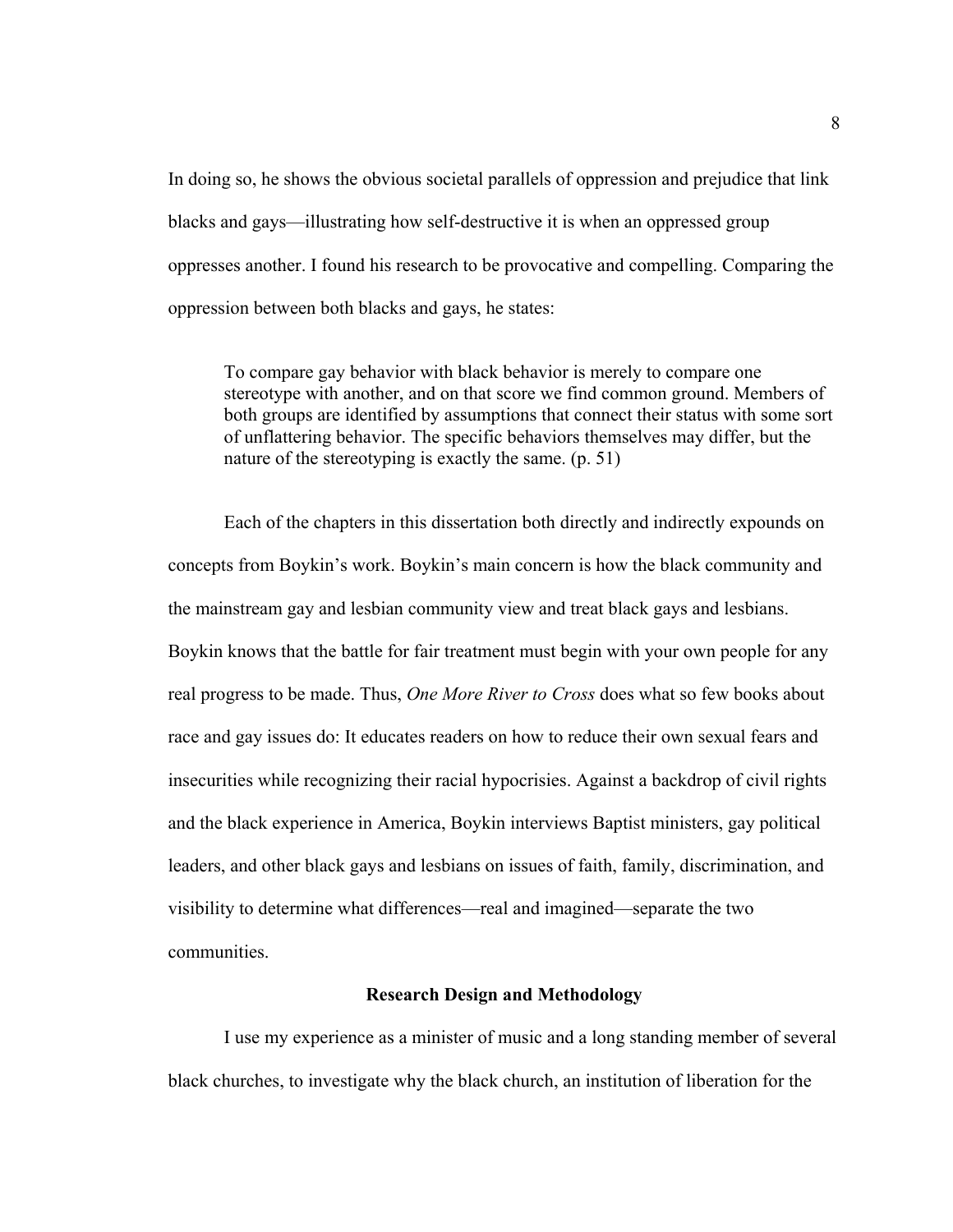In doing so, he shows the obvious societal parallels of oppression and prejudice that link blacks and gays—illustrating how self-destructive it is when an oppressed group oppresses another. I found his research to be provocative and compelling. Comparing the oppression between both blacks and gays, he states:

> To compare gay behavior with black behavior is merely to compare one stereotype with another, and on that score we find common ground. Members of both groups are identified by assumptions that connect their status with some sort of unflattering behavior. The specific behaviors themselves may differ, but the nature of the stereotyping is exactly the same. (p. 51)

Each of the chapters in this dissertation both directly and indirectly expounds on concepts from Boykin's work. Boykin's main concern is how the black community and the mainstream gay and lesbian community view and treat black gays and lesbians. Boykin knows that the battle for fair treatment must begin with your own people for any real progress to be made. Thus, *One More River to Cross* does what so few books about race and gay issues do: It educates readers on how to reduce their own sexual fears and insecurities while recognizing their racial hypocrisies. Against a backdrop of civil rights and the black experience in America, Boykin interviews Baptist ministers, gay political leaders, and other black gays and lesbians on issues of faith, family, discrimination, and visibility to determine what differences—real and imagined—separate the two communities.

## Research Design and Methodology

I use my experience as a minister of music and a long standing member of several black churches, to investigate why the black church, an institution of liberation for the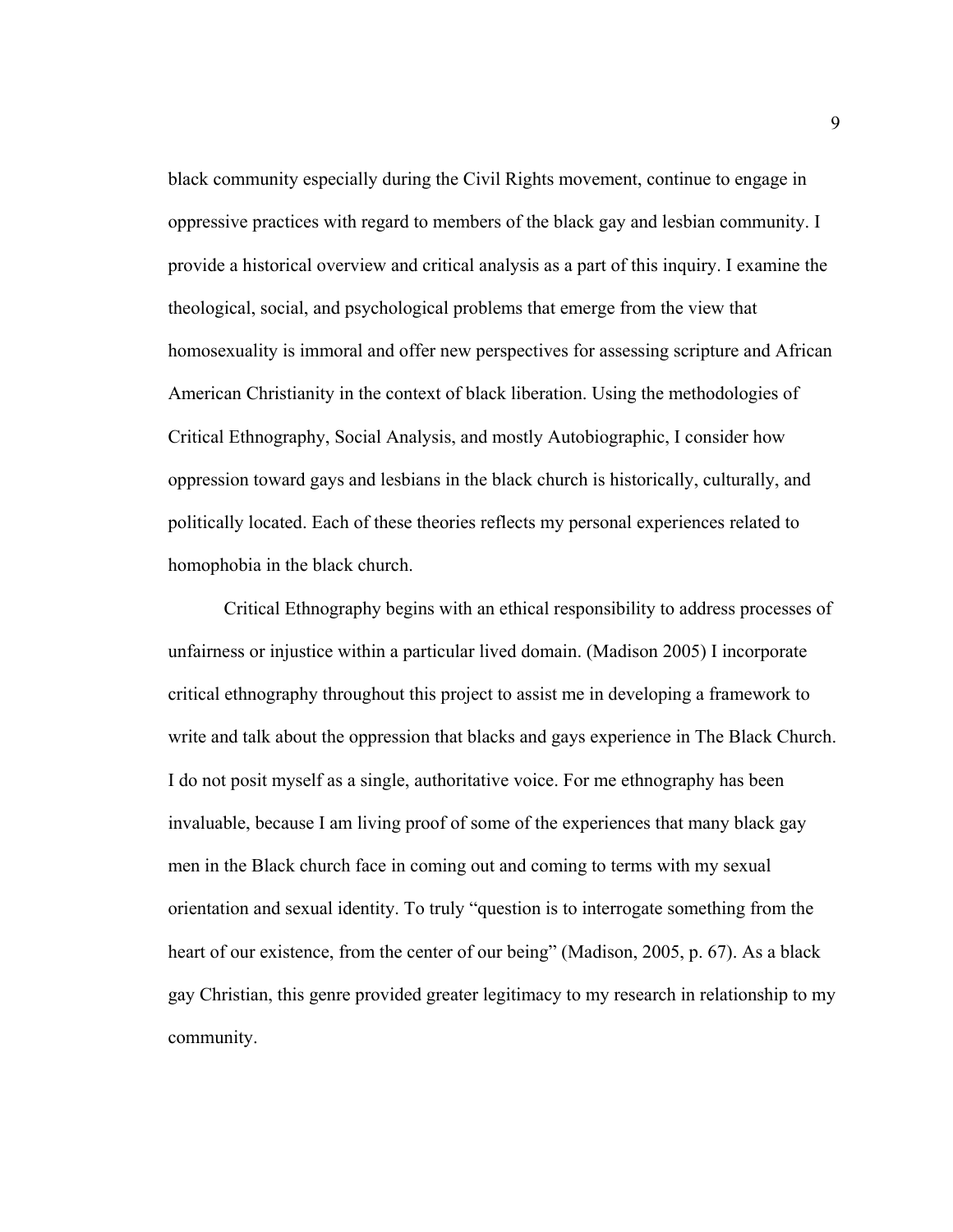black community especially during the Civil Rights movement, continue to engage in oppressive practices with regard to members of the black gay and lesbian community. I provide a historical overview and critical analysis as a part of this inquiry. I examine the theological, social, and psychological problems that emerge from the view that homosexuality is immoral and offer new perspectives for assessing scripture and African American Christianity in the context of black liberation. Using the methodologies of Critical Ethnography, Social Analysis, and mostly Autobiographic, I consider how oppression toward gays and lesbians in the black church is historically, culturally, and politically located. Each of these theories reflects my personal experiences related to homophobia in the black church.

Critical Ethnography begins with an ethical responsibility to address processes of unfairness or injustice within a particular lived domain. (Madison 2005) I incorporate critical ethnography throughout this project to assist me in developing a framework to write and talk about the oppression that blacks and gays experience in The Black Church. I do not posit myself as a single, authoritative voice. For me ethnography has been invaluable, because I am living proof of some of the experiences that many black gay men in the Black church face in coming out and coming to terms with my sexual orientation and sexual identity. To truly "question is to interrogate something from the heart of our existence, from the center of our being" (Madison, 2005, p. 67). As a black gay Christian, this genre provided greater legitimacy to my research in relationship to my community.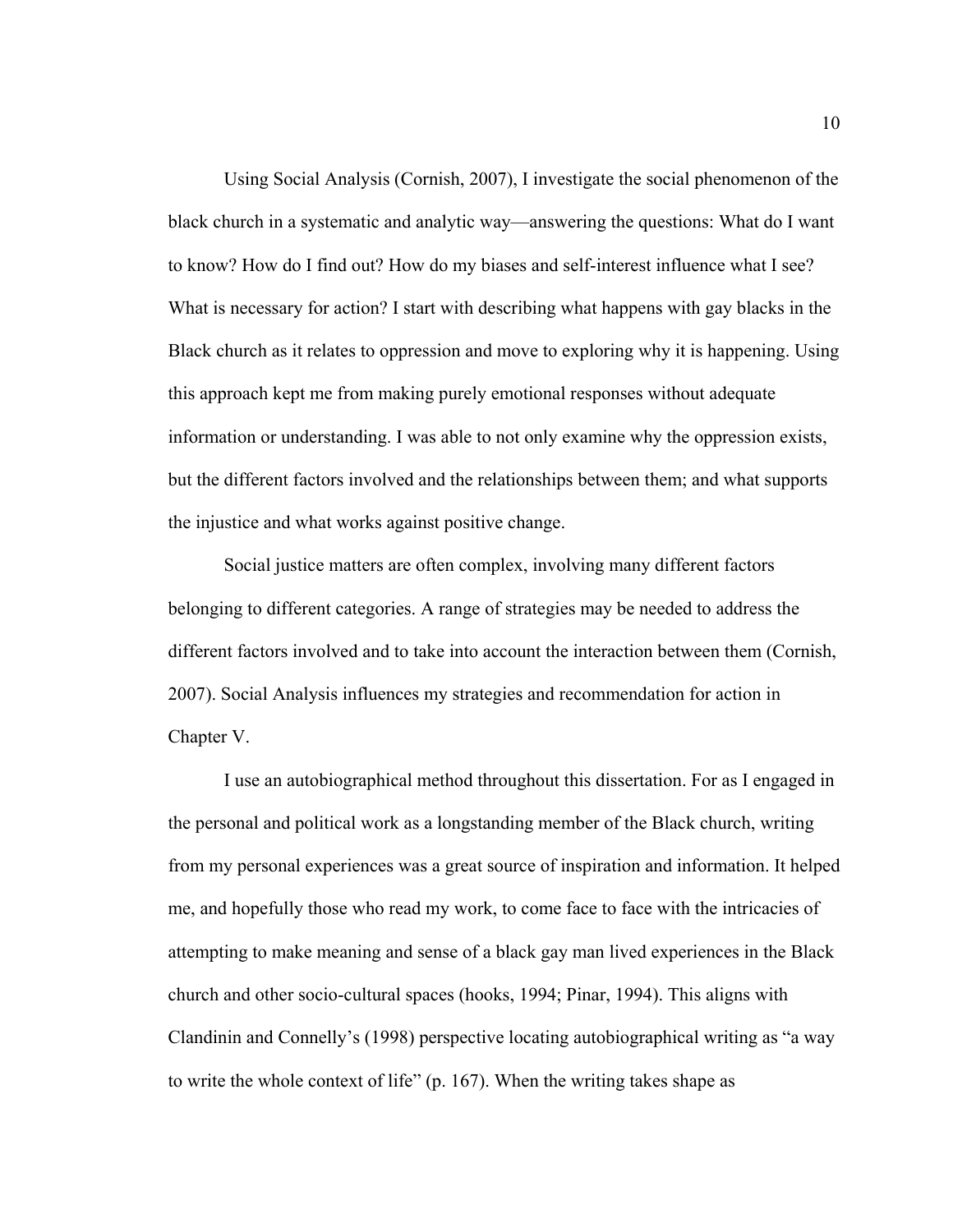Using Social Analysis (Cornish, 2007), I investigate the social phenomenon of the black church in a systematic and analytic way—answering the questions: What do I want to know? How do I find out? How do my biases and self-interest influence what I see? What is necessary for action? I start with describing what happens with gay blacks in the Black church as it relates to oppression and move to exploring why it is happening. Using this approach kept me from making purely emotional responses without adequate information or understanding. I was able to not only examine why the oppression exists, but the different factors involved and the relationships between them; and what supports the injustice and what works against positive change.

Social justice matters are often complex, involving many different factors belonging to different categories. A range of strategies may be needed to address the different factors involved and to take into account the interaction between them (Cornish, 2007). Social Analysis influences my strategies and recommendation for action in Chapter V.

I use an autobiographical method throughout this dissertation. For as I engaged in the personal and political work as a longstanding member of the Black church, writing from my personal experiences was a great source of inspiration and information. It helped me, and hopefully those who read my work, to come face to face with the intricacies of attempting to make meaning and sense of a black gay man lived experiences in the Black church and other socio-cultural spaces (hooks, 1994; Pinar, 1994). This aligns with Clandinin and Connelly's (1998) perspective locating autobiographical writing as "a way to write the whole context of life" (p. 167). When the writing takes shape as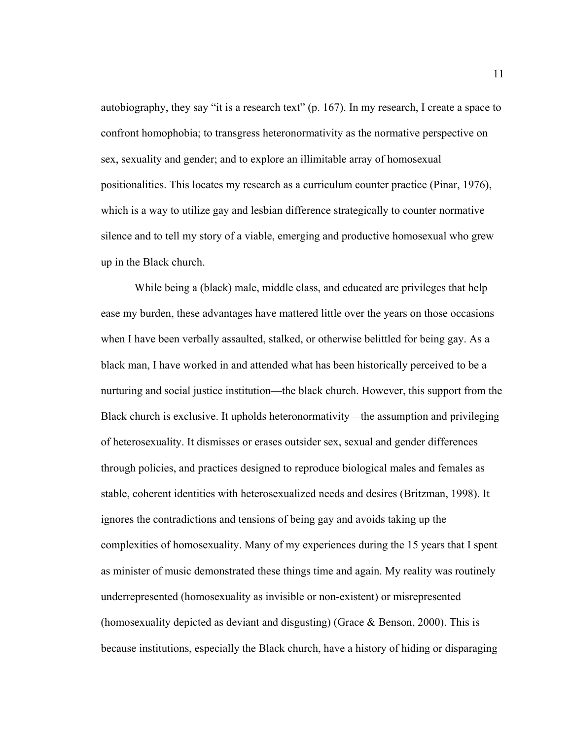autobiography, they say "it is a research text" (p. 167). In my research, I create a space to confront homophobia; to transgress heteronormativity as the normative perspective on sex, sexuality and gender; and to explore an illimitable array of homosexual positionalities. This locates my research as a curriculum counter practice (Pinar, 1976), which is a way to utilize gay and lesbian difference strategically to counter normative silence and to tell my story of a viable, emerging and productive homosexual who grew up in the Black church.

While being a (black) male, middle class, and educated are privileges that help ease my burden, these advantages have mattered little over the years on those occasions when I have been verbally assaulted, stalked, or otherwise belittled for being gay. As a black man, I have worked in and attended what has been historically perceived to be a nurturing and social justice institution—the black church. However, this support from the Black church is exclusive. It upholds heteronormativity—the assumption and privileging of heterosexuality. It dismisses or erases outsider sex, sexual and gender differences through policies, and practices designed to reproduce biological males and females as stable, coherent identities with heterosexualized needs and desires (Britzman, 1998). It ignores the contradictions and tensions of being gay and avoids taking up the complexities of homosexuality. Many of my experiences during the 15 years that I spent as minister of music demonstrated these things time and again. My reality was routinely underrepresented (homosexuality as invisible or non-existent) or misrepresented (homosexuality depicted as deviant and disgusting) (Grace & Benson, 2000). This is because institutions, especially the Black church, have a history of hiding or disparaging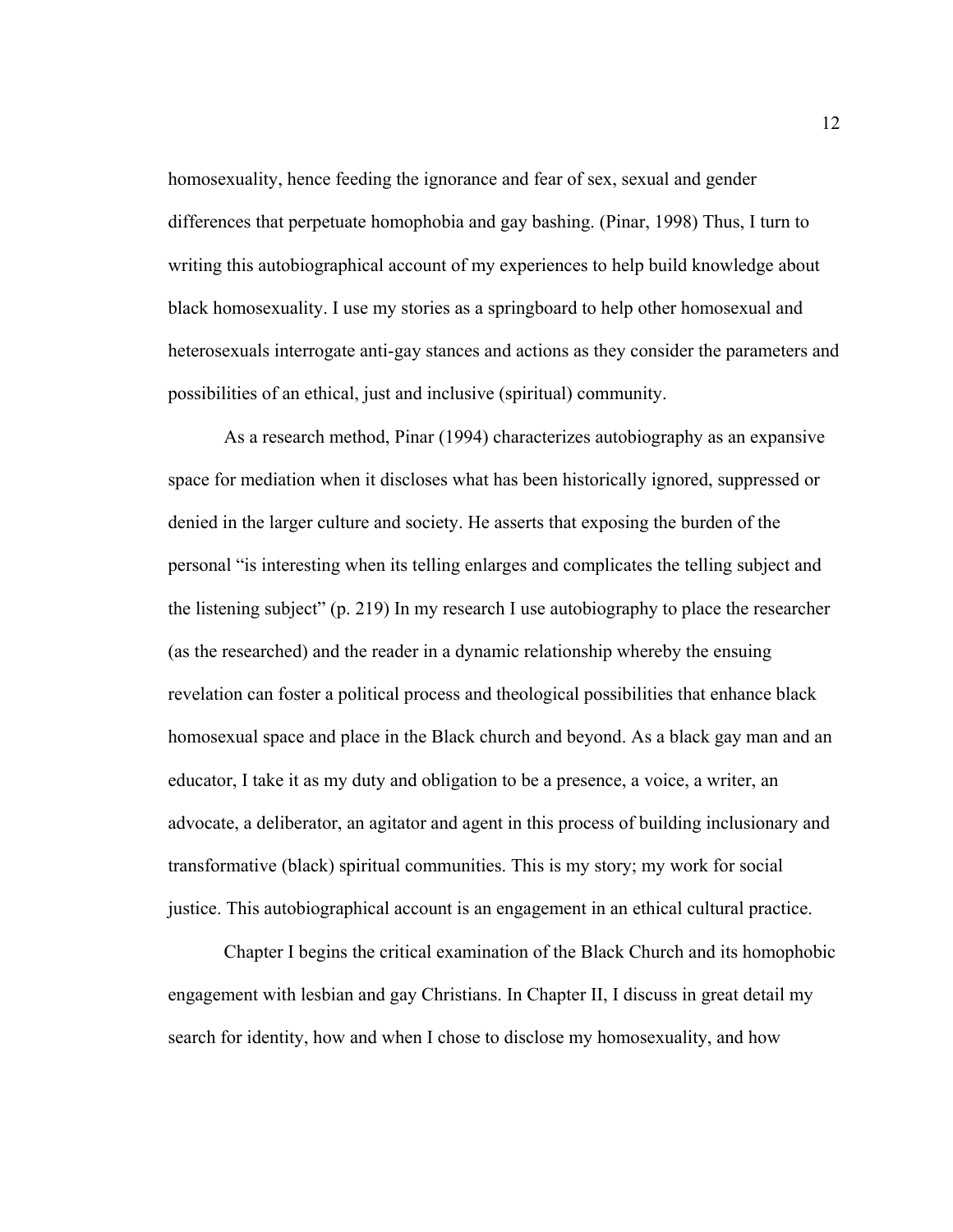homosexuality, hence feeding the ignorance and fear of sex, sexual and gender differences that perpetuate homophobia and gay bashing. (Pinar, 1998) Thus, I turn to writing this autobiographical account of my experiences to help build knowledge about black homosexuality. I use my stories as a springboard to help other homosexual and heterosexuals interrogate anti-gay stances and actions as they consider the parameters and possibilities of an ethical, just and inclusive (spiritual) community.

As a research method, Pinar (1994) characterizes autobiography as an expansive space for mediation when it discloses what has been historically ignored, suppressed or denied in the larger culture and society. He asserts that exposing the burden of the personal "is interesting when its telling enlarges and complicates the telling subject and the listening subject" (p. 219) In my research I use autobiography to place the researcher (as the researched) and the reader in a dynamic relationship whereby the ensuing revelation can foster a political process and theological possibilities that enhance black homosexual space and place in the Black church and beyond. As a black gay man and an educator, I take it as my duty and obligation to be a presence, a voice, a writer, an advocate, a deliberator, an agitator and agent in this process of building inclusionary and transformative (black) spiritual communities. This is my story; my work for social justice. This autobiographical account is an engagement in an ethical cultural practice.

Chapter I begins the critical examination of the Black Church and its homophobic engagement with lesbian and gay Christians. In Chapter II, I discuss in great detail my search for identity, how and when I chose to disclose my homosexuality, and how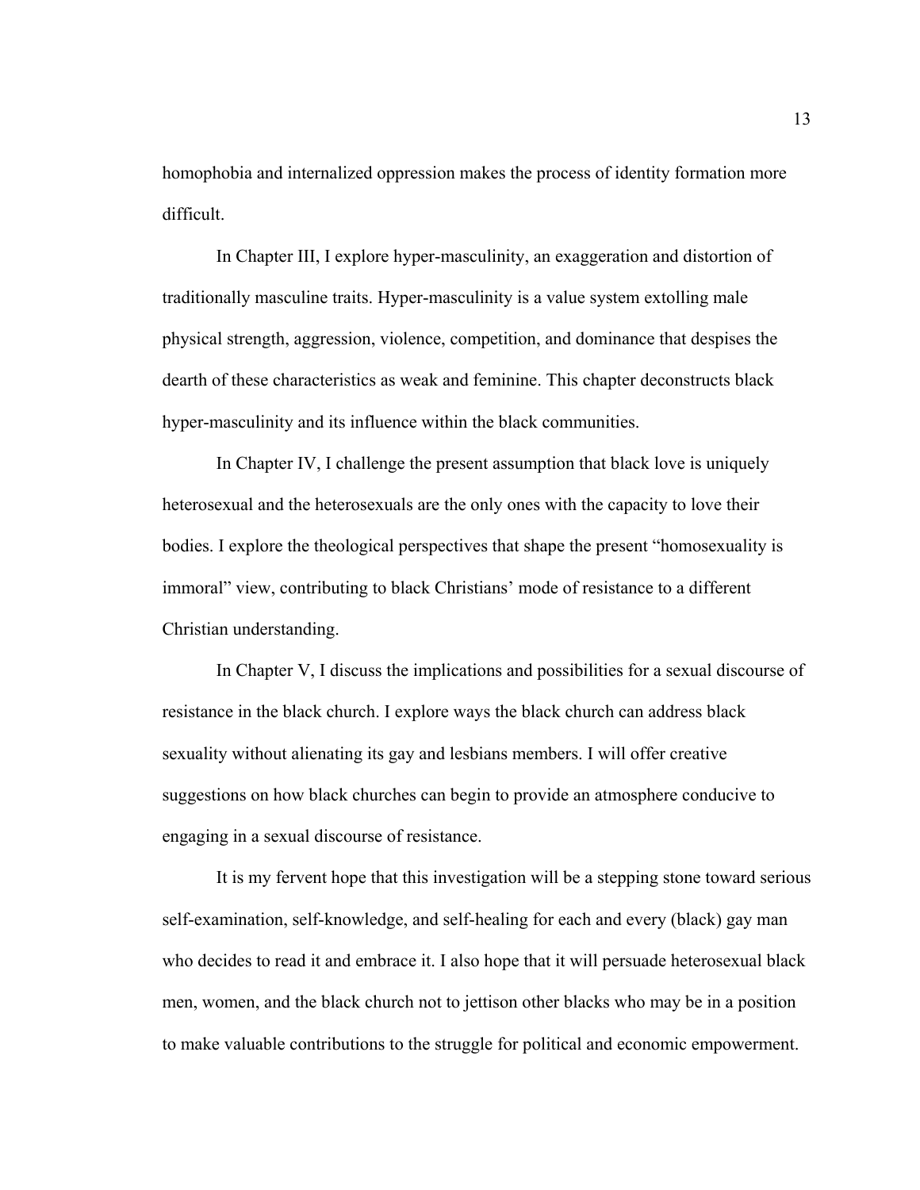homophobia and internalized oppression makes the process of identity formation more difficult.

In Chapter III, I explore hyper-masculinity, an exaggeration and distortion of traditionally masculine traits. Hyper-masculinity is a value system extolling male physical strength, aggression, violence, competition, and dominance that despises the dearth of these characteristics as weak and feminine. This chapter deconstructs black hyper-masculinity and its influence within the black communities.

In Chapter IV, I challenge the present assumption that black love is uniquely heterosexual and the heterosexuals are the only ones with the capacity to love their bodies. I explore the theological perspectives that shape the present "homosexuality is immoral" view, contributing to black Christians' mode of resistance to a different Christian understanding.

In Chapter V, I discuss the implications and possibilities for a sexual discourse of resistance in the black church. I explore ways the black church can address black sexuality without alienating its gay and lesbians members. I will offer creative suggestions on how black churches can begin to provide an atmosphere conducive to engaging in a sexual discourse of resistance.

It is my fervent hope that this investigation will be a stepping stone toward serious self-examination, self-knowledge, and self-healing for each and every (black) gay man who decides to read it and embrace it. I also hope that it will persuade heterosexual black men, women, and the black church not to jettison other blacks who may be in a position to make valuable contributions to the struggle for political and economic empowerment.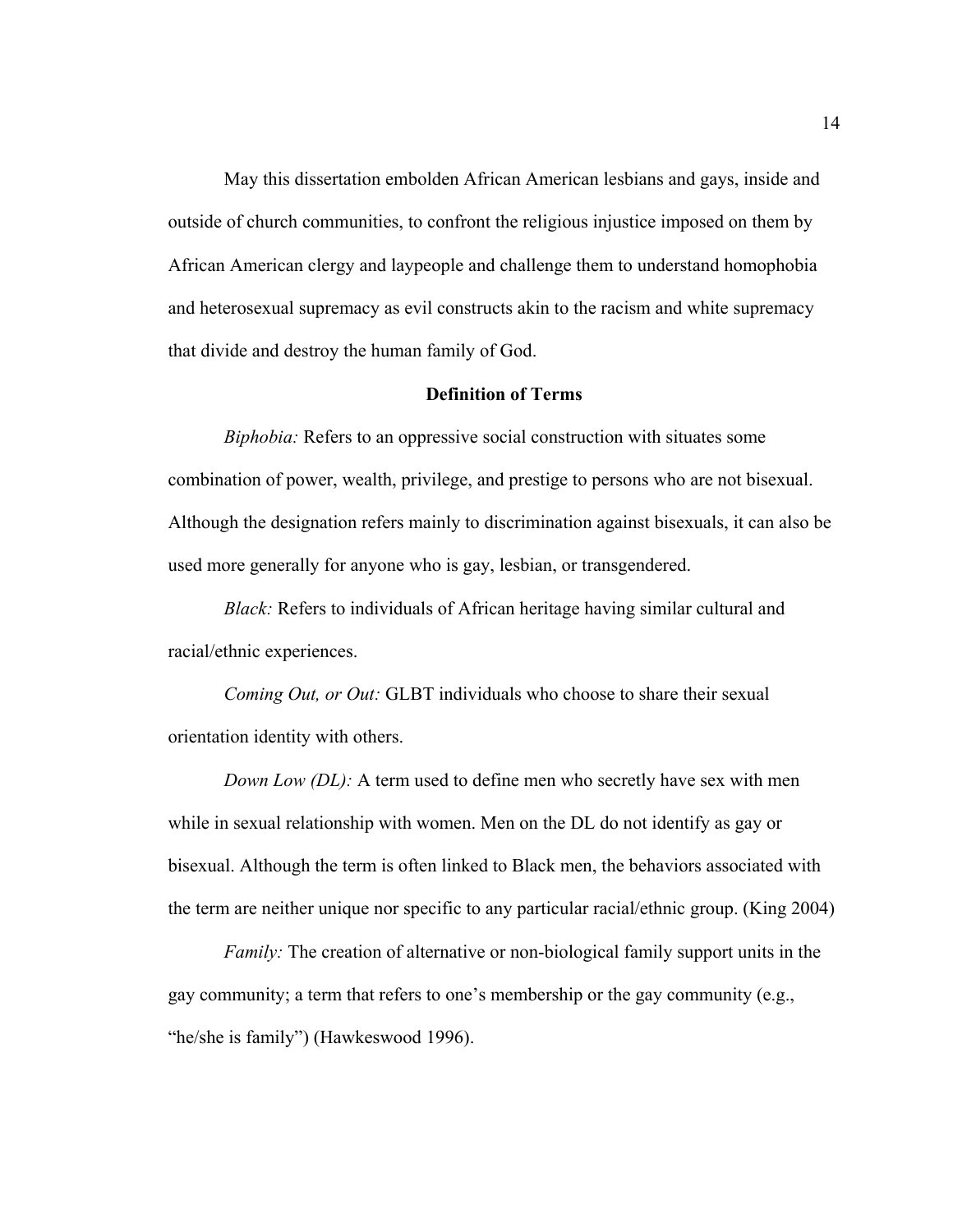May this dissertation embolden African American lesbians and gays, inside and outside of church communities, to confront the religious injustice imposed on them by African American clergy and laypeople and challenge them to understand homophobia and heterosexual supremacy as evil constructs akin to the racism and white supremacy that divide and destroy the human family of God.

## Definition of Terms

*Biphobia:* Refers to an oppressive social construction with situates some combination of power, wealth, privilege, and prestige to persons who are not bisexual. Although the designation refers mainly to discrimination against bisexuals, it can also be used more generally for anyone who is gay, lesbian, or transgendered.

*Black:* Refers to individuals of African heritage having similar cultural and racial/ethnic experiences.

*Coming Out, or Out:* GLBT individuals who choose to share their sexual orientation identity with others.

*Down Low (DL):* A term used to define men who secretly have sex with men while in sexual relationship with women. Men on the DL do not identify as gay or bisexual. Although the term is often linked to Black men, the behaviors associated with the term are neither unique nor specific to any particular racial/ethnic group. (King 2004)

*Family:* The creation of alternative or non-biological family support units in the gay community; a term that refers to one's membership or the gay community (e.g., "he/she is family") (Hawkeswood 1996).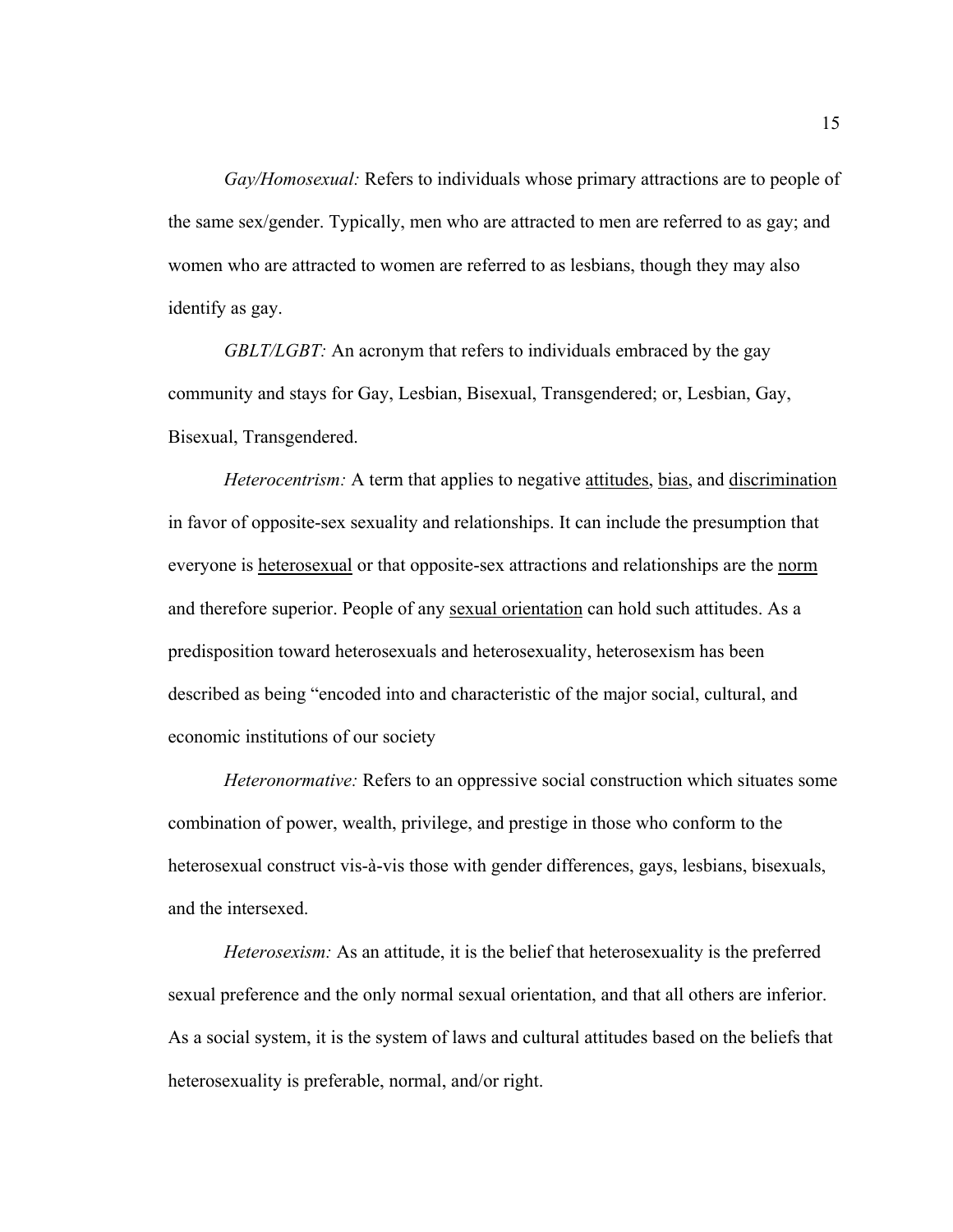*Gay/Homosexual:* Refers to individuals whose primary attractions are to people of the same sex/gender. Typically, men who are attracted to men are referred to as gay; and women who are attracted to women are referred to as lesbians, though they may also identify as gay.

*GBLT/LGBT:* An acronym that refers to individuals embraced by the gay community and stays for Gay, Lesbian, Bisexual, Transgendered; or, Lesbian, Gay, Bisexual, Transgendered.

*Heterocentrism:* A term that applies to negative attitudes, bias, and discrimination in favor of opposite-sex sexuality and relationships. It can include the presumption that everyone is heterosexual or that opposite-sex attractions and relationships are the norm and therefore superior. People of any sexual orientation can hold such attitudes. As a predisposition toward heterosexuals and heterosexuality, heterosexism has been described as being "encoded into and characteristic of the major social, cultural, and economic institutions of our society

*Heteronormative:* Refers to an oppressive social construction which situates some combination of power, wealth, privilege, and prestige in those who conform to the heterosexual construct vis-à-vis those with gender differences, gays, lesbians, bisexuals, and the intersexed.

*Heterosexism:* As an attitude, it is the belief that heterosexuality is the preferred sexual preference and the only normal sexual orientation, and that all others are inferior. As a social system, it is the system of laws and cultural attitudes based on the beliefs that heterosexuality is preferable, normal, and/or right.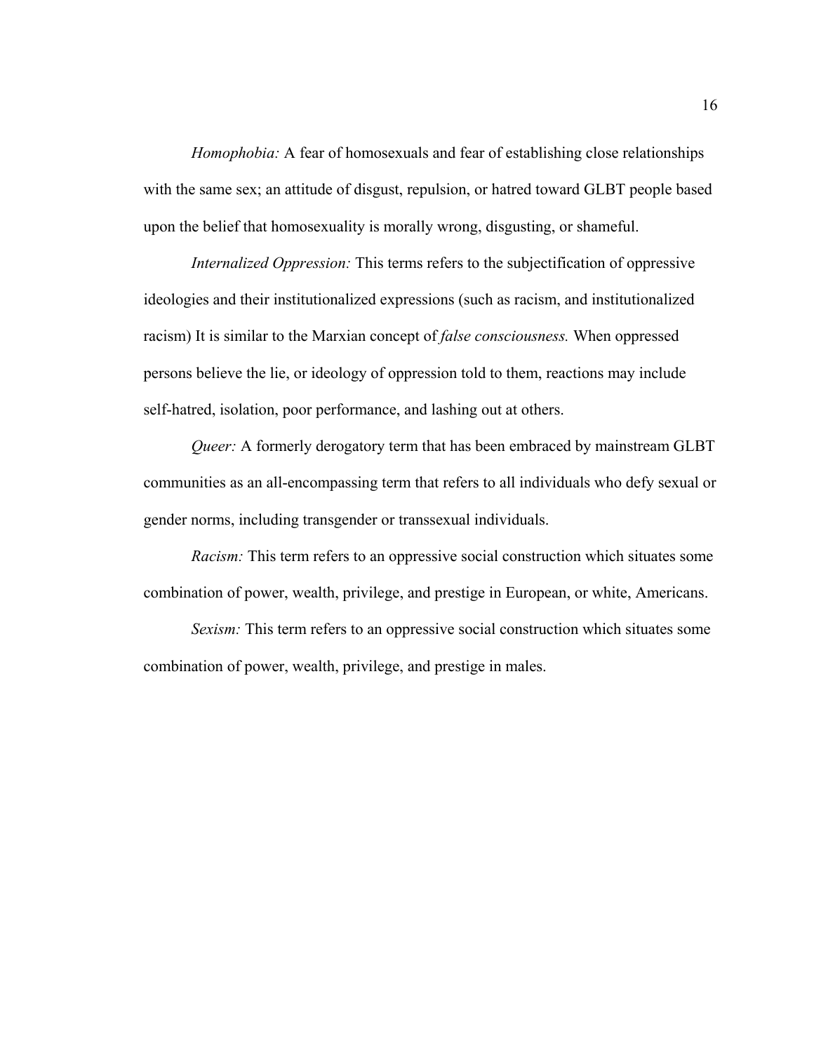*Homophobia:* A fear of homosexuals and fear of establishing close relationships with the same sex; an attitude of disgust, repulsion, or hatred toward GLBT people based upon the belief that homosexuality is morally wrong, disgusting, or shameful.

*Internalized Oppression:* This terms refers to the subjectification of oppressive ideologies and their institutionalized expressions (such as racism, and institutionalized racism) It is similar to the Marxian concept of *false consciousness.* When oppressed persons believe the lie, or ideology of oppression told to them, reactions may include self-hatred, isolation, poor performance, and lashing out at others.

*Queer:* A formerly derogatory term that has been embraced by mainstream GLBT communities as an all-encompassing term that refers to all individuals who defy sexual or gender norms, including transgender or transsexual individuals.

*Racism:* This term refers to an oppressive social construction which situates some combination of power, wealth, privilege, and prestige in European, or white, Americans.

*Sexism:* This term refers to an oppressive social construction which situates some combination of power, wealth, privilege, and prestige in males.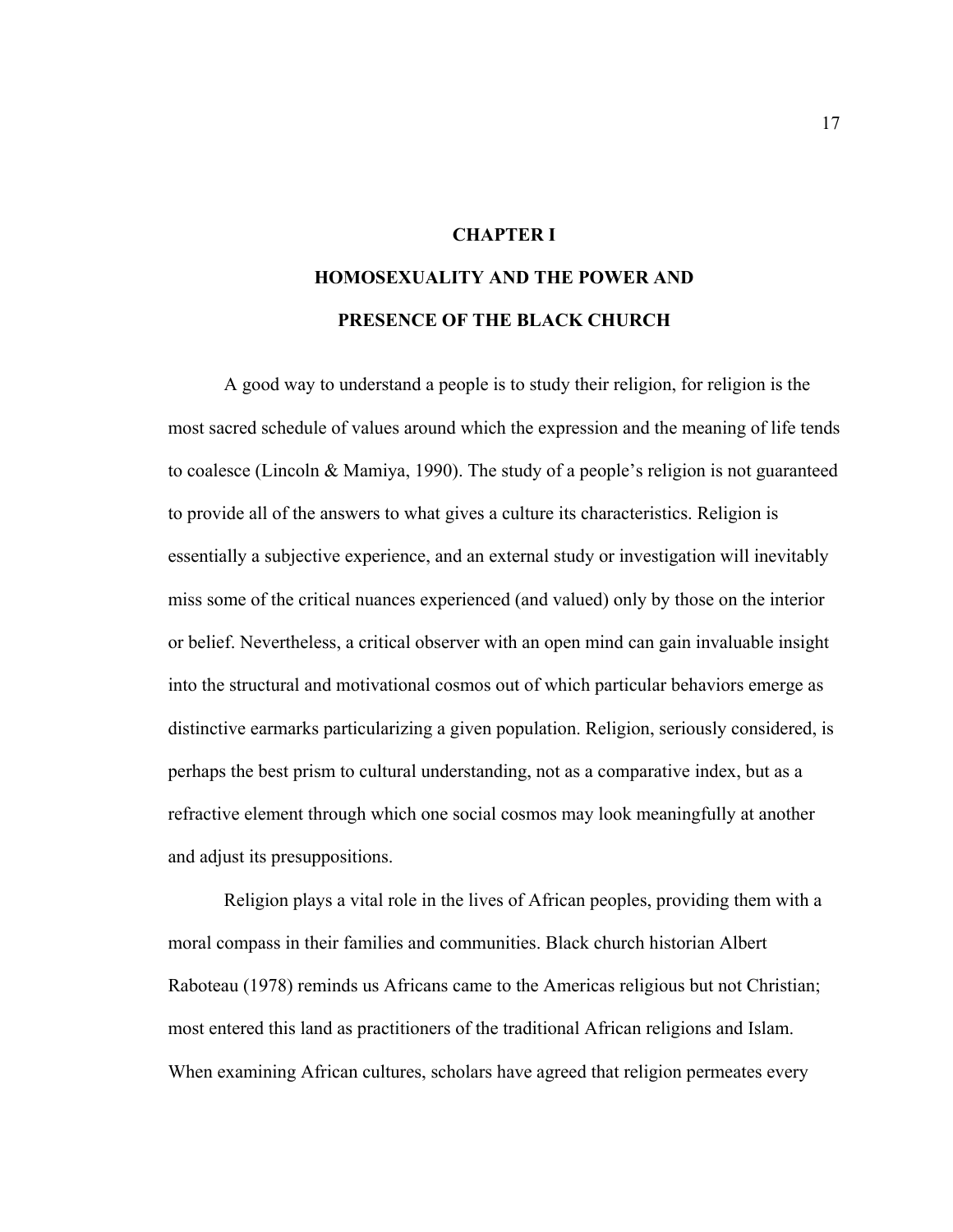# CHAPTER I

# HOMOSEXUALITY AND THE POWER AND PRESENCE OF THE BLACK CHURCH

A good way to understand a people is to study their religion, for religion is the most sacred schedule of values around which the expression and the meaning of life tends to coalesce (Lincoln & Mamiya, 1990). The study of a people's religion is not guaranteed to provide all of the answers to what gives a culture its characteristics. Religion is essentially a subjective experience, and an external study or investigation will inevitably miss some of the critical nuances experienced (and valued) only by those on the interior or belief. Nevertheless, a critical observer with an open mind can gain invaluable insight into the structural and motivational cosmos out of which particular behaviors emerge as distinctive earmarks particularizing a given population. Religion, seriously considered, is perhaps the best prism to cultural understanding, not as a comparative index, but as a refractive element through which one social cosmos may look meaningfully at another and adjust its presuppositions.

Religion plays a vital role in the lives of African peoples, providing them with a moral compass in their families and communities. Black church historian Albert Raboteau (1978) reminds us Africans came to the Americas religious but not Christian; most entered this land as practitioners of the traditional African religions and Islam. When examining African cultures, scholars have agreed that religion permeates every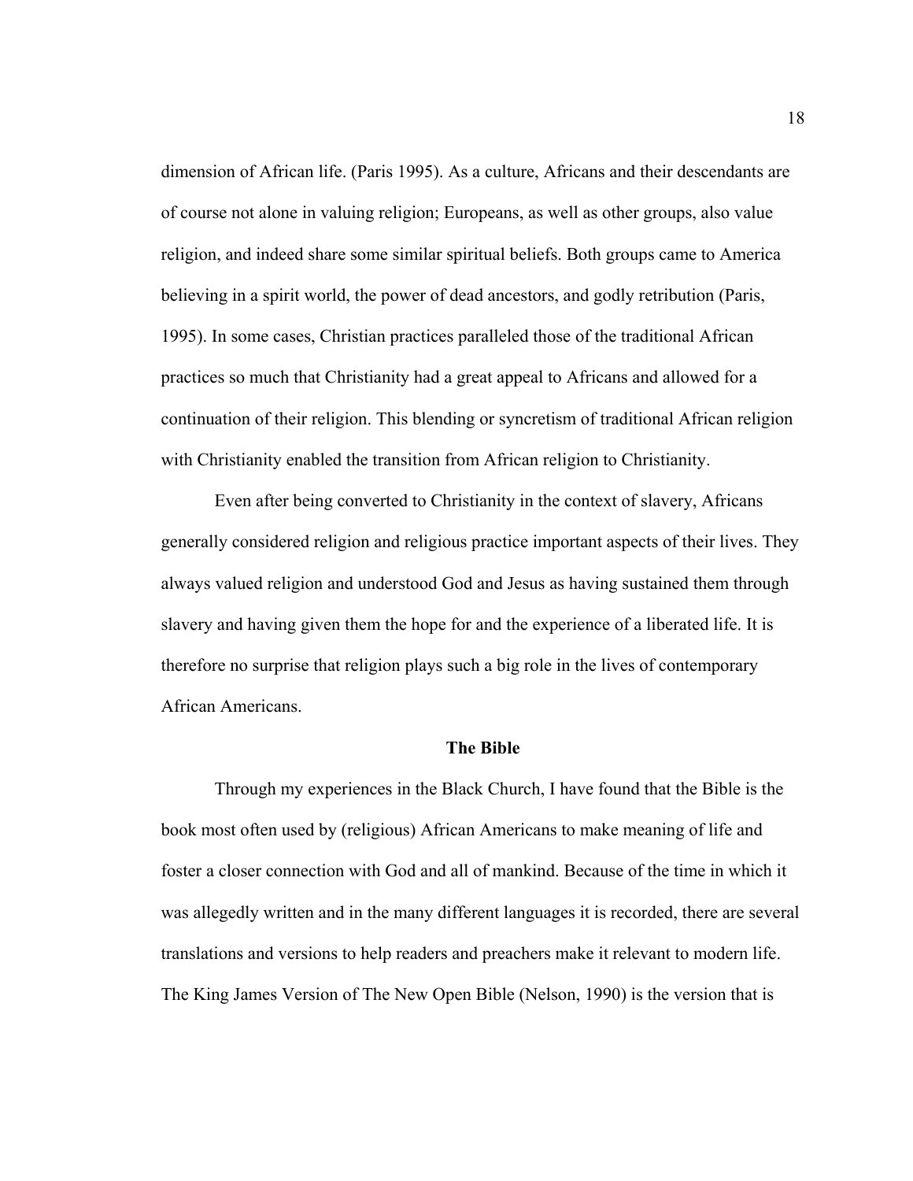dimension of African life. (Paris 1995). As a culture, Africans and their descendants are of course not alone in valuing religion; Europeans, as well as other groups, also value religion, and indeed share some similar spiritual beliefs. Both groups came to America believing in a spirit world, the power of dead ancestors, and godly retribution (Paris, 1995). In some cases, Christian practices paralleled those of the traditional African practices so much that Christianity had a great appeal to Africans and allowed for a continuation of their religion. This blending or syncretism of traditional African religion with Christianity enabled the transition from African religion to Christianity.

Even after being converted to Christianity in the context of slavery, Africans generally considered religion and religious practice important aspects of their lives. They always valued religion and understood God and Jesus as having sustained them through slavery and having given them the hope for and the experience of a liberated life. It is therefore no surprise that religion plays such a big role in the lives of contemporary African Americans.

## The Bible

Through my experiences in the Black Church, I have found that the Bible is the book most often used by (religious) African Americans to make meaning of life and foster a closer connection with God and all of mankind. Because of the time in which it was allegedly written and in the many different languages it is recorded, there are several translations and versions to help readers and preachers make it relevant to modern life. The King James Version of The New Open Bible (Nelson, 1990) is the version that is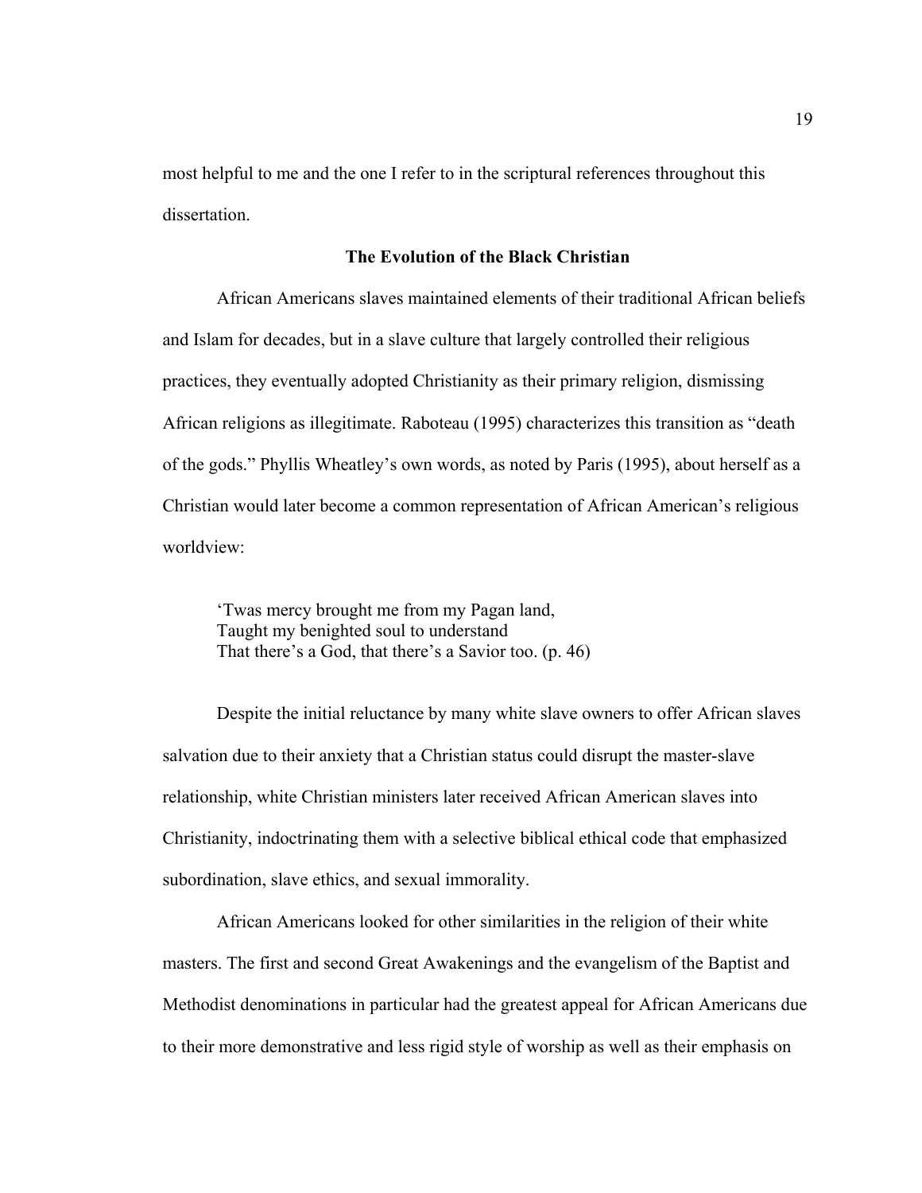most helpful to me and the one I refer to in the scriptural references throughout this dissertation.

## The Evolution of the Black Christian

African Americans slaves maintained elements of their traditional African beliefs and Islam for decades, but in a slave culture that largely controlled their religious practices, they eventually adopted Christianity as their primary religion, dismissing African religions as illegitimate. Raboteau (1995) characterizes this transition as "death of the gods." Phyllis Wheatley's own words, as noted by Paris (1995), about herself as a Christian would later become a common representation of African American's religious worldview:

> 'Twas mercy brought me from my Pagan land,
> Taught my benighted soul to understand
> That there's a God, that there's a Savior too. (p. 46)

Despite the initial reluctance by many white slave owners to offer African slaves salvation due to their anxiety that a Christian status could disrupt the master-slave relationship, white Christian ministers later received African American slaves into Christianity, indoctrinating them with a selective biblical ethical code that emphasized subordination, slave ethics, and sexual immorality.

African Americans looked for other similarities in the religion of their white masters. The first and second Great Awakenings and the evangelism of the Baptist and Methodist denominations in particular had the greatest appeal for African Americans due to their more demonstrative and less rigid style of worship as well as their emphasis on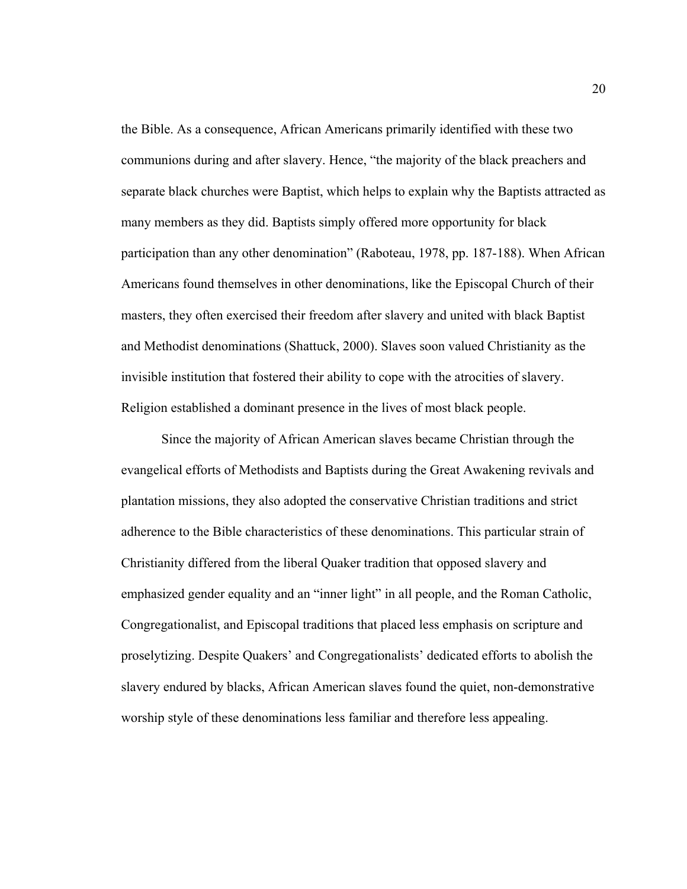the Bible. As a consequence, African Americans primarily identified with these two communions during and after slavery. Hence, "the majority of the black preachers and separate black churches were Baptist, which helps to explain why the Baptists attracted as many members as they did. Baptists simply offered more opportunity for black participation than any other denomination" (Raboteau, 1978, pp. 187-188). When African Americans found themselves in other denominations, like the Episcopal Church of their masters, they often exercised their freedom after slavery and united with black Baptist and Methodist denominations (Shattuck, 2000). Slaves soon valued Christianity as the invisible institution that fostered their ability to cope with the atrocities of slavery. Religion established a dominant presence in the lives of most black people.

Since the majority of African American slaves became Christian through the evangelical efforts of Methodists and Baptists during the Great Awakening revivals and plantation missions, they also adopted the conservative Christian traditions and strict adherence to the Bible characteristics of these denominations. This particular strain of Christianity differed from the liberal Quaker tradition that opposed slavery and emphasized gender equality and an "inner light" in all people, and the Roman Catholic, Congregationalist, and Episcopal traditions that placed less emphasis on scripture and proselytizing. Despite Quakers' and Congregationalists' dedicated efforts to abolish the slavery endured by blacks, African American slaves found the quiet, non-demonstrative worship style of these denominations less familiar and therefore less appealing.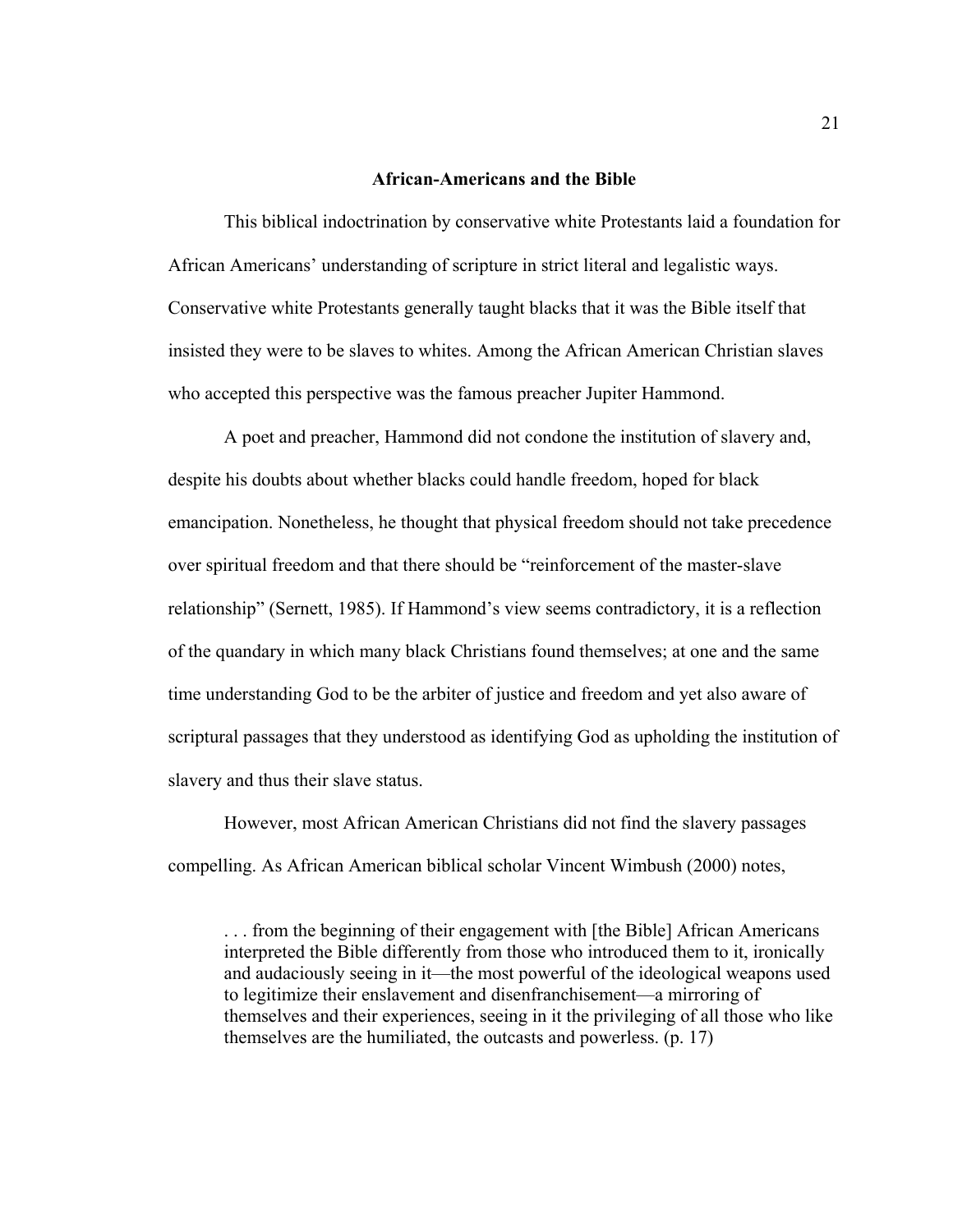## African-Americans and the Bible

This biblical indoctrination by conservative white Protestants laid a foundation for African Americans' understanding of scripture in strict literal and legalistic ways. Conservative white Protestants generally taught blacks that it was the Bible itself that insisted they were to be slaves to whites. Among the African American Christian slaves who accepted this perspective was the famous preacher Jupiter Hammond.

A poet and preacher, Hammond did not condone the institution of slavery and, despite his doubts about whether blacks could handle freedom, hoped for black emancipation. Nonetheless, he thought that physical freedom should not take precedence over spiritual freedom and that there should be "reinforcement of the master-slave relationship" (Sernett, 1985). If Hammond's view seems contradictory, it is a reflection of the quandary in which many black Christians found themselves; at one and the same time understanding God to be the arbiter of justice and freedom and yet also aware of scriptural passages that they understood as identifying God as upholding the institution of slavery and thus their slave status.

However, most African American Christians did not find the slavery passages compelling. As African American biblical scholar Vincent Wimbush (2000) notes,

> . . . from the beginning of their engagement with [the Bible] African Americans interpreted the Bible differently from those who introduced them to it, ironically and audaciously seeing in it—the most powerful of the ideological weapons used to legitimize their enslavement and disenfranchisement—a mirroring of themselves and their experiences, seeing in it the privileging of all those who like themselves are the humiliated, the outcasts and powerless. (p. 17)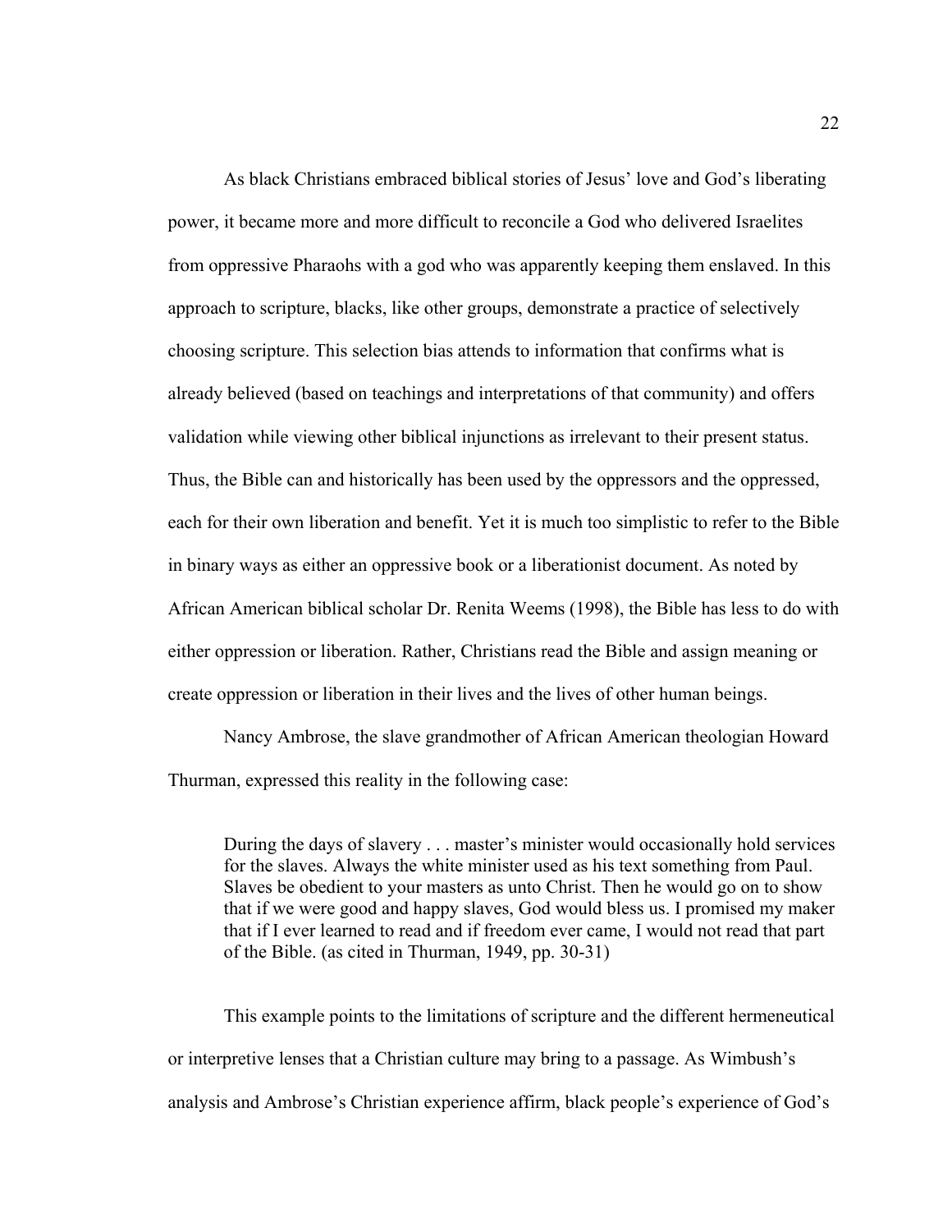As black Christians embraced biblical stories of Jesus' love and God's liberating power, it became more and more difficult to reconcile a God who delivered Israelites from oppressive Pharaohs with a god who was apparently keeping them enslaved. In this approach to scripture, blacks, like other groups, demonstrate a practice of selectively choosing scripture. This selection bias attends to information that confirms what is already believed (based on teachings and interpretations of that community) and offers validation while viewing other biblical injunctions as irrelevant to their present status. Thus, the Bible can and historically has been used by the oppressors and the oppressed, each for their own liberation and benefit. Yet it is much too simplistic to refer to the Bible in binary ways as either an oppressive book or a liberationist document. As noted by African American biblical scholar Dr. Renita Weems (1998), the Bible has less to do with either oppression or liberation. Rather, Christians read the Bible and assign meaning or create oppression or liberation in their lives and the lives of other human beings.

Nancy Ambrose, the slave grandmother of African American theologian Howard Thurman, expressed this reality in the following case:

> During the days of slavery . . . master's minister would occasionally hold services for the slaves. Always the white minister used as his text something from Paul. Slaves be obedient to your masters as unto Christ. Then he would go on to show that if we were good and happy slaves, God would bless us. I promised my maker that if I ever learned to read and if freedom ever came, I would not read that part of the Bible. (as cited in Thurman, 1949, pp. 30-31)

This example points to the limitations of scripture and the different hermeneutical or interpretive lenses that a Christian culture may bring to a passage. As Wimbush's analysis and Ambrose's Christian experience affirm, black people's experience of God's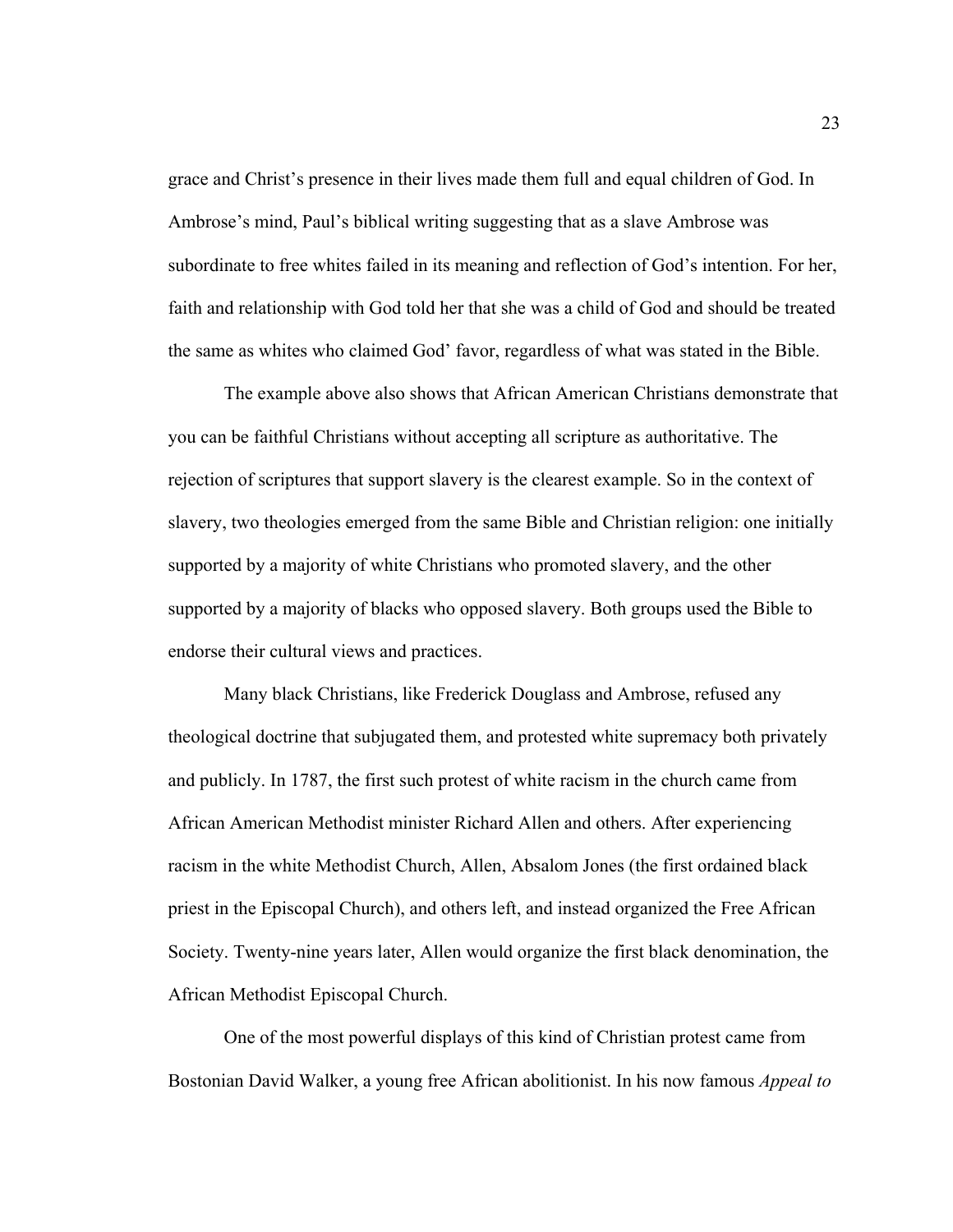grace and Christ's presence in their lives made them full and equal children of God. In Ambrose's mind, Paul's biblical writing suggesting that as a slave Ambrose was subordinate to free whites failed in its meaning and reflection of God's intention. For her, faith and relationship with God told her that she was a child of God and should be treated the same as whites who claimed God' favor, regardless of what was stated in the Bible.

The example above also shows that African American Christians demonstrate that you can be faithful Christians without accepting all scripture as authoritative. The rejection of scriptures that support slavery is the clearest example. So in the context of slavery, two theologies emerged from the same Bible and Christian religion: one initially supported by a majority of white Christians who promoted slavery, and the other supported by a majority of blacks who opposed slavery. Both groups used the Bible to endorse their cultural views and practices.

Many black Christians, like Frederick Douglass and Ambrose, refused any theological doctrine that subjugated them, and protested white supremacy both privately and publicly. In 1787, the first such protest of white racism in the church came from African American Methodist minister Richard Allen and others. After experiencing racism in the white Methodist Church, Allen, Absalom Jones (the first ordained black priest in the Episcopal Church), and others left, and instead organized the Free African Society. Twenty-nine years later, Allen would organize the first black denomination, the African Methodist Episcopal Church.

One of the most powerful displays of this kind of Christian protest came from Bostonian David Walker, a young free African abolitionist. In his now famous *Appeal to*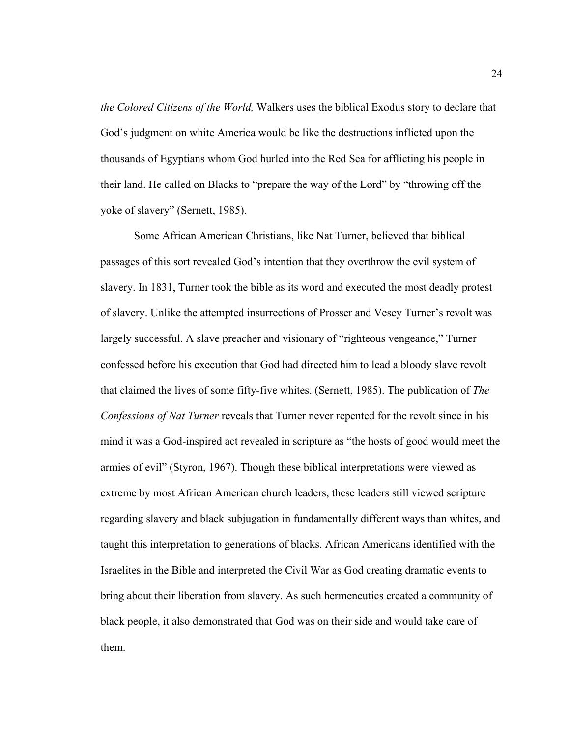*the Colored Citizens of the World,* Walkers uses the biblical Exodus story to declare that God's judgment on white America would be like the destructions inflicted upon the thousands of Egyptians whom God hurled into the Red Sea for afflicting his people in their land. He called on Blacks to "prepare the way of the Lord" by "throwing off the yoke of slavery" (Sernett, 1985).

Some African American Christians, like Nat Turner, believed that biblical passages of this sort revealed God's intention that they overthrow the evil system of slavery. In 1831, Turner took the bible as its word and executed the most deadly protest of slavery. Unlike the attempted insurrections of Prosser and Vesey Turner's revolt was largely successful. A slave preacher and visionary of "righteous vengeance," Turner confessed before his execution that God had directed him to lead a bloody slave revolt that claimed the lives of some fifty-five whites. (Sernett, 1985). The publication of *The Confessions of Nat Turner* reveals that Turner never repented for the revolt since in his mind it was a God-inspired act revealed in scripture as "the hosts of good would meet the armies of evil" (Styron, 1967). Though these biblical interpretations were viewed as extreme by most African American church leaders, these leaders still viewed scripture regarding slavery and black subjugation in fundamentally different ways than whites, and taught this interpretation to generations of blacks. African Americans identified with the Israelites in the Bible and interpreted the Civil War as God creating dramatic events to bring about their liberation from slavery. As such hermeneutics created a community of black people, it also demonstrated that God was on their side and would take care of them.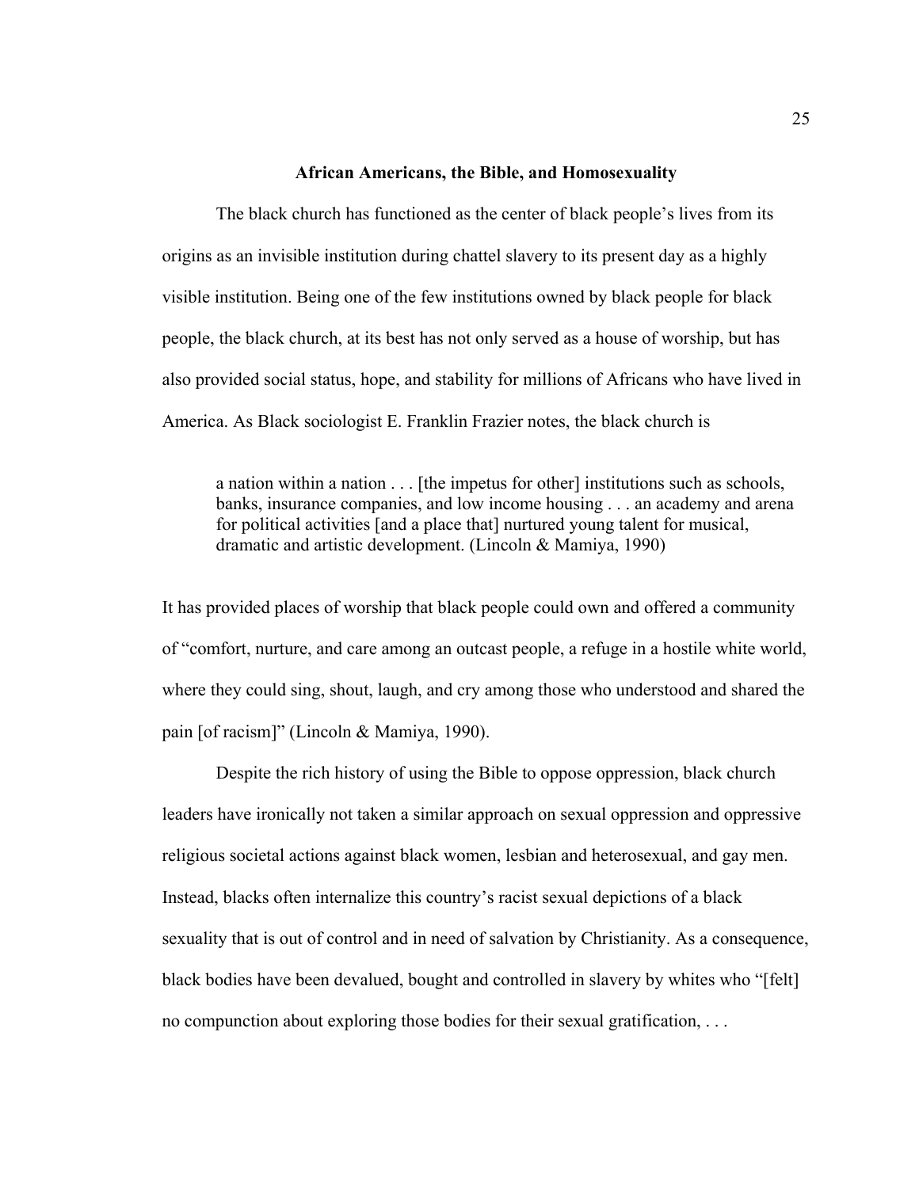## African Americans, the Bible, and Homosexuality

The black church has functioned as the center of black people's lives from its origins as an invisible institution during chattel slavery to its present day as a highly visible institution. Being one of the few institutions owned by black people for black people, the black church, at its best has not only served as a house of worship, but has also provided social status, hope, and stability for millions of Africans who have lived in America. As Black sociologist E. Franklin Frazier notes, the black church is

> a nation within a nation . . . [the impetus for other] institutions such as schools, banks, insurance companies, and low income housing . . . an academy and arena for political activities [and a place that] nurtured young talent for musical, dramatic and artistic development. (Lincoln & Mamiya, 1990)

It has provided places of worship that black people could own and offered a community of "comfort, nurture, and care among an outcast people, a refuge in a hostile white world, where they could sing, shout, laugh, and cry among those who understood and shared the pain [of racism]" (Lincoln & Mamiya, 1990).

Despite the rich history of using the Bible to oppose oppression, black church leaders have ironically not taken a similar approach on sexual oppression and oppressive religious societal actions against black women, lesbian and heterosexual, and gay men. Instead, blacks often internalize this country's racist sexual depictions of a black sexuality that is out of control and in need of salvation by Christianity. As a consequence, black bodies have been devalued, bought and controlled in slavery by whites who "[felt] no compunction about exploring those bodies for their sexual gratification, . . .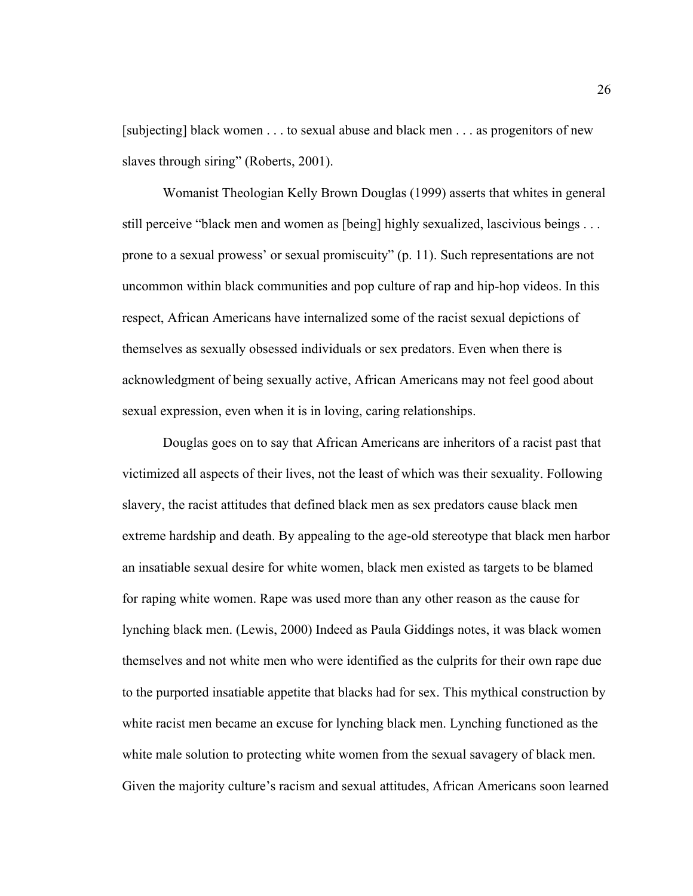[subjecting] black women . . . to sexual abuse and black men . . . as progenitors of new slaves through siring" (Roberts, 2001).

Womanist Theologian Kelly Brown Douglas (1999) asserts that whites in general still perceive "black men and women as [being] highly sexualized, lascivious beings . . . prone to a sexual prowess' or sexual promiscuity" (p. 11). Such representations are not uncommon within black communities and pop culture of rap and hip-hop videos. In this respect, African Americans have internalized some of the racist sexual depictions of themselves as sexually obsessed individuals or sex predators. Even when there is acknowledgment of being sexually active, African Americans may not feel good about sexual expression, even when it is in loving, caring relationships.

Douglas goes on to say that African Americans are inheritors of a racist past that victimized all aspects of their lives, not the least of which was their sexuality. Following slavery, the racist attitudes that defined black men as sex predators cause black men extreme hardship and death. By appealing to the age-old stereotype that black men harbor an insatiable sexual desire for white women, black men existed as targets to be blamed for raping white women. Rape was used more than any other reason as the cause for lynching black men. (Lewis, 2000) Indeed as Paula Giddings notes, it was black women themselves and not white men who were identified as the culprits for their own rape due to the purported insatiable appetite that blacks had for sex. This mythical construction by white racist men became an excuse for lynching black men. Lynching functioned as the white male solution to protecting white women from the sexual savagery of black men. Given the majority culture's racism and sexual attitudes, African Americans soon learned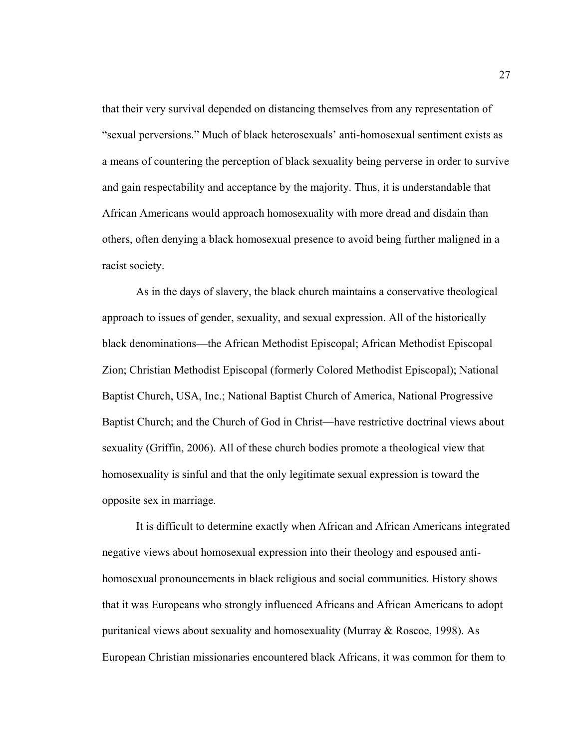that their very survival depended on distancing themselves from any representation of "sexual perversions." Much of black heterosexuals' anti-homosexual sentiment exists as a means of countering the perception of black sexuality being perverse in order to survive and gain respectability and acceptance by the majority. Thus, it is understandable that African Americans would approach homosexuality with more dread and disdain than others, often denying a black homosexual presence to avoid being further maligned in a racist society.

As in the days of slavery, the black church maintains a conservative theological approach to issues of gender, sexuality, and sexual expression. All of the historically black denominations—the African Methodist Episcopal; African Methodist Episcopal Zion; Christian Methodist Episcopal (formerly Colored Methodist Episcopal); National Baptist Church, USA, Inc.; National Baptist Church of America, National Progressive Baptist Church; and the Church of God in Christ—have restrictive doctrinal views about sexuality (Griffin, 2006). All of these church bodies promote a theological view that homosexuality is sinful and that the only legitimate sexual expression is toward the opposite sex in marriage.

It is difficult to determine exactly when African and African Americans integrated negative views about homosexual expression into their theology and espoused anti-homosexual pronouncements in black religious and social communities. History shows that it was Europeans who strongly influenced Africans and African Americans to adopt puritanical views about sexuality and homosexuality (Murray & Roscoe, 1998). As European Christian missionaries encountered black Africans, it was common for them to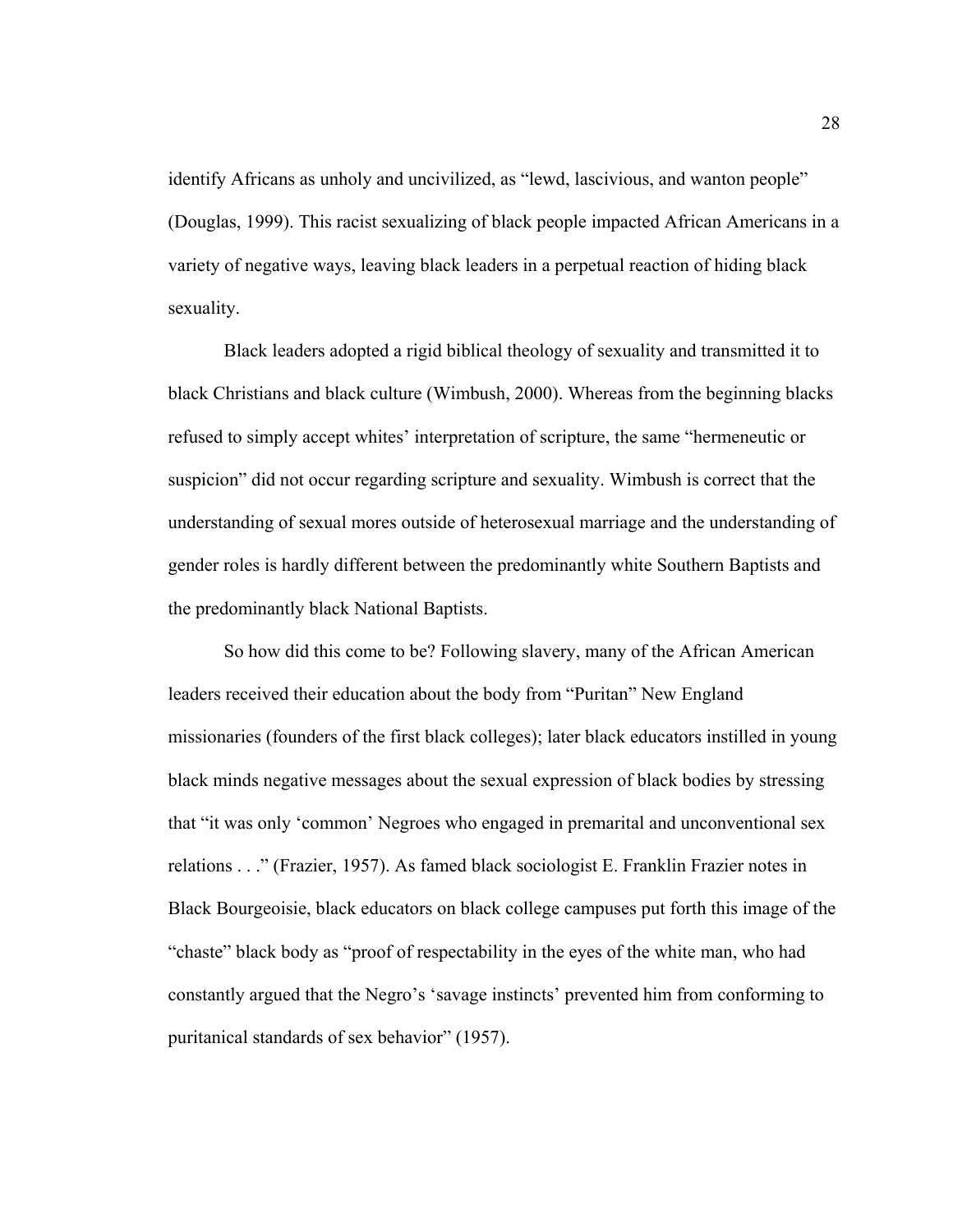identify Africans as unholy and uncivilized, as "lewd, lascivious, and wanton people" (Douglas, 1999). This racist sexualizing of black people impacted African Americans in a variety of negative ways, leaving black leaders in a perpetual reaction of hiding black sexuality.

Black leaders adopted a rigid biblical theology of sexuality and transmitted it to black Christians and black culture (Wimbush, 2000). Whereas from the beginning blacks refused to simply accept whites' interpretation of scripture, the same "hermeneutic or suspicion" did not occur regarding scripture and sexuality. Wimbush is correct that the understanding of sexual mores outside of heterosexual marriage and the understanding of gender roles is hardly different between the predominantly white Southern Baptists and the predominantly black National Baptists.

So how did this come to be? Following slavery, many of the African American leaders received their education about the body from "Puritan" New England missionaries (founders of the first black colleges); later black educators instilled in young black minds negative messages about the sexual expression of black bodies by stressing that "it was only 'common' Negroes who engaged in premarital and unconventional sex relations . . ." (Frazier, 1957). As famed black sociologist E. Franklin Frazier notes in Black Bourgeoisie, black educators on black college campuses put forth this image of the "chaste" black body as "proof of respectability in the eyes of the white man, who had constantly argued that the Negro's 'savage instincts' prevented him from conforming to puritanical standards of sex behavior" (1957).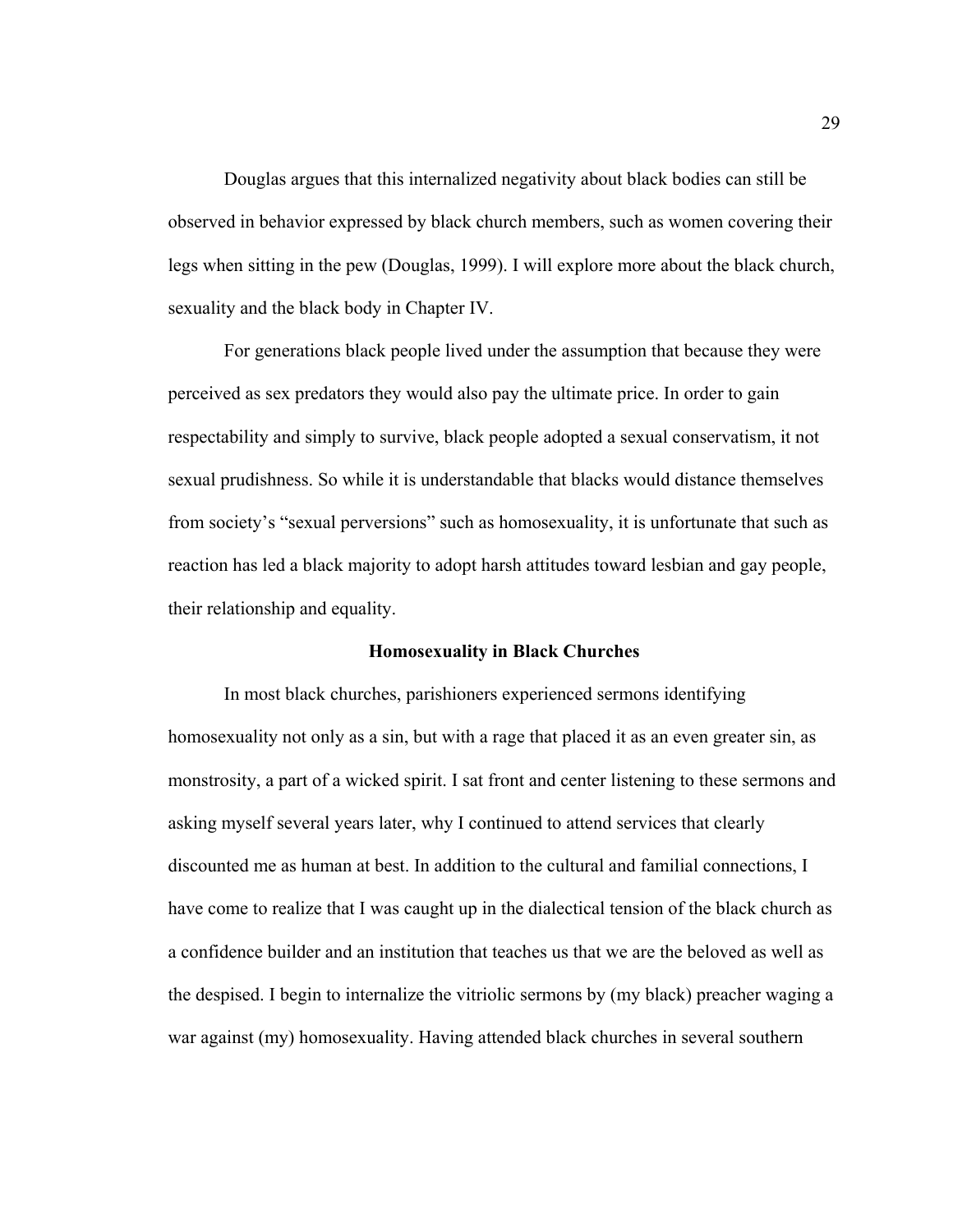Douglas argues that this internalized negativity about black bodies can still be observed in behavior expressed by black church members, such as women covering their legs when sitting in the pew (Douglas, 1999). I will explore more about the black church, sexuality and the black body in Chapter IV.

For generations black people lived under the assumption that because they were perceived as sex predators they would also pay the ultimate price. In order to gain respectability and simply to survive, black people adopted a sexual conservatism, it not sexual prudishness. So while it is understandable that blacks would distance themselves from society's "sexual perversions" such as homosexuality, it is unfortunate that such as reaction has led a black majority to adopt harsh attitudes toward lesbian and gay people, their relationship and equality.

**Homosexuality in Black Churches**

In most black churches, parishioners experienced sermons identifying homosexuality not only as a sin, but with a rage that placed it as an even greater sin, as monstrosity, a part of a wicked spirit. I sat front and center listening to these sermons and asking myself several years later, why I continued to attend services that clearly discounted me as human at best. In addition to the cultural and familial connections, I have come to realize that I was caught up in the dialectical tension of the black church as a confidence builder and an institution that teaches us that we are the beloved as well as the despised. I begin to internalize the vitriolic sermons by (my black) preacher waging a war against (my) homosexuality. Having attended black churches in several southern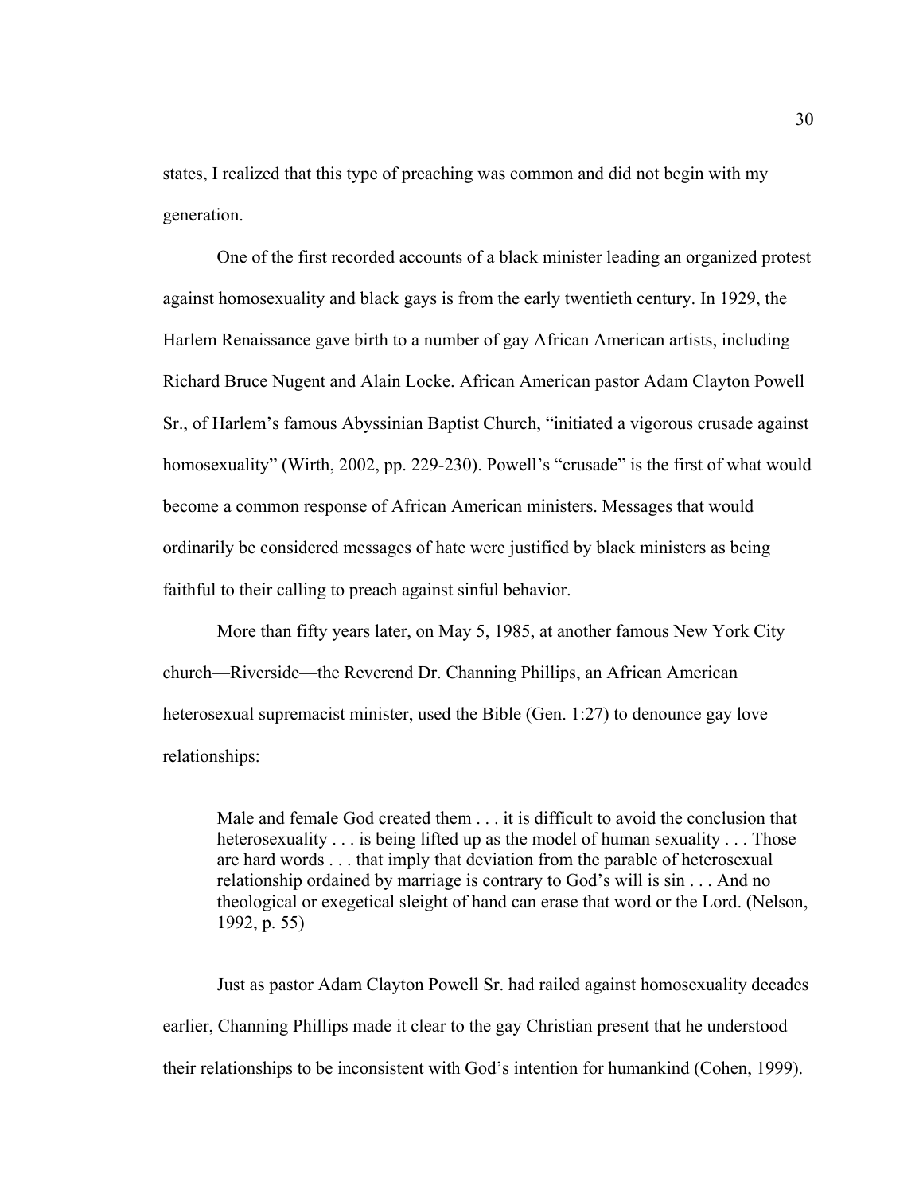states, I realized that this type of preaching was common and did not begin with my generation.

One of the first recorded accounts of a black minister leading an organized protest against homosexuality and black gays is from the early twentieth century. In 1929, the Harlem Renaissance gave birth to a number of gay African American artists, including Richard Bruce Nugent and Alain Locke. African American pastor Adam Clayton Powell Sr., of Harlem's famous Abyssinian Baptist Church, "initiated a vigorous crusade against homosexuality" (Wirth, 2002, pp. 229-230). Powell's "crusade" is the first of what would become a common response of African American ministers. Messages that would ordinarily be considered messages of hate were justified by black ministers as being faithful to their calling to preach against sinful behavior.

More than fifty years later, on May 5, 1985, at another famous New York City church—Riverside—the Reverend Dr. Channing Phillips, an African American heterosexual supremacist minister, used the Bible (Gen. 1:27) to denounce gay love relationships:

> Male and female God created them . . . it is difficult to avoid the conclusion that heterosexuality . . . is being lifted up as the model of human sexuality . . . Those are hard words . . . that imply that deviation from the parable of heterosexual relationship ordained by marriage is contrary to God's will is sin . . . And no theological or exegetical sleight of hand can erase that word or the Lord. (Nelson, 1992, p. 55)

Just as pastor Adam Clayton Powell Sr. had railed against homosexuality decades earlier, Channing Phillips made it clear to the gay Christian present that he understood their relationships to be inconsistent with God's intention for humankind (Cohen, 1999).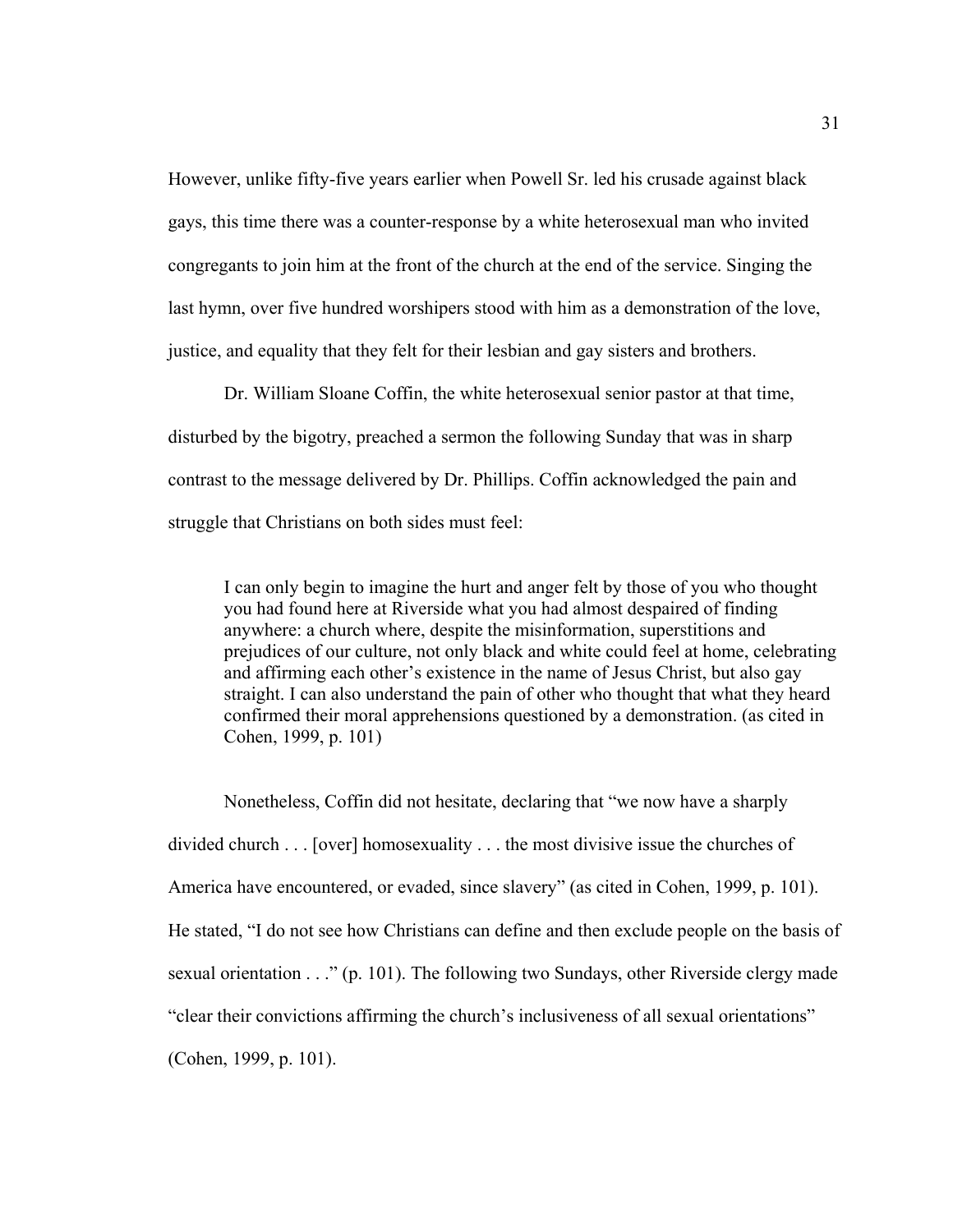However, unlike fifty-five years earlier when Powell Sr. led his crusade against black gays, this time there was a counter-response by a white heterosexual man who invited congregants to join him at the front of the church at the end of the service. Singing the last hymn, over five hundred worshipers stood with him as a demonstration of the love, justice, and equality that they felt for their lesbian and gay sisters and brothers.

Dr. William Sloane Coffin, the white heterosexual senior pastor at that time, disturbed by the bigotry, preached a sermon the following Sunday that was in sharp contrast to the message delivered by Dr. Phillips. Coffin acknowledged the pain and struggle that Christians on both sides must feel:

> I can only begin to imagine the hurt and anger felt by those of you who thought you had found here at Riverside what you had almost despaired of finding anywhere: a church where, despite the misinformation, superstitions and prejudices of our culture, not only black and white could feel at home, celebrating and affirming each other's existence in the name of Jesus Christ, but also gay straight. I can also understand the pain of other who thought that what they heard confirmed their moral apprehensions questioned by a demonstration. (as cited in Cohen, 1999, p. 101)

Nonetheless, Coffin did not hesitate, declaring that "we now have a sharply divided church . . . [over] homosexuality . . . the most divisive issue the churches of America have encountered, or evaded, since slavery" (as cited in Cohen, 1999, p. 101). He stated, "I do not see how Christians can define and then exclude people on the basis of sexual orientation . . ." (p. 101). The following two Sundays, other Riverside clergy made "clear their convictions affirming the church's inclusiveness of all sexual orientations" (Cohen, 1999, p. 101).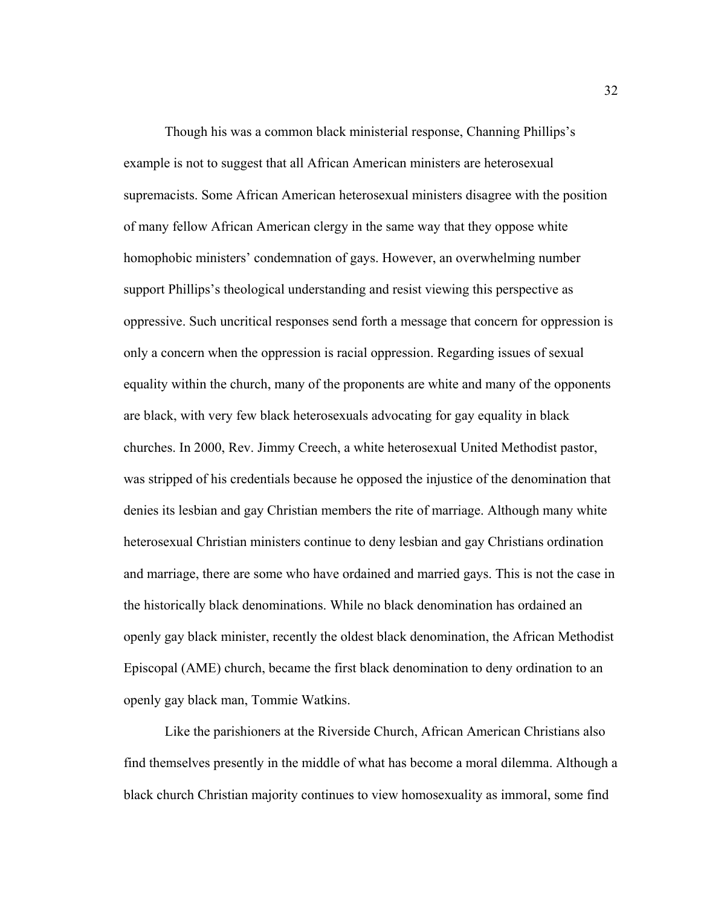Though his was a common black ministerial response, Channing Phillips's example is not to suggest that all African American ministers are heterosexual supremacists. Some African American heterosexual ministers disagree with the position of many fellow African American clergy in the same way that they oppose white homophobic ministers' condemnation of gays. However, an overwhelming number support Phillips's theological understanding and resist viewing this perspective as oppressive. Such uncritical responses send forth a message that concern for oppression is only a concern when the oppression is racial oppression. Regarding issues of sexual equality within the church, many of the proponents are white and many of the opponents are black, with very few black heterosexuals advocating for gay equality in black churches. In 2000, Rev. Jimmy Creech, a white heterosexual United Methodist pastor, was stripped of his credentials because he opposed the injustice of the denomination that denies its lesbian and gay Christian members the rite of marriage. Although many white heterosexual Christian ministers continue to deny lesbian and gay Christians ordination and marriage, there are some who have ordained and married gays. This is not the case in the historically black denominations. While no black denomination has ordained an openly gay black minister, recently the oldest black denomination, the African Methodist Episcopal (AME) church, became the first black denomination to deny ordination to an openly gay black man, Tommie Watkins.

Like the parishioners at the Riverside Church, African American Christians also find themselves presently in the middle of what has become a moral dilemma. Although a black church Christian majority continues to view homosexuality as immoral, some find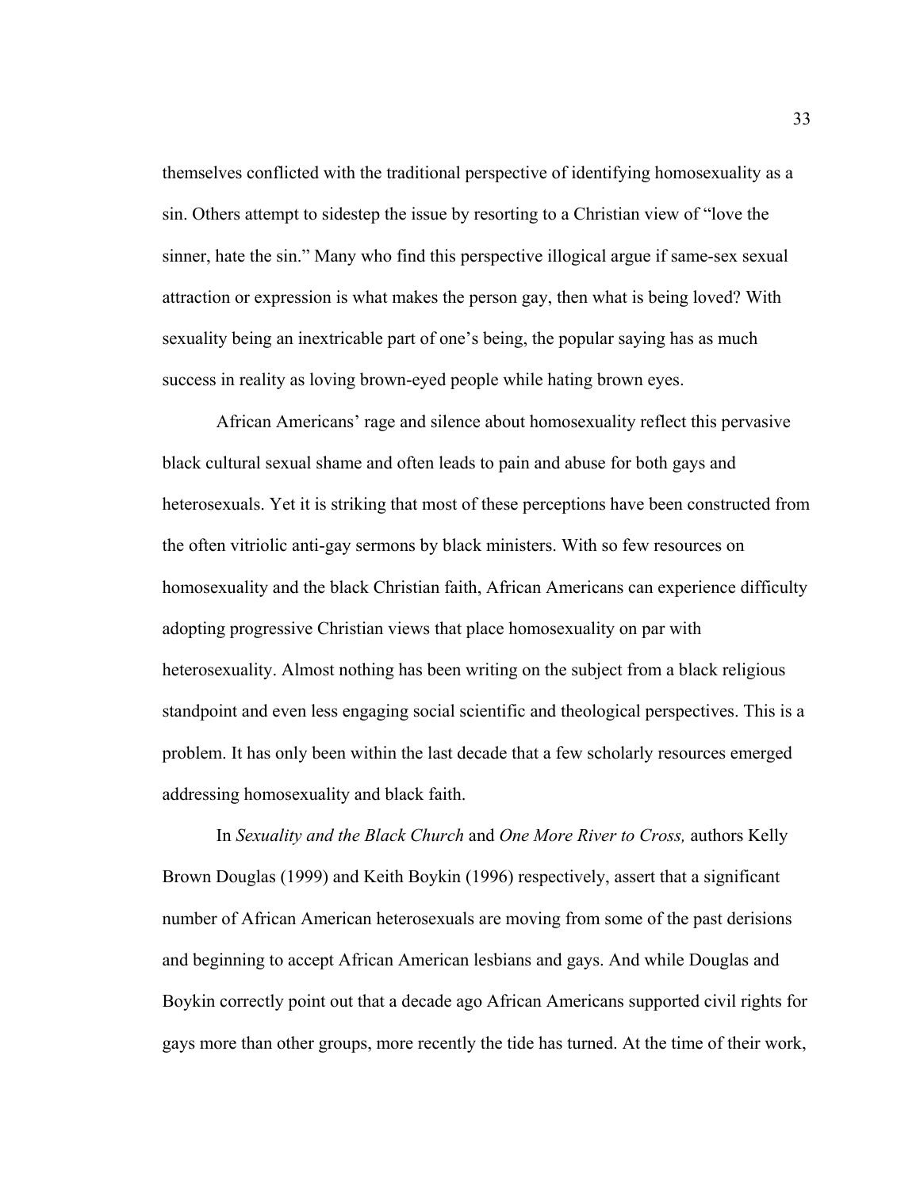themselves conflicted with the traditional perspective of identifying homosexuality as a sin. Others attempt to sidestep the issue by resorting to a Christian view of "love the sinner, hate the sin." Many who find this perspective illogical argue if same-sex sexual attraction or expression is what makes the person gay, then what is being loved? With sexuality being an inextricable part of one's being, the popular saying has as much success in reality as loving brown-eyed people while hating brown eyes.

African Americans' rage and silence about homosexuality reflect this pervasive black cultural sexual shame and often leads to pain and abuse for both gays and heterosexuals. Yet it is striking that most of these perceptions have been constructed from the often vitriolic anti-gay sermons by black ministers. With so few resources on homosexuality and the black Christian faith, African Americans can experience difficulty adopting progressive Christian views that place homosexuality on par with heterosexuality. Almost nothing has been writing on the subject from a black religious standpoint and even less engaging social scientific and theological perspectives. This is a problem. It has only been within the last decade that a few scholarly resources emerged addressing homosexuality and black faith.

In *Sexuality and the Black Church* and *One More River to Cross,* authors Kelly Brown Douglas (1999) and Keith Boykin (1996) respectively, assert that a significant number of African American heterosexuals are moving from some of the past derisions and beginning to accept African American lesbians and gays. And while Douglas and Boykin correctly point out that a decade ago African Americans supported civil rights for gays more than other groups, more recently the tide has turned. At the time of their work,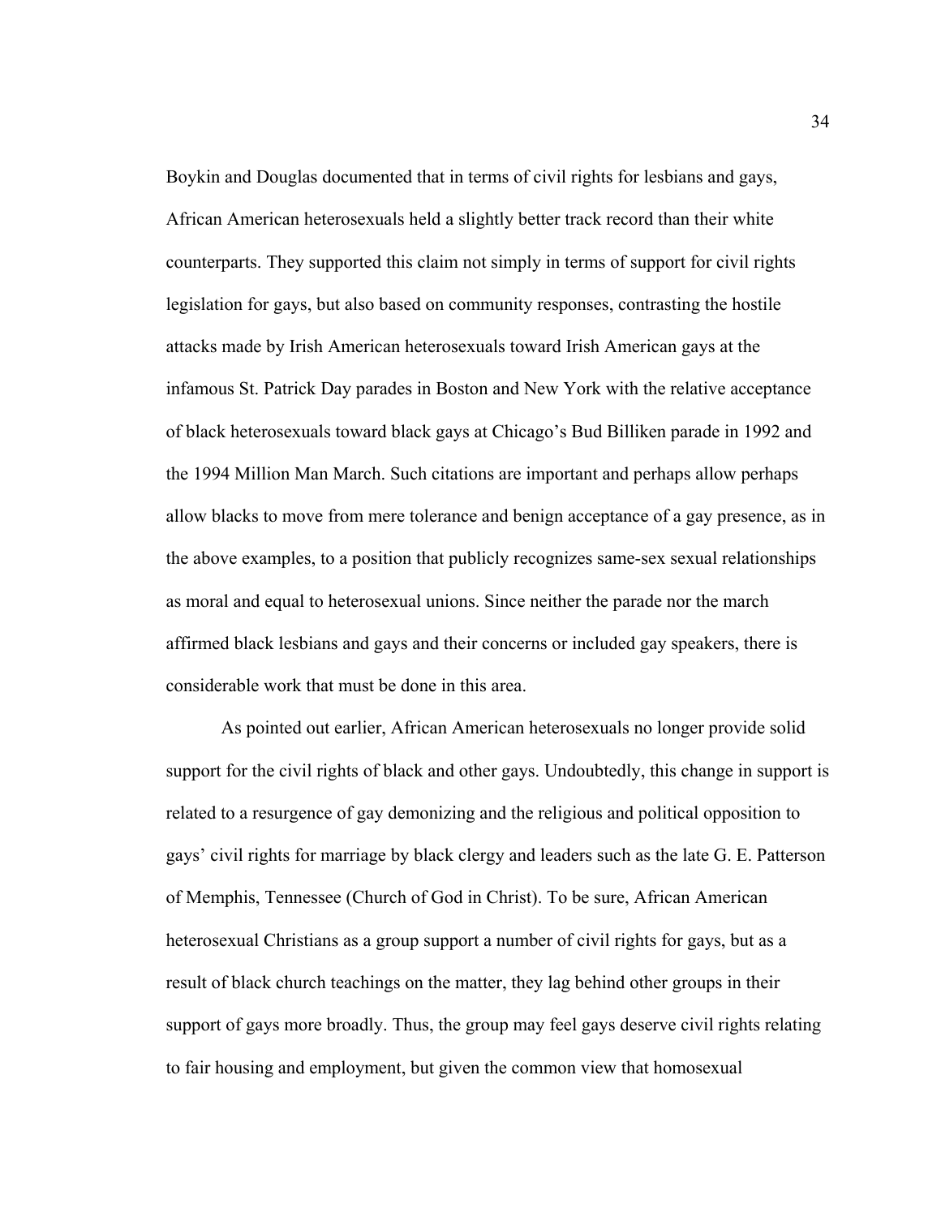Boykin and Douglas documented that in terms of civil rights for lesbians and gays, African American heterosexuals held a slightly better track record than their white counterparts. They supported this claim not simply in terms of support for civil rights legislation for gays, but also based on community responses, contrasting the hostile attacks made by Irish American heterosexuals toward Irish American gays at the infamous St. Patrick Day parades in Boston and New York with the relative acceptance of black heterosexuals toward black gays at Chicago's Bud Billiken parade in 1992 and the 1994 Million Man March. Such citations are important and perhaps allow perhaps allow blacks to move from mere tolerance and benign acceptance of a gay presence, as in the above examples, to a position that publicly recognizes same-sex sexual relationships as moral and equal to heterosexual unions. Since neither the parade nor the march affirmed black lesbians and gays and their concerns or included gay speakers, there is considerable work that must be done in this area.

As pointed out earlier, African American heterosexuals no longer provide solid support for the civil rights of black and other gays. Undoubtedly, this change in support is related to a resurgence of gay demonizing and the religious and political opposition to gays' civil rights for marriage by black clergy and leaders such as the late G. E. Patterson of Memphis, Tennessee (Church of God in Christ). To be sure, African American heterosexual Christians as a group support a number of civil rights for gays, but as a result of black church teachings on the matter, they lag behind other groups in their support of gays more broadly. Thus, the group may feel gays deserve civil rights relating to fair housing and employment, but given the common view that homosexual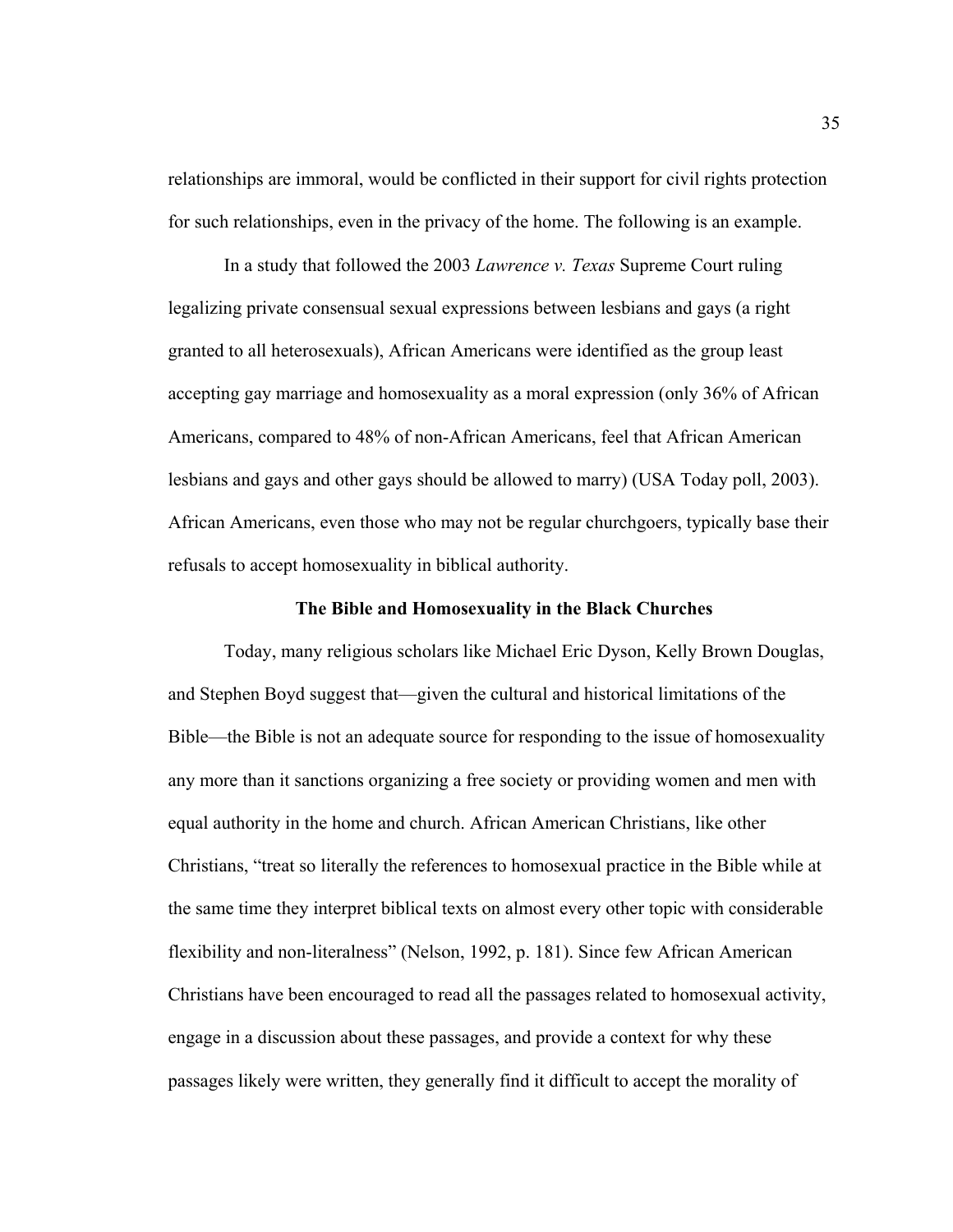relationships are immoral, would be conflicted in their support for civil rights protection for such relationships, even in the privacy of the home. The following is an example.

In a study that followed the 2003 *Lawrence v. Texas* Supreme Court ruling legalizing private consensual sexual expressions between lesbians and gays (a right granted to all heterosexuals), African Americans were identified as the group least accepting gay marriage and homosexuality as a moral expression (only 36% of African Americans, compared to 48% of non-African Americans, feel that African American lesbians and gays and other gays should be allowed to marry) (USA Today poll, 2003). African Americans, even those who may not be regular churchgoers, typically base their refusals to accept homosexuality in biblical authority.

## The Bible and Homosexuality in the Black Churches

Today, many religious scholars like Michael Eric Dyson, Kelly Brown Douglas, and Stephen Boyd suggest that—given the cultural and historical limitations of the Bible—the Bible is not an adequate source for responding to the issue of homosexuality any more than it sanctions organizing a free society or providing women and men with equal authority in the home and church. African American Christians, like other Christians, "treat so literally the references to homosexual practice in the Bible while at the same time they interpret biblical texts on almost every other topic with considerable flexibility and non-literalness" (Nelson, 1992, p. 181). Since few African American Christians have been encouraged to read all the passages related to homosexual activity, engage in a discussion about these passages, and provide a context for why these passages likely were written, they generally find it difficult to accept the morality of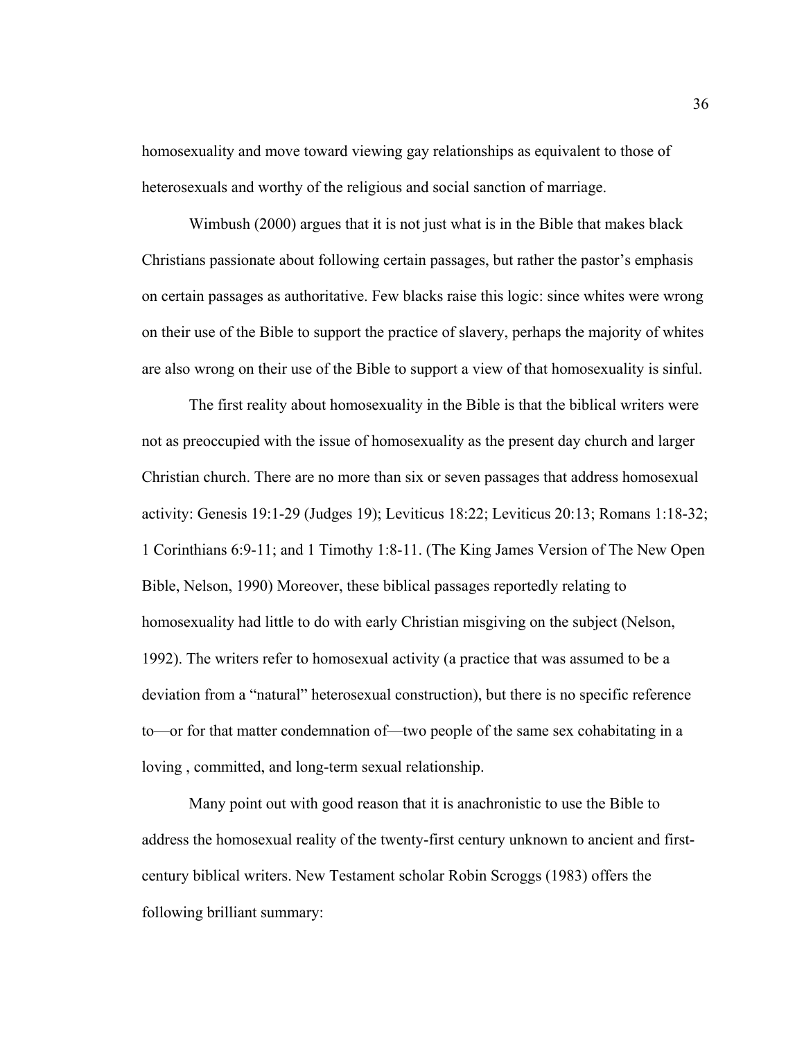homosexuality and move toward viewing gay relationships as equivalent to those of heterosexuals and worthy of the religious and social sanction of marriage.

Wimbush (2000) argues that it is not just what is in the Bible that makes black Christians passionate about following certain passages, but rather the pastor's emphasis on certain passages as authoritative. Few blacks raise this logic: since whites were wrong on their use of the Bible to support the practice of slavery, perhaps the majority of whites are also wrong on their use of the Bible to support a view of that homosexuality is sinful.

The first reality about homosexuality in the Bible is that the biblical writers were not as preoccupied with the issue of homosexuality as the present day church and larger Christian church. There are no more than six or seven passages that address homosexual activity: Genesis 19:1-29 (Judges 19); Leviticus 18:22; Leviticus 20:13; Romans 1:18-32; 1 Corinthians 6:9-11; and 1 Timothy 1:8-11. (The King James Version of The New Open Bible, Nelson, 1990) Moreover, these biblical passages reportedly relating to homosexuality had little to do with early Christian misgiving on the subject (Nelson, 1992). The writers refer to homosexual activity (a practice that was assumed to be a deviation from a "natural" heterosexual construction), but there is no specific reference to—or for that matter condemnation of—two people of the same sex cohabitating in a loving , committed, and long-term sexual relationship.

Many point out with good reason that it is anachronistic to use the Bible to address the homosexual reality of the twenty-first century unknown to ancient and first-century biblical writers. New Testament scholar Robin Scroggs (1983) offers the following brilliant summary: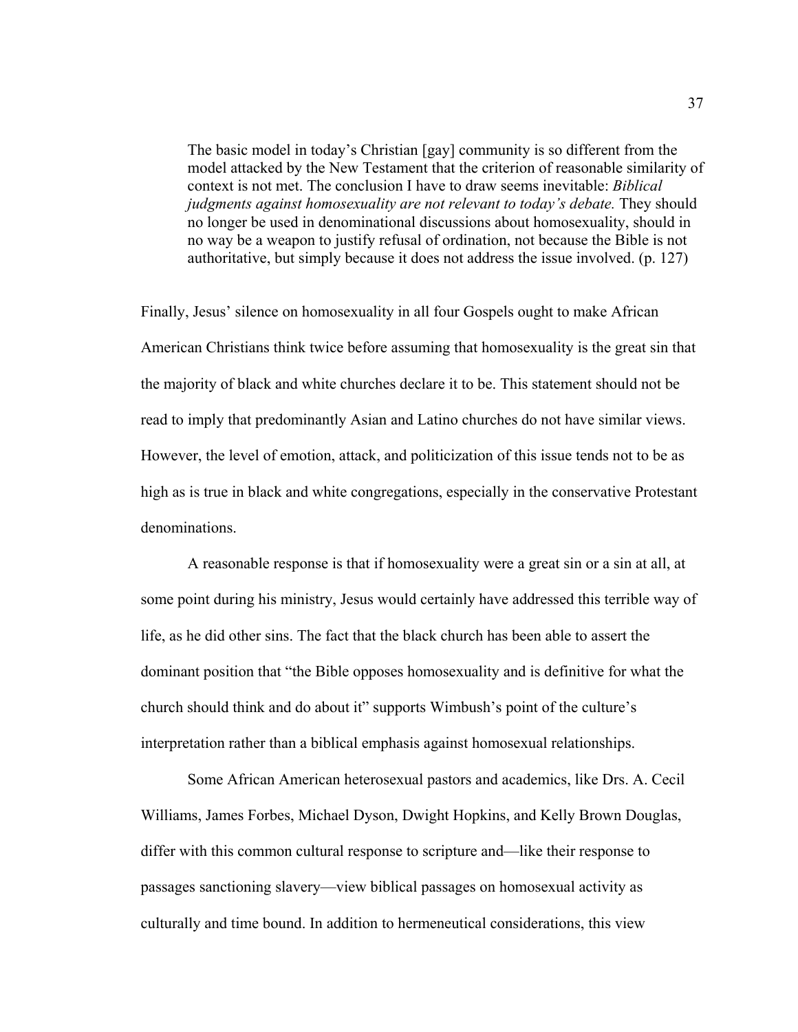> The basic model in today's Christian [gay] community is so different from the model attacked by the New Testament that the criterion of reasonable similarity of context is not met. The conclusion I have to draw seems inevitable: *Biblical judgments against homosexuality are not relevant to today's debate.* They should no longer be used in denominational discussions about homosexuality, should in no way be a weapon to justify refusal of ordination, not because the Bible is not authoritative, but simply because it does not address the issue involved. (p. 127)

Finally, Jesus' silence on homosexuality in all four Gospels ought to make African American Christians think twice before assuming that homosexuality is the great sin that the majority of black and white churches declare it to be. This statement should not be read to imply that predominantly Asian and Latino churches do not have similar views. However, the level of emotion, attack, and politicization of this issue tends not to be as high as is true in black and white congregations, especially in the conservative Protestant denominations.

A reasonable response is that if homosexuality were a great sin or a sin at all, at some point during his ministry, Jesus would certainly have addressed this terrible way of life, as he did other sins. The fact that the black church has been able to assert the dominant position that "the Bible opposes homosexuality and is definitive for what the church should think and do about it" supports Wimbush's point of the culture's interpretation rather than a biblical emphasis against homosexual relationships.

Some African American heterosexual pastors and academics, like Drs. A. Cecil Williams, James Forbes, Michael Dyson, Dwight Hopkins, and Kelly Brown Douglas, differ with this common cultural response to scripture and—like their response to passages sanctioning slavery—view biblical passages on homosexual activity as culturally and time bound. In addition to hermeneutical considerations, this view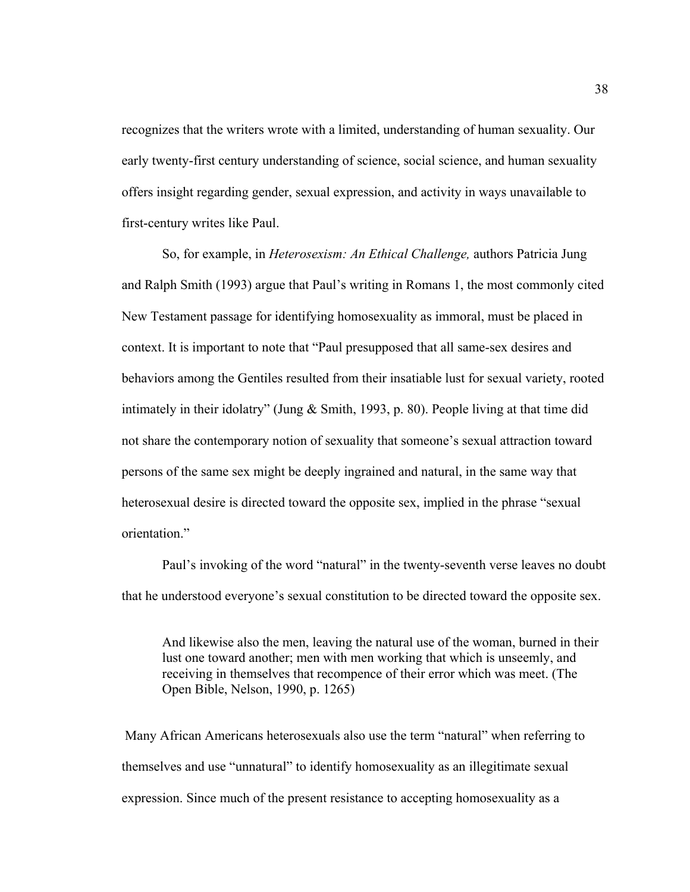recognizes that the writers wrote with a limited, understanding of human sexuality. Our early twenty-first century understanding of science, social science, and human sexuality offers insight regarding gender, sexual expression, and activity in ways unavailable to first-century writes like Paul.

So, for example, in *Heterosexism: An Ethical Challenge,* authors Patricia Jung and Ralph Smith (1993) argue that Paul's writing in Romans 1, the most commonly cited New Testament passage for identifying homosexuality as immoral, must be placed in context. It is important to note that "Paul presupposed that all same-sex desires and behaviors among the Gentiles resulted from their insatiable lust for sexual variety, rooted intimately in their idolatry" (Jung & Smith, 1993, p. 80). People living at that time did not share the contemporary notion of sexuality that someone's sexual attraction toward persons of the same sex might be deeply ingrained and natural, in the same way that heterosexual desire is directed toward the opposite sex, implied in the phrase "sexual orientation."

Paul's invoking of the word "natural" in the twenty-seventh verse leaves no doubt that he understood everyone's sexual constitution to be directed toward the opposite sex.

> And likewise also the men, leaving the natural use of the woman, burned in their lust one toward another; men with men working that which is unseemly, and receiving in themselves that recompence of their error which was meet. (The Open Bible, Nelson, 1990, p. 1265)

Many African Americans heterosexuals also use the term "natural" when referring to themselves and use "unnatural" to identify homosexuality as an illegitimate sexual expression. Since much of the present resistance to accepting homosexuality as a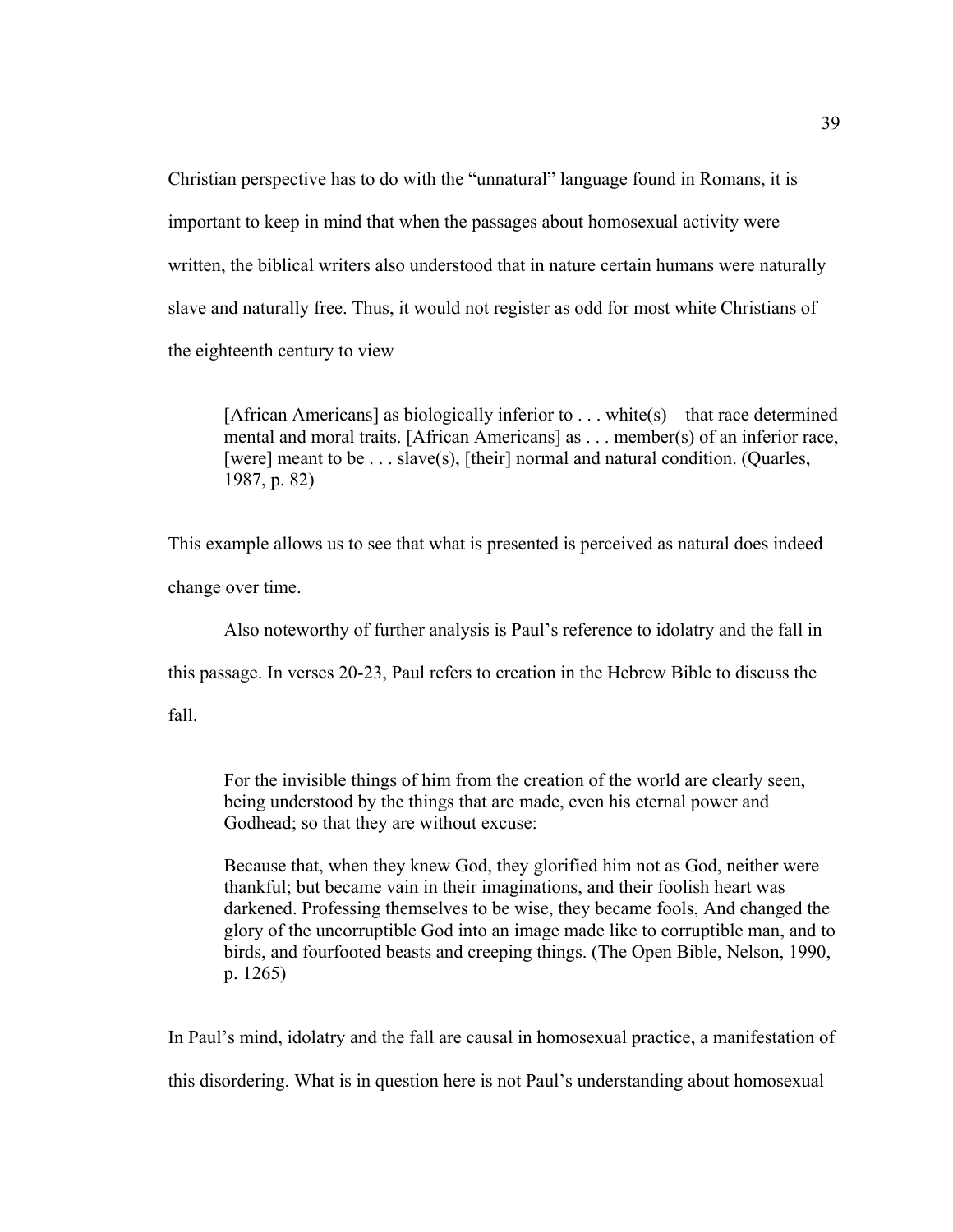Christian perspective has to do with the "unnatural" language found in Romans, it is important to keep in mind that when the passages about homosexual activity were written, the biblical writers also understood that in nature certain humans were naturally slave and naturally free. Thus, it would not register as odd for most white Christians of the eighteenth century to view

> [African Americans] as biologically inferior to . . . white(s)—that race determined mental and moral traits. [African Americans] as . . . member(s) of an inferior race, [were] meant to be . . . slave(s), [their] normal and natural condition. (Quarles, 1987, p. 82)

This example allows us to see that what is presented is perceived as natural does indeed change over time.

Also noteworthy of further analysis is Paul's reference to idolatry and the fall in this passage. In verses 20-23, Paul refers to creation in the Hebrew Bible to discuss the fall.

> For the invisible things of him from the creation of the world are clearly seen, being understood by the things that are made, even his eternal power and Godhead; so that they are without excuse:
>
> Because that, when they knew God, they glorified him not as God, neither were thankful; but became vain in their imaginations, and their foolish heart was darkened. Professing themselves to be wise, they became fools, And changed the glory of the uncorruptible God into an image made like to corruptible man, and to birds, and fourfooted beasts and creeping things. (The Open Bible, Nelson, 1990, p. 1265)

In Paul's mind, idolatry and the fall are causal in homosexual practice, a manifestation of this disordering. What is in question here is not Paul's understanding about homosexual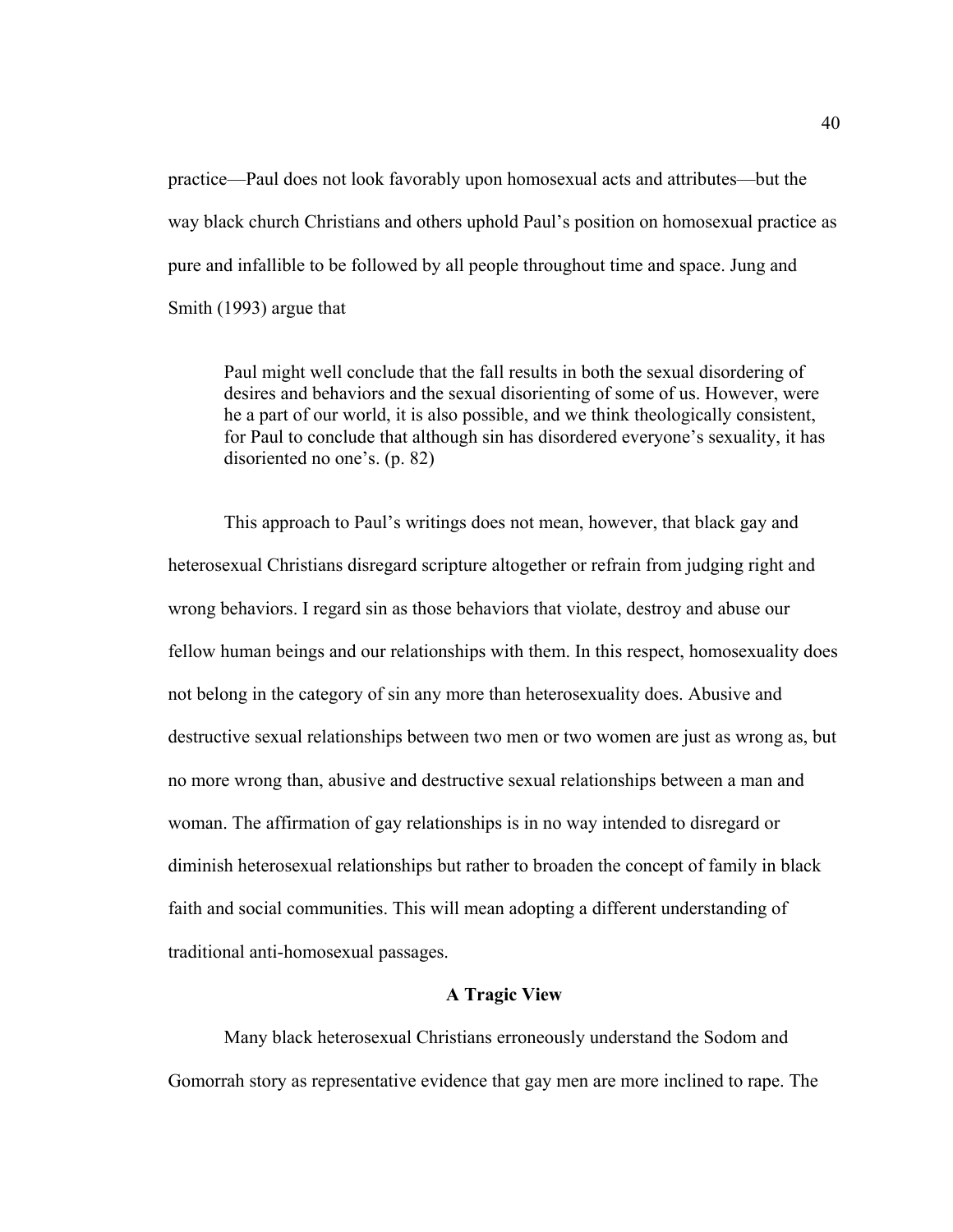practice—Paul does not look favorably upon homosexual acts and attributes—but the way black church Christians and others uphold Paul's position on homosexual practice as pure and infallible to be followed by all people throughout time and space. Jung and Smith (1993) argue that

> Paul might well conclude that the fall results in both the sexual disordering of desires and behaviors and the sexual disorienting of some of us. However, were he a part of our world, it is also possible, and we think theologically consistent, for Paul to conclude that although sin has disordered everyone's sexuality, it has disoriented no one's. (p. 82)

This approach to Paul's writings does not mean, however, that black gay and heterosexual Christians disregard scripture altogether or refrain from judging right and wrong behaviors. I regard sin as those behaviors that violate, destroy and abuse our fellow human beings and our relationships with them. In this respect, homosexuality does not belong in the category of sin any more than heterosexuality does. Abusive and destructive sexual relationships between two men or two women are just as wrong as, but no more wrong than, abusive and destructive sexual relationships between a man and woman. The affirmation of gay relationships is in no way intended to disregard or diminish heterosexual relationships but rather to broaden the concept of family in black faith and social communities. This will mean adopting a different understanding of traditional anti-homosexual passages.

### A Tragic View

Many black heterosexual Christians erroneously understand the Sodom and Gomorrah story as representative evidence that gay men are more inclined to rape. The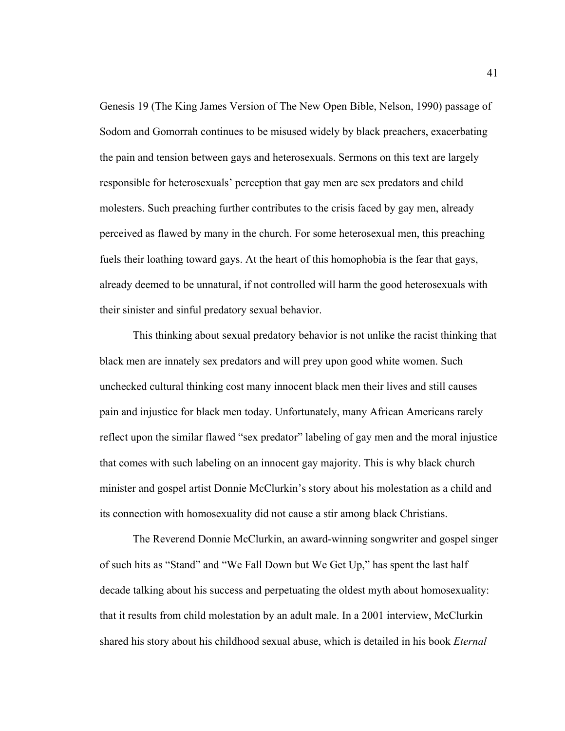Genesis 19 (The King James Version of The New Open Bible, Nelson, 1990) passage of Sodom and Gomorrah continues to be misused widely by black preachers, exacerbating the pain and tension between gays and heterosexuals. Sermons on this text are largely responsible for heterosexuals' perception that gay men are sex predators and child molesters. Such preaching further contributes to the crisis faced by gay men, already perceived as flawed by many in the church. For some heterosexual men, this preaching fuels their loathing toward gays. At the heart of this homophobia is the fear that gays, already deemed to be unnatural, if not controlled will harm the good heterosexuals with their sinister and sinful predatory sexual behavior.

This thinking about sexual predatory behavior is not unlike the racist thinking that black men are innately sex predators and will prey upon good white women. Such unchecked cultural thinking cost many innocent black men their lives and still causes pain and injustice for black men today. Unfortunately, many African Americans rarely reflect upon the similar flawed "sex predator" labeling of gay men and the moral injustice that comes with such labeling on an innocent gay majority. This is why black church minister and gospel artist Donnie McClurkin's story about his molestation as a child and its connection with homosexuality did not cause a stir among black Christians.

The Reverend Donnie McClurkin, an award-winning songwriter and gospel singer of such hits as "Stand" and "We Fall Down but We Get Up," has spent the last half decade talking about his success and perpetuating the oldest myth about homosexuality: that it results from child molestation by an adult male. In a 2001 interview, McClurkin shared his story about his childhood sexual abuse, which is detailed in his book *Eternal*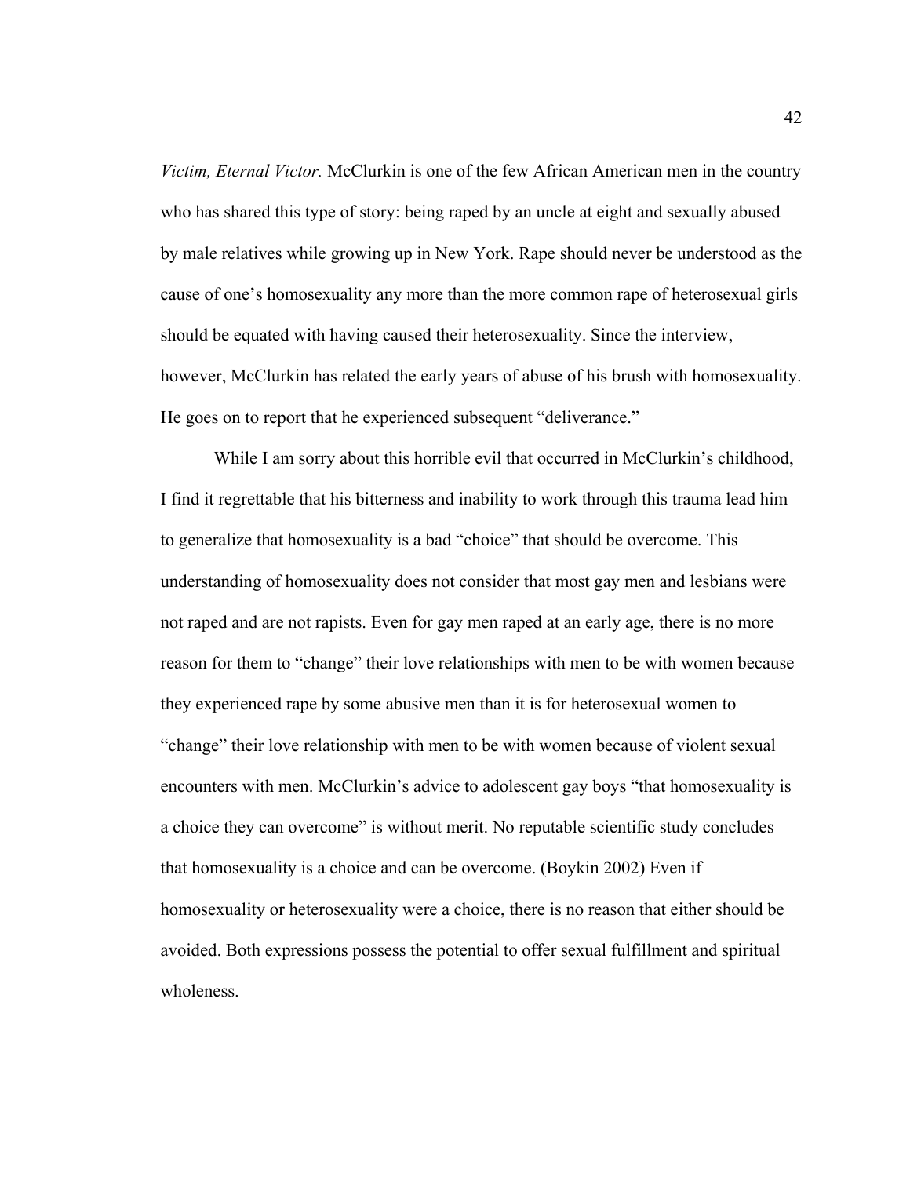*Victim, Eternal Victor.* McClurkin is one of the few African American men in the country who has shared this type of story: being raped by an uncle at eight and sexually abused by male relatives while growing up in New York. Rape should never be understood as the cause of one's homosexuality any more than the more common rape of heterosexual girls should be equated with having caused their heterosexuality. Since the interview, however, McClurkin has related the early years of abuse of his brush with homosexuality. He goes on to report that he experienced subsequent "deliverance."

While I am sorry about this horrible evil that occurred in McClurkin's childhood, I find it regrettable that his bitterness and inability to work through this trauma lead him to generalize that homosexuality is a bad "choice" that should be overcome. This understanding of homosexuality does not consider that most gay men and lesbians were not raped and are not rapists. Even for gay men raped at an early age, there is no more reason for them to "change" their love relationships with men to be with women because they experienced rape by some abusive men than it is for heterosexual women to "change" their love relationship with men to be with women because of violent sexual encounters with men. McClurkin's advice to adolescent gay boys "that homosexuality is a choice they can overcome" is without merit. No reputable scientific study concludes that homosexuality is a choice and can be overcome. (Boykin 2002) Even if homosexuality or heterosexuality were a choice, there is no reason that either should be avoided. Both expressions possess the potential to offer sexual fulfillment and spiritual wholeness.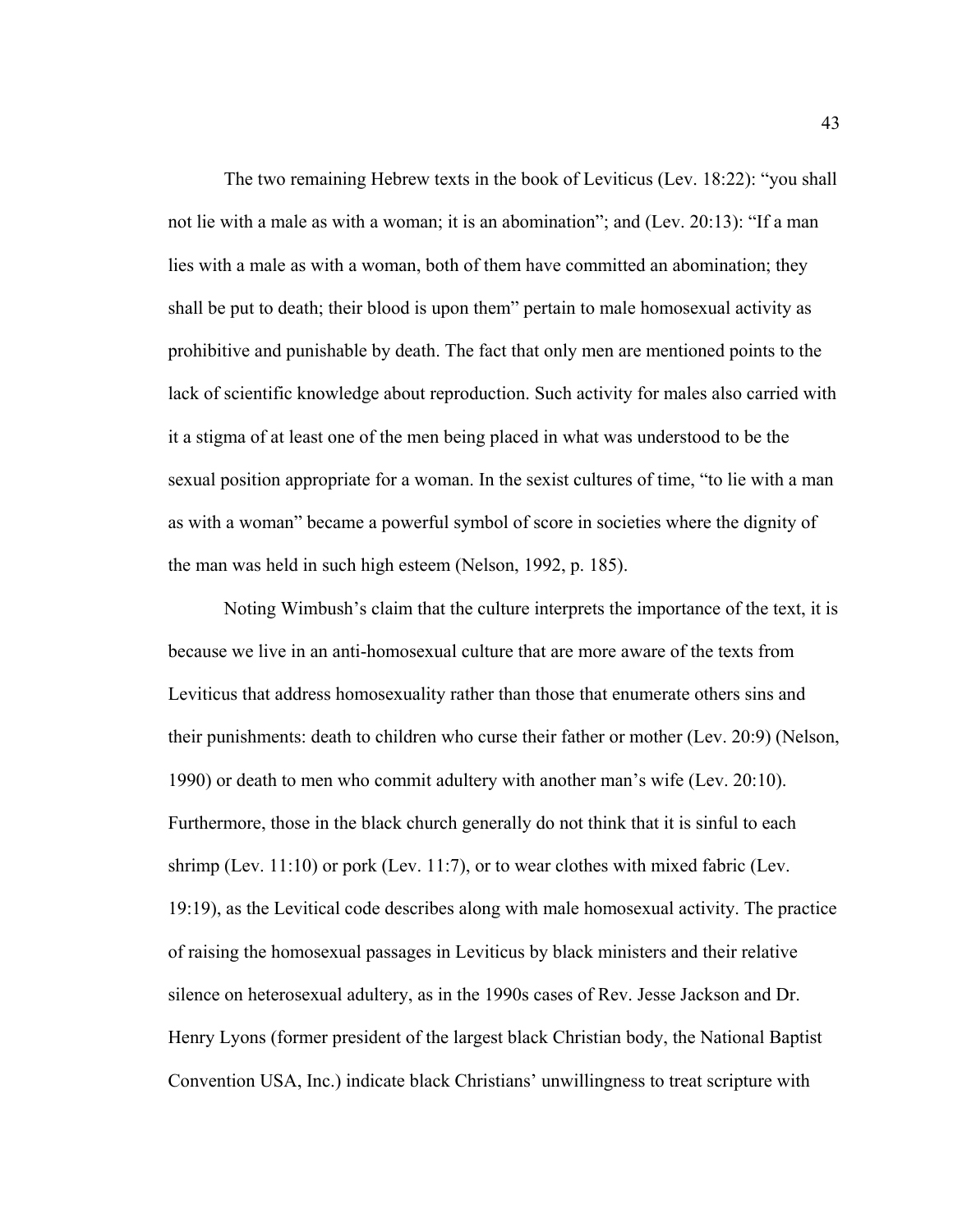The two remaining Hebrew texts in the book of Leviticus (Lev. 18:22): "you shall not lie with a male as with a woman; it is an abomination"; and (Lev. 20:13): "If a man lies with a male as with a woman, both of them have committed an abomination; they shall be put to death; their blood is upon them" pertain to male homosexual activity as prohibitive and punishable by death. The fact that only men are mentioned points to the lack of scientific knowledge about reproduction. Such activity for males also carried with it a stigma of at least one of the men being placed in what was understood to be the sexual position appropriate for a woman. In the sexist cultures of time, "to lie with a man as with a woman" became a powerful symbol of score in societies where the dignity of the man was held in such high esteem (Nelson, 1992, p. 185).

Noting Wimbush's claim that the culture interprets the importance of the text, it is because we live in an anti-homosexual culture that are more aware of the texts from Leviticus that address homosexuality rather than those that enumerate others sins and their punishments: death to children who curse their father or mother (Lev. 20:9) (Nelson, 1990) or death to men who commit adultery with another man's wife (Lev. 20:10). Furthermore, those in the black church generally do not think that it is sinful to each shrimp (Lev. 11:10) or pork (Lev. 11:7), or to wear clothes with mixed fabric (Lev. 19:19), as the Levitical code describes along with male homosexual activity. The practice of raising the homosexual passages in Leviticus by black ministers and their relative silence on heterosexual adultery, as in the 1990s cases of Rev. Jesse Jackson and Dr. Henry Lyons (former president of the largest black Christian body, the National Baptist Convention USA, Inc.) indicate black Christians' unwillingness to treat scripture with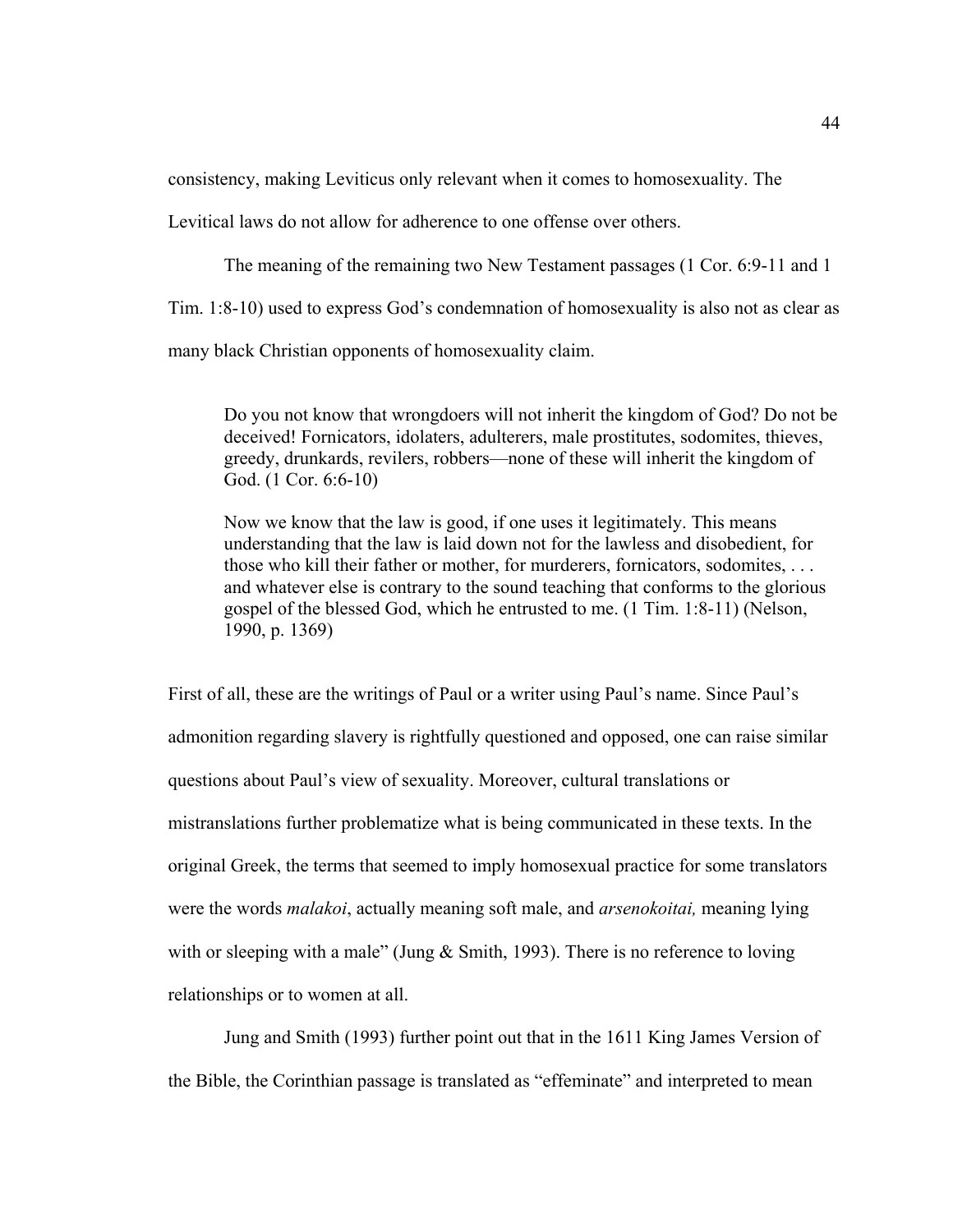consistency, making Leviticus only relevant when it comes to homosexuality. The Levitical laws do not allow for adherence to one offense over others.

The meaning of the remaining two New Testament passages (1 Cor. 6:9-11 and 1 Tim. 1:8-10) used to express God's condemnation of homosexuality is also not as clear as many black Christian opponents of homosexuality claim.

> Do you not know that wrongdoers will not inherit the kingdom of God? Do not be deceived! Fornicators, idolaters, adulterers, male prostitutes, sodomites, thieves, greedy, drunkards, revilers, robbers—none of these will inherit the kingdom of God. (1 Cor. 6:6-10)
>
> Now we know that the law is good, if one uses it legitimately. This means understanding that the law is laid down not for the lawless and disobedient, for those who kill their father or mother, for murderers, fornicators, sodomites, . . . and whatever else is contrary to the sound teaching that conforms to the glorious gospel of the blessed God, which he entrusted to me. (1 Tim. 1:8-11) (Nelson, 1990, p. 1369)

First of all, these are the writings of Paul or a writer using Paul's name. Since Paul's admonition regarding slavery is rightfully questioned and opposed, one can raise similar questions about Paul's view of sexuality. Moreover, cultural translations or mistranslations further problematize what is being communicated in these texts. In the original Greek, the terms that seemed to imply homosexual practice for some translators were the words *malakoi*, actually meaning soft male, and *arsenokoitai,* meaning lying with or sleeping with a male" (Jung & Smith, 1993). There is no reference to loving relationships or to women at all.

Jung and Smith (1993) further point out that in the 1611 King James Version of the Bible, the Corinthian passage is translated as "effeminate" and interpreted to mean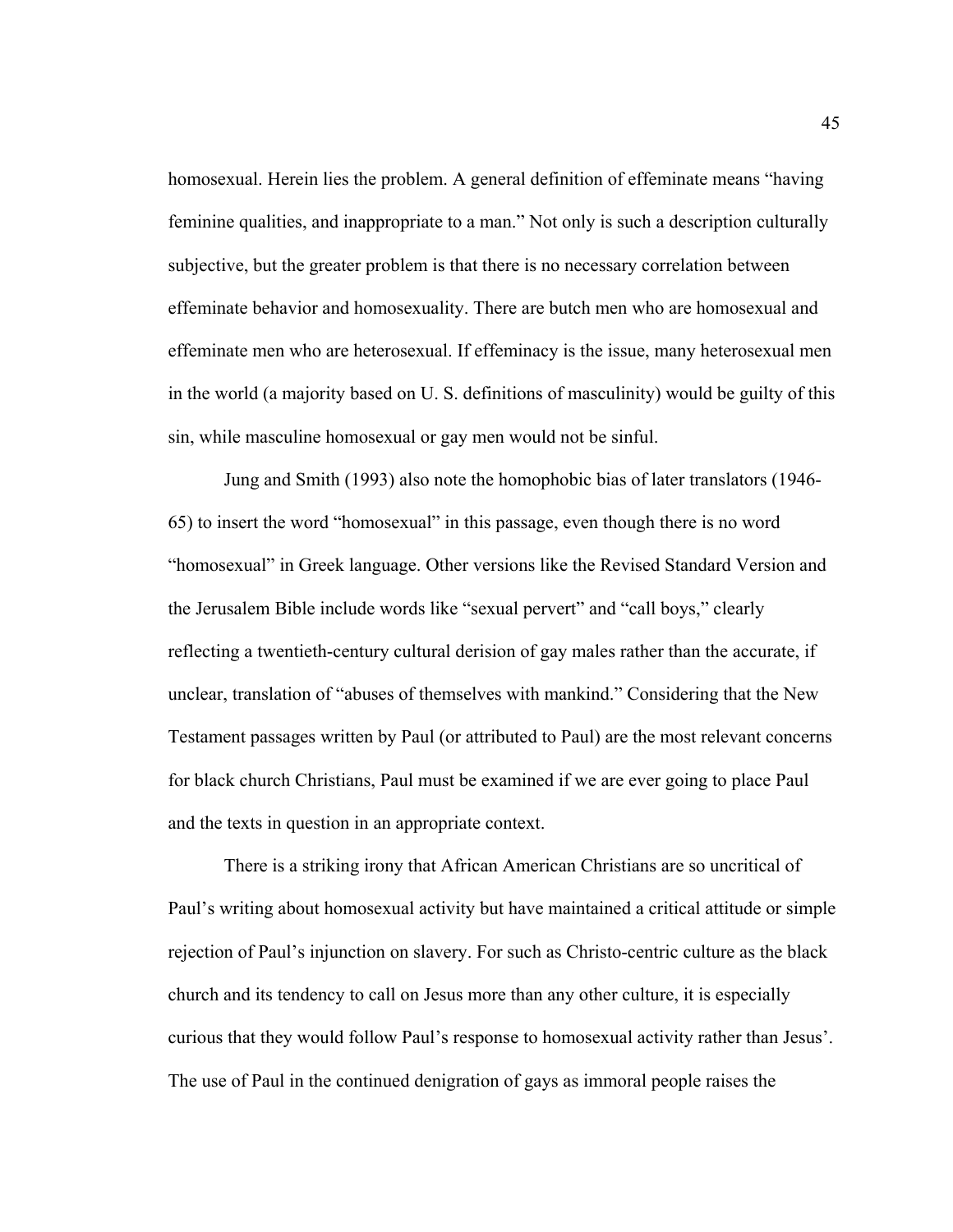homosexual. Herein lies the problem. A general definition of effeminate means "having feminine qualities, and inappropriate to a man." Not only is such a description culturally subjective, but the greater problem is that there is no necessary correlation between effeminate behavior and homosexuality. There are butch men who are homosexual and effeminate men who are heterosexual. If effeminacy is the issue, many heterosexual men in the world (a majority based on U. S. definitions of masculinity) would be guilty of this sin, while masculine homosexual or gay men would not be sinful.

Jung and Smith (1993) also note the homophobic bias of later translators (1946-65) to insert the word "homosexual" in this passage, even though there is no word "homosexual" in Greek language. Other versions like the Revised Standard Version and the Jerusalem Bible include words like "sexual pervert" and "call boys," clearly reflecting a twentieth-century cultural derision of gay males rather than the accurate, if unclear, translation of "abuses of themselves with mankind." Considering that the New Testament passages written by Paul (or attributed to Paul) are the most relevant concerns for black church Christians, Paul must be examined if we are ever going to place Paul and the texts in question in an appropriate context.

There is a striking irony that African American Christians are so uncritical of Paul's writing about homosexual activity but have maintained a critical attitude or simple rejection of Paul's injunction on slavery. For such as Christo-centric culture as the black church and its tendency to call on Jesus more than any other culture, it is especially curious that they would follow Paul's response to homosexual activity rather than Jesus'. The use of Paul in the continued denigration of gays as immoral people raises the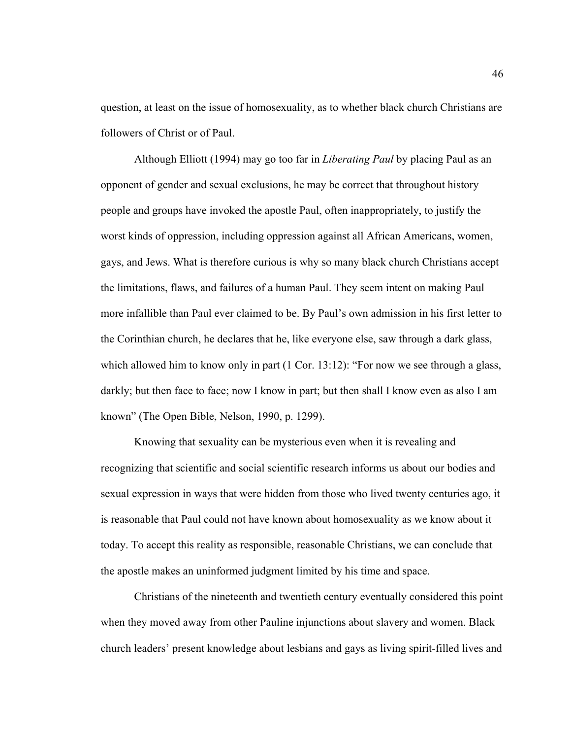question, at least on the issue of homosexuality, as to whether black church Christians are followers of Christ or of Paul.

Although Elliott (1994) may go too far in *Liberating Paul* by placing Paul as an opponent of gender and sexual exclusions, he may be correct that throughout history people and groups have invoked the apostle Paul, often inappropriately, to justify the worst kinds of oppression, including oppression against all African Americans, women, gays, and Jews. What is therefore curious is why so many black church Christians accept the limitations, flaws, and failures of a human Paul. They seem intent on making Paul more infallible than Paul ever claimed to be. By Paul's own admission in his first letter to the Corinthian church, he declares that he, like everyone else, saw through a dark glass, which allowed him to know only in part (1 Cor. 13:12): "For now we see through a glass, darkly; but then face to face; now I know in part; but then shall I know even as also I am known" (The Open Bible, Nelson, 1990, p. 1299).

Knowing that sexuality can be mysterious even when it is revealing and recognizing that scientific and social scientific research informs us about our bodies and sexual expression in ways that were hidden from those who lived twenty centuries ago, it is reasonable that Paul could not have known about homosexuality as we know about it today. To accept this reality as responsible, reasonable Christians, we can conclude that the apostle makes an uninformed judgment limited by his time and space.

Christians of the nineteenth and twentieth century eventually considered this point when they moved away from other Pauline injunctions about slavery and women. Black church leaders' present knowledge about lesbians and gays as living spirit-filled lives and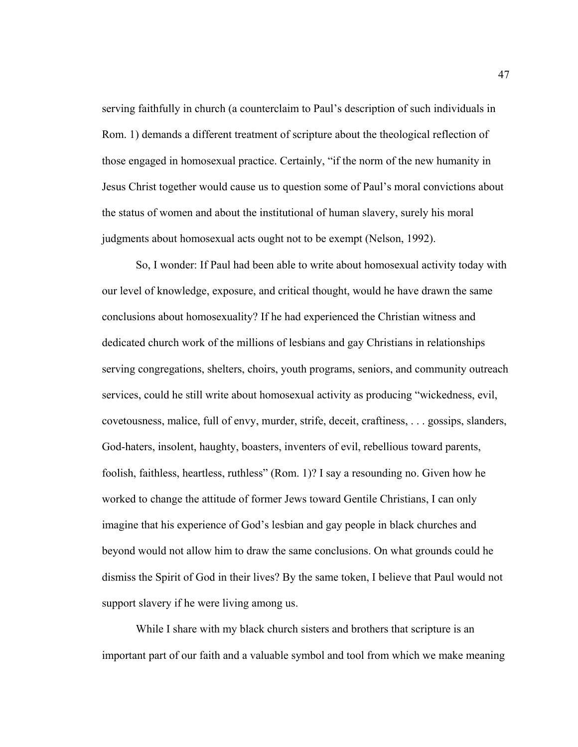serving faithfully in church (a counterclaim to Paul's description of such individuals in Rom. 1) demands a different treatment of scripture about the theological reflection of those engaged in homosexual practice. Certainly, "if the norm of the new humanity in Jesus Christ together would cause us to question some of Paul's moral convictions about the status of women and about the institutional of human slavery, surely his moral judgments about homosexual acts ought not to be exempt (Nelson, 1992).

So, I wonder: If Paul had been able to write about homosexual activity today with our level of knowledge, exposure, and critical thought, would he have drawn the same conclusions about homosexuality? If he had experienced the Christian witness and dedicated church work of the millions of lesbians and gay Christians in relationships serving congregations, shelters, choirs, youth programs, seniors, and community outreach services, could he still write about homosexual activity as producing "wickedness, evil, covetousness, malice, full of envy, murder, strife, deceit, craftiness, . . . gossips, slanders, God-haters, insolent, haughty, boasters, inventers of evil, rebellious toward parents, foolish, faithless, heartless, ruthless" (Rom. 1)? I say a resounding no. Given how he worked to change the attitude of former Jews toward Gentile Christians, I can only imagine that his experience of God's lesbian and gay people in black churches and beyond would not allow him to draw the same conclusions. On what grounds could he dismiss the Spirit of God in their lives? By the same token, I believe that Paul would not support slavery if he were living among us.

While I share with my black church sisters and brothers that scripture is an important part of our faith and a valuable symbol and tool from which we make meaning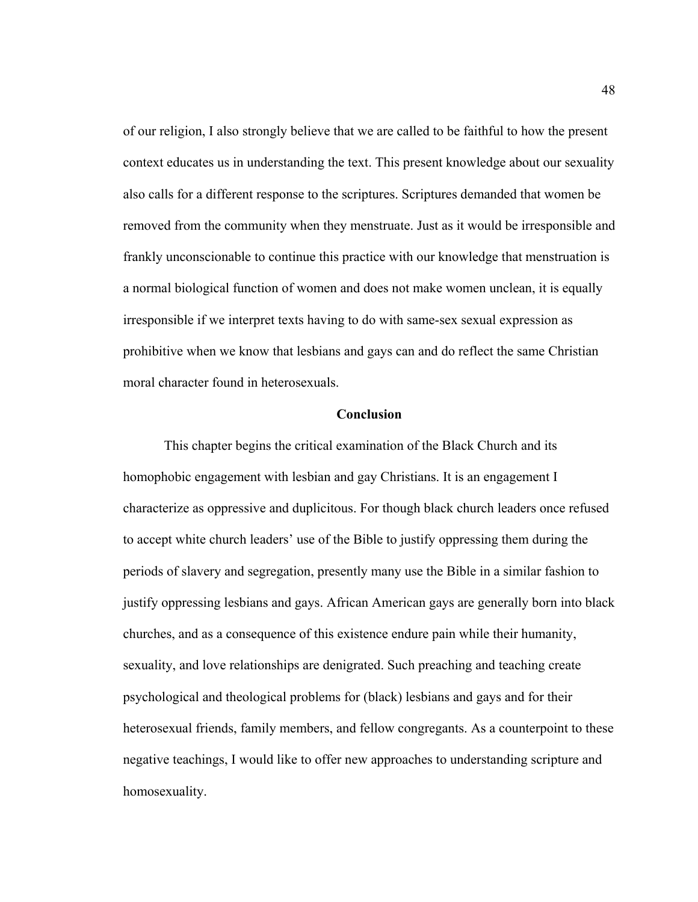of our religion, I also strongly believe that we are called to be faithful to how the present context educates us in understanding the text. This present knowledge about our sexuality also calls for a different response to the scriptures. Scriptures demanded that women be removed from the community when they menstruate. Just as it would be irresponsible and frankly unconscionable to continue this practice with our knowledge that menstruation is a normal biological function of women and does not make women unclean, it is equally irresponsible if we interpret texts having to do with same-sex sexual expression as prohibitive when we know that lesbians and gays can and do reflect the same Christian moral character found in heterosexuals.

## Conclusion

This chapter begins the critical examination of the Black Church and its homophobic engagement with lesbian and gay Christians. It is an engagement I characterize as oppressive and duplicitous. For though black church leaders once refused to accept white church leaders' use of the Bible to justify oppressing them during the periods of slavery and segregation, presently many use the Bible in a similar fashion to justify oppressing lesbians and gays. African American gays are generally born into black churches, and as a consequence of this existence endure pain while their humanity, sexuality, and love relationships are denigrated. Such preaching and teaching create psychological and theological problems for (black) lesbians and gays and for their heterosexual friends, family members, and fellow congregants. As a counterpoint to these negative teachings, I would like to offer new approaches to understanding scripture and homosexuality.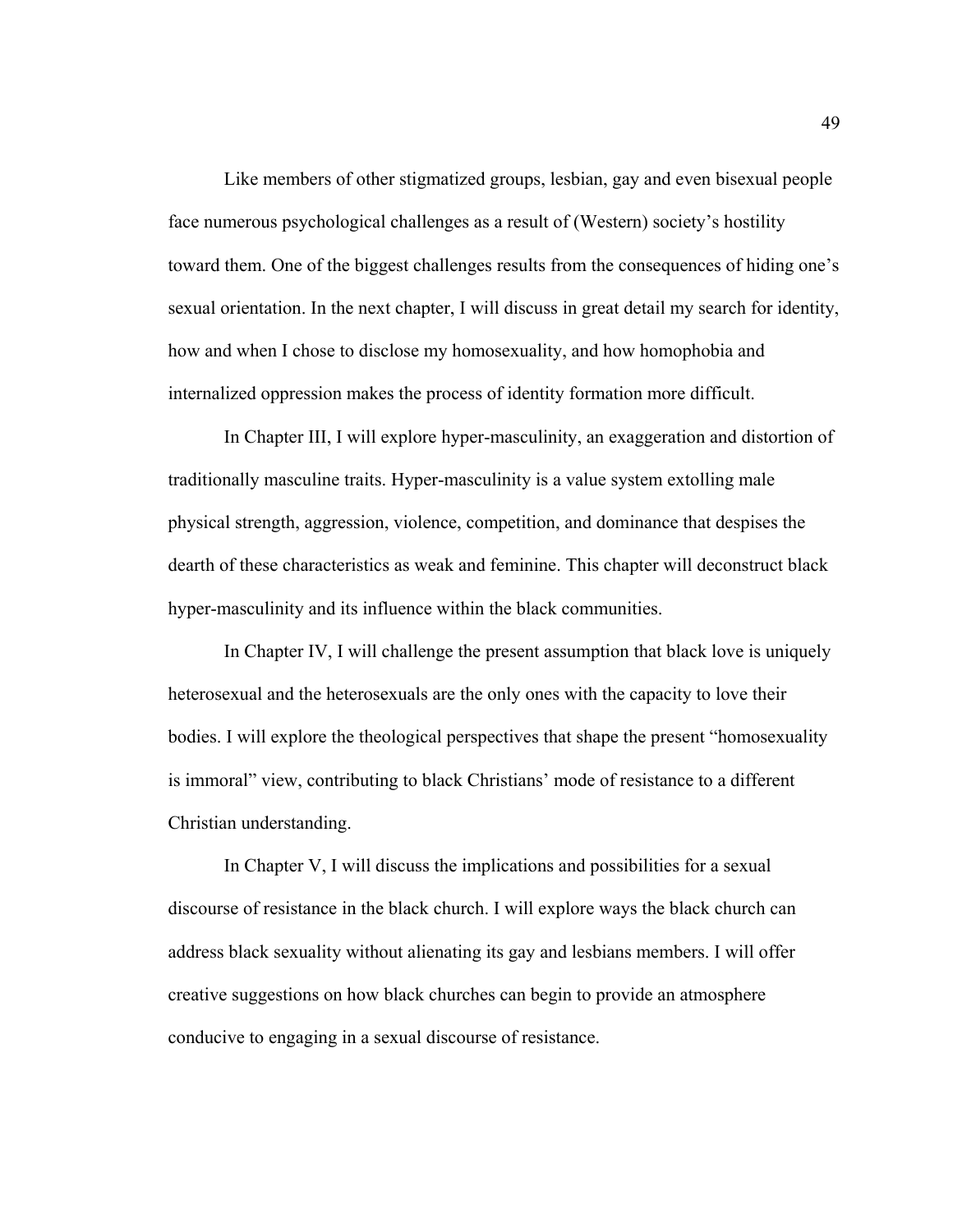Like members of other stigmatized groups, lesbian, gay and even bisexual people face numerous psychological challenges as a result of (Western) society's hostility toward them. One of the biggest challenges results from the consequences of hiding one's sexual orientation. In the next chapter, I will discuss in great detail my search for identity, how and when I chose to disclose my homosexuality, and how homophobia and internalized oppression makes the process of identity formation more difficult.

In Chapter III, I will explore hyper-masculinity, an exaggeration and distortion of traditionally masculine traits. Hyper-masculinity is a value system extolling male physical strength, aggression, violence, competition, and dominance that despises the dearth of these characteristics as weak and feminine. This chapter will deconstruct black hyper-masculinity and its influence within the black communities.

In Chapter IV, I will challenge the present assumption that black love is uniquely heterosexual and the heterosexuals are the only ones with the capacity to love their bodies. I will explore the theological perspectives that shape the present "homosexuality is immoral" view, contributing to black Christians' mode of resistance to a different Christian understanding.

In Chapter V, I will discuss the implications and possibilities for a sexual discourse of resistance in the black church. I will explore ways the black church can address black sexuality without alienating its gay and lesbians members. I will offer creative suggestions on how black churches can begin to provide an atmosphere conducive to engaging in a sexual discourse of resistance.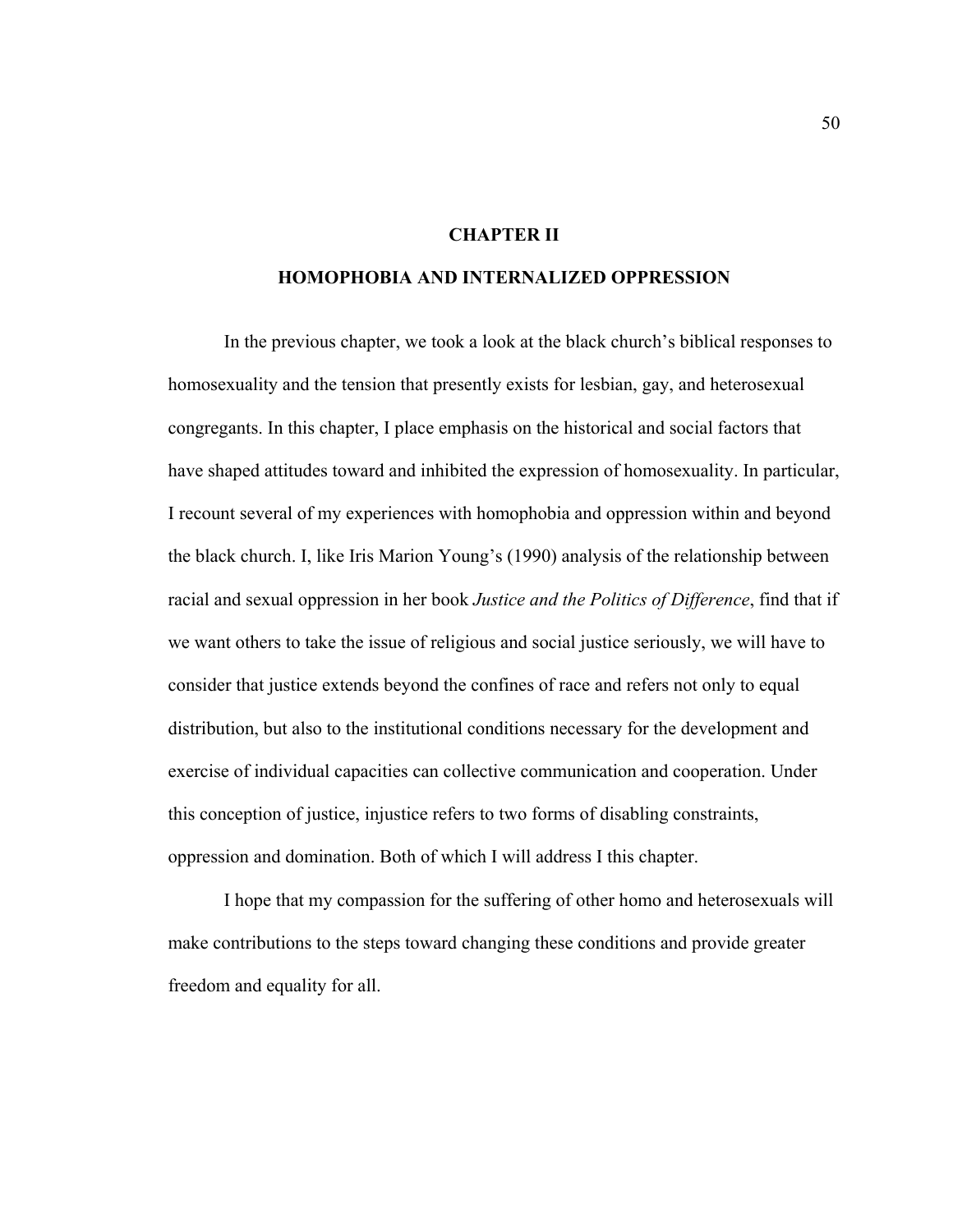# CHAPTER II

# HOMOPHOBIA AND INTERNALIZED OPPRESSION

In the previous chapter, we took a look at the black church's biblical responses to homosexuality and the tension that presently exists for lesbian, gay, and heterosexual congregants. In this chapter, I place emphasis on the historical and social factors that have shaped attitudes toward and inhibited the expression of homosexuality. In particular, I recount several of my experiences with homophobia and oppression within and beyond the black church. I, like Iris Marion Young's (1990) analysis of the relationship between racial and sexual oppression in her book *Justice and the Politics of Difference*, find that if we want others to take the issue of religious and social justice seriously, we will have to consider that justice extends beyond the confines of race and refers not only to equal distribution, but also to the institutional conditions necessary for the development and exercise of individual capacities can collective communication and cooperation. Under this conception of justice, injustice refers to two forms of disabling constraints, oppression and domination. Both of which I will address I this chapter.

I hope that my compassion for the suffering of other homo and heterosexuals will make contributions to the steps toward changing these conditions and provide greater freedom and equality for all.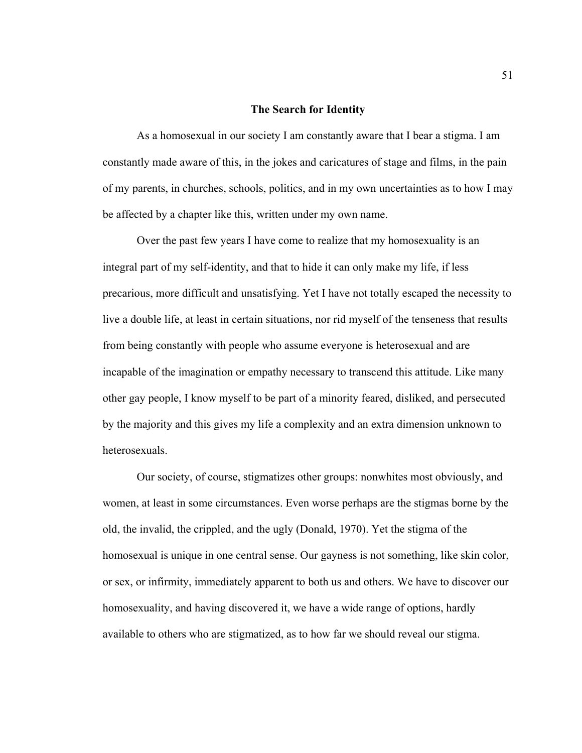## The Search for Identity

As a homosexual in our society I am constantly aware that I bear a stigma. I am constantly made aware of this, in the jokes and caricatures of stage and films, in the pain of my parents, in churches, schools, politics, and in my own uncertainties as to how I may be affected by a chapter like this, written under my own name.

Over the past few years I have come to realize that my homosexuality is an integral part of my self-identity, and that to hide it can only make my life, if less precarious, more difficult and unsatisfying. Yet I have not totally escaped the necessity to live a double life, at least in certain situations, nor rid myself of the tenseness that results from being constantly with people who assume everyone is heterosexual and are incapable of the imagination or empathy necessary to transcend this attitude. Like many other gay people, I know myself to be part of a minority feared, disliked, and persecuted by the majority and this gives my life a complexity and an extra dimension unknown to heterosexuals.

Our society, of course, stigmatizes other groups: nonwhites most obviously, and women, at least in some circumstances. Even worse perhaps are the stigmas borne by the old, the invalid, the crippled, and the ugly (Donald, 1970). Yet the stigma of the homosexual is unique in one central sense. Our gayness is not something, like skin color, or sex, or infirmity, immediately apparent to both us and others. We have to discover our homosexuality, and having discovered it, we have a wide range of options, hardly available to others who are stigmatized, as to how far we should reveal our stigma.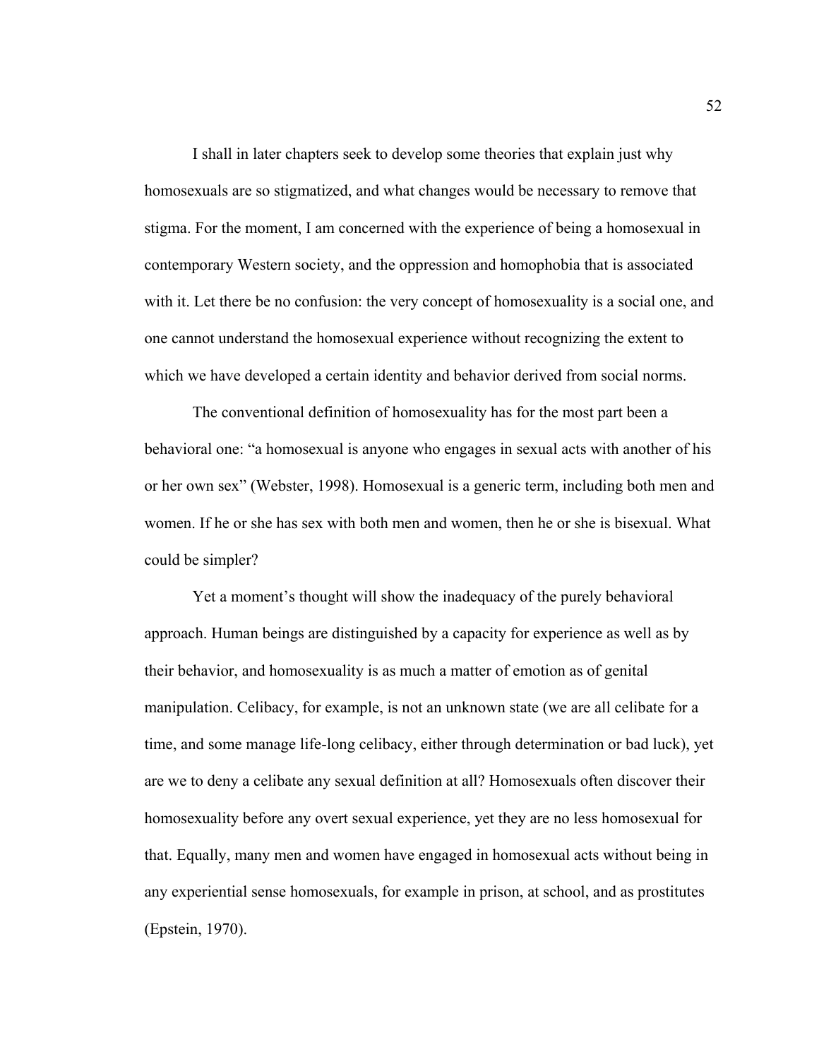I shall in later chapters seek to develop some theories that explain just why homosexuals are so stigmatized, and what changes would be necessary to remove that stigma. For the moment, I am concerned with the experience of being a homosexual in contemporary Western society, and the oppression and homophobia that is associated with it. Let there be no confusion: the very concept of homosexuality is a social one, and one cannot understand the homosexual experience without recognizing the extent to which we have developed a certain identity and behavior derived from social norms.

The conventional definition of homosexuality has for the most part been a behavioral one: "a homosexual is anyone who engages in sexual acts with another of his or her own sex" (Webster, 1998). Homosexual is a generic term, including both men and women. If he or she has sex with both men and women, then he or she is bisexual. What could be simpler?

Yet a moment's thought will show the inadequacy of the purely behavioral approach. Human beings are distinguished by a capacity for experience as well as by their behavior, and homosexuality is as much a matter of emotion as of genital manipulation. Celibacy, for example, is not an unknown state (we are all celibate for a time, and some manage life-long celibacy, either through determination or bad luck), yet are we to deny a celibate any sexual definition at all? Homosexuals often discover their homosexuality before any overt sexual experience, yet they are no less homosexual for that. Equally, many men and women have engaged in homosexual acts without being in any experiential sense homosexuals, for example in prison, at school, and as prostitutes (Epstein, 1970).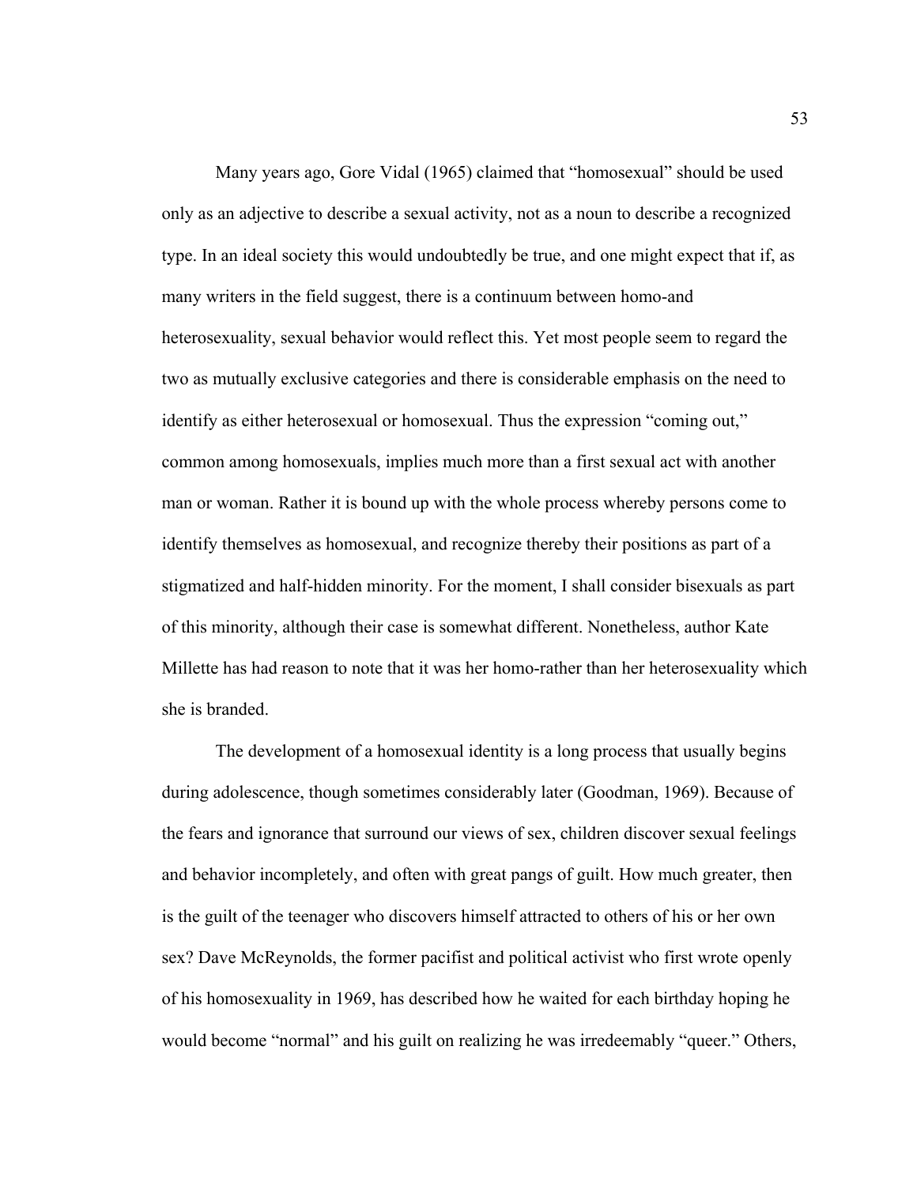Many years ago, Gore Vidal (1965) claimed that "homosexual" should be used only as an adjective to describe a sexual activity, not as a noun to describe a recognized type. In an ideal society this would undoubtedly be true, and one might expect that if, as many writers in the field suggest, there is a continuum between homo-and heterosexuality, sexual behavior would reflect this. Yet most people seem to regard the two as mutually exclusive categories and there is considerable emphasis on the need to identify as either heterosexual or homosexual. Thus the expression "coming out," common among homosexuals, implies much more than a first sexual act with another man or woman. Rather it is bound up with the whole process whereby persons come to identify themselves as homosexual, and recognize thereby their positions as part of a stigmatized and half-hidden minority. For the moment, I shall consider bisexuals as part of this minority, although their case is somewhat different. Nonetheless, author Kate Millette has had reason to note that it was her homo-rather than her heterosexuality which she is branded.

The development of a homosexual identity is a long process that usually begins during adolescence, though sometimes considerably later (Goodman, 1969). Because of the fears and ignorance that surround our views of sex, children discover sexual feelings and behavior incompletely, and often with great pangs of guilt. How much greater, then is the guilt of the teenager who discovers himself attracted to others of his or her own sex? Dave McReynolds, the former pacifist and political activist who first wrote openly of his homosexuality in 1969, has described how he waited for each birthday hoping he would become "normal" and his guilt on realizing he was irredeemably "queer." Others,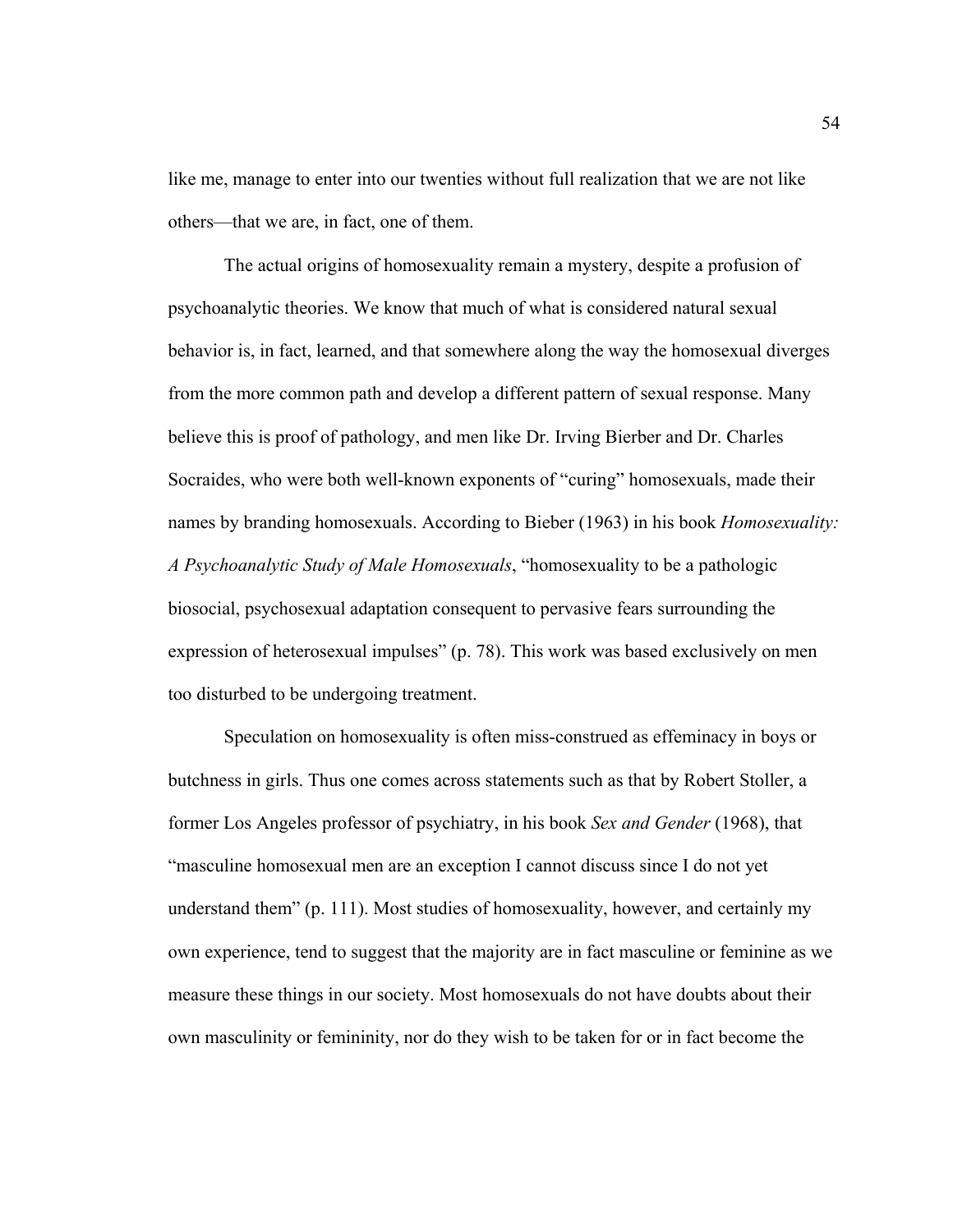like me, manage to enter into our twenties without full realization that we are not like others—that we are, in fact, one of them.

The actual origins of homosexuality remain a mystery, despite a profusion of psychoanalytic theories. We know that much of what is considered natural sexual behavior is, in fact, learned, and that somewhere along the way the homosexual diverges from the more common path and develop a different pattern of sexual response. Many believe this is proof of pathology, and men like Dr. Irving Bierber and Dr. Charles Socraides, who were both well-known exponents of "curing" homosexuals, made their names by branding homosexuals. According to Bieber (1963) in his book *Homosexuality: A Psychoanalytic Study of Male Homosexuals*, "homosexuality to be a pathologic biosocial, psychosexual adaptation consequent to pervasive fears surrounding the expression of heterosexual impulses" (p. 78). This work was based exclusively on men too disturbed to be undergoing treatment.

Speculation on homosexuality is often miss-construed as effeminacy in boys or butchness in girls. Thus one comes across statements such as that by Robert Stoller, a former Los Angeles professor of psychiatry, in his book *Sex and Gender* (1968), that "masculine homosexual men are an exception I cannot discuss since I do not yet understand them" (p. 111). Most studies of homosexuality, however, and certainly my own experience, tend to suggest that the majority are in fact masculine or feminine as we measure these things in our society. Most homosexuals do not have doubts about their own masculinity or femininity, nor do they wish to be taken for or in fact become the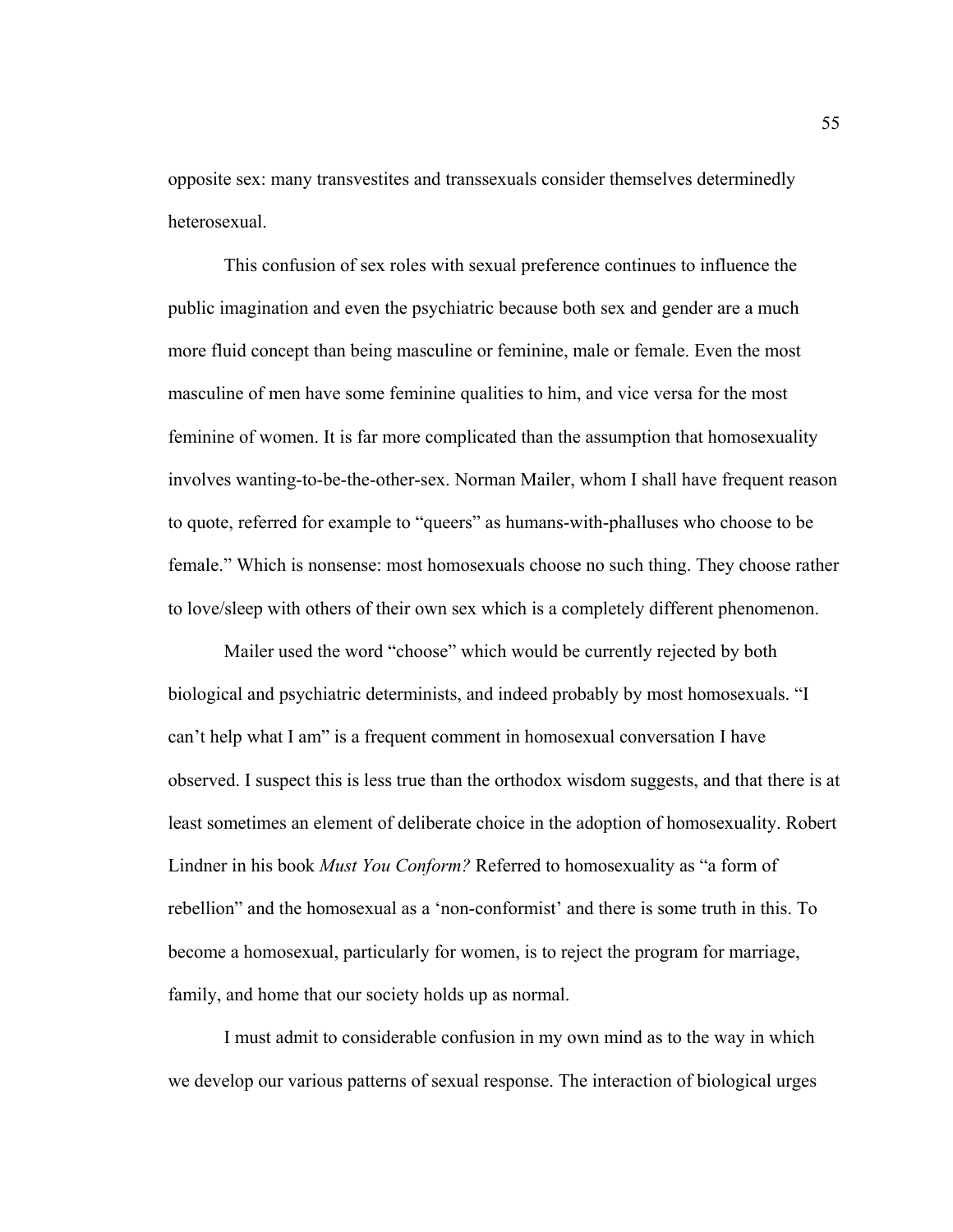opposite sex: many transvestites and transsexuals consider themselves determinedly heterosexual.

This confusion of sex roles with sexual preference continues to influence the public imagination and even the psychiatric because both sex and gender are a much more fluid concept than being masculine or feminine, male or female. Even the most masculine of men have some feminine qualities to him, and vice versa for the most feminine of women. It is far more complicated than the assumption that homosexuality involves wanting-to-be-the-other-sex. Norman Mailer, whom I shall have frequent reason to quote, referred for example to "queers" as humans-with-phalluses who choose to be female." Which is nonsense: most homosexuals choose no such thing. They choose rather to love/sleep with others of their own sex which is a completely different phenomenon.

Mailer used the word "choose" which would be currently rejected by both biological and psychiatric determinists, and indeed probably by most homosexuals. "I can't help what I am" is a frequent comment in homosexual conversation I have observed. I suspect this is less true than the orthodox wisdom suggests, and that there is at least sometimes an element of deliberate choice in the adoption of homosexuality. Robert Lindner in his book *Must You Conform?* Referred to homosexuality as "a form of rebellion" and the homosexual as a 'non-conformist' and there is some truth in this. To become a homosexual, particularly for women, is to reject the program for marriage, family, and home that our society holds up as normal.

I must admit to considerable confusion in my own mind as to the way in which we develop our various patterns of sexual response. The interaction of biological urges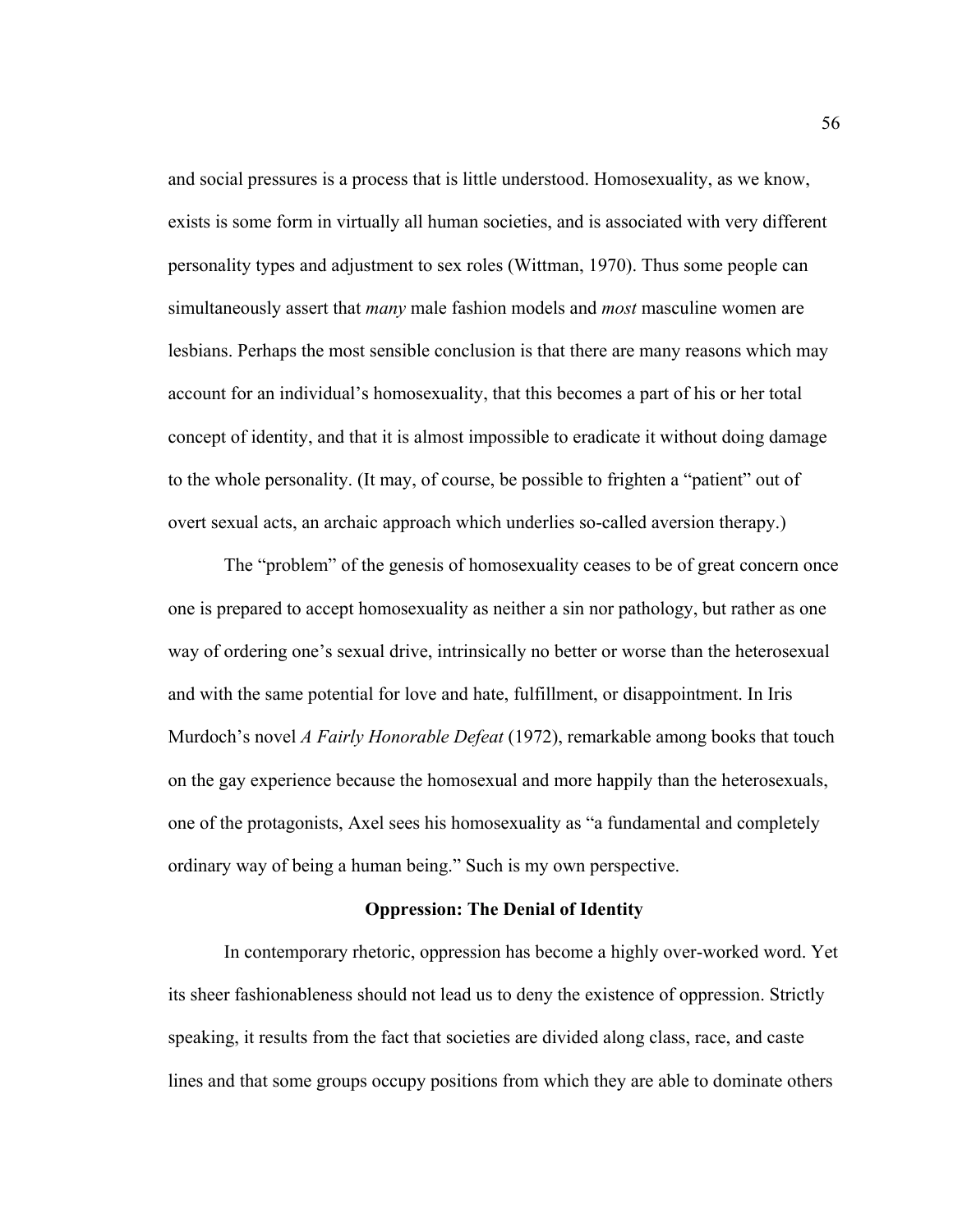and social pressures is a process that is little understood. Homosexuality, as we know, exists is some form in virtually all human societies, and is associated with very different personality types and adjustment to sex roles (Wittman, 1970). Thus some people can simultaneously assert that *many* male fashion models and *most* masculine women are lesbians. Perhaps the most sensible conclusion is that there are many reasons which may account for an individual's homosexuality, that this becomes a part of his or her total concept of identity, and that it is almost impossible to eradicate it without doing damage to the whole personality. (It may, of course, be possible to frighten a "patient" out of overt sexual acts, an archaic approach which underlies so-called aversion therapy.)

The "problem" of the genesis of homosexuality ceases to be of great concern once one is prepared to accept homosexuality as neither a sin nor pathology, but rather as one way of ordering one's sexual drive, intrinsically no better or worse than the heterosexual and with the same potential for love and hate, fulfillment, or disappointment. In Iris Murdoch's novel *A Fairly Honorable Defeat* (1972), remarkable among books that touch on the gay experience because the homosexual and more happily than the heterosexuals, one of the protagonists, Axel sees his homosexuality as "a fundamental and completely ordinary way of being a human being." Such is my own perspective.

## Oppression: The Denial of Identity

In contemporary rhetoric, oppression has become a highly over-worked word. Yet its sheer fashionableness should not lead us to deny the existence of oppression. Strictly speaking, it results from the fact that societies are divided along class, race, and caste lines and that some groups occupy positions from which they are able to dominate others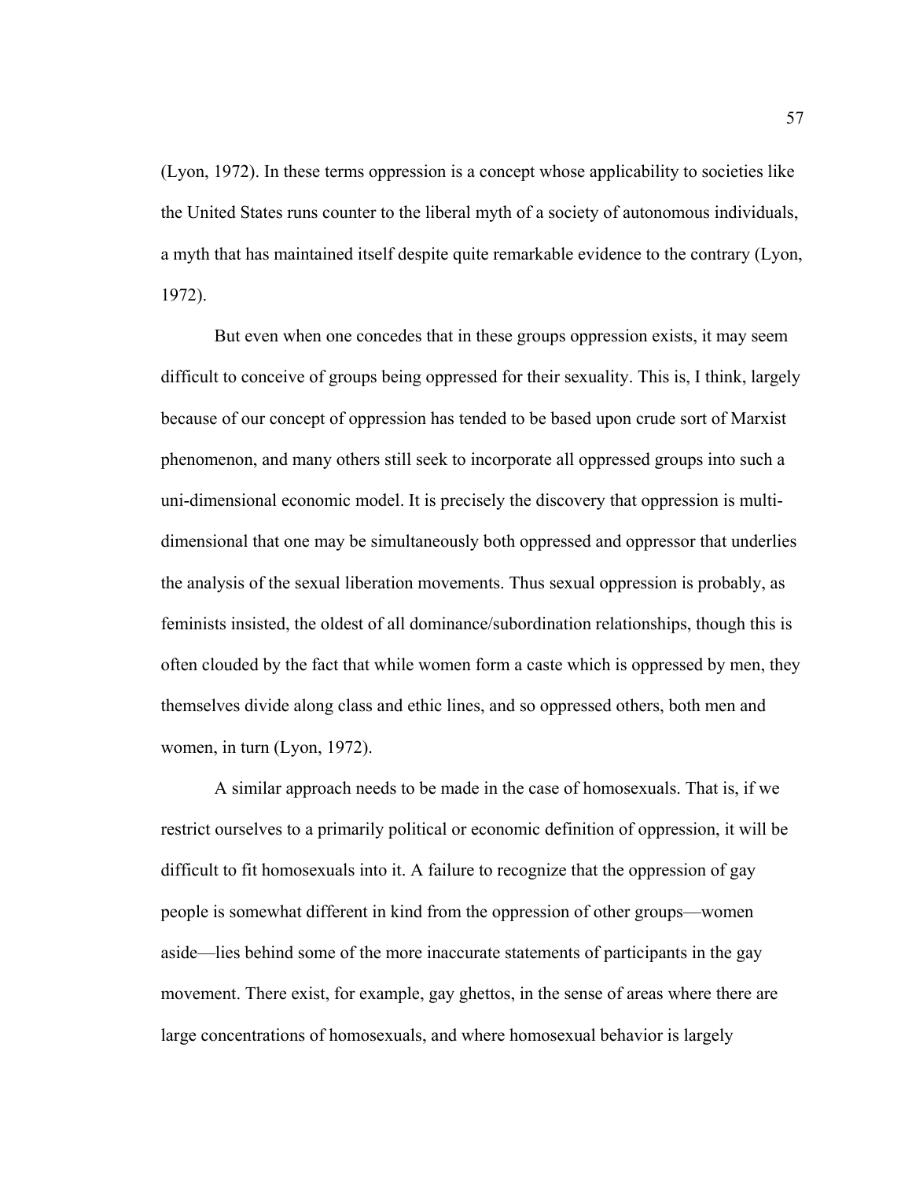(Lyon, 1972). In these terms oppression is a concept whose applicability to societies like the United States runs counter to the liberal myth of a society of autonomous individuals, a myth that has maintained itself despite quite remarkable evidence to the contrary (Lyon, 1972).

But even when one concedes that in these groups oppression exists, it may seem difficult to conceive of groups being oppressed for their sexuality. This is, I think, largely because of our concept of oppression has tended to be based upon crude sort of Marxist phenomenon, and many others still seek to incorporate all oppressed groups into such a uni-dimensional economic model. It is precisely the discovery that oppression is multi-dimensional that one may be simultaneously both oppressed and oppressor that underlies the analysis of the sexual liberation movements. Thus sexual oppression is probably, as feminists insisted, the oldest of all dominance/subordination relationships, though this is often clouded by the fact that while women form a caste which is oppressed by men, they themselves divide along class and ethic lines, and so oppressed others, both men and women, in turn (Lyon, 1972).

A similar approach needs to be made in the case of homosexuals. That is, if we restrict ourselves to a primarily political or economic definition of oppression, it will be difficult to fit homosexuals into it. A failure to recognize that the oppression of gay people is somewhat different in kind from the oppression of other groups—women aside—lies behind some of the more inaccurate statements of participants in the gay movement. There exist, for example, gay ghettos, in the sense of areas where there are large concentrations of homosexuals, and where homosexual behavior is largely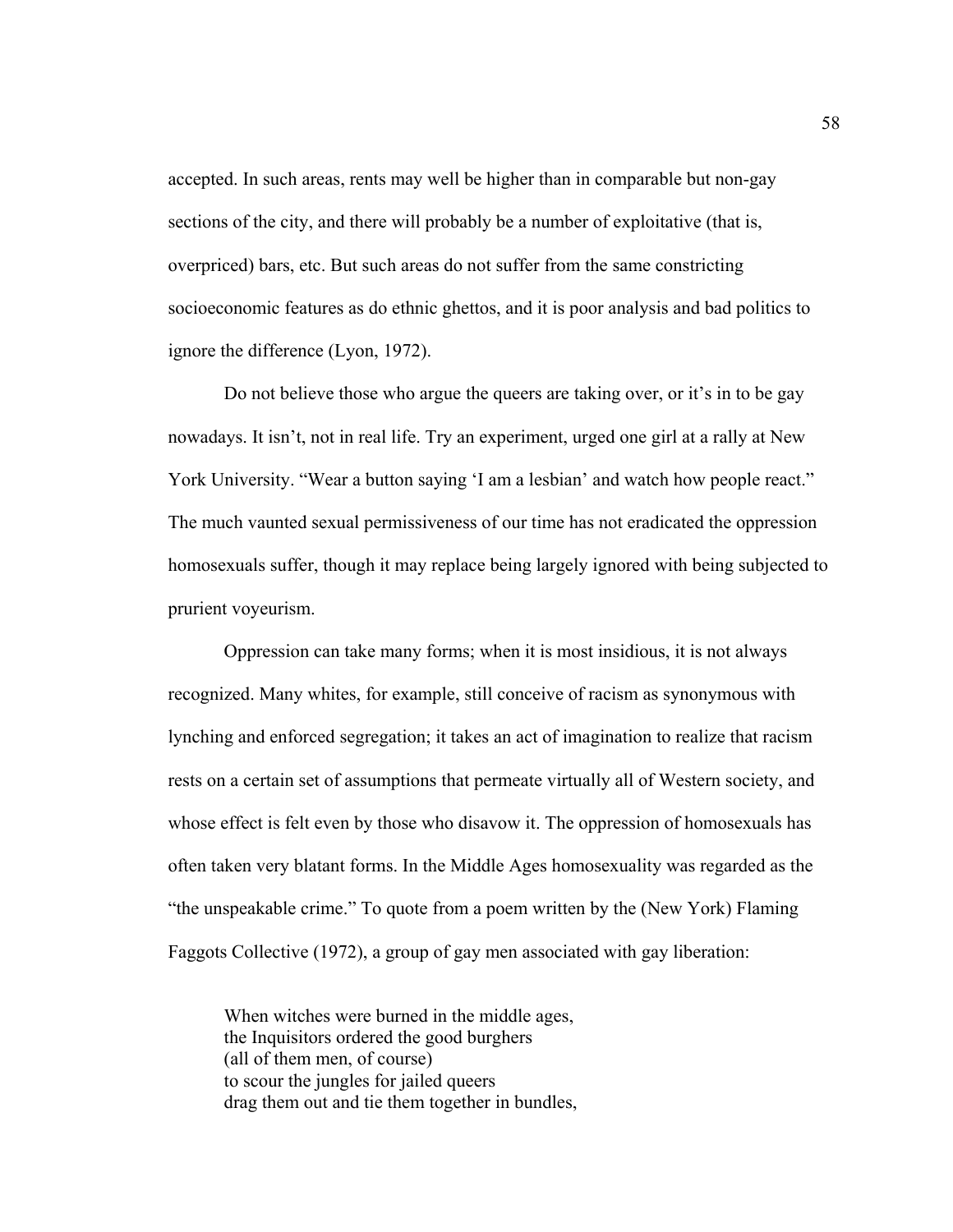accepted. In such areas, rents may well be higher than in comparable but non-gay sections of the city, and there will probably be a number of exploitative (that is, overpriced) bars, etc. But such areas do not suffer from the same constricting socioeconomic features as do ethnic ghettos, and it is poor analysis and bad politics to ignore the difference (Lyon, 1972).

Do not believe those who argue the queers are taking over, or it's in to be gay nowadays. It isn't, not in real life. Try an experiment, urged one girl at a rally at New York University. "Wear a button saying 'I am a lesbian' and watch how people react." The much vaunted sexual permissiveness of our time has not eradicated the oppression homosexuals suffer, though it may replace being largely ignored with being subjected to prurient voyeurism.

Oppression can take many forms; when it is most insidious, it is not always recognized. Many whites, for example, still conceive of racism as synonymous with lynching and enforced segregation; it takes an act of imagination to realize that racism rests on a certain set of assumptions that permeate virtually all of Western society, and whose effect is felt even by those who disavow it. The oppression of homosexuals has often taken very blatant forms. In the Middle Ages homosexuality was regarded as the "the unspeakable crime." To quote from a poem written by the (New York) Flaming Faggots Collective (1972), a group of gay men associated with gay liberation:

> When witches were burned in the middle ages,
> the Inquisitors ordered the good burghers
> (all of them men, of course)
> to scour the jungles for jailed queers
> drag them out and tie them together in bundles,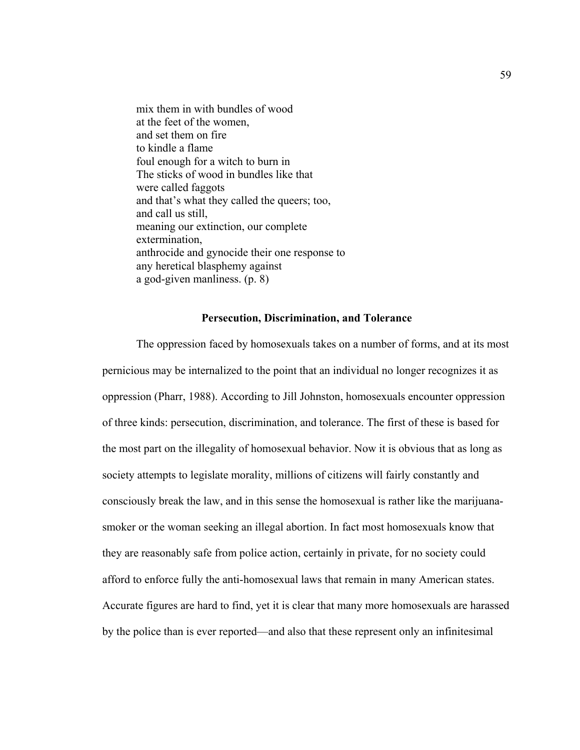mix them in with bundles of wood  
at the feet of the women,  
and set them on fire  
to kindle a flame  
foul enough for a witch to burn in  
The sticks of wood in bundles like that  
were called faggots  
and that's what they called the queers; too,  
and call us still,  
meaning our extinction, our complete  
extermination,  
anthrocide and gynocide their one response to  
any heretical blasphemy against  
a god-given manliness. (p. 8)

### Persecution, Discrimination, and Tolerance

The oppression faced by homosexuals takes on a number of forms, and at its most pernicious may be internalized to the point that an individual no longer recognizes it as oppression (Pharr, 1988). According to Jill Johnston, homosexuals encounter oppression of three kinds: persecution, discrimination, and tolerance. The first of these is based for the most part on the illegality of homosexual behavior. Now it is obvious that as long as society attempts to legislate morality, millions of citizens will fairly constantly and consciously break the law, and in this sense the homosexual is rather like the marijuana-smoker or the woman seeking an illegal abortion. In fact most homosexuals know that they are reasonably safe from police action, certainly in private, for no society could afford to enforce fully the anti-homosexual laws that remain in many American states. Accurate figures are hard to find, yet it is clear that many more homosexuals are harassed by the police than is ever reported—and also that these represent only an infinitesimal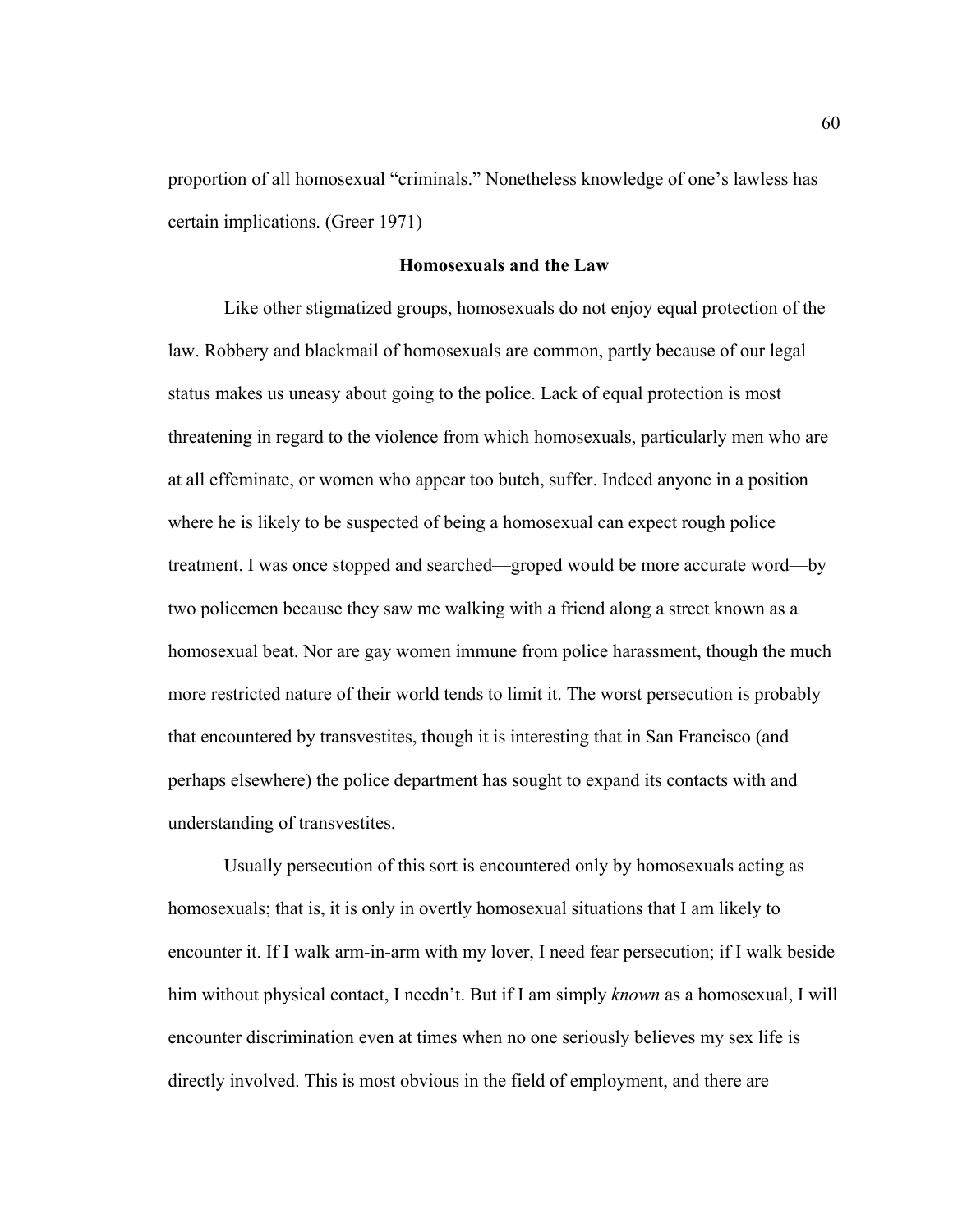proportion of all homosexual "criminals." Nonetheless knowledge of one's lawless has certain implications. (Greer 1971)

## Homosexuals and the Law

Like other stigmatized groups, homosexuals do not enjoy equal protection of the law. Robbery and blackmail of homosexuals are common, partly because of our legal status makes us uneasy about going to the police. Lack of equal protection is most threatening in regard to the violence from which homosexuals, particularly men who are at all effeminate, or women who appear too butch, suffer. Indeed anyone in a position where he is likely to be suspected of being a homosexual can expect rough police treatment. I was once stopped and searched—groped would be more accurate word—by two policemen because they saw me walking with a friend along a street known as a homosexual beat. Nor are gay women immune from police harassment, though the much more restricted nature of their world tends to limit it. The worst persecution is probably that encountered by transvestites, though it is interesting that in San Francisco (and perhaps elsewhere) the police department has sought to expand its contacts with and understanding of transvestites.

Usually persecution of this sort is encountered only by homosexuals acting as homosexuals; that is, it is only in overtly homosexual situations that I am likely to encounter it. If I walk arm-in-arm with my lover, I need fear persecution; if I walk beside him without physical contact, I needn't. But if I am simply *known* as a homosexual, I will encounter discrimination even at times when no one seriously believes my sex life is directly involved. This is most obvious in the field of employment, and there are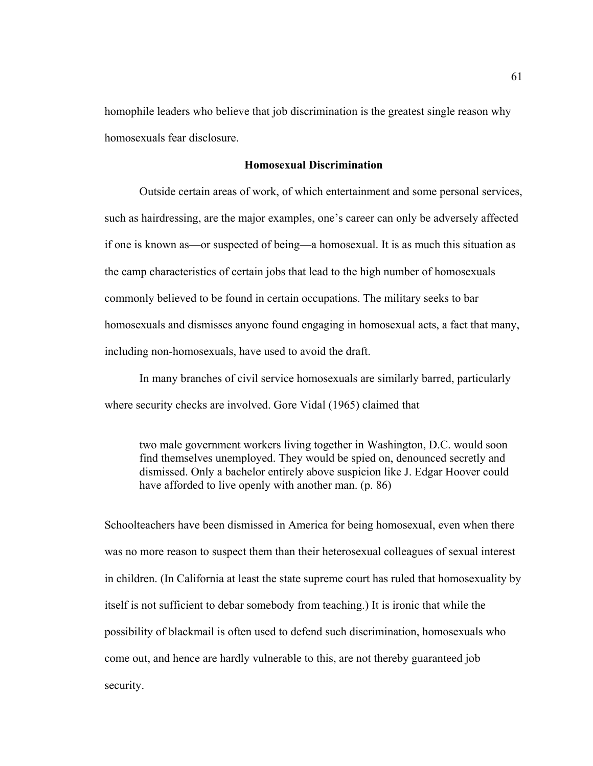homophile leaders who believe that job discrimination is the greatest single reason why homosexuals fear disclosure.

### Homosexual Discrimination

Outside certain areas of work, of which entertainment and some personal services, such as hairdressing, are the major examples, one's career can only be adversely affected if one is known as—or suspected of being—a homosexual. It is as much this situation as the camp characteristics of certain jobs that lead to the high number of homosexuals commonly believed to be found in certain occupations. The military seeks to bar homosexuals and dismisses anyone found engaging in homosexual acts, a fact that many, including non-homosexuals, have used to avoid the draft.

In many branches of civil service homosexuals are similarly barred, particularly where security checks are involved. Gore Vidal (1965) claimed that

> two male government workers living together in Washington, D.C. would soon find themselves unemployed. They would be spied on, denounced secretly and dismissed. Only a bachelor entirely above suspicion like J. Edgar Hoover could have afforded to live openly with another man. (p. 86)

Schoolteachers have been dismissed in America for being homosexual, even when there was no more reason to suspect them than their heterosexual colleagues of sexual interest in children. (In California at least the state supreme court has ruled that homosexuality by itself is not sufficient to debar somebody from teaching.) It is ironic that while the possibility of blackmail is often used to defend such discrimination, homosexuals who come out, and hence are hardly vulnerable to this, are not thereby guaranteed job security.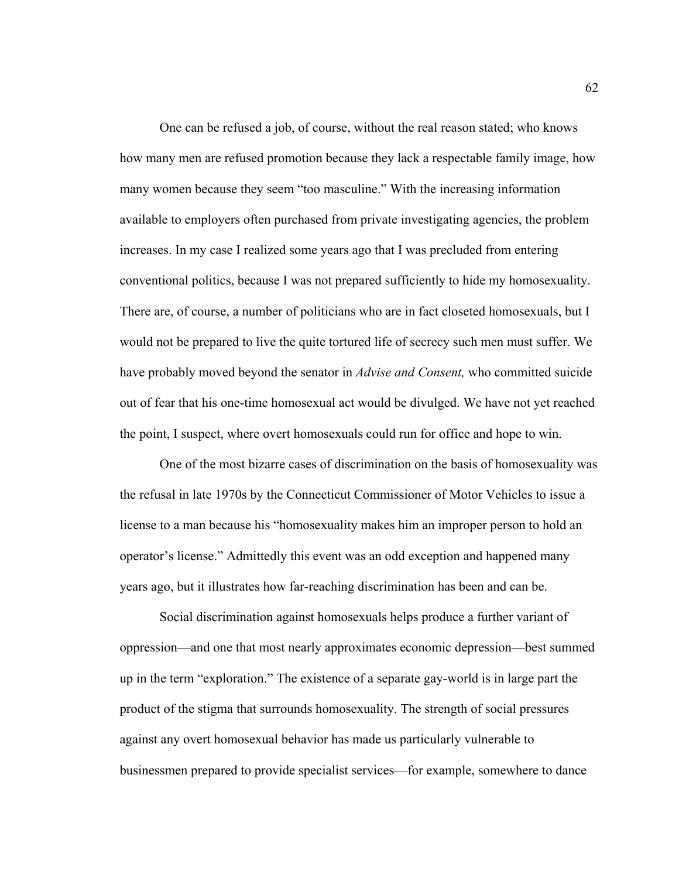One can be refused a job, of course, without the real reason stated; who knows how many men are refused promotion because they lack a respectable family image, how many women because they seem "too masculine." With the increasing information available to employers often purchased from private investigating agencies, the problem increases. In my case I realized some years ago that I was precluded from entering conventional politics, because I was not prepared sufficiently to hide my homosexuality. There are, of course, a number of politicians who are in fact closeted homosexuals, but I would not be prepared to live the quite tortured life of secrecy such men must suffer. We have probably moved beyond the senator in *Advise and Consent,* who committed suicide out of fear that his one-time homosexual act would be divulged. We have not yet reached the point, I suspect, where overt homosexuals could run for office and hope to win.

One of the most bizarre cases of discrimination on the basis of homosexuality was the refusal in late 1970s by the Connecticut Commissioner of Motor Vehicles to issue a license to a man because his "homosexuality makes him an improper person to hold an operator's license." Admittedly this event was an odd exception and happened many years ago, but it illustrates how far-reaching discrimination has been and can be.

Social discrimination against homosexuals helps produce a further variant of oppression—and one that most nearly approximates economic depression—best summed up in the term "exploration." The existence of a separate gay-world is in large part the product of the stigma that surrounds homosexuality. The strength of social pressures against any overt homosexual behavior has made us particularly vulnerable to businessmen prepared to provide specialist services—for example, somewhere to dance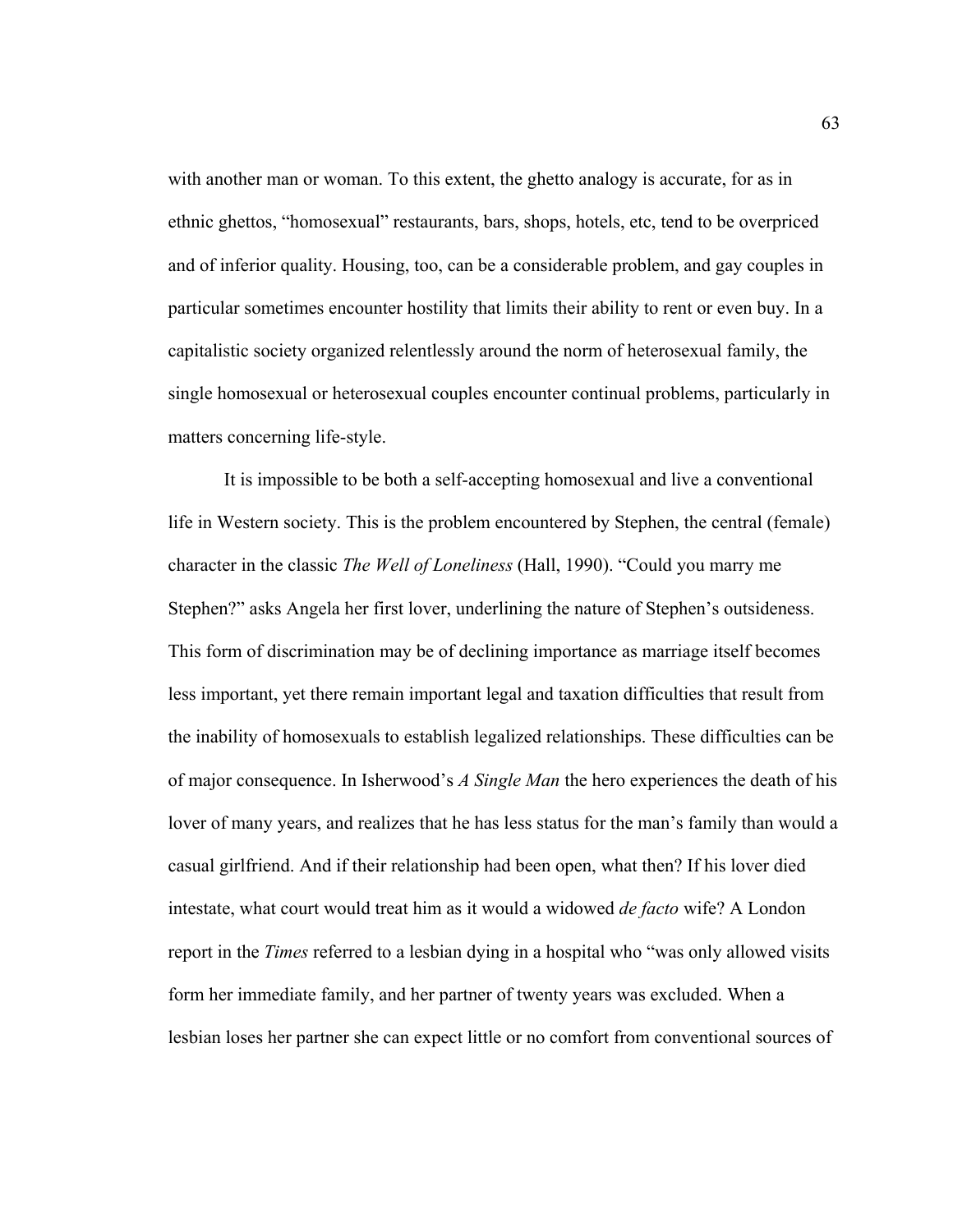with another man or woman. To this extent, the ghetto analogy is accurate, for as in ethnic ghettos, “homosexual” restaurants, bars, shops, hotels, etc, tend to be overpriced and of inferior quality. Housing, too, can be a considerable problem, and gay couples in particular sometimes encounter hostility that limits their ability to rent or even buy. In a capitalistic society organized relentlessly around the norm of heterosexual family, the single homosexual or heterosexual couples encounter continual problems, particularly in matters concerning life-style.

It is impossible to be both a self-accepting homosexual and live a conventional life in Western society. This is the problem encountered by Stephen, the central (female) character in the classic *The Well of Loneliness* (Hall, 1990). “Could you marry me Stephen?” asks Angela her first lover, underlining the nature of Stephen’s outsideness. This form of discrimination may be of declining importance as marriage itself becomes less important, yet there remain important legal and taxation difficulties that result from the inability of homosexuals to establish legalized relationships. These difficulties can be of major consequence. In Isherwood’s *A Single Man* the hero experiences the death of his lover of many years, and realizes that he has less status for the man’s family than would a casual girlfriend. And if their relationship had been open, what then? If his lover died intestate, what court would treat him as it would a widowed *de facto* wife? A London report in the *Times* referred to a lesbian dying in a hospital who “was only allowed visits form her immediate family, and her partner of twenty years was excluded. When a lesbian loses her partner she can expect little or no comfort from conventional sources of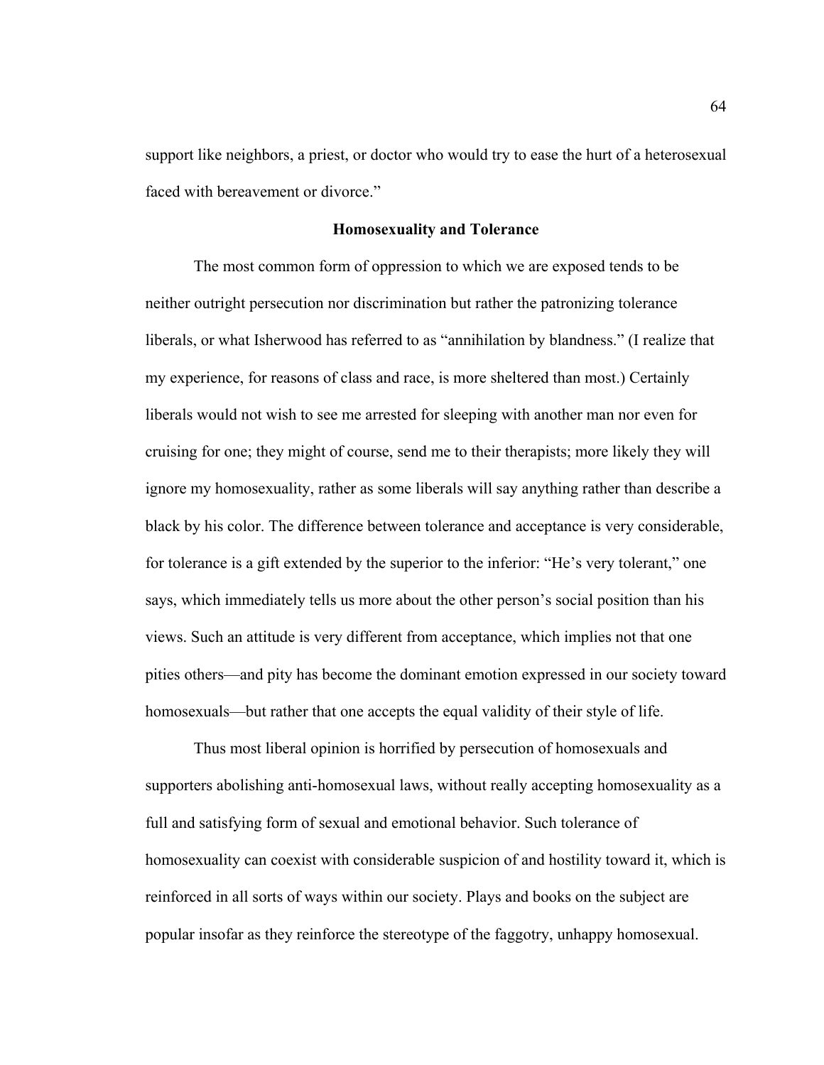support like neighbors, a priest, or doctor who would try to ease the hurt of a heterosexual faced with bereavement or divorce."

## Homosexuality and Tolerance

The most common form of oppression to which we are exposed tends to be neither outright persecution nor discrimination but rather the patronizing tolerance liberals, or what Isherwood has referred to as "annihilation by blandness." (I realize that my experience, for reasons of class and race, is more sheltered than most.) Certainly liberals would not wish to see me arrested for sleeping with another man nor even for cruising for one; they might of course, send me to their therapists; more likely they will ignore my homosexuality, rather as some liberals will say anything rather than describe a black by his color. The difference between tolerance and acceptance is very considerable, for tolerance is a gift extended by the superior to the inferior: "He's very tolerant," one says, which immediately tells us more about the other person's social position than his views. Such an attitude is very different from acceptance, which implies not that one pities others—and pity has become the dominant emotion expressed in our society toward homosexuals—but rather that one accepts the equal validity of their style of life.

Thus most liberal opinion is horrified by persecution of homosexuals and supporters abolishing anti-homosexual laws, without really accepting homosexuality as a full and satisfying form of sexual and emotional behavior. Such tolerance of homosexuality can coexist with considerable suspicion of and hostility toward it, which is reinforced in all sorts of ways within our society. Plays and books on the subject are popular insofar as they reinforce the stereotype of the faggotry, unhappy homosexual.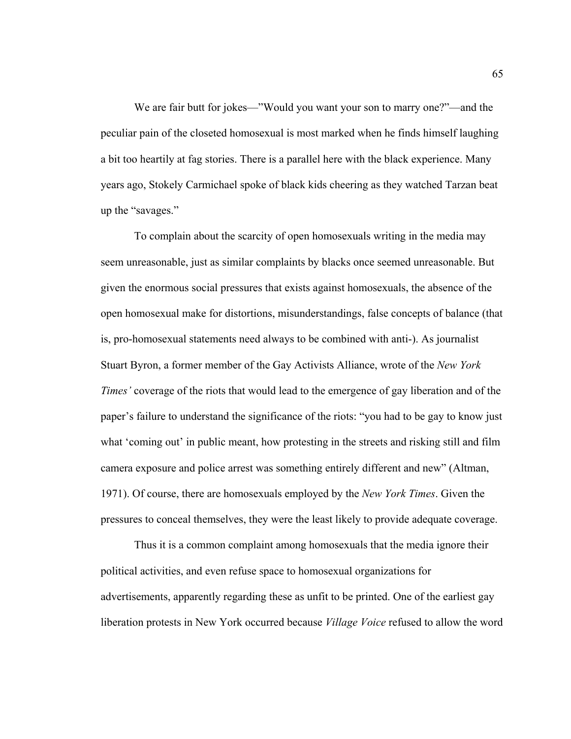We are fair butt for jokes—”Would you want your son to marry one?”—and the peculiar pain of the closeted homosexual is most marked when he finds himself laughing a bit too heartily at fag stories. There is a parallel here with the black experience. Many years ago, Stokely Carmichael spoke of black kids cheering as they watched Tarzan beat up the “savages.”

To complain about the scarcity of open homosexuals writing in the media may seem unreasonable, just as similar complaints by blacks once seemed unreasonable. But given the enormous social pressures that exists against homosexuals, the absence of the open homosexual make for distortions, misunderstandings, false concepts of balance (that is, pro-homosexual statements need always to be combined with anti-). As journalist Stuart Byron, a former member of the Gay Activists Alliance, wrote of the *New York Times’* coverage of the riots that would lead to the emergence of gay liberation and of the paper’s failure to understand the significance of the riots: “you had to be gay to know just what ‘coming out’ in public meant, how protesting in the streets and risking still and film camera exposure and police arrest was something entirely different and new” (Altman, 1971). Of course, there are homosexuals employed by the *New York Times*. Given the pressures to conceal themselves, they were the least likely to provide adequate coverage.

Thus it is a common complaint among homosexuals that the media ignore their political activities, and even refuse space to homosexual organizations for advertisements, apparently regarding these as unfit to be printed. One of the earliest gay liberation protests in New York occurred because *Village Voice* refused to allow the word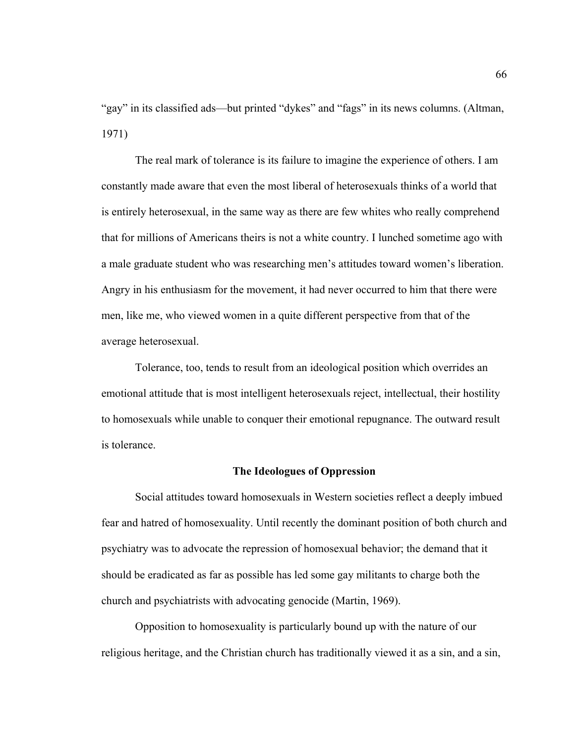"gay" in its classified ads—but printed "dykes" and "fags" in its news columns. (Altman, 1971)

The real mark of tolerance is its failure to imagine the experience of others. I am constantly made aware that even the most liberal of heterosexuals thinks of a world that is entirely heterosexual, in the same way as there are few whites who really comprehend that for millions of Americans theirs is not a white country. I lunched sometime ago with a male graduate student who was researching men's attitudes toward women's liberation. Angry in his enthusiasm for the movement, it had never occurred to him that there were men, like me, who viewed women in a quite different perspective from that of the average heterosexual.

Tolerance, too, tends to result from an ideological position which overrides an emotional attitude that is most intelligent heterosexuals reject, intellectual, their hostility to homosexuals while unable to conquer their emotional repugnance. The outward result is tolerance.

### The Ideologues of Oppression

Social attitudes toward homosexuals in Western societies reflect a deeply imbued fear and hatred of homosexuality. Until recently the dominant position of both church and psychiatry was to advocate the repression of homosexual behavior; the demand that it should be eradicated as far as possible has led some gay militants to charge both the church and psychiatrists with advocating genocide (Martin, 1969).

Opposition to homosexuality is particularly bound up with the nature of our religious heritage, and the Christian church has traditionally viewed it as a sin, and a sin,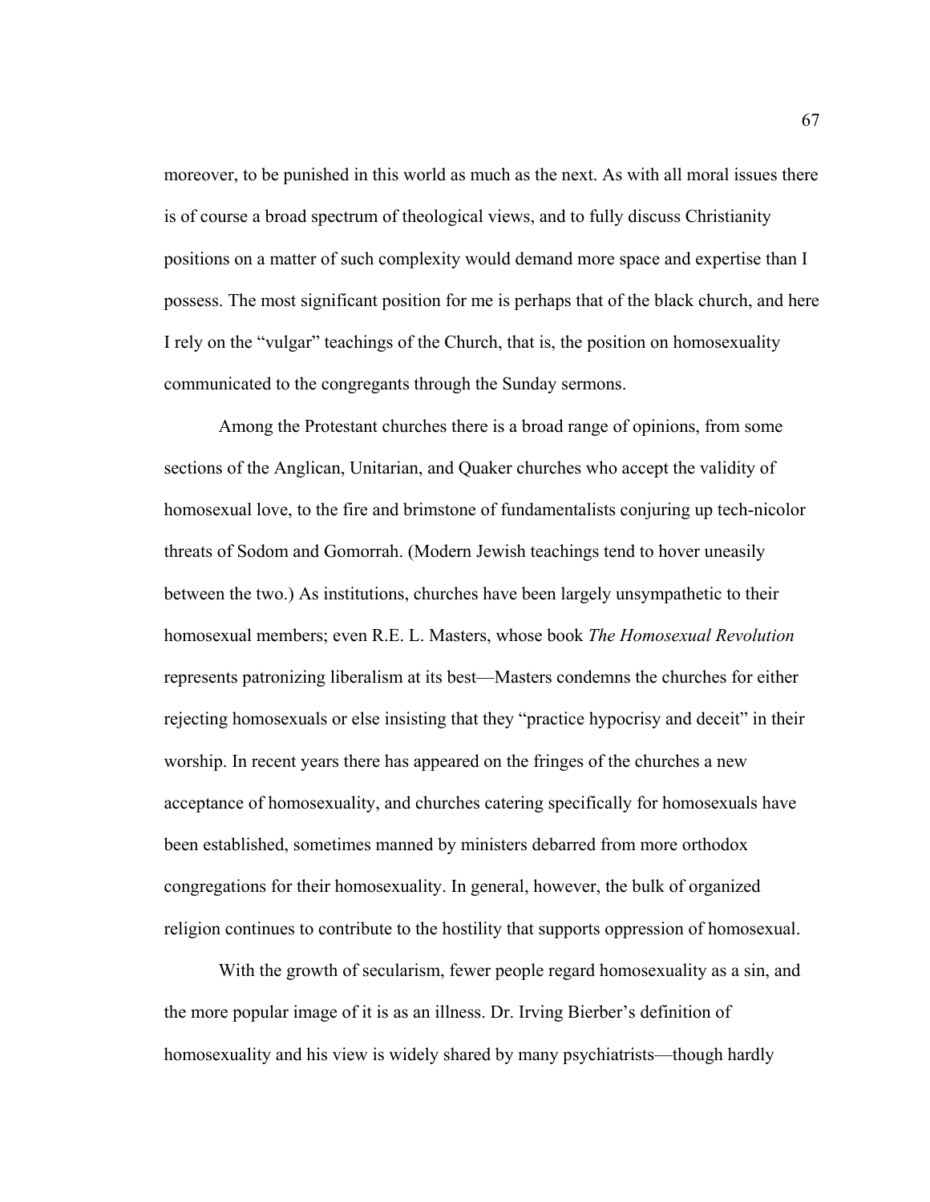moreover, to be punished in this world as much as the next. As with all moral issues there is of course a broad spectrum of theological views, and to fully discuss Christianity positions on a matter of such complexity would demand more space and expertise than I possess. The most significant position for me is perhaps that of the black church, and here I rely on the "vulgar" teachings of the Church, that is, the position on homosexuality communicated to the congregants through the Sunday sermons.

Among the Protestant churches there is a broad range of opinions, from some sections of the Anglican, Unitarian, and Quaker churches who accept the validity of homosexual love, to the fire and brimstone of fundamentalists conjuring up tech-nicolor threats of Sodom and Gomorrah. (Modern Jewish teachings tend to hover uneasily between the two.) As institutions, churches have been largely unsympathetic to their homosexual members; even R.E. L. Masters, whose book *The Homosexual Revolution* represents patronizing liberalism at its best—Masters condemns the churches for either rejecting homosexuals or else insisting that they "practice hypocrisy and deceit" in their worship. In recent years there has appeared on the fringes of the churches a new acceptance of homosexuality, and churches catering specifically for homosexuals have been established, sometimes manned by ministers debarred from more orthodox congregations for their homosexuality. In general, however, the bulk of organized religion continues to contribute to the hostility that supports oppression of homosexual.

With the growth of secularism, fewer people regard homosexuality as a sin, and the more popular image of it is as an illness. Dr. Irving Bierber's definition of homosexuality and his view is widely shared by many psychiatrists—though hardly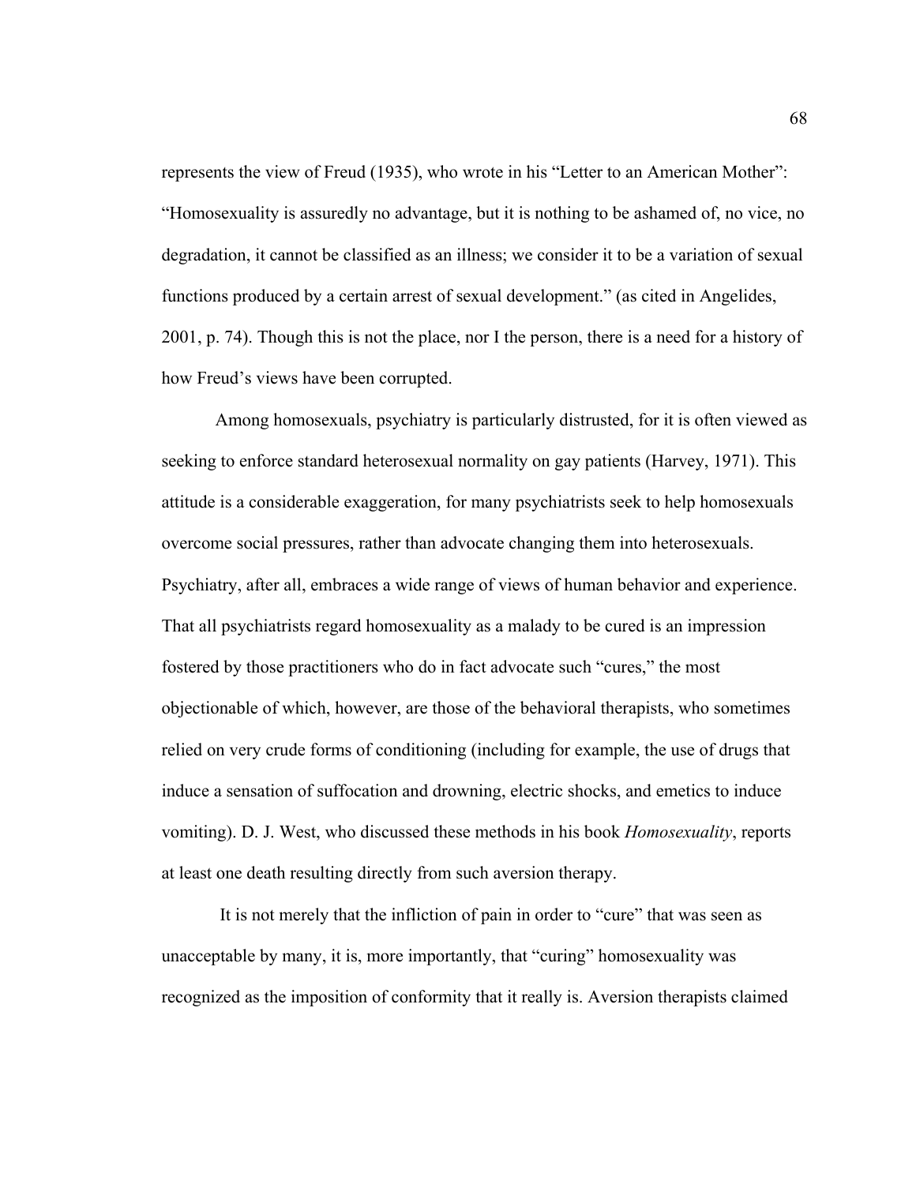represents the view of Freud (1935), who wrote in his "Letter to an American Mother": "Homosexuality is assuredly no advantage, but it is nothing to be ashamed of, no vice, no degradation, it cannot be classified as an illness; we consider it to be a variation of sexual functions produced by a certain arrest of sexual development." (as cited in Angelides, 2001, p. 74). Though this is not the place, nor I the person, there is a need for a history of how Freud's views have been corrupted.

Among homosexuals, psychiatry is particularly distrusted, for it is often viewed as seeking to enforce standard heterosexual normality on gay patients (Harvey, 1971). This attitude is a considerable exaggeration, for many psychiatrists seek to help homosexuals overcome social pressures, rather than advocate changing them into heterosexuals. Psychiatry, after all, embraces a wide range of views of human behavior and experience. That all psychiatrists regard homosexuality as a malady to be cured is an impression fostered by those practitioners who do in fact advocate such "cures," the most objectionable of which, however, are those of the behavioral therapists, who sometimes relied on very crude forms of conditioning (including for example, the use of drugs that induce a sensation of suffocation and drowning, electric shocks, and emetics to induce vomiting). D. J. West, who discussed these methods in his book *Homosexuality*, reports at least one death resulting directly from such aversion therapy.

It is not merely that the infliction of pain in order to "cure" that was seen as unacceptable by many, it is, more importantly, that "curing" homosexuality was recognized as the imposition of conformity that it really is. Aversion therapists claimed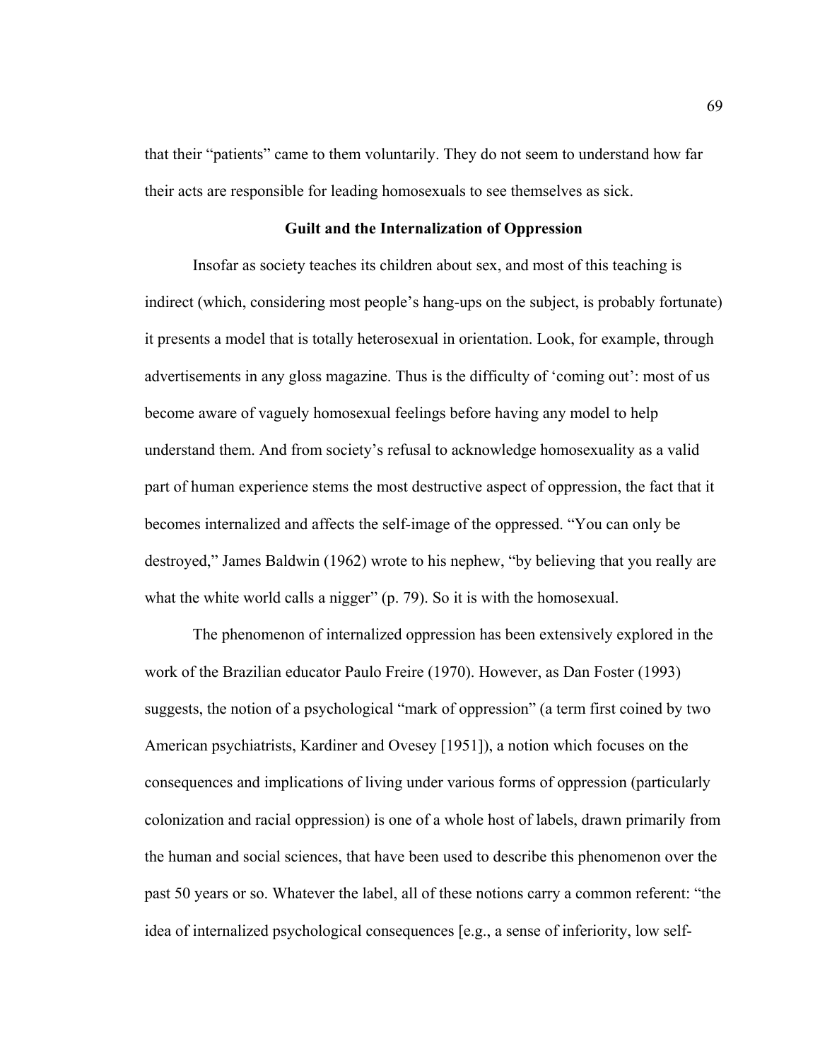that their "patients" came to them voluntarily. They do not seem to understand how far their acts are responsible for leading homosexuals to see themselves as sick.

### Guilt and the Internalization of Oppression

Insofar as society teaches its children about sex, and most of this teaching is indirect (which, considering most people's hang-ups on the subject, is probably fortunate) it presents a model that is totally heterosexual in orientation. Look, for example, through advertisements in any gloss magazine. Thus is the difficulty of 'coming out': most of us become aware of vaguely homosexual feelings before having any model to help understand them. And from society's refusal to acknowledge homosexuality as a valid part of human experience stems the most destructive aspect of oppression, the fact that it becomes internalized and affects the self-image of the oppressed. "You can only be destroyed," James Baldwin (1962) wrote to his nephew, "by believing that you really are what the white world calls a nigger" (p. 79). So it is with the homosexual.

The phenomenon of internalized oppression has been extensively explored in the work of the Brazilian educator Paulo Freire (1970). However, as Dan Foster (1993) suggests, the notion of a psychological "mark of oppression" (a term first coined by two American psychiatrists, Kardiner and Ovesey [1951]), a notion which focuses on the consequences and implications of living under various forms of oppression (particularly colonization and racial oppression) is one of a whole host of labels, drawn primarily from the human and social sciences, that have been used to describe this phenomenon over the past 50 years or so. Whatever the label, all of these notions carry a common referent: "the idea of internalized psychological consequences [e.g., a sense of inferiority, low self-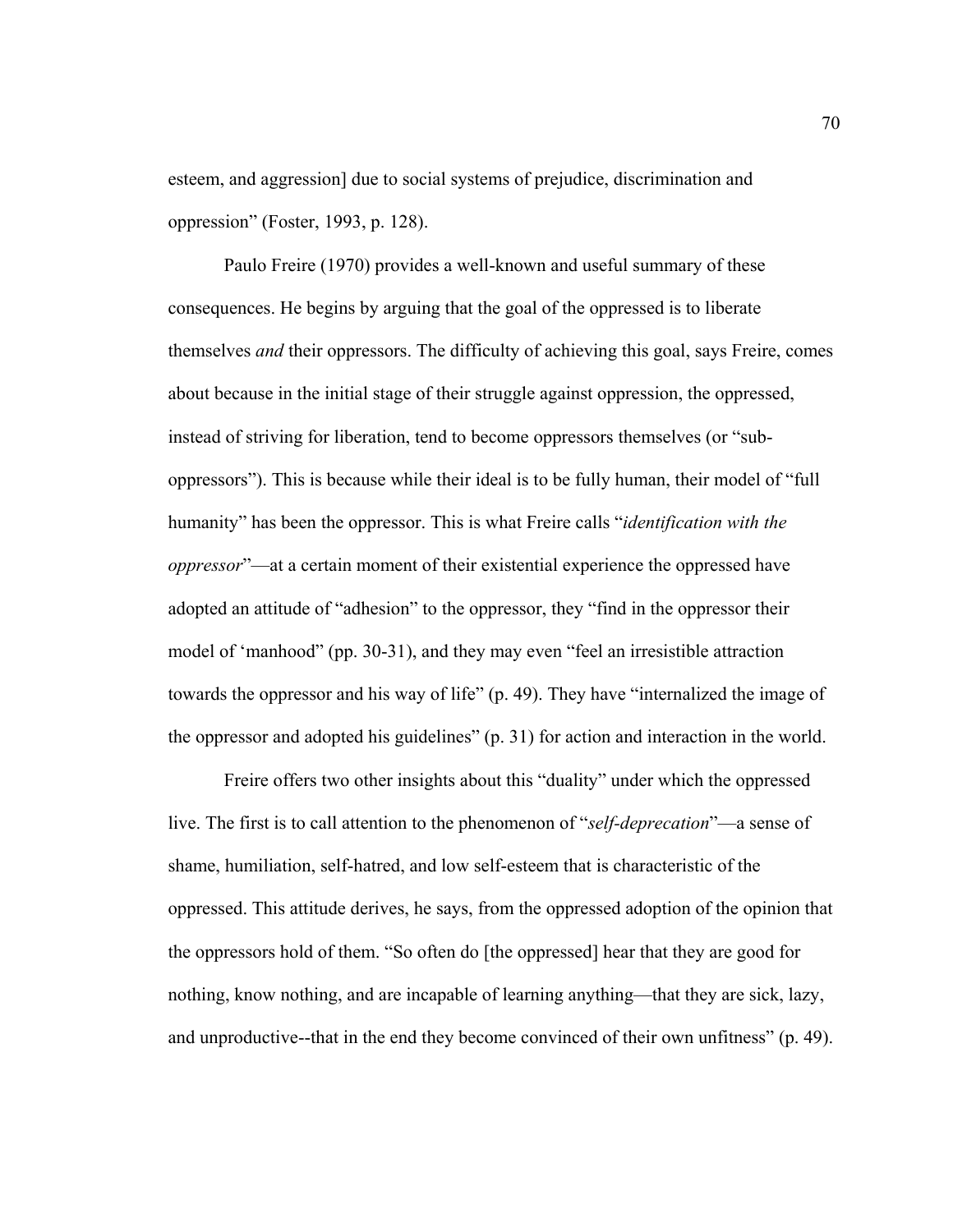esteem, and aggression] due to social systems of prejudice, discrimination and oppression" (Foster, 1993, p. 128).

Paulo Freire (1970) provides a well-known and useful summary of these consequences. He begins by arguing that the goal of the oppressed is to liberate themselves *and* their oppressors. The difficulty of achieving this goal, says Freire, comes about because in the initial stage of their struggle against oppression, the oppressed, instead of striving for liberation, tend to become oppressors themselves (or "sub-oppressors"). This is because while their ideal is to be fully human, their model of "full humanity" has been the oppressor. This is what Freire calls "*identification with the oppressor*"—at a certain moment of their existential experience the oppressed have adopted an attitude of "adhesion" to the oppressor, they "find in the oppressor their model of 'manhood" (pp. 30-31), and they may even "feel an irresistible attraction towards the oppressor and his way of life" (p. 49). They have "internalized the image of the oppressor and adopted his guidelines" (p. 31) for action and interaction in the world.

Freire offers two other insights about this "duality" under which the oppressed live. The first is to call attention to the phenomenon of "*self-deprecation*"—a sense of shame, humiliation, self-hatred, and low self-esteem that is characteristic of the oppressed. This attitude derives, he says, from the oppressed adoption of the opinion that the oppressors hold of them. "So often do [the oppressed] hear that they are good for nothing, know nothing, and are incapable of learning anything—that they are sick, lazy, and unproductive--that in the end they become convinced of their own unfitness" (p. 49).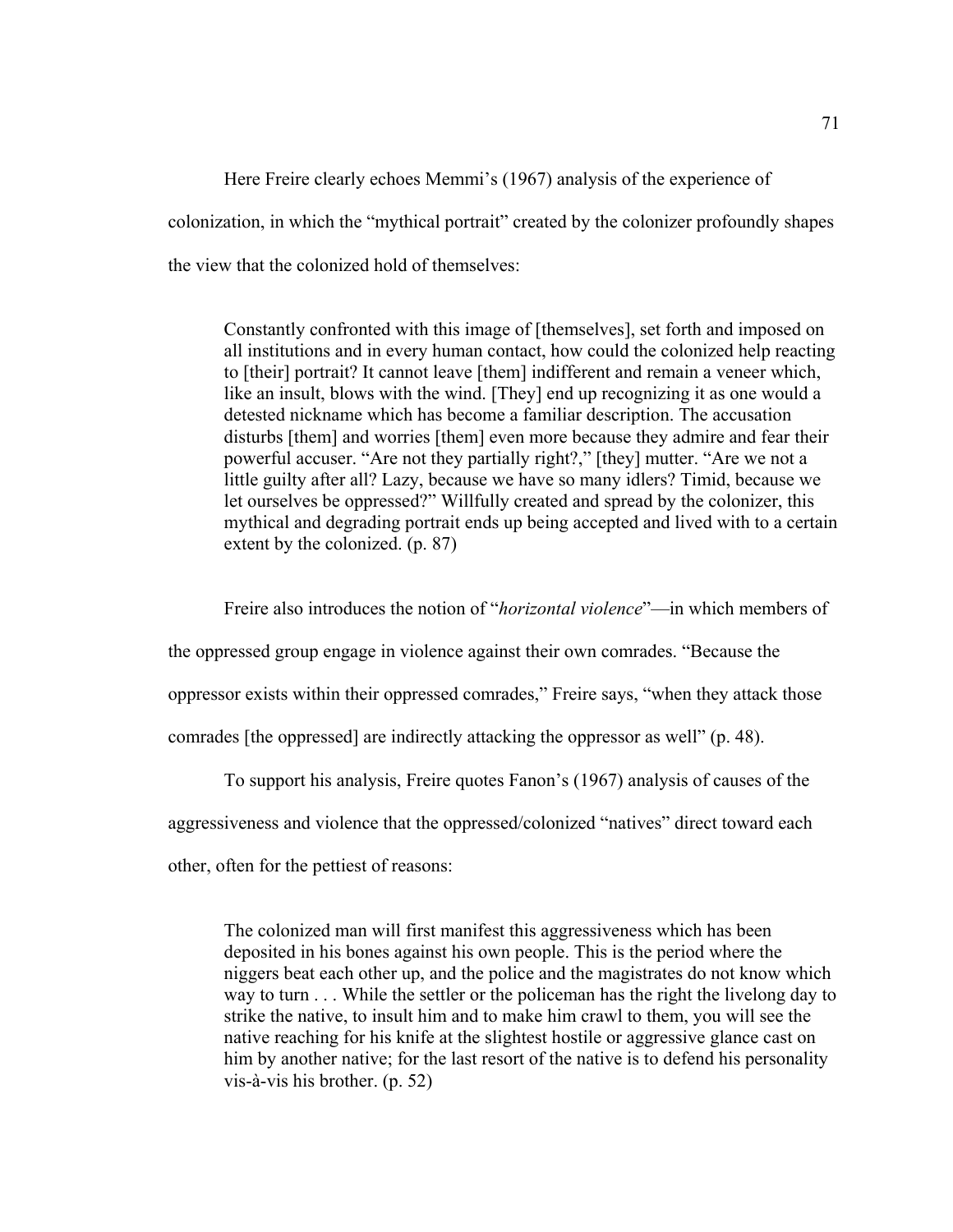Here Freire clearly echoes Memmi's (1967) analysis of the experience of colonization, in which the "mythical portrait" created by the colonizer profoundly shapes the view that the colonized hold of themselves:

> Constantly confronted with this image of [themselves], set forth and imposed on all institutions and in every human contact, how could the colonized help reacting to [their] portrait? It cannot leave [them] indifferent and remain a veneer which, like an insult, blows with the wind. [They] end up recognizing it as one would a detested nickname which has become a familiar description. The accusation disturbs [them] and worries [them] even more because they admire and fear their powerful accuser. "Are not they partially right?," [they] mutter. "Are we not a little guilty after all? Lazy, because we have so many idlers? Timid, because we let ourselves be oppressed?" Willfully created and spread by the colonizer, this mythical and degrading portrait ends up being accepted and lived with to a certain extent by the colonized. (p. 87)

Freire also introduces the notion of "*horizontal violence*"—in which members of the oppressed group engage in violence against their own comrades. "Because the oppressor exists within their oppressed comrades," Freire says, "when they attack those comrades [the oppressed] are indirectly attacking the oppressor as well" (p. 48).

To support his analysis, Freire quotes Fanon's (1967) analysis of causes of the aggressiveness and violence that the oppressed/colonized "natives" direct toward each other, often for the pettiest of reasons:

> The colonized man will first manifest this aggressiveness which has been deposited in his bones against his own people. This is the period where the niggers beat each other up, and the police and the magistrates do not know which way to turn . . . While the settler or the policeman has the right the livelong day to strike the native, to insult him and to make him crawl to them, you will see the native reaching for his knife at the slightest hostile or aggressive glance cast on him by another native; for the last resort of the native is to defend his personality vis-à-vis his brother. (p. 52)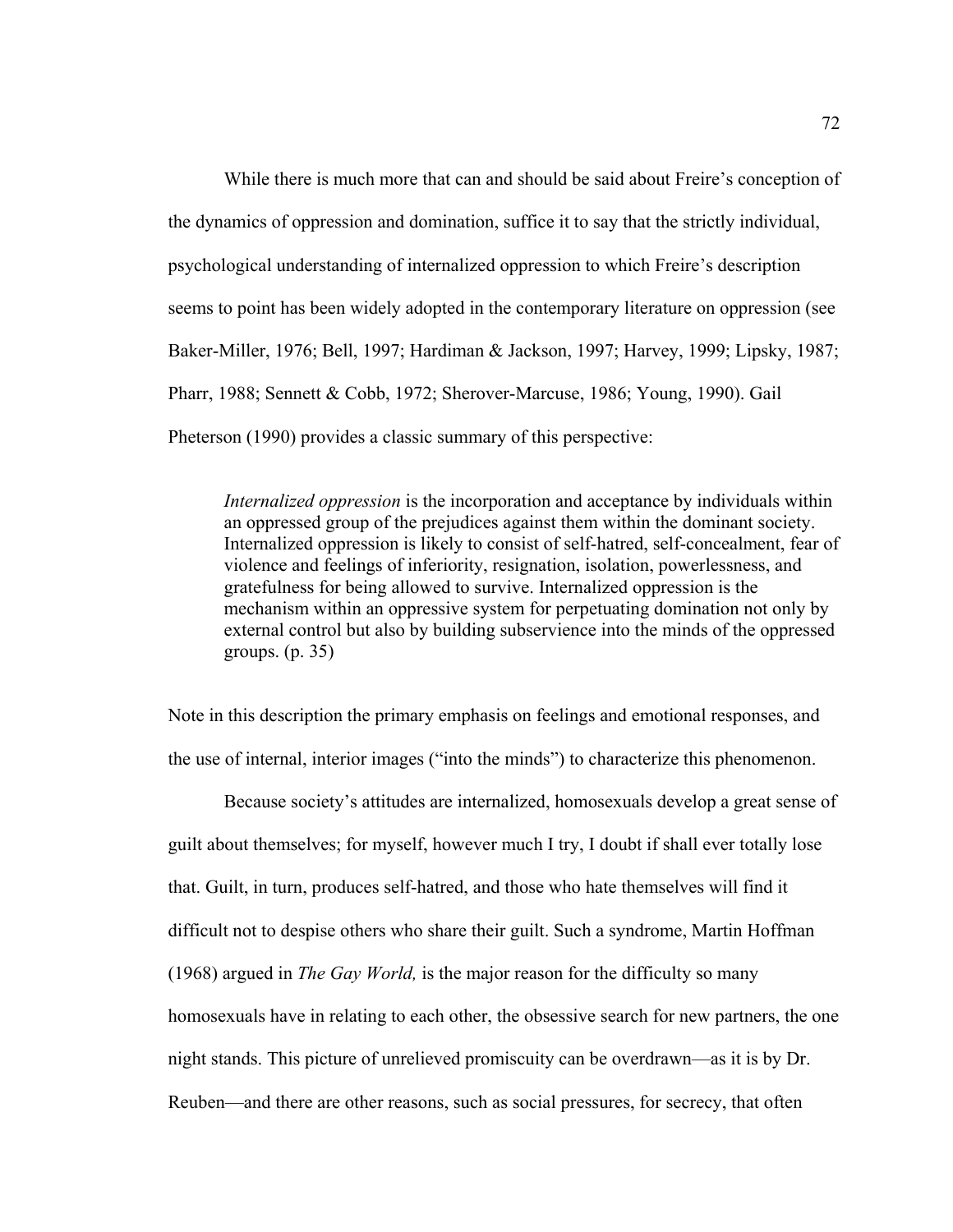While there is much more that can and should be said about Freire's conception of the dynamics of oppression and domination, suffice it to say that the strictly individual, psychological understanding of internalized oppression to which Freire's description seems to point has been widely adopted in the contemporary literature on oppression (see Baker-Miller, 1976; Bell, 1997; Hardiman & Jackson, 1997; Harvey, 1999; Lipsky, 1987; Pharr, 1988; Sennett & Cobb, 1972; Sherover-Marcuse, 1986; Young, 1990). Gail Pheterson (1990) provides a classic summary of this perspective:

> *Internalized oppression* is the incorporation and acceptance by individuals within an oppressed group of the prejudices against them within the dominant society. Internalized oppression is likely to consist of self-hatred, self-concealment, fear of violence and feelings of inferiority, resignation, isolation, powerlessness, and gratefulness for being allowed to survive. Internalized oppression is the mechanism within an oppressive system for perpetuating domination not only by external control but also by building subservience into the minds of the oppressed groups. (p. 35)

Note in this description the primary emphasis on feelings and emotional responses, and the use of internal, interior images ("into the minds") to characterize this phenomenon.

Because society's attitudes are internalized, homosexuals develop a great sense of guilt about themselves; for myself, however much I try, I doubt if shall ever totally lose that. Guilt, in turn, produces self-hatred, and those who hate themselves will find it difficult not to despise others who share their guilt. Such a syndrome, Martin Hoffman (1968) argued in *The Gay World,* is the major reason for the difficulty so many homosexuals have in relating to each other, the obsessive search for new partners, the one night stands. This picture of unrelieved promiscuity can be overdrawn—as it is by Dr. Reuben—and there are other reasons, such as social pressures, for secrecy, that often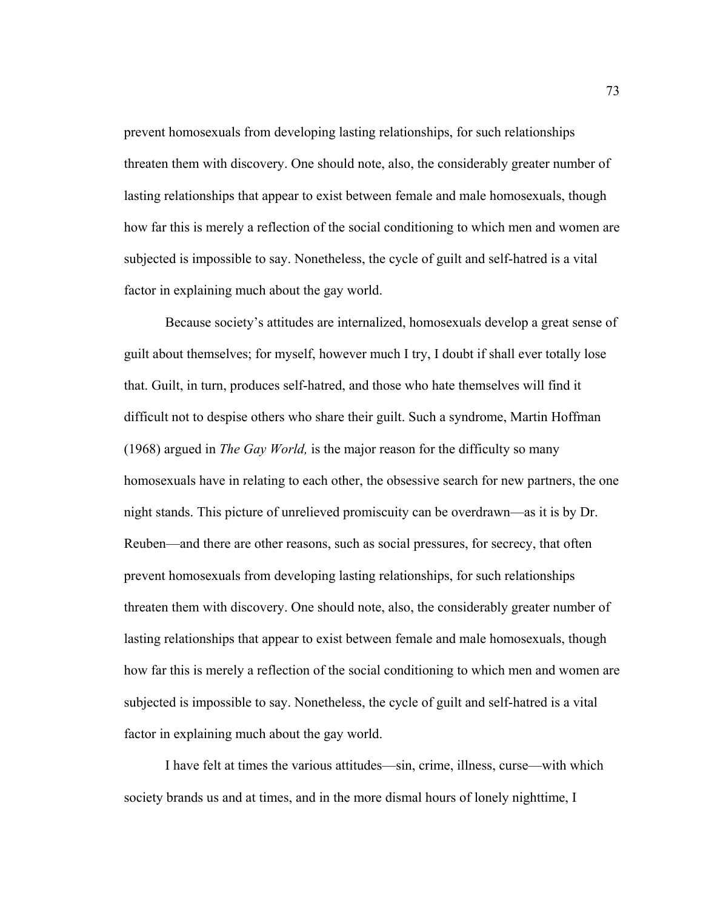prevent homosexuals from developing lasting relationships, for such relationships threaten them with discovery. One should note, also, the considerably greater number of lasting relationships that appear to exist between female and male homosexuals, though how far this is merely a reflection of the social conditioning to which men and women are subjected is impossible to say. Nonetheless, the cycle of guilt and self-hatred is a vital factor in explaining much about the gay world.

Because society's attitudes are internalized, homosexuals develop a great sense of guilt about themselves; for myself, however much I try, I doubt if shall ever totally lose that. Guilt, in turn, produces self-hatred, and those who hate themselves will find it difficult not to despise others who share their guilt. Such a syndrome, Martin Hoffman (1968) argued in *The Gay World,* is the major reason for the difficulty so many homosexuals have in relating to each other, the obsessive search for new partners, the one night stands. This picture of unrelieved promiscuity can be overdrawn—as it is by Dr. Reuben—and there are other reasons, such as social pressures, for secrecy, that often prevent homosexuals from developing lasting relationships, for such relationships threaten them with discovery. One should note, also, the considerably greater number of lasting relationships that appear to exist between female and male homosexuals, though how far this is merely a reflection of the social conditioning to which men and women are subjected is impossible to say. Nonetheless, the cycle of guilt and self-hatred is a vital factor in explaining much about the gay world.

I have felt at times the various attitudes—sin, crime, illness, curse—with which society brands us and at times, and in the more dismal hours of lonely nighttime, I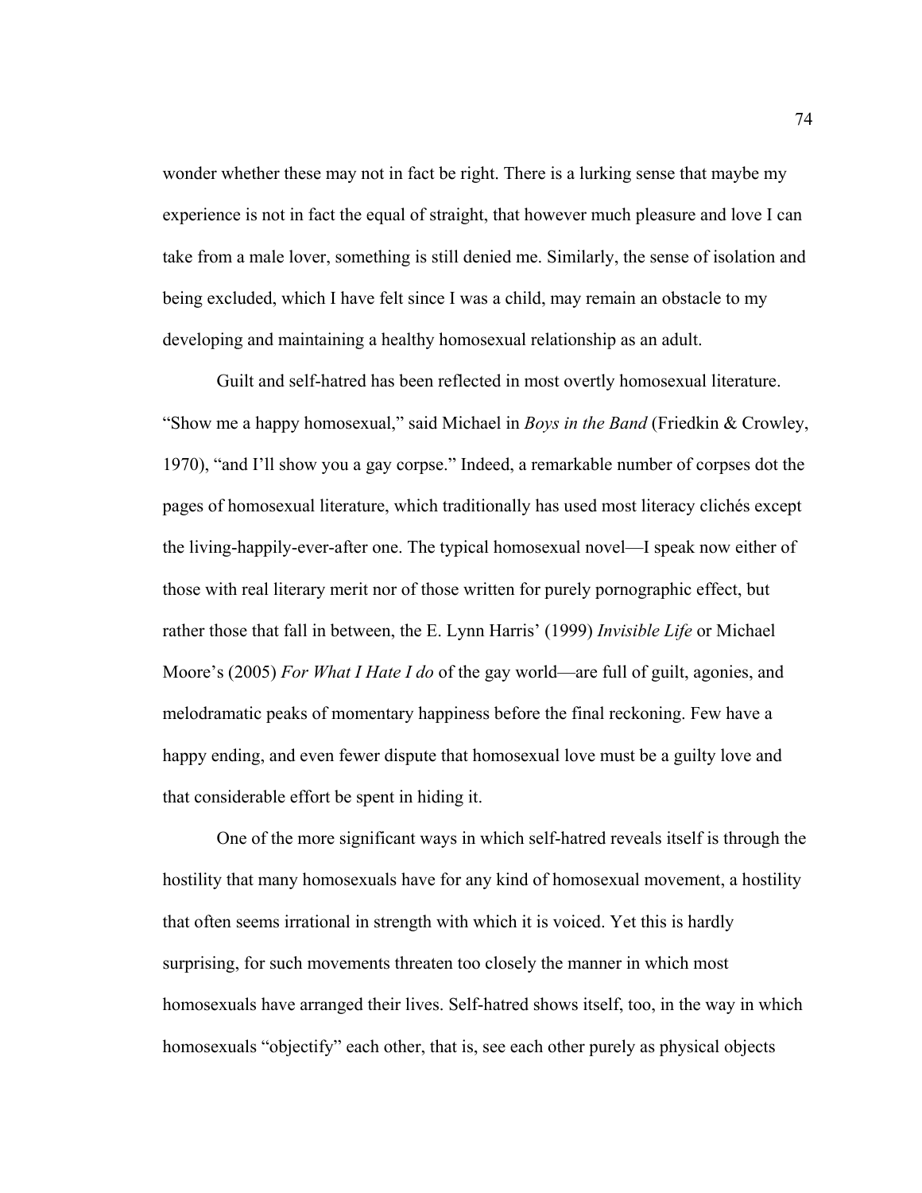wonder whether these may not in fact be right. There is a lurking sense that maybe my experience is not in fact the equal of straight, that however much pleasure and love I can take from a male lover, something is still denied me. Similarly, the sense of isolation and being excluded, which I have felt since I was a child, may remain an obstacle to my developing and maintaining a healthy homosexual relationship as an adult.

Guilt and self-hatred has been reflected in most overtly homosexual literature. "Show me a happy homosexual," said Michael in *Boys in the Band* (Friedkin & Crowley, 1970), "and I'll show you a gay corpse." Indeed, a remarkable number of corpses dot the pages of homosexual literature, which traditionally has used most literacy clichés except the living-happily-ever-after one. The typical homosexual novel—I speak now either of those with real literary merit nor of those written for purely pornographic effect, but rather those that fall in between, the E. Lynn Harris' (1999) *Invisible Life* or Michael Moore's (2005) *For What I Hate I do* of the gay world—are full of guilt, agonies, and melodramatic peaks of momentary happiness before the final reckoning. Few have a happy ending, and even fewer dispute that homosexual love must be a guilty love and that considerable effort be spent in hiding it.

One of the more significant ways in which self-hatred reveals itself is through the hostility that many homosexuals have for any kind of homosexual movement, a hostility that often seems irrational in strength with which it is voiced. Yet this is hardly surprising, for such movements threaten too closely the manner in which most homosexuals have arranged their lives. Self-hatred shows itself, too, in the way in which homosexuals "objectify" each other, that is, see each other purely as physical objects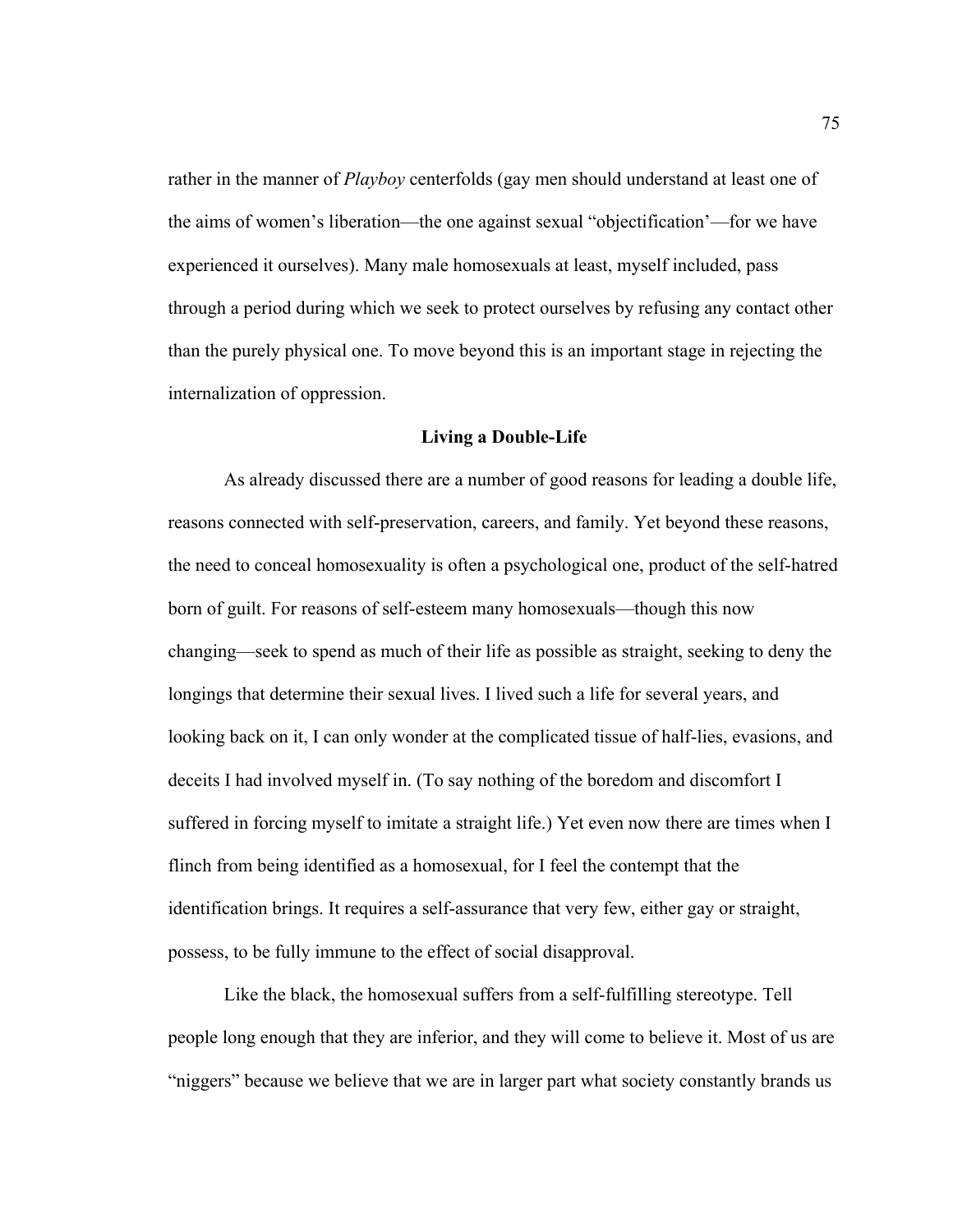rather in the manner of *Playboy* centerfolds (gay men should understand at least one of the aims of women's liberation—the one against sexual "objectification'—for we have experienced it ourselves). Many male homosexuals at least, myself included, pass through a period during which we seek to protect ourselves by refusing any contact other than the purely physical one. To move beyond this is an important stage in rejecting the internalization of oppression.

### Living a Double-Life

As already discussed there are a number of good reasons for leading a double life, reasons connected with self-preservation, careers, and family. Yet beyond these reasons, the need to conceal homosexuality is often a psychological one, product of the self-hatred born of guilt. For reasons of self-esteem many homosexuals—though this now changing—seek to spend as much of their life as possible as straight, seeking to deny the longings that determine their sexual lives. I lived such a life for several years, and looking back on it, I can only wonder at the complicated tissue of half-lies, evasions, and deceits I had involved myself in. (To say nothing of the boredom and discomfort I suffered in forcing myself to imitate a straight life.) Yet even now there are times when I flinch from being identified as a homosexual, for I feel the contempt that the identification brings. It requires a self-assurance that very few, either gay or straight, possess, to be fully immune to the effect of social disapproval.

Like the black, the homosexual suffers from a self-fulfilling stereotype. Tell people long enough that they are inferior, and they will come to believe it. Most of us are "niggers" because we believe that we are in larger part what society constantly brands us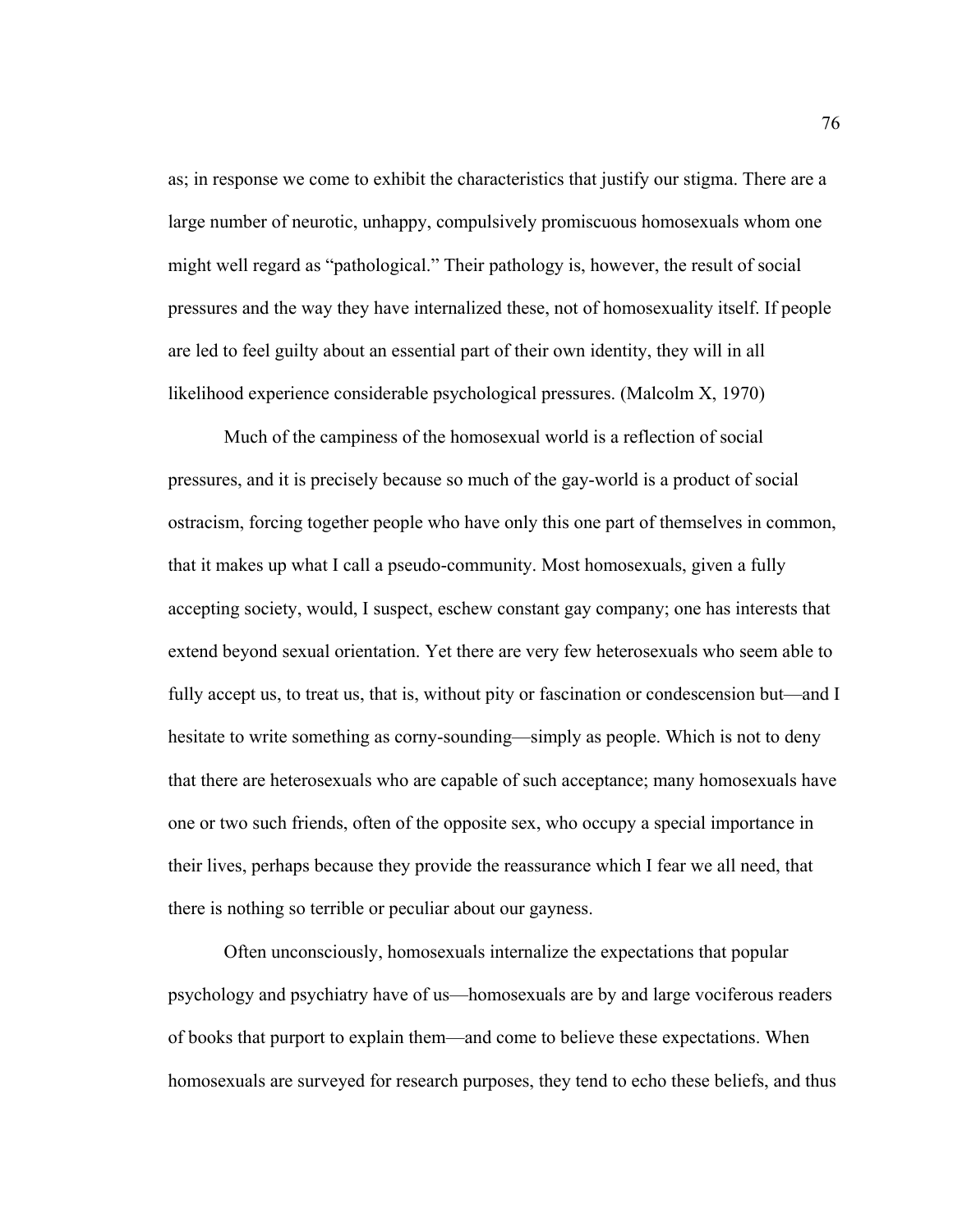as; in response we come to exhibit the characteristics that justify our stigma. There are a large number of neurotic, unhappy, compulsively promiscuous homosexuals whom one might well regard as "pathological." Their pathology is, however, the result of social pressures and the way they have internalized these, not of homosexuality itself. If people are led to feel guilty about an essential part of their own identity, they will in all likelihood experience considerable psychological pressures. (Malcolm X, 1970)

Much of the campiness of the homosexual world is a reflection of social pressures, and it is precisely because so much of the gay-world is a product of social ostracism, forcing together people who have only this one part of themselves in common, that it makes up what I call a pseudo-community. Most homosexuals, given a fully accepting society, would, I suspect, eschew constant gay company; one has interests that extend beyond sexual orientation. Yet there are very few heterosexuals who seem able to fully accept us, to treat us, that is, without pity or fascination or condescension but—and I hesitate to write something as corny-sounding—simply as people. Which is not to deny that there are heterosexuals who are capable of such acceptance; many homosexuals have one or two such friends, often of the opposite sex, who occupy a special importance in their lives, perhaps because they provide the reassurance which I fear we all need, that there is nothing so terrible or peculiar about our gayness.

Often unconsciously, homosexuals internalize the expectations that popular psychology and psychiatry have of us—homosexuals are by and large vociferous readers of books that purport to explain them—and come to believe these expectations. When homosexuals are surveyed for research purposes, they tend to echo these beliefs, and thus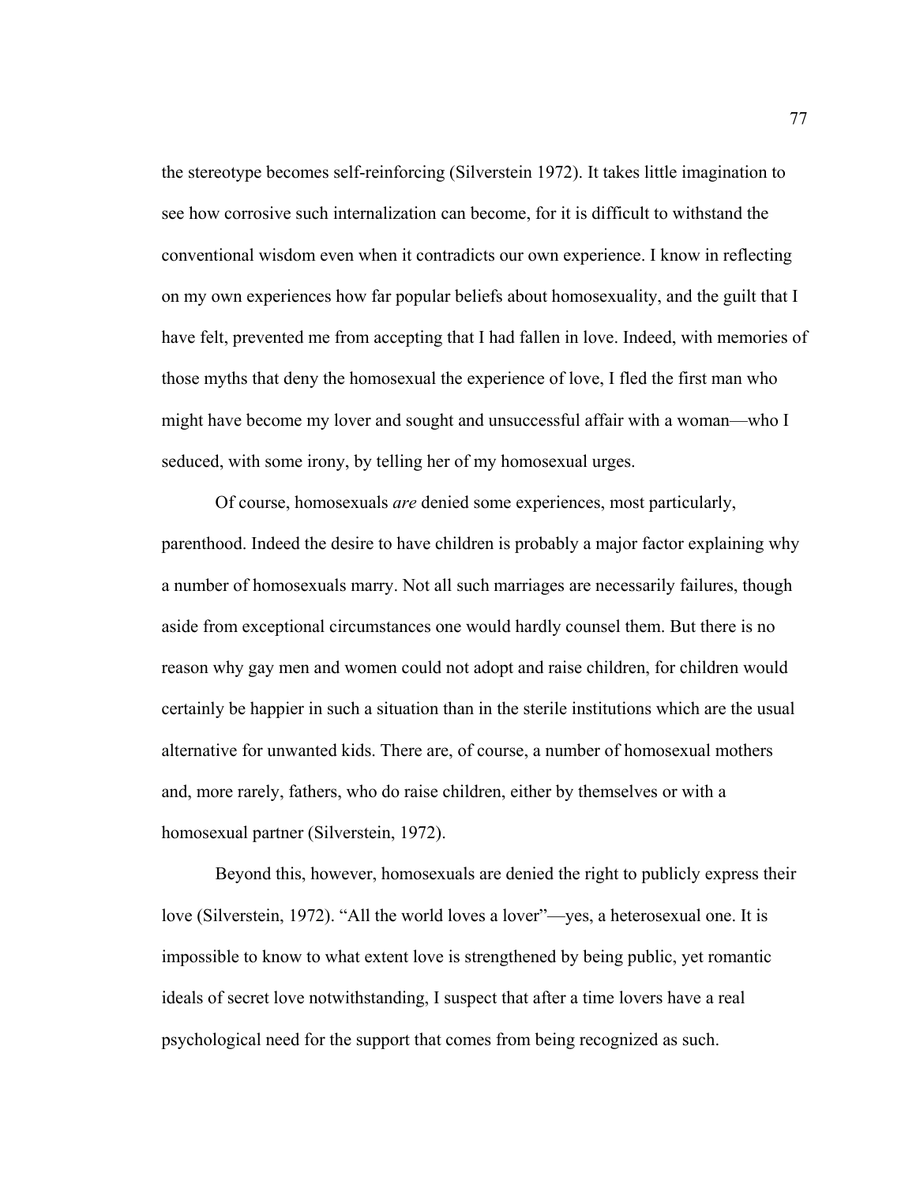the stereotype becomes self-reinforcing (Silverstein 1972). It takes little imagination to see how corrosive such internalization can become, for it is difficult to withstand the conventional wisdom even when it contradicts our own experience. I know in reflecting on my own experiences how far popular beliefs about homosexuality, and the guilt that I have felt, prevented me from accepting that I had fallen in love. Indeed, with memories of those myths that deny the homosexual the experience of love, I fled the first man who might have become my lover and sought and unsuccessful affair with a woman—who I seduced, with some irony, by telling her of my homosexual urges.

Of course, homosexuals *are* denied some experiences, most particularly, parenthood. Indeed the desire to have children is probably a major factor explaining why a number of homosexuals marry. Not all such marriages are necessarily failures, though aside from exceptional circumstances one would hardly counsel them. But there is no reason why gay men and women could not adopt and raise children, for children would certainly be happier in such a situation than in the sterile institutions which are the usual alternative for unwanted kids. There are, of course, a number of homosexual mothers and, more rarely, fathers, who do raise children, either by themselves or with a homosexual partner (Silverstein, 1972).

Beyond this, however, homosexuals are denied the right to publicly express their love (Silverstein, 1972). "All the world loves a lover"—yes, a heterosexual one. It is impossible to know to what extent love is strengthened by being public, yet romantic ideals of secret love notwithstanding, I suspect that after a time lovers have a real psychological need for the support that comes from being recognized as such.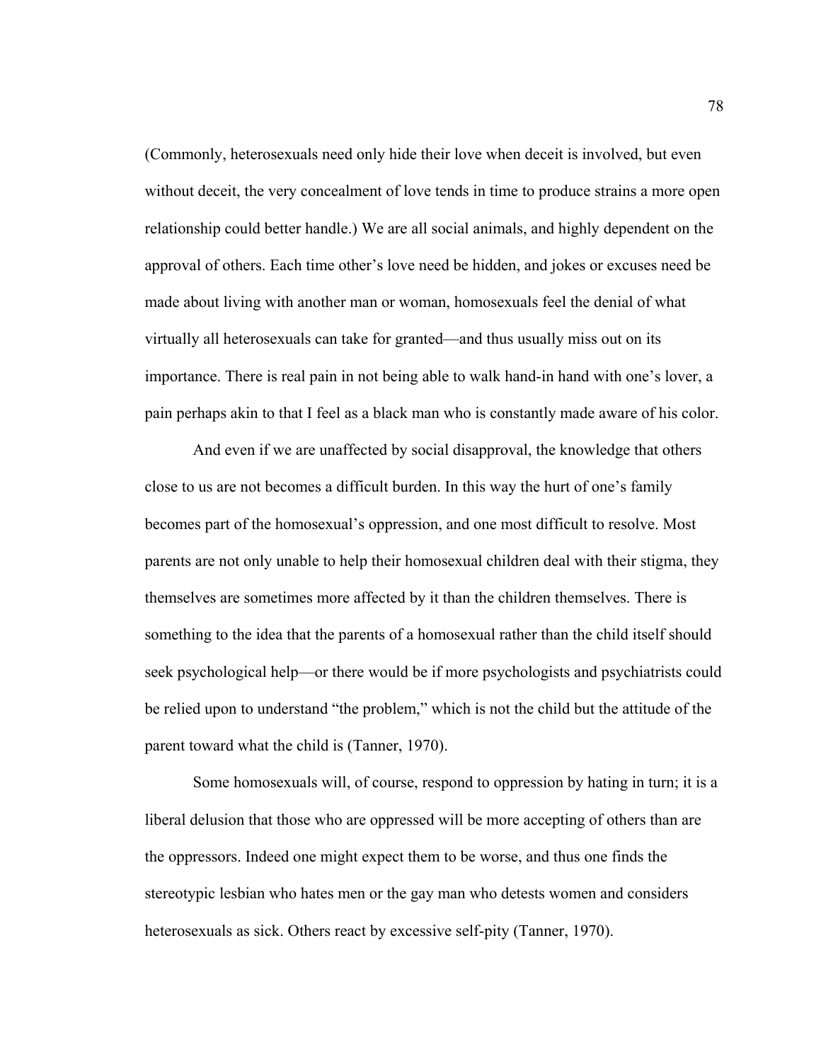(Commonly, heterosexuals need only hide their love when deceit is involved, but even without deceit, the very concealment of love tends in time to produce strains a more open relationship could better handle.) We are all social animals, and highly dependent on the approval of others. Each time other's love need be hidden, and jokes or excuses need be made about living with another man or woman, homosexuals feel the denial of what virtually all heterosexuals can take for granted—and thus usually miss out on its importance. There is real pain in not being able to walk hand-in hand with one's lover, a pain perhaps akin to that I feel as a black man who is constantly made aware of his color.

And even if we are unaffected by social disapproval, the knowledge that others close to us are not becomes a difficult burden. In this way the hurt of one's family becomes part of the homosexual's oppression, and one most difficult to resolve. Most parents are not only unable to help their homosexual children deal with their stigma, they themselves are sometimes more affected by it than the children themselves. There is something to the idea that the parents of a homosexual rather than the child itself should seek psychological help—or there would be if more psychologists and psychiatrists could be relied upon to understand "the problem," which is not the child but the attitude of the parent toward what the child is (Tanner, 1970).

Some homosexuals will, of course, respond to oppression by hating in turn; it is a liberal delusion that those who are oppressed will be more accepting of others than are the oppressors. Indeed one might expect them to be worse, and thus one finds the stereotypic lesbian who hates men or the gay man who detests women and considers heterosexuals as sick. Others react by excessive self-pity (Tanner, 1970).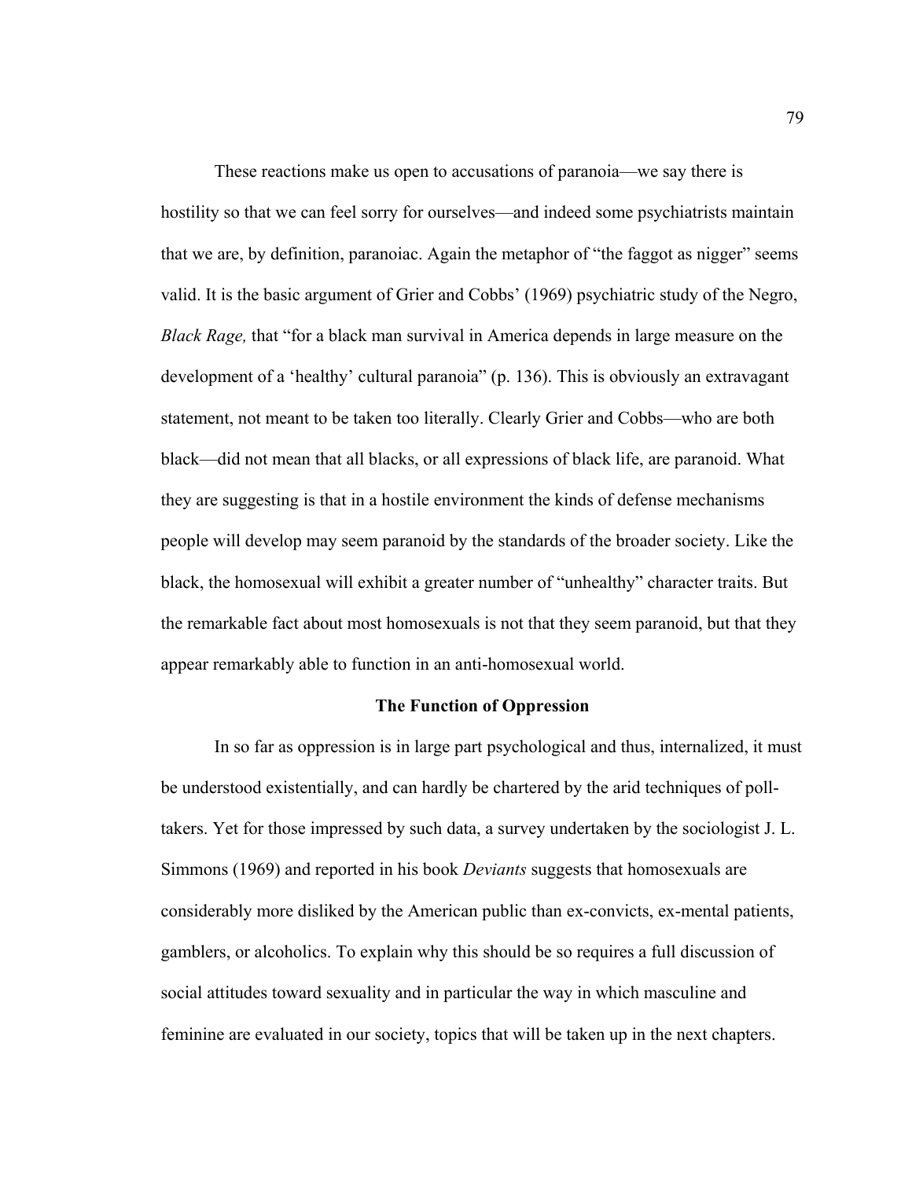These reactions make us open to accusations of paranoia—we say there is hostility so that we can feel sorry for ourselves—and indeed some psychiatrists maintain that we are, by definition, paranoiac. Again the metaphor of "the faggot as nigger" seems valid. It is the basic argument of Grier and Cobbs' (1969) psychiatric study of the Negro, *Black Rage,* that "for a black man survival in America depends in large measure on the development of a 'healthy' cultural paranoia" (p. 136). This is obviously an extravagant statement, not meant to be taken too literally. Clearly Grier and Cobbs—who are both black—did not mean that all blacks, or all expressions of black life, are paranoid. What they are suggesting is that in a hostile environment the kinds of defense mechanisms people will develop may seem paranoid by the standards of the broader society. Like the black, the homosexual will exhibit a greater number of "unhealthy" character traits. But the remarkable fact about most homosexuals is not that they seem paranoid, but that they appear remarkably able to function in an anti-homosexual world.

### The Function of Oppression

In so far as oppression is in large part psychological and thus, internalized, it must be understood existentially, and can hardly be chartered by the arid techniques of poll-takers. Yet for those impressed by such data, a survey undertaken by the sociologist J. L. Simmons (1969) and reported in his book *Deviants* suggests that homosexuals are considerably more disliked by the American public than ex-convicts, ex-mental patients, gamblers, or alcoholics. To explain why this should be so requires a full discussion of social attitudes toward sexuality and in particular the way in which masculine and feminine are evaluated in our society, topics that will be taken up in the next chapters.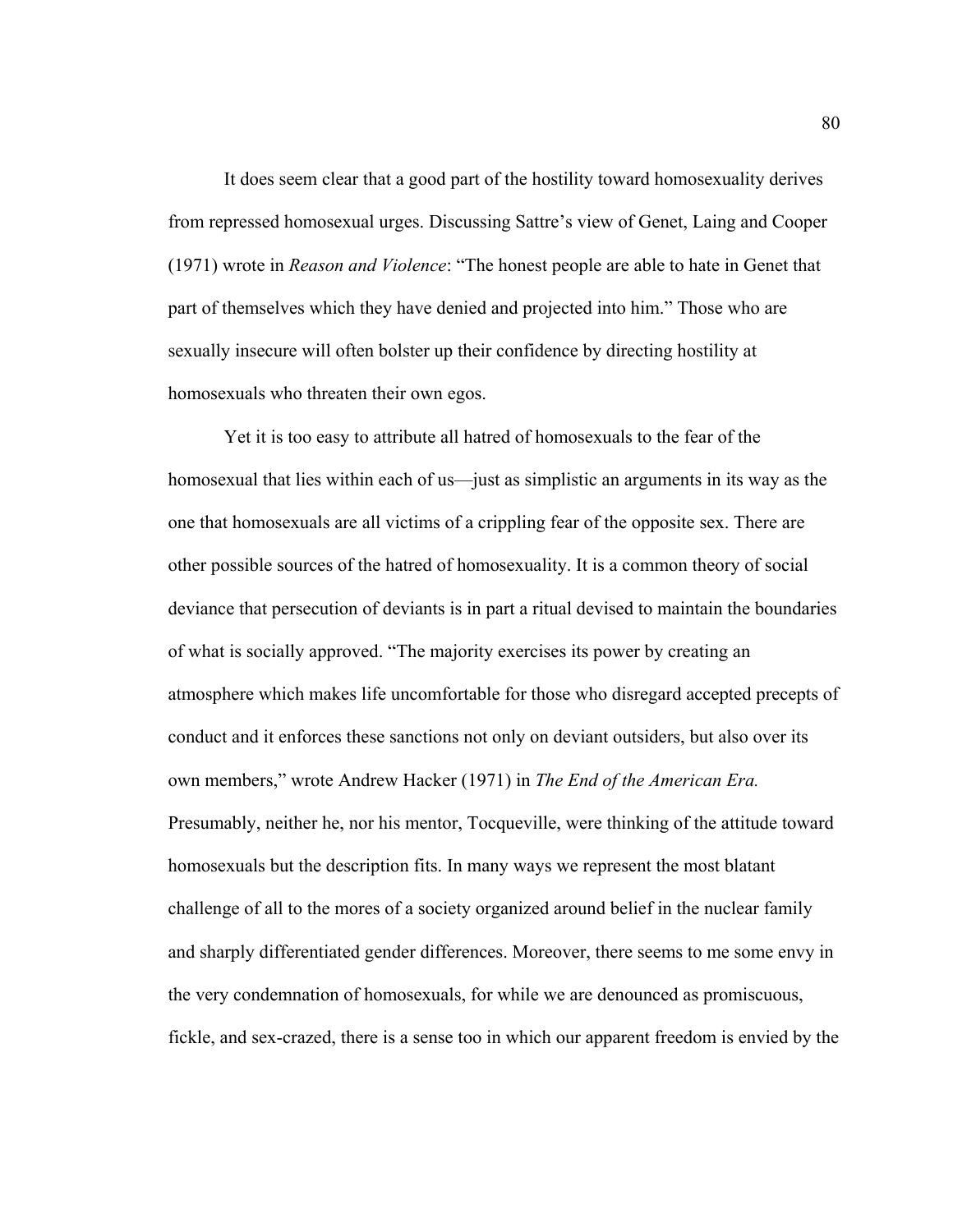It does seem clear that a good part of the hostility toward homosexuality derives from repressed homosexual urges. Discussing Sattre's view of Genet, Laing and Cooper (1971) wrote in *Reason and Violence*: "The honest people are able to hate in Genet that part of themselves which they have denied and projected into him." Those who are sexually insecure will often bolster up their confidence by directing hostility at homosexuals who threaten their own egos.

Yet it is too easy to attribute all hatred of homosexuals to the fear of the homosexual that lies within each of us—just as simplistic an arguments in its way as the one that homosexuals are all victims of a crippling fear of the opposite sex. There are other possible sources of the hatred of homosexuality. It is a common theory of social deviance that persecution of deviants is in part a ritual devised to maintain the boundaries of what is socially approved. "The majority exercises its power by creating an atmosphere which makes life uncomfortable for those who disregard accepted precepts of conduct and it enforces these sanctions not only on deviant outsiders, but also over its own members," wrote Andrew Hacker (1971) in *The End of the American Era.* Presumably, neither he, nor his mentor, Tocqueville, were thinking of the attitude toward homosexuals but the description fits. In many ways we represent the most blatant challenge of all to the mores of a society organized around belief in the nuclear family and sharply differentiated gender differences. Moreover, there seems to me some envy in the very condemnation of homosexuals, for while we are denounced as promiscuous, fickle, and sex-crazed, there is a sense too in which our apparent freedom is envied by the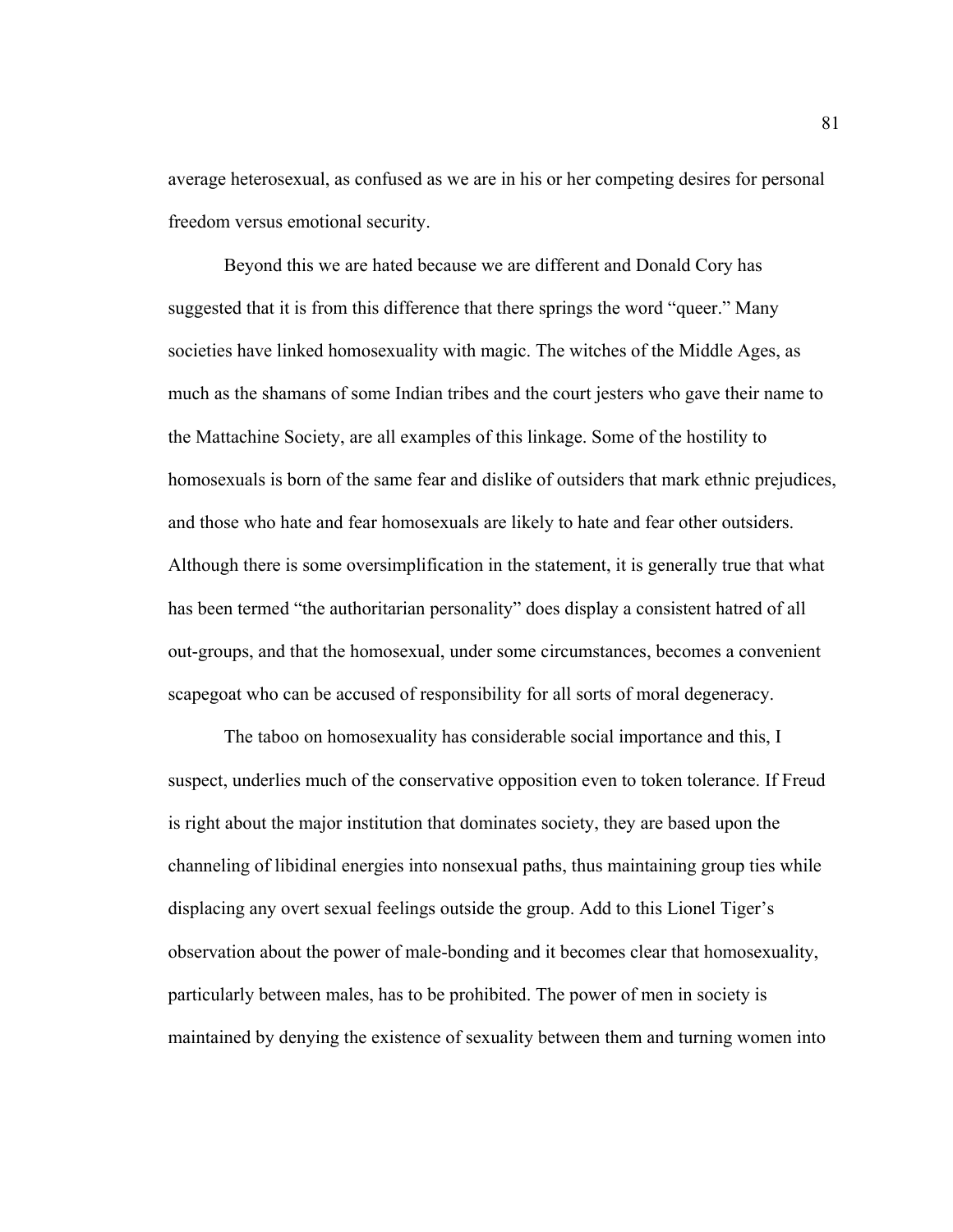average heterosexual, as confused as we are in his or her competing desires for personal freedom versus emotional security.

Beyond this we are hated because we are different and Donald Cory has suggested that it is from this difference that there springs the word "queer." Many societies have linked homosexuality with magic. The witches of the Middle Ages, as much as the shamans of some Indian tribes and the court jesters who gave their name to the Mattachine Society, are all examples of this linkage. Some of the hostility to homosexuals is born of the same fear and dislike of outsiders that mark ethnic prejudices, and those who hate and fear homosexuals are likely to hate and fear other outsiders. Although there is some oversimplification in the statement, it is generally true that what has been termed "the authoritarian personality" does display a consistent hatred of all out-groups, and that the homosexual, under some circumstances, becomes a convenient scapegoat who can be accused of responsibility for all sorts of moral degeneracy.

The taboo on homosexuality has considerable social importance and this, I suspect, underlies much of the conservative opposition even to token tolerance. If Freud is right about the major institution that dominates society, they are based upon the channeling of libidinal energies into nonsexual paths, thus maintaining group ties while displacing any overt sexual feelings outside the group. Add to this Lionel Tiger's observation about the power of male-bonding and it becomes clear that homosexuality, particularly between males, has to be prohibited. The power of men in society is maintained by denying the existence of sexuality between them and turning women into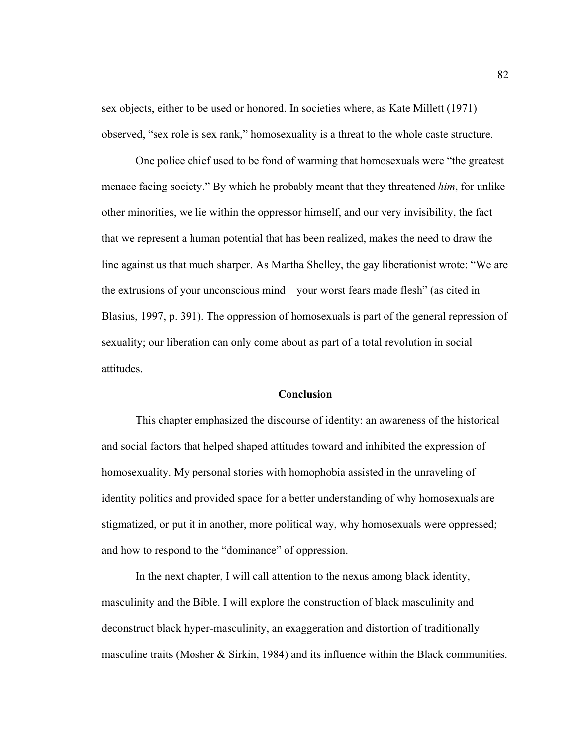sex objects, either to be used or honored. In societies where, as Kate Millett (1971) observed, “sex role is sex rank,” homosexuality is a threat to the whole caste structure.

One police chief used to be fond of warming that homosexuals were “the greatest menace facing society.” By which he probably meant that they threatened *him*, for unlike other minorities, we lie within the oppressor himself, and our very invisibility, the fact that we represent a human potential that has been realized, makes the need to draw the line against us that much sharper. As Martha Shelley, the gay liberationist wrote: “We are the extrusions of your unconscious mind—your worst fears made flesh” (as cited in Blasius, 1997, p. 391). The oppression of homosexuals is part of the general repression of sexuality; our liberation can only come about as part of a total revolution in social attitudes.

## Conclusion

This chapter emphasized the discourse of identity: an awareness of the historical and social factors that helped shaped attitudes toward and inhibited the expression of homosexuality. My personal stories with homophobia assisted in the unraveling of identity politics and provided space for a better understanding of why homosexuals are stigmatized, or put it in another, more political way, why homosexuals were oppressed; and how to respond to the “dominance” of oppression.

In the next chapter, I will call attention to the nexus among black identity, masculinity and the Bible. I will explore the construction of black masculinity and deconstruct black hyper-masculinity, an exaggeration and distortion of traditionally masculine traits (Mosher & Sirkin, 1984) and its influence within the Black communities.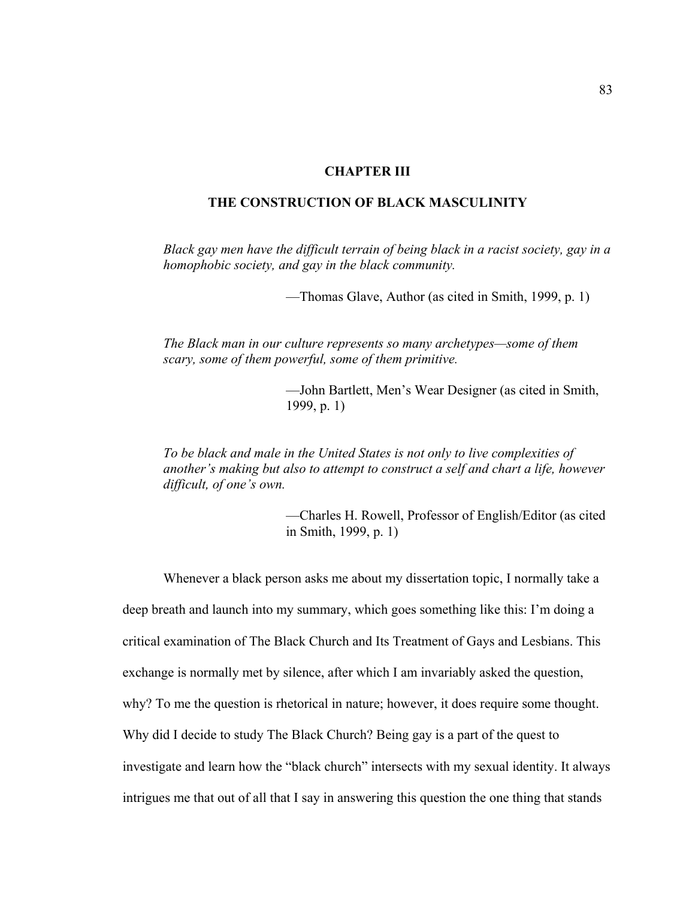# CHAPTER III

## THE CONSTRUCTION OF BLACK MASCULINITY

> *Black gay men have the difficult terrain of being black in a racist society, gay in a homophobic society, and gay in the black community.*
>
> —Thomas Glave, Author (as cited in Smith, 1999, p. 1)

> *The Black man in our culture represents so many archetypes—some of them scary, some of them powerful, some of them primitive.*
>
> —John Bartlett, Men's Wear Designer (as cited in Smith, 1999, p. 1)

> *To be black and male in the United States is not only to live complexities of another's making but also to attempt to construct a self and chart a life, however difficult, of one's own.*
>
> —Charles H. Rowell, Professor of English/Editor (as cited in Smith, 1999, p. 1)

Whenever a black person asks me about my dissertation topic, I normally take a deep breath and launch into my summary, which goes something like this: I'm doing a critical examination of The Black Church and Its Treatment of Gays and Lesbians. This exchange is normally met by silence, after which I am invariably asked the question, why? To me the question is rhetorical in nature; however, it does require some thought. Why did I decide to study The Black Church? Being gay is a part of the quest to investigate and learn how the "black church" intersects with my sexual identity. It always intrigues me that out of all that I say in answering this question the one thing that stands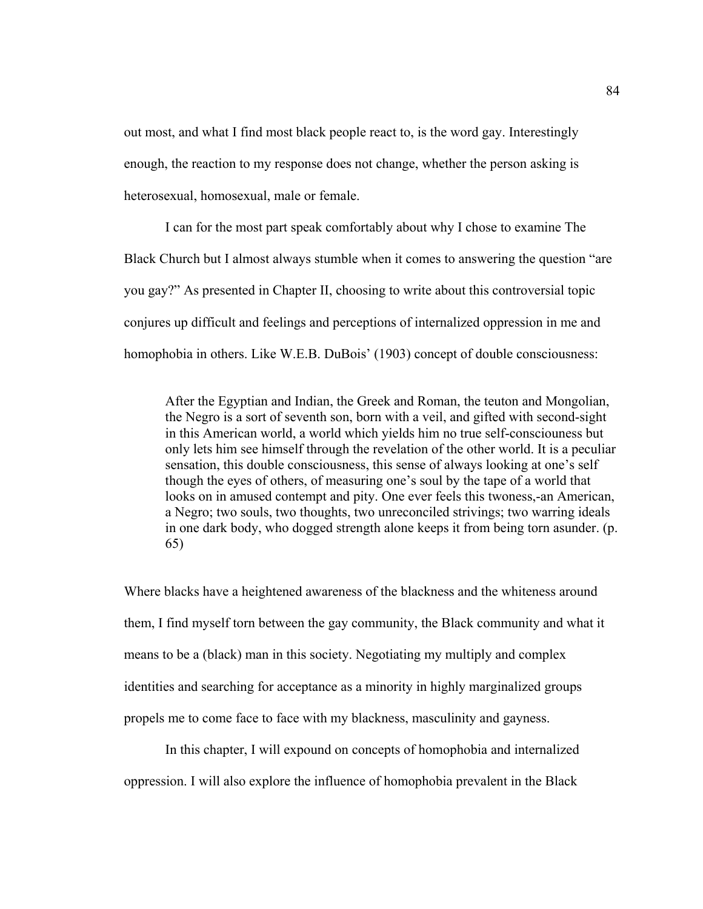out most, and what I find most black people react to, is the word gay. Interestingly enough, the reaction to my response does not change, whether the person asking is heterosexual, homosexual, male or female.

I can for the most part speak comfortably about why I chose to examine The Black Church but I almost always stumble when it comes to answering the question "are you gay?" As presented in Chapter II, choosing to write about this controversial topic conjures up difficult and feelings and perceptions of internalized oppression in me and homophobia in others. Like W.E.B. DuBois' (1903) concept of double consciousness:

> After the Egyptian and Indian, the Greek and Roman, the teuton and Mongolian, the Negro is a sort of seventh son, born with a veil, and gifted with second-sight in this American world, a world which yields him no true self-consciouness but only lets him see himself through the revelation of the other world. It is a peculiar sensation, this double consciousness, this sense of always looking at one's self though the eyes of others, of measuring one's soul by the tape of a world that looks on in amused contempt and pity. One ever feels this twoness,-an American, a Negro; two souls, two thoughts, two unreconciled strivings; two warring ideals in one dark body, who dogged strength alone keeps it from being torn asunder. (p. 65)

Where blacks have a heightened awareness of the blackness and the whiteness around them, I find myself torn between the gay community, the Black community and what it means to be a (black) man in this society. Negotiating my multiply and complex identities and searching for acceptance as a minority in highly marginalized groups propels me to come face to face with my blackness, masculinity and gayness.

In this chapter, I will expound on concepts of homophobia and internalized oppression. I will also explore the influence of homophobia prevalent in the Black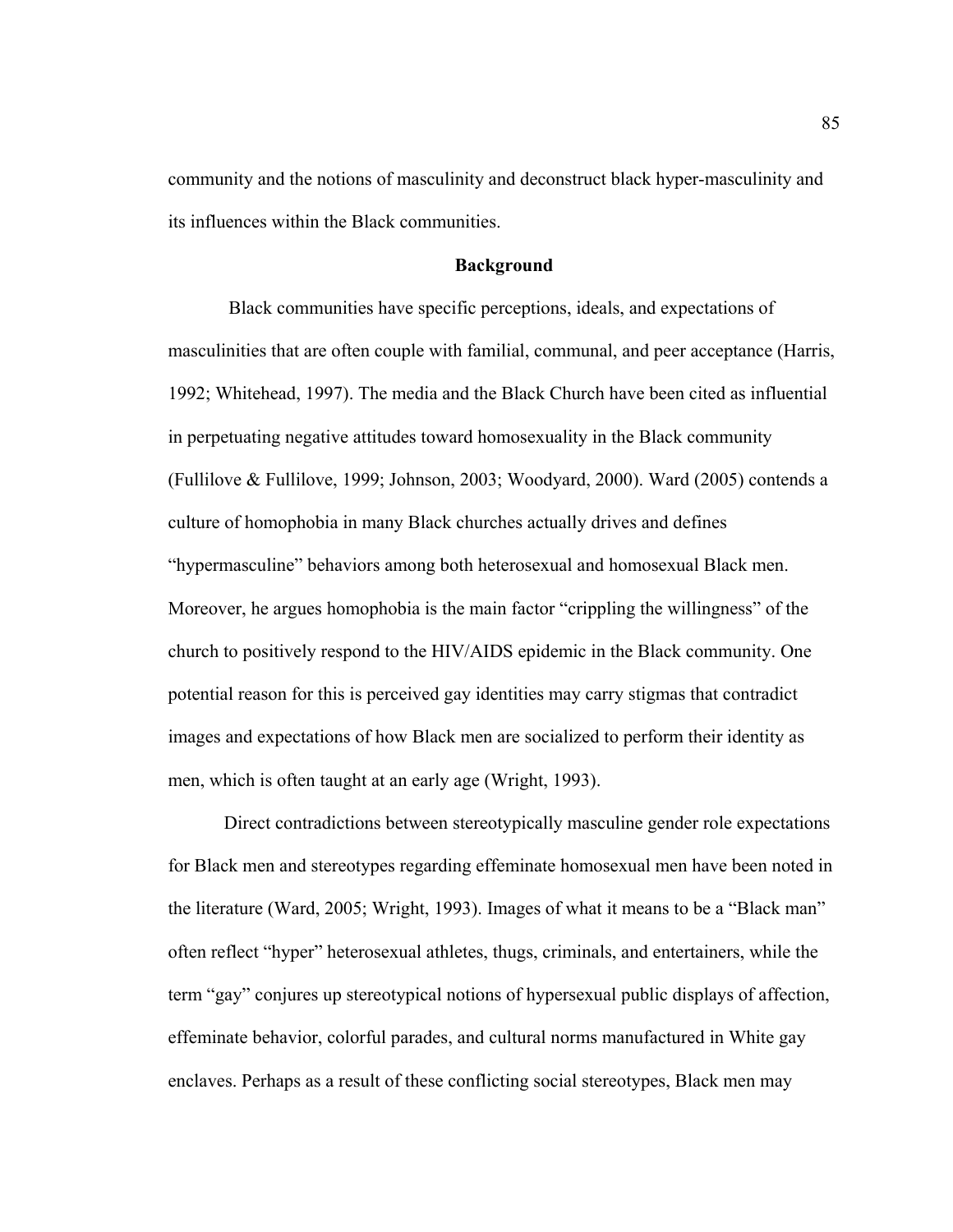community and the notions of masculinity and deconstruct black hyper-masculinity and its influences within the Black communities.

## Background

Black communities have specific perceptions, ideals, and expectations of masculinities that are often couple with familial, communal, and peer acceptance (Harris, 1992; Whitehead, 1997). The media and the Black Church have been cited as influential in perpetuating negative attitudes toward homosexuality in the Black community (Fullilove & Fullilove, 1999; Johnson, 2003; Woodyard, 2000). Ward (2005) contends a culture of homophobia in many Black churches actually drives and defines "hypermasculine" behaviors among both heterosexual and homosexual Black men. Moreover, he argues homophobia is the main factor "crippling the willingness" of the church to positively respond to the HIV/AIDS epidemic in the Black community. One potential reason for this is perceived gay identities may carry stigmas that contradict images and expectations of how Black men are socialized to perform their identity as men, which is often taught at an early age (Wright, 1993).

Direct contradictions between stereotypically masculine gender role expectations for Black men and stereotypes regarding effeminate homosexual men have been noted in the literature (Ward, 2005; Wright, 1993). Images of what it means to be a "Black man" often reflect "hyper" heterosexual athletes, thugs, criminals, and entertainers, while the term "gay" conjures up stereotypical notions of hypersexual public displays of affection, effeminate behavior, colorful parades, and cultural norms manufactured in White gay enclaves. Perhaps as a result of these conflicting social stereotypes, Black men may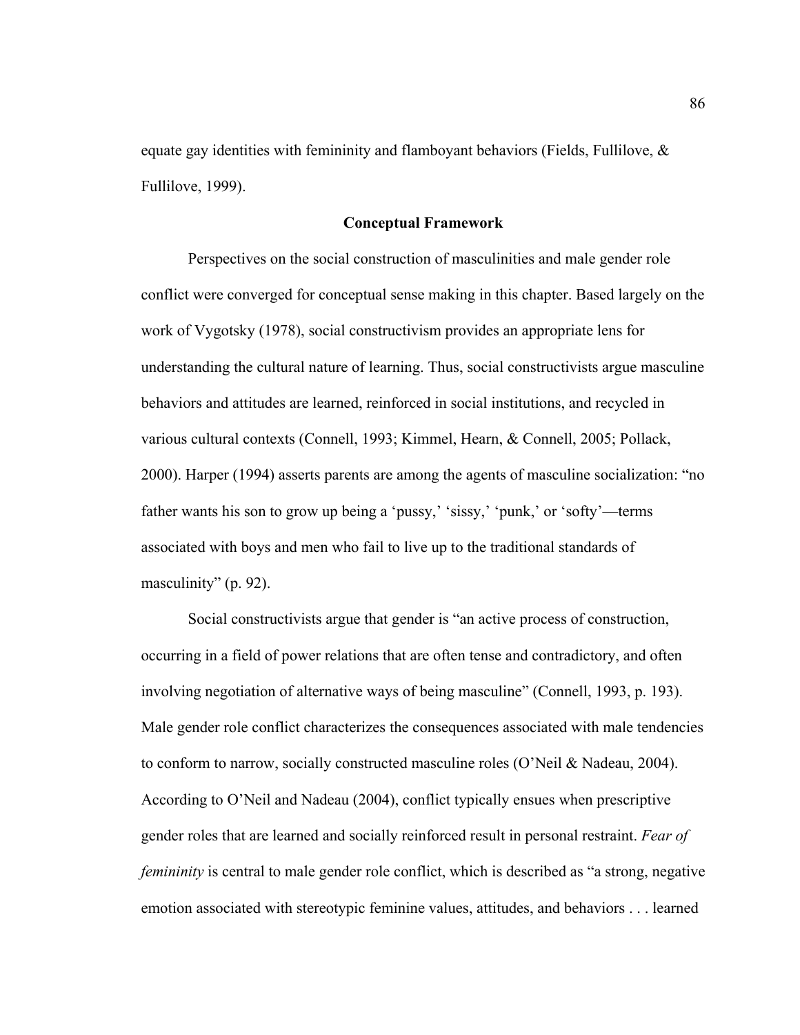equate gay identities with femininity and flamboyant behaviors (Fields, Fullilove, & Fullilove, 1999).

## Conceptual Framework

Perspectives on the social construction of masculinities and male gender role conflict were converged for conceptual sense making in this chapter. Based largely on the work of Vygotsky (1978), social constructivism provides an appropriate lens for understanding the cultural nature of learning. Thus, social constructivists argue masculine behaviors and attitudes are learned, reinforced in social institutions, and recycled in various cultural contexts (Connell, 1993; Kimmel, Hearn, & Connell, 2005; Pollack, 2000). Harper (1994) asserts parents are among the agents of masculine socialization: "no father wants his son to grow up being a 'pussy,' 'sissy,' 'punk,' or 'softy'—terms associated with boys and men who fail to live up to the traditional standards of masculinity" (p. 92).

Social constructivists argue that gender is "an active process of construction, occurring in a field of power relations that are often tense and contradictory, and often involving negotiation of alternative ways of being masculine" (Connell, 1993, p. 193). Male gender role conflict characterizes the consequences associated with male tendencies to conform to narrow, socially constructed masculine roles (O'Neil & Nadeau, 2004). According to O'Neil and Nadeau (2004), conflict typically ensues when prescriptive gender roles that are learned and socially reinforced result in personal restraint. *Fear of femininity* is central to male gender role conflict, which is described as "a strong, negative emotion associated with stereotypic feminine values, attitudes, and behaviors . . . learned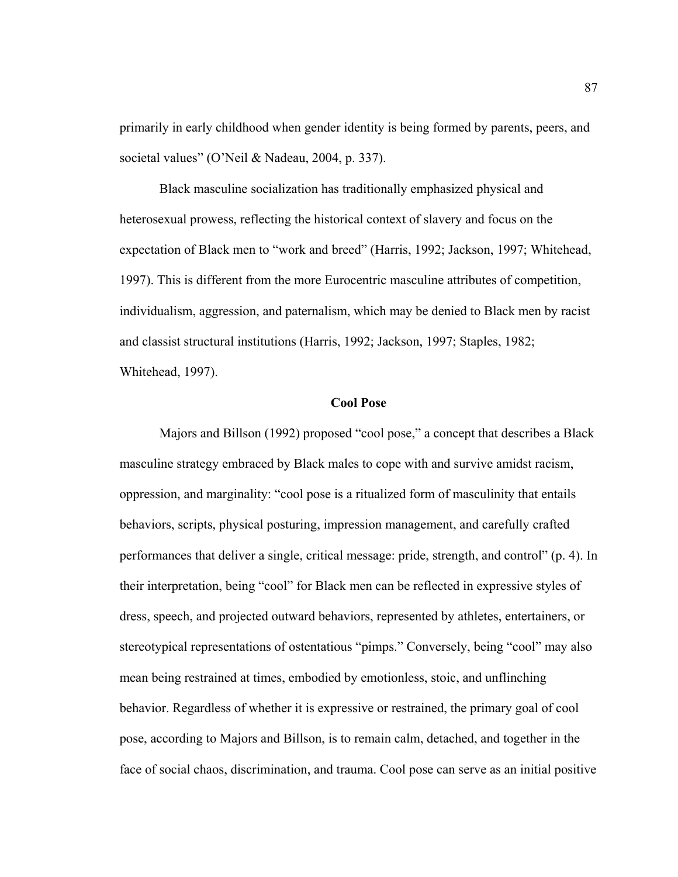primarily in early childhood when gender identity is being formed by parents, peers, and societal values" (O'Neil & Nadeau, 2004, p. 337).

Black masculine socialization has traditionally emphasized physical and heterosexual prowess, reflecting the historical context of slavery and focus on the expectation of Black men to "work and breed" (Harris, 1992; Jackson, 1997; Whitehead, 1997). This is different from the more Eurocentric masculine attributes of competition, individualism, aggression, and paternalism, which may be denied to Black men by racist and classist structural institutions (Harris, 1992; Jackson, 1997; Staples, 1982; Whitehead, 1997).

## Cool Pose

Majors and Billson (1992) proposed "cool pose," a concept that describes a Black masculine strategy embraced by Black males to cope with and survive amidst racism, oppression, and marginality: "cool pose is a ritualized form of masculinity that entails behaviors, scripts, physical posturing, impression management, and carefully crafted performances that deliver a single, critical message: pride, strength, and control" (p. 4). In their interpretation, being "cool" for Black men can be reflected in expressive styles of dress, speech, and projected outward behaviors, represented by athletes, entertainers, or stereotypical representations of ostentatious "pimps." Conversely, being "cool" may also mean being restrained at times, embodied by emotionless, stoic, and unflinching behavior. Regardless of whether it is expressive or restrained, the primary goal of cool pose, according to Majors and Billson, is to remain calm, detached, and together in the face of social chaos, discrimination, and trauma. Cool pose can serve as an initial positive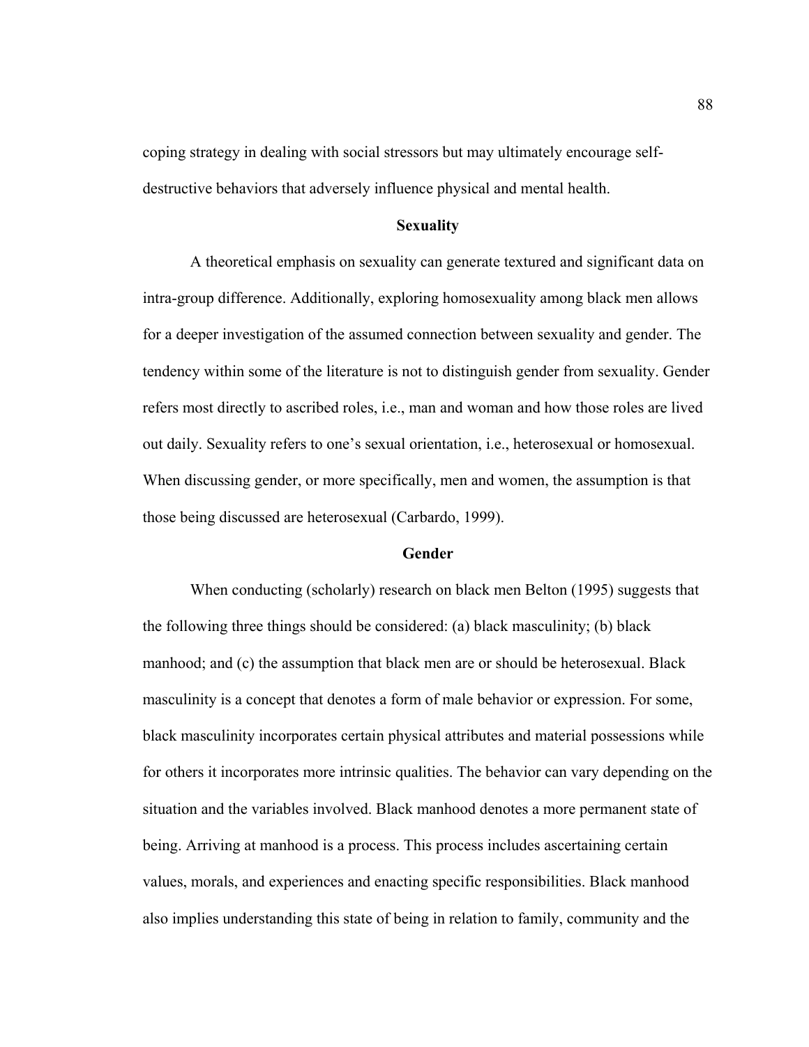coping strategy in dealing with social stressors but may ultimately encourage self-destructive behaviors that adversely influence physical and mental health.

## Sexuality

A theoretical emphasis on sexuality can generate textured and significant data on intra-group difference. Additionally, exploring homosexuality among black men allows for a deeper investigation of the assumed connection between sexuality and gender. The tendency within some of the literature is not to distinguish gender from sexuality. Gender refers most directly to ascribed roles, i.e., man and woman and how those roles are lived out daily. Sexuality refers to one's sexual orientation, i.e., heterosexual or homosexual. When discussing gender, or more specifically, men and women, the assumption is that those being discussed are heterosexual (Carbardo, 1999).

## Gender

When conducting (scholarly) research on black men Belton (1995) suggests that the following three things should be considered: (a) black masculinity; (b) black manhood; and (c) the assumption that black men are or should be heterosexual. Black masculinity is a concept that denotes a form of male behavior or expression. For some, black masculinity incorporates certain physical attributes and material possessions while for others it incorporates more intrinsic qualities. The behavior can vary depending on the situation and the variables involved. Black manhood denotes a more permanent state of being. Arriving at manhood is a process. This process includes ascertaining certain values, morals, and experiences and enacting specific responsibilities. Black manhood also implies understanding this state of being in relation to family, community and the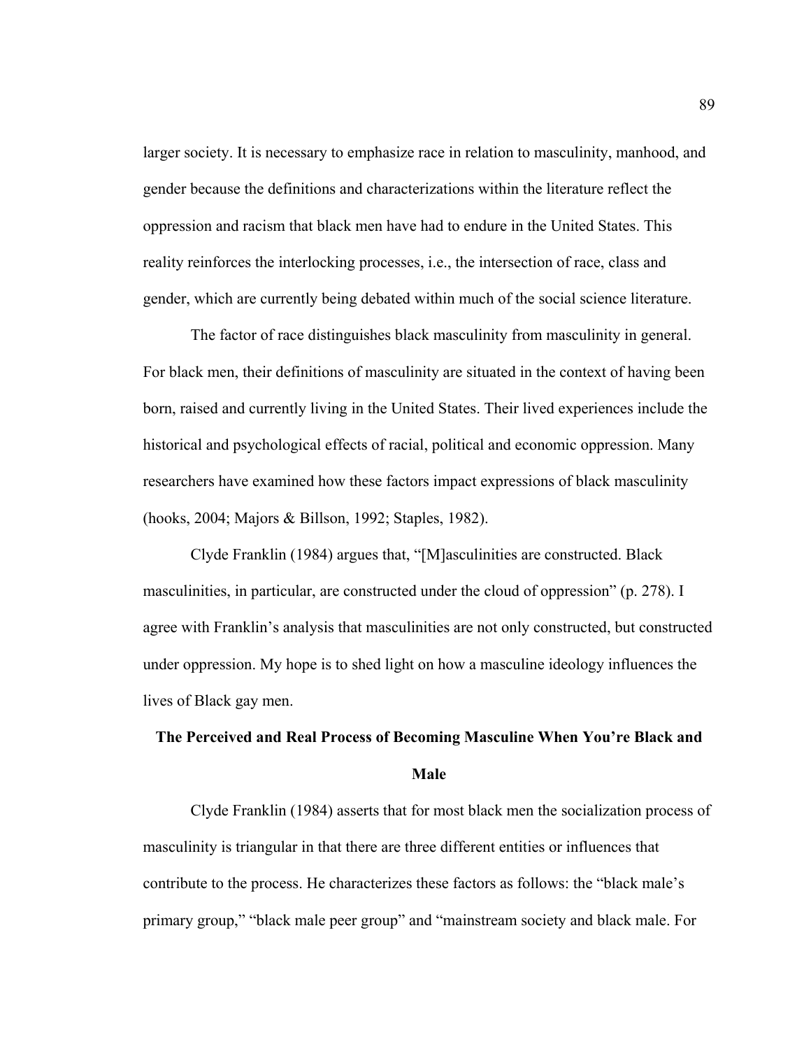larger society. It is necessary to emphasize race in relation to masculinity, manhood, and gender because the definitions and characterizations within the literature reflect the oppression and racism that black men have had to endure in the United States. This reality reinforces the interlocking processes, i.e., the intersection of race, class and gender, which are currently being debated within much of the social science literature.

The factor of race distinguishes black masculinity from masculinity in general. For black men, their definitions of masculinity are situated in the context of having been born, raised and currently living in the United States. Their lived experiences include the historical and psychological effects of racial, political and economic oppression. Many researchers have examined how these factors impact expressions of black masculinity (hooks, 2004; Majors & Billson, 1992; Staples, 1982).

Clyde Franklin (1984) argues that, "[M]asculinities are constructed. Black masculinities, in particular, are constructed under the cloud of oppression" (p. 278). I agree with Franklin's analysis that masculinities are not only constructed, but constructed under oppression. My hope is to shed light on how a masculine ideology influences the lives of Black gay men.

### The Perceived and Real Process of Becoming Masculine When You're Black and Male

Clyde Franklin (1984) asserts that for most black men the socialization process of masculinity is triangular in that there are three different entities or influences that contribute to the process. He characterizes these factors as follows: the "black male's primary group," "black male peer group" and "mainstream society and black male. For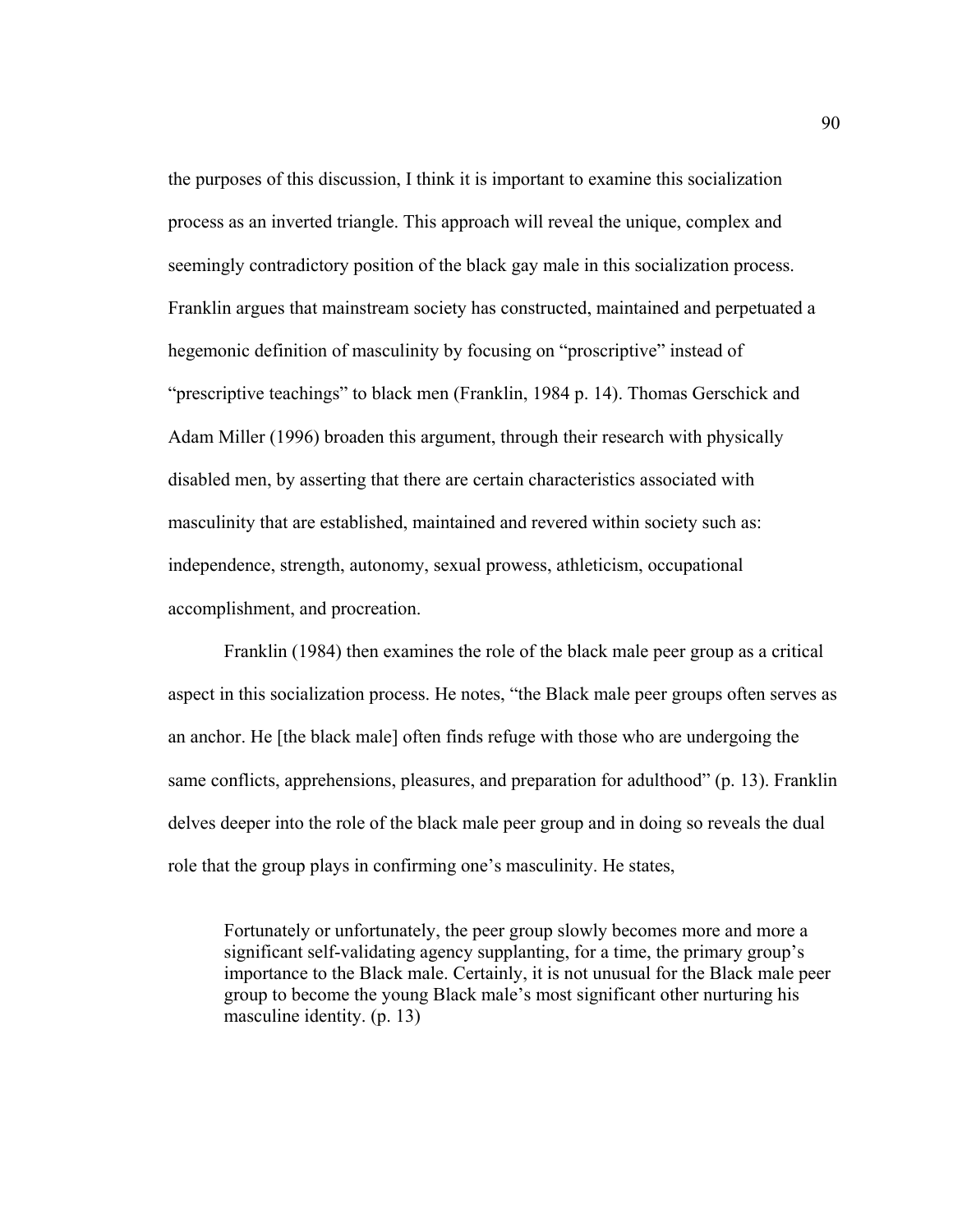the purposes of this discussion, I think it is important to examine this socialization process as an inverted triangle. This approach will reveal the unique, complex and seemingly contradictory position of the black gay male in this socialization process. Franklin argues that mainstream society has constructed, maintained and perpetuated a hegemonic definition of masculinity by focusing on "proscriptive" instead of "prescriptive teachings" to black men (Franklin, 1984 p. 14). Thomas Gerschick and Adam Miller (1996) broaden this argument, through their research with physically disabled men, by asserting that there are certain characteristics associated with masculinity that are established, maintained and revered within society such as: independence, strength, autonomy, sexual prowess, athleticism, occupational accomplishment, and procreation.

Franklin (1984) then examines the role of the black male peer group as a critical aspect in this socialization process. He notes, "the Black male peer groups often serves as an anchor. He [the black male] often finds refuge with those who are undergoing the same conflicts, apprehensions, pleasures, and preparation for adulthood" (p. 13). Franklin delves deeper into the role of the black male peer group and in doing so reveals the dual role that the group plays in confirming one's masculinity. He states,

> Fortunately or unfortunately, the peer group slowly becomes more and more a significant self-validating agency supplanting, for a time, the primary group's importance to the Black male. Certainly, it is not unusual for the Black male peer group to become the young Black male's most significant other nurturing his masculine identity. (p. 13)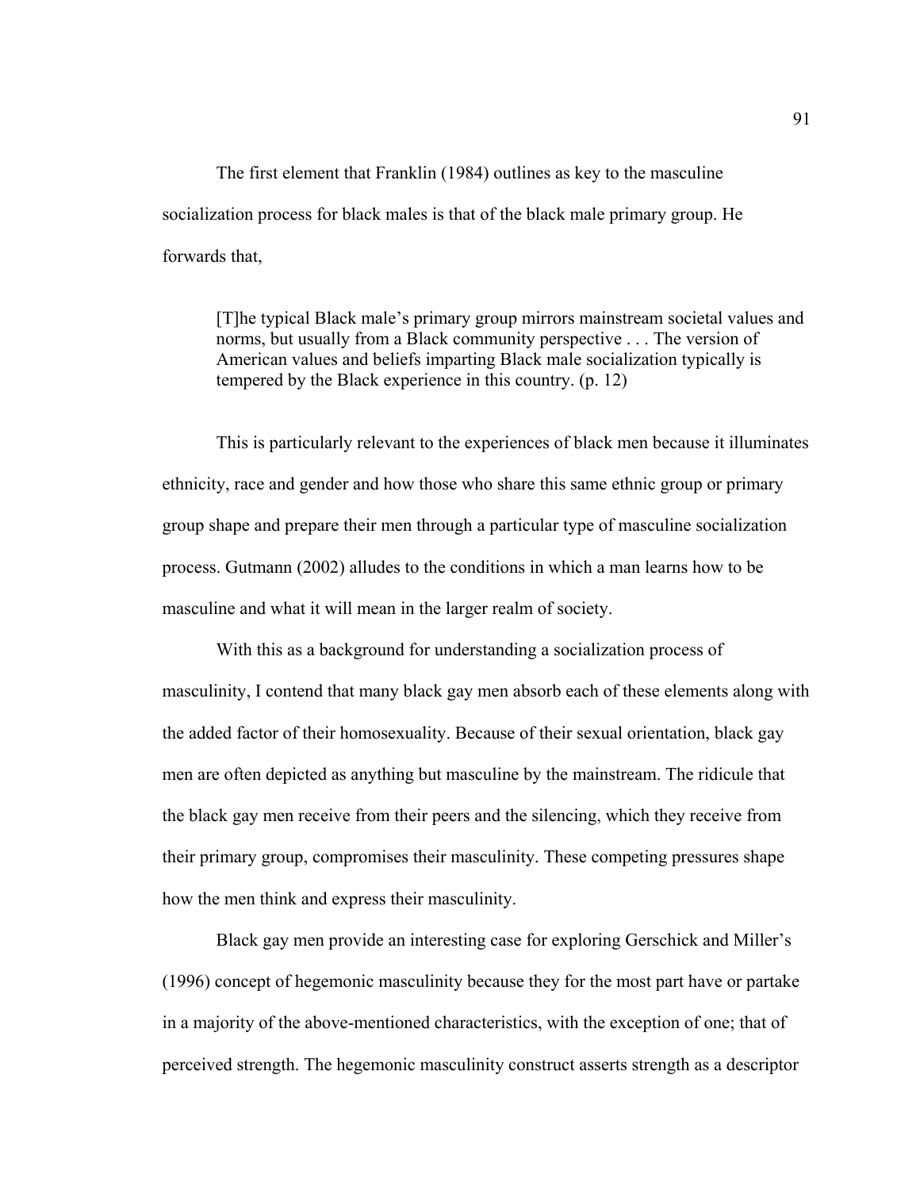The first element that Franklin (1984) outlines as key to the masculine socialization process for black males is that of the black male primary group. He forwards that,

> [T]he typical Black male's primary group mirrors mainstream societal values and norms, but usually from a Black community perspective . . . The version of American values and beliefs imparting Black male socialization typically is tempered by the Black experience in this country. (p. 12)

This is particularly relevant to the experiences of black men because it illuminates ethnicity, race and gender and how those who share this same ethnic group or primary group shape and prepare their men through a particular type of masculine socialization process. Gutmann (2002) alludes to the conditions in which a man learns how to be masculine and what it will mean in the larger realm of society.

With this as a background for understanding a socialization process of masculinity, I contend that many black gay men absorb each of these elements along with the added factor of their homosexuality. Because of their sexual orientation, black gay men are often depicted as anything but masculine by the mainstream. The ridicule that the black gay men receive from their peers and the silencing, which they receive from their primary group, compromises their masculinity. These competing pressures shape how the men think and express their masculinity.

Black gay men provide an interesting case for exploring Gerschick and Miller's (1996) concept of hegemonic masculinity because they for the most part have or partake in a majority of the above-mentioned characteristics, with the exception of one; that of perceived strength. The hegemonic masculinity construct asserts strength as a descriptor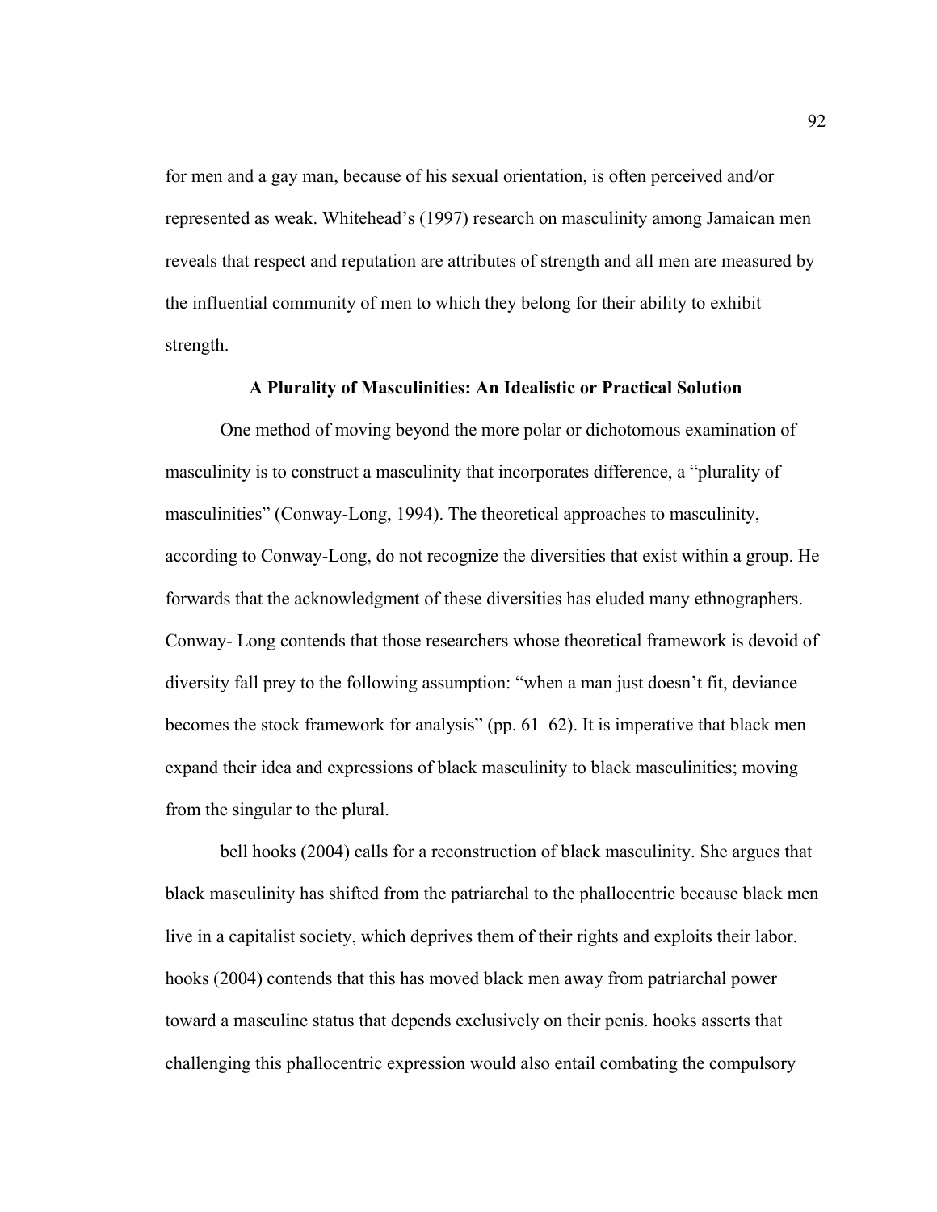for men and a gay man, because of his sexual orientation, is often perceived and/or represented as weak. Whitehead's (1997) research on masculinity among Jamaican men reveals that respect and reputation are attributes of strength and all men are measured by the influential community of men to which they belong for their ability to exhibit strength.

## A Plurality of Masculinities: An Idealistic or Practical Solution

One method of moving beyond the more polar or dichotomous examination of masculinity is to construct a masculinity that incorporates difference, a "plurality of masculinities" (Conway-Long, 1994). The theoretical approaches to masculinity, according to Conway-Long, do not recognize the diversities that exist within a group. He forwards that the acknowledgment of these diversities has eluded many ethnographers. Conway- Long contends that those researchers whose theoretical framework is devoid of diversity fall prey to the following assumption: "when a man just doesn't fit, deviance becomes the stock framework for analysis" (pp. 61–62). It is imperative that black men expand their idea and expressions of black masculinity to black masculinities; moving from the singular to the plural.

bell hooks (2004) calls for a reconstruction of black masculinity. She argues that black masculinity has shifted from the patriarchal to the phallocentric because black men live in a capitalist society, which deprives them of their rights and exploits their labor. hooks (2004) contends that this has moved black men away from patriarchal power toward a masculine status that depends exclusively on their penis. hooks asserts that challenging this phallocentric expression would also entail combating the compulsory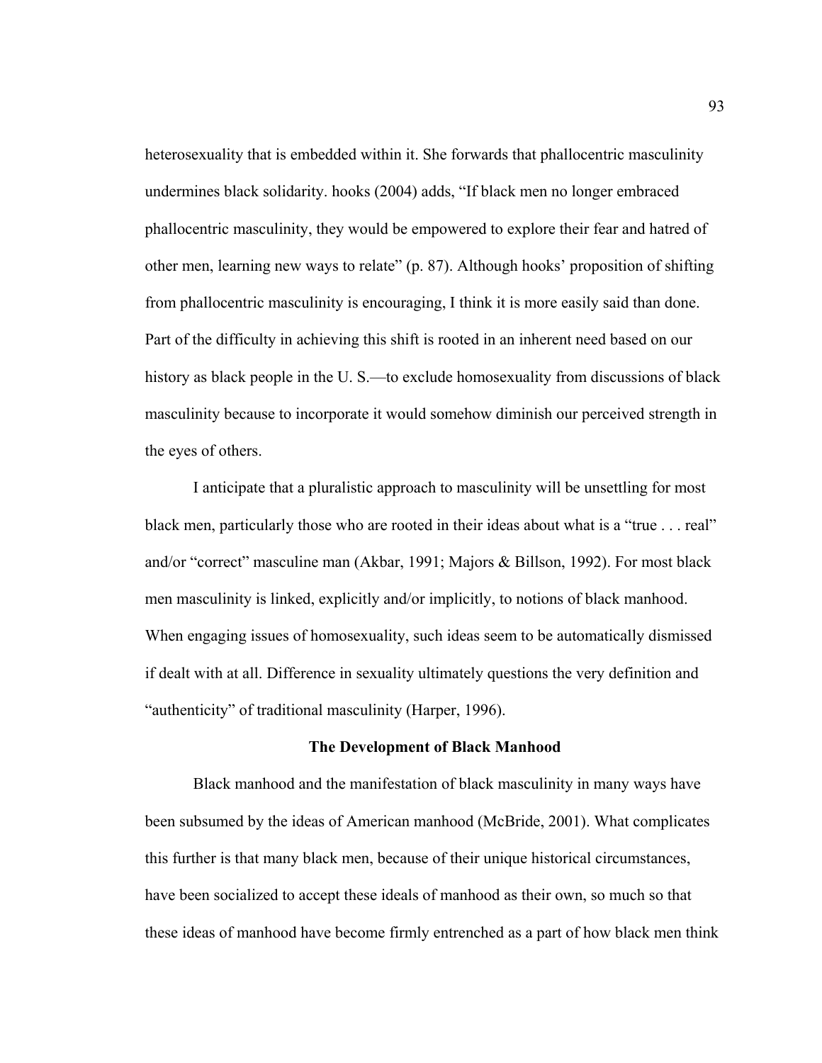heterosexuality that is embedded within it. She forwards that phallocentric masculinity undermines black solidarity. hooks (2004) adds, “If black men no longer embraced phallocentric masculinity, they would be empowered to explore their fear and hatred of other men, learning new ways to relate” (p. 87). Although hooks’ proposition of shifting from phallocentric masculinity is encouraging, I think it is more easily said than done. Part of the difficulty in achieving this shift is rooted in an inherent need based on our history as black people in the U. S.—to exclude homosexuality from discussions of black masculinity because to incorporate it would somehow diminish our perceived strength in the eyes of others.

I anticipate that a pluralistic approach to masculinity will be unsettling for most black men, particularly those who are rooted in their ideas about what is a “true . . . real” and/or “correct” masculine man (Akbar, 1991; Majors & Billson, 1992). For most black men masculinity is linked, explicitly and/or implicitly, to notions of black manhood. When engaging issues of homosexuality, such ideas seem to be automatically dismissed if dealt with at all. Difference in sexuality ultimately questions the very definition and “authenticity” of traditional masculinity (Harper, 1996).

## The Development of Black Manhood

Black manhood and the manifestation of black masculinity in many ways have been subsumed by the ideas of American manhood (McBride, 2001). What complicates this further is that many black men, because of their unique historical circumstances, have been socialized to accept these ideals of manhood as their own, so much so that these ideas of manhood have become firmly entrenched as a part of how black men think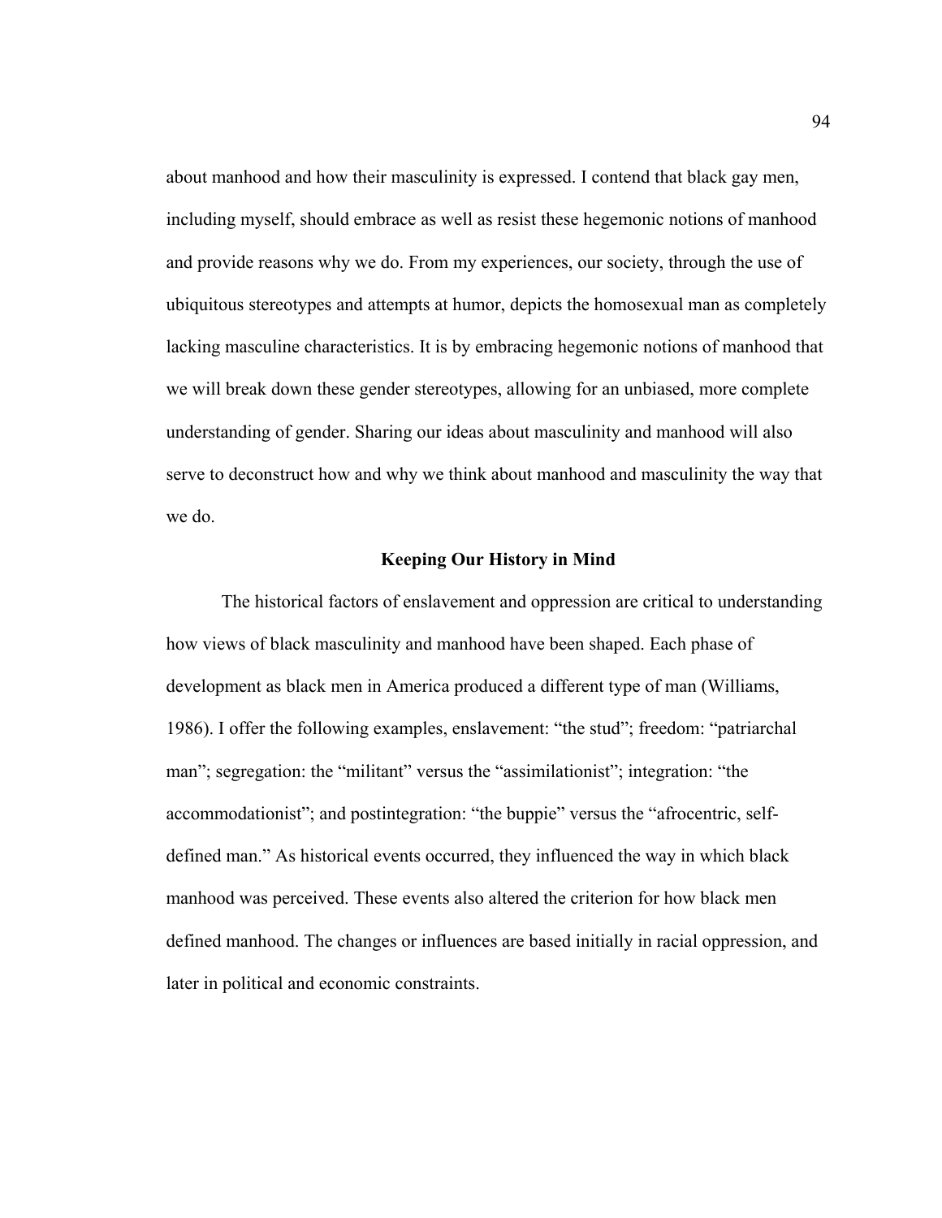about manhood and how their masculinity is expressed. I contend that black gay men, including myself, should embrace as well as resist these hegemonic notions of manhood and provide reasons why we do. From my experiences, our society, through the use of ubiquitous stereotypes and attempts at humor, depicts the homosexual man as completely lacking masculine characteristics. It is by embracing hegemonic notions of manhood that we will break down these gender stereotypes, allowing for an unbiased, more complete understanding of gender. Sharing our ideas about masculinity and manhood will also serve to deconstruct how and why we think about manhood and masculinity the way that we do.

## Keeping Our History in Mind

The historical factors of enslavement and oppression are critical to understanding how views of black masculinity and manhood have been shaped. Each phase of development as black men in America produced a different type of man (Williams, 1986). I offer the following examples, enslavement: "the stud"; freedom: "patriarchal man"; segregation: the "militant" versus the "assimilationist"; integration: "the accommodationist"; and postintegration: "the buppie" versus the "afrocentric, self-defined man." As historical events occurred, they influenced the way in which black manhood was perceived. These events also altered the criterion for how black men defined manhood. The changes or influences are based initially in racial oppression, and later in political and economic constraints.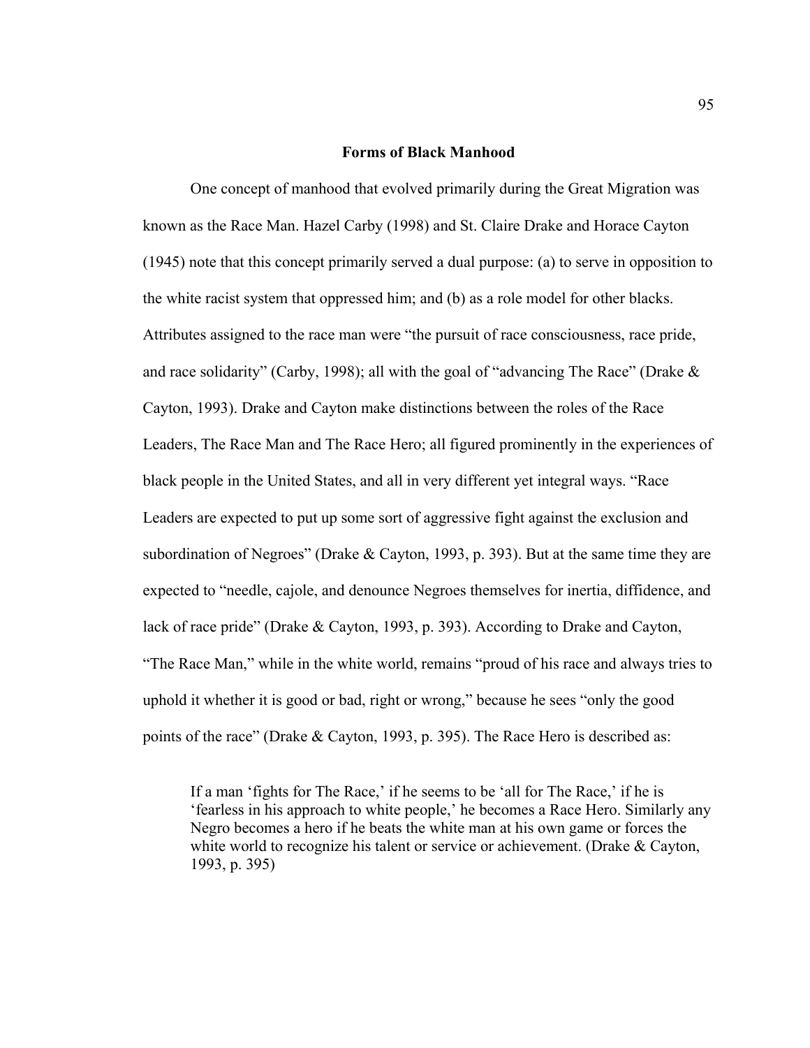### Forms of Black Manhood

One concept of manhood that evolved primarily during the Great Migration was known as the Race Man. Hazel Carby (1998) and St. Claire Drake and Horace Cayton (1945) note that this concept primarily served a dual purpose: (a) to serve in opposition to the white racist system that oppressed him; and (b) as a role model for other blacks. Attributes assigned to the race man were "the pursuit of race consciousness, race pride, and race solidarity" (Carby, 1998); all with the goal of "advancing The Race" (Drake & Cayton, 1993). Drake and Cayton make distinctions between the roles of the Race Leaders, The Race Man and The Race Hero; all figured prominently in the experiences of black people in the United States, and all in very different yet integral ways. "Race Leaders are expected to put up some sort of aggressive fight against the exclusion and subordination of Negroes" (Drake & Cayton, 1993, p. 393). But at the same time they are expected to "needle, cajole, and denounce Negroes themselves for inertia, diffidence, and lack of race pride" (Drake & Cayton, 1993, p. 393). According to Drake and Cayton, "The Race Man," while in the white world, remains "proud of his race and always tries to uphold it whether it is good or bad, right or wrong," because he sees "only the good points of the race" (Drake & Cayton, 1993, p. 395). The Race Hero is described as:

> If a man 'fights for The Race,' if he seems to be 'all for The Race,' if he is 'fearless in his approach to white people,' he becomes a Race Hero. Similarly any Negro becomes a hero if he beats the white man at his own game or forces the white world to recognize his talent or service or achievement. (Drake & Cayton, 1993, p. 395)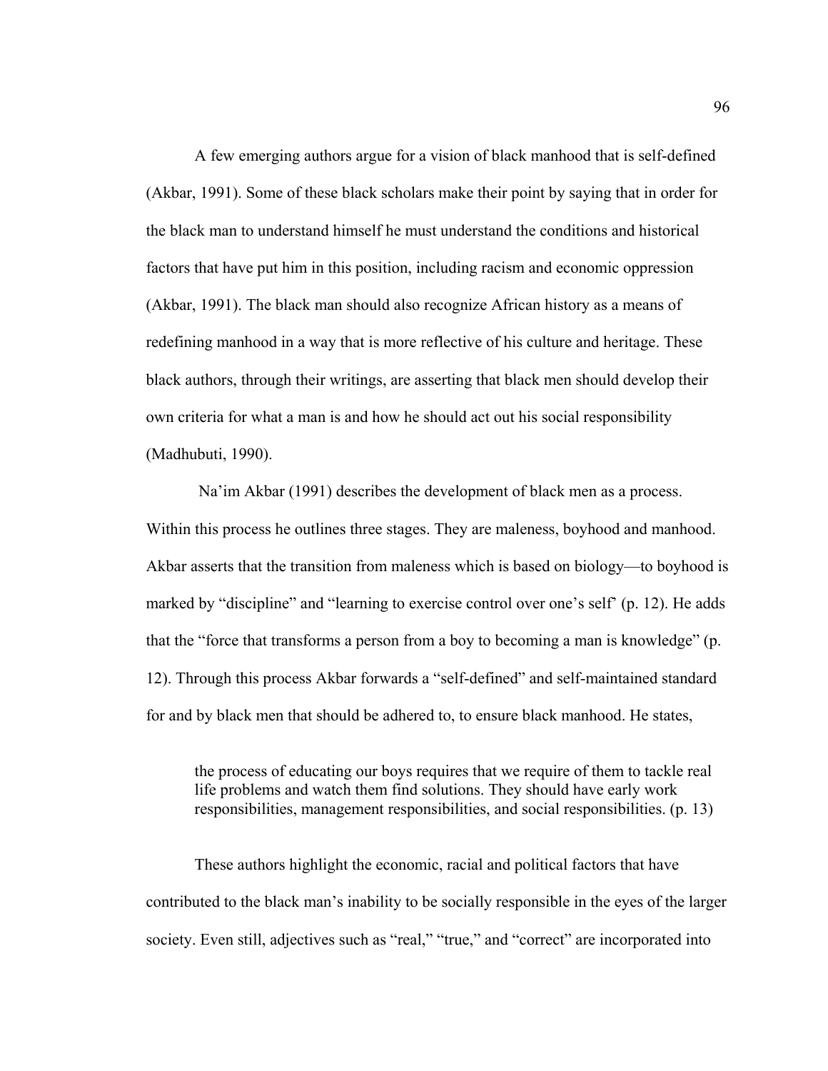A few emerging authors argue for a vision of black manhood that is self-defined (Akbar, 1991). Some of these black scholars make their point by saying that in order for the black man to understand himself he must understand the conditions and historical factors that have put him in this position, including racism and economic oppression (Akbar, 1991). The black man should also recognize African history as a means of redefining manhood in a way that is more reflective of his culture and heritage. These black authors, through their writings, are asserting that black men should develop their own criteria for what a man is and how he should act out his social responsibility (Madhubuti, 1990).

Na'im Akbar (1991) describes the development of black men as a process. Within this process he outlines three stages. They are maleness, boyhood and manhood. Akbar asserts that the transition from maleness which is based on biology—to boyhood is marked by "discipline" and "learning to exercise control over one's self' (p. 12). He adds that the "force that transforms a person from a boy to becoming a man is knowledge" (p. 12). Through this process Akbar forwards a "self-defined" and self-maintained standard for and by black men that should be adhered to, to ensure black manhood. He states,

> the process of educating our boys requires that we require of them to tackle real life problems and watch them find solutions. They should have early work responsibilities, management responsibilities, and social responsibilities. (p. 13)

These authors highlight the economic, racial and political factors that have contributed to the black man's inability to be socially responsible in the eyes of the larger society. Even still, adjectives such as "real," "true," and "correct" are incorporated into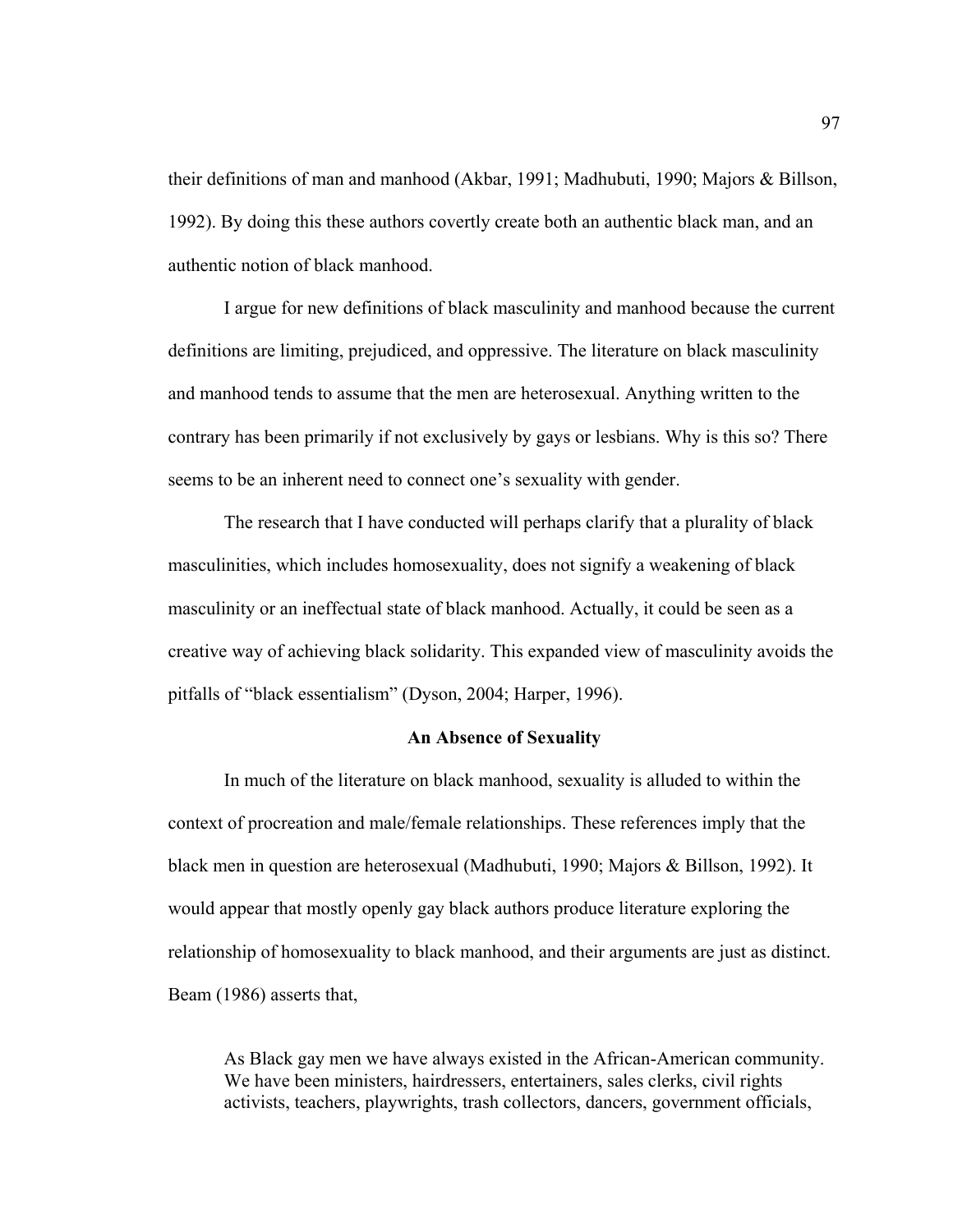their definitions of man and manhood (Akbar, 1991; Madhubuti, 1990; Majors & Billson, 1992). By doing this these authors covertly create both an authentic black man, and an authentic notion of black manhood.

I argue for new definitions of black masculinity and manhood because the current definitions are limiting, prejudiced, and oppressive. The literature on black masculinity and manhood tends to assume that the men are heterosexual. Anything written to the contrary has been primarily if not exclusively by gays or lesbians. Why is this so? There seems to be an inherent need to connect one's sexuality with gender.

The research that I have conducted will perhaps clarify that a plurality of black masculinities, which includes homosexuality, does not signify a weakening of black masculinity or an ineffectual state of black manhood. Actually, it could be seen as a creative way of achieving black solidarity. This expanded view of masculinity avoids the pitfalls of "black essentialism" (Dyson, 2004; Harper, 1996).

## An Absence of Sexuality

In much of the literature on black manhood, sexuality is alluded to within the context of procreation and male/female relationships. These references imply that the black men in question are heterosexual (Madhubuti, 1990; Majors & Billson, 1992). It would appear that mostly openly gay black authors produce literature exploring the relationship of homosexuality to black manhood, and their arguments are just as distinct. Beam (1986) asserts that,

> As Black gay men we have always existed in the African-American community. We have been ministers, hairdressers, entertainers, sales clerks, civil rights activists, teachers, playwrights, trash collectors, dancers, government officials,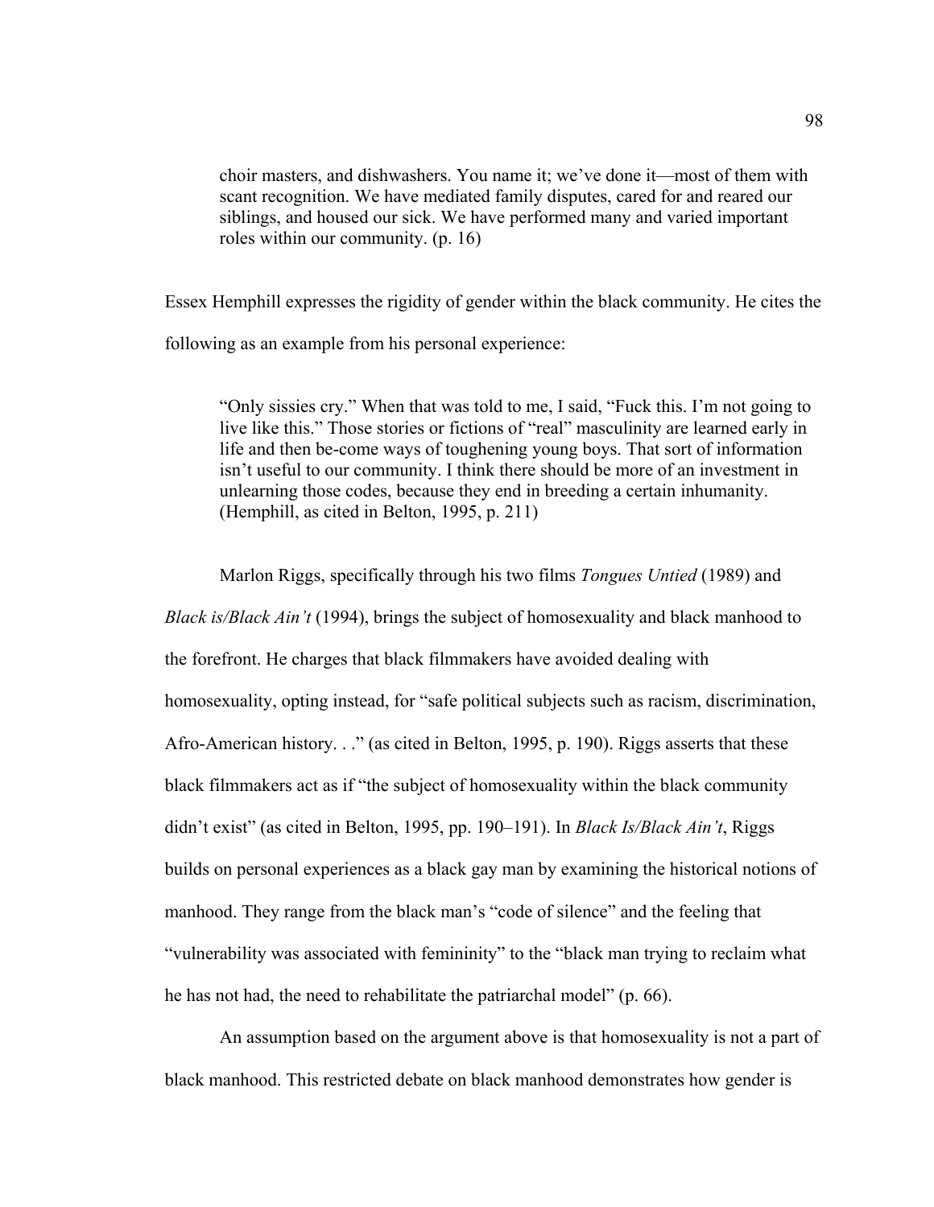> choir masters, and dishwashers. You name it; we've done it—most of them with scant recognition. We have mediated family disputes, cared for and reared our siblings, and housed our sick. We have performed many and varied important roles within our community. (p. 16)

Essex Hemphill expresses the rigidity of gender within the black community. He cites the following as an example from his personal experience:

> "Only sissies cry." When that was told to me, I said, "Fuck this. I'm not going to live like this." Those stories or fictions of "real" masculinity are learned early in life and then be-come ways of toughening young boys. That sort of information isn't useful to our community. I think there should be more of an investment in unlearning those codes, because they end in breeding a certain inhumanity. (Hemphill, as cited in Belton, 1995, p. 211)

Marlon Riggs, specifically through his two films *Tongues Untied* (1989) and *Black is/Black Ain't* (1994), brings the subject of homosexuality and black manhood to the forefront. He charges that black filmmakers have avoided dealing with homosexuality, opting instead, for "safe political subjects such as racism, discrimination, Afro-American history. . ." (as cited in Belton, 1995, p. 190). Riggs asserts that these black filmmakers act as if "the subject of homosexuality within the black community didn't exist" (as cited in Belton, 1995, pp. 190–191). In *Black Is/Black Ain't*, Riggs builds on personal experiences as a black gay man by examining the historical notions of manhood. They range from the black man's "code of silence" and the feeling that "vulnerability was associated with femininity" to the "black man trying to reclaim what he has not had, the need to rehabilitate the patriarchal model" (p. 66).

An assumption based on the argument above is that homosexuality is not a part of black manhood. This restricted debate on black manhood demonstrates how gender is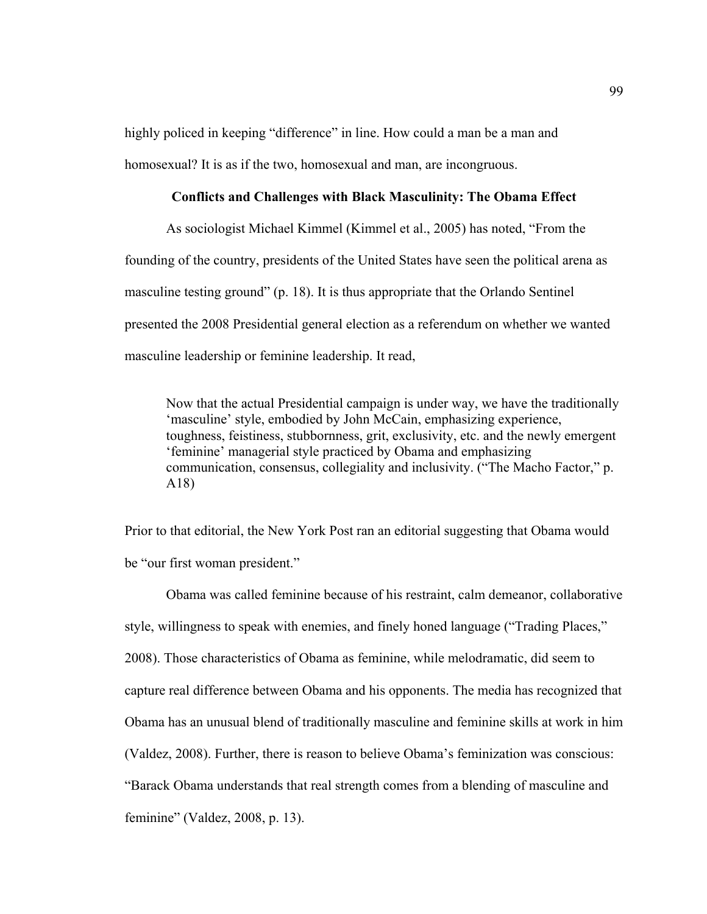highly policed in keeping "difference" in line. How could a man be a man and homosexual? It is as if the two, homosexual and man, are incongruous.

### Conflicts and Challenges with Black Masculinity: The Obama Effect

As sociologist Michael Kimmel (Kimmel et al., 2005) has noted, "From the founding of the country, presidents of the United States have seen the political arena as masculine testing ground" (p. 18). It is thus appropriate that the Orlando Sentinel presented the 2008 Presidential general election as a referendum on whether we wanted masculine leadership or feminine leadership. It read,

> Now that the actual Presidential campaign is under way, we have the traditionally 'masculine' style, embodied by John McCain, emphasizing experience, toughness, feistiness, stubbornness, grit, exclusivity, etc. and the newly emergent 'feminine' managerial style practiced by Obama and emphasizing communication, consensus, collegiality and inclusivity. ("The Macho Factor," p. A18)

Prior to that editorial, the New York Post ran an editorial suggesting that Obama would be "our first woman president."

Obama was called feminine because of his restraint, calm demeanor, collaborative style, willingness to speak with enemies, and finely honed language ("Trading Places," 2008). Those characteristics of Obama as feminine, while melodramatic, did seem to capture real difference between Obama and his opponents. The media has recognized that Obama has an unusual blend of traditionally masculine and feminine skills at work in him (Valdez, 2008). Further, there is reason to believe Obama's feminization was conscious: "Barack Obama understands that real strength comes from a blending of masculine and feminine" (Valdez, 2008, p. 13).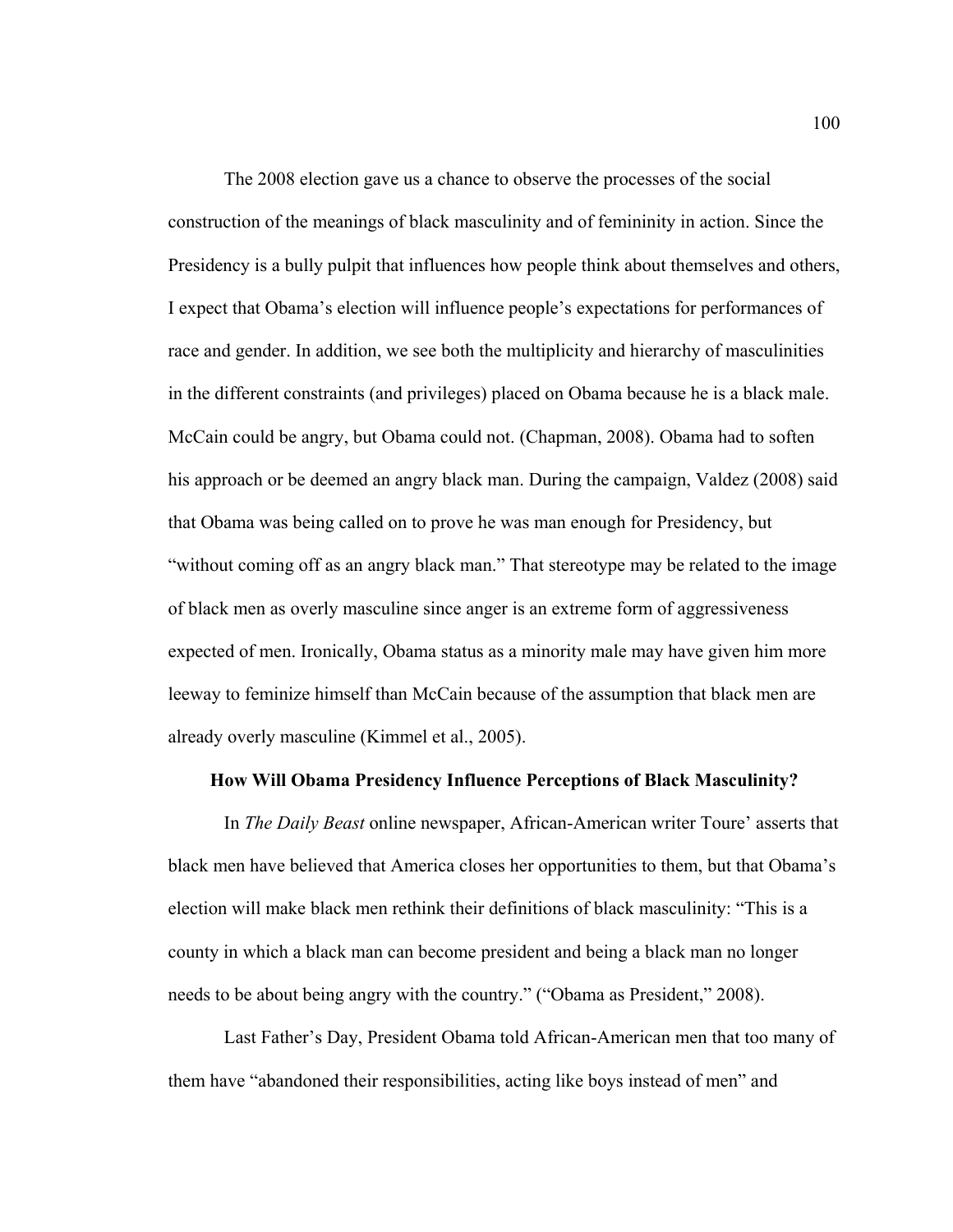The 2008 election gave us a chance to observe the processes of the social construction of the meanings of black masculinity and of femininity in action. Since the Presidency is a bully pulpit that influences how people think about themselves and others, I expect that Obama's election will influence people's expectations for performances of race and gender. In addition, we see both the multiplicity and hierarchy of masculinities in the different constraints (and privileges) placed on Obama because he is a black male. McCain could be angry, but Obama could not. (Chapman, 2008). Obama had to soften his approach or be deemed an angry black man. During the campaign, Valdez (2008) said that Obama was being called on to prove he was man enough for Presidency, but "without coming off as an angry black man." That stereotype may be related to the image of black men as overly masculine since anger is an extreme form of aggressiveness expected of men. Ironically, Obama status as a minority male may have given him more leeway to feminize himself than McCain because of the assumption that black men are already overly masculine (Kimmel et al., 2005).

**How Will Obama Presidency Influence Perceptions of Black Masculinity?**

In *The Daily Beast* online newspaper, African-American writer Toure' asserts that black men have believed that America closes her opportunities to them, but that Obama's election will make black men rethink their definitions of black masculinity: "This is a county in which a black man can become president and being a black man no longer needs to be about being angry with the country." ("Obama as President," 2008).

Last Father's Day, President Obama told African-American men that too many of them have "abandoned their responsibilities, acting like boys instead of men" and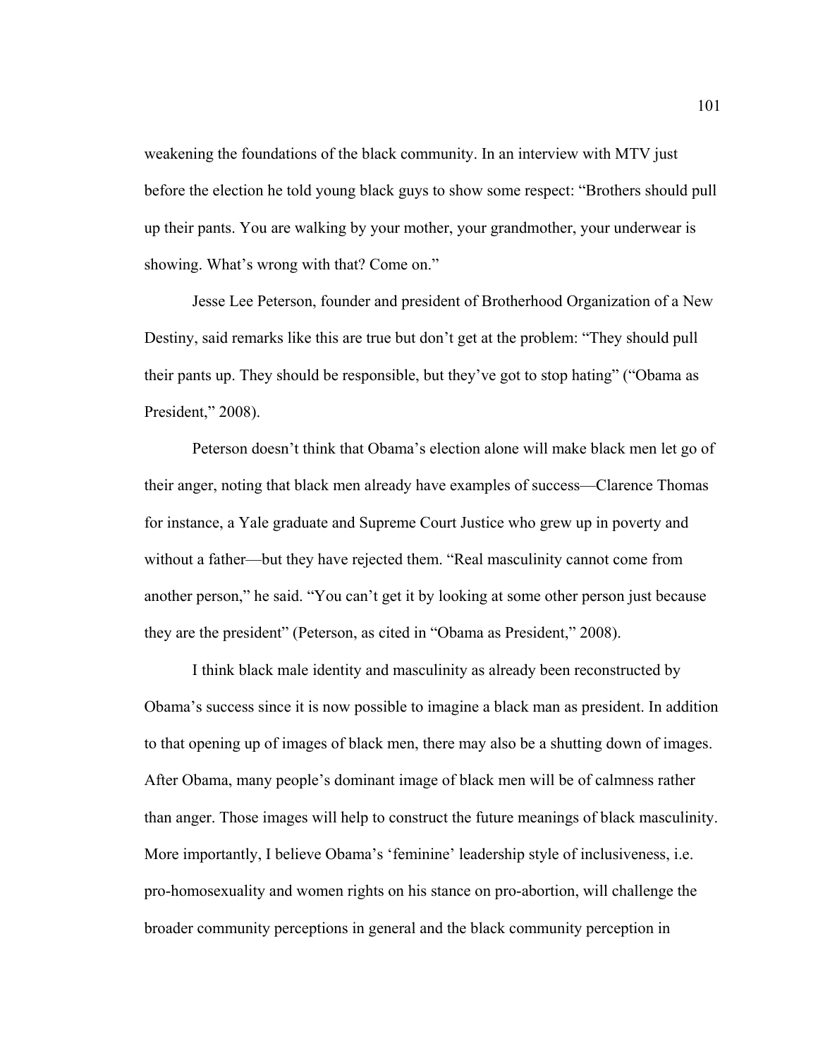weakening the foundations of the black community. In an interview with MTV just before the election he told young black guys to show some respect: "Brothers should pull up their pants. You are walking by your mother, your grandmother, your underwear is showing. What's wrong with that? Come on."

Jesse Lee Peterson, founder and president of Brotherhood Organization of a New Destiny, said remarks like this are true but don't get at the problem: "They should pull their pants up. They should be responsible, but they've got to stop hating" ("Obama as President," 2008).

Peterson doesn't think that Obama's election alone will make black men let go of their anger, noting that black men already have examples of success—Clarence Thomas for instance, a Yale graduate and Supreme Court Justice who grew up in poverty and without a father—but they have rejected them. "Real masculinity cannot come from another person," he said. "You can't get it by looking at some other person just because they are the president" (Peterson, as cited in "Obama as President," 2008).

I think black male identity and masculinity as already been reconstructed by Obama's success since it is now possible to imagine a black man as president. In addition to that opening up of images of black men, there may also be a shutting down of images. After Obama, many people's dominant image of black men will be of calmness rather than anger. Those images will help to construct the future meanings of black masculinity. More importantly, I believe Obama's 'feminine' leadership style of inclusiveness, i.e. pro-homosexuality and women rights on his stance on pro-abortion, will challenge the broader community perceptions in general and the black community perception in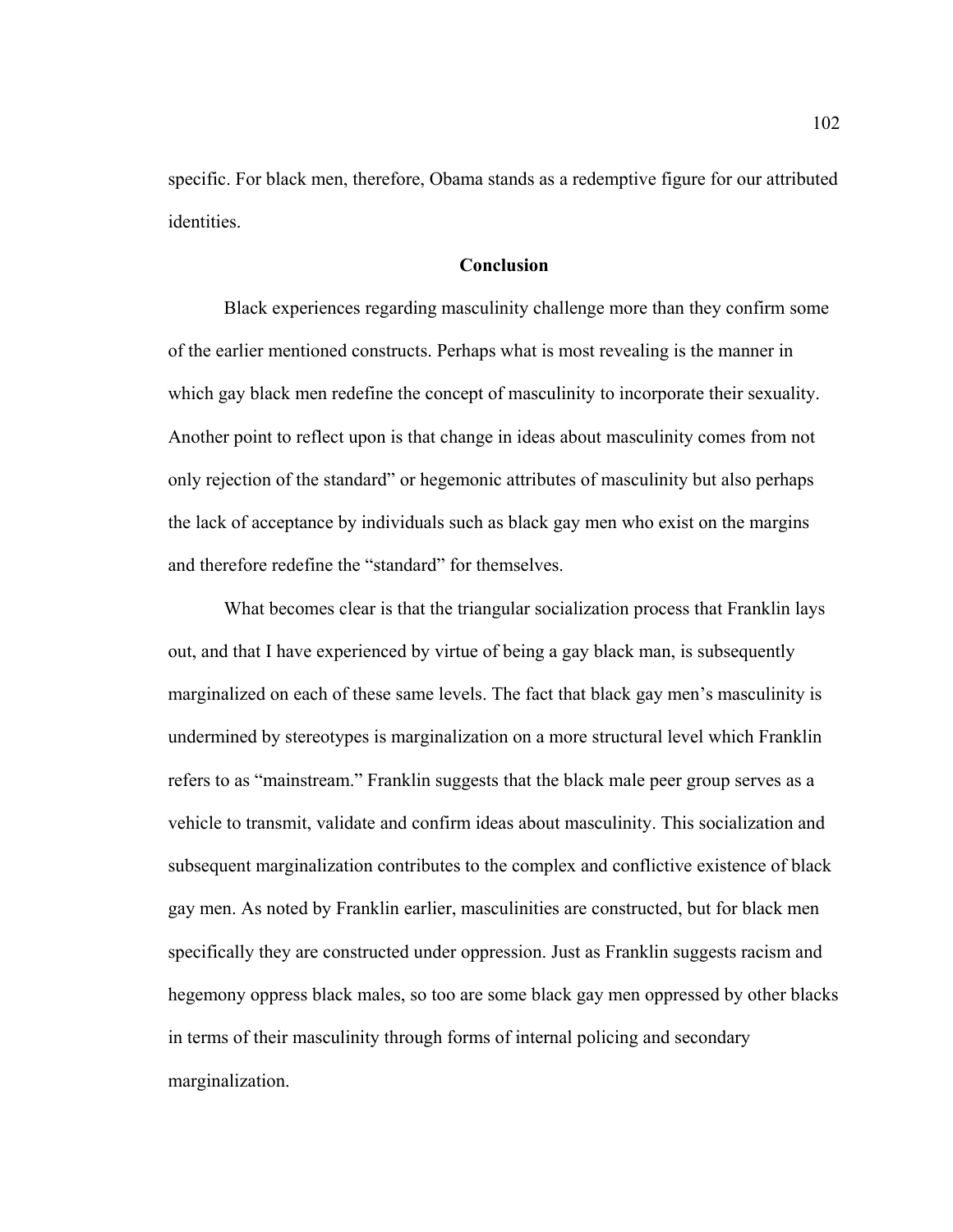specific. For black men, therefore, Obama stands as a redemptive figure for our attributed identities.

## Conclusion

Black experiences regarding masculinity challenge more than they confirm some of the earlier mentioned constructs. Perhaps what is most revealing is the manner in which gay black men redefine the concept of masculinity to incorporate their sexuality. Another point to reflect upon is that change in ideas about masculinity comes from not only rejection of the standard" or hegemonic attributes of masculinity but also perhaps the lack of acceptance by individuals such as black gay men who exist on the margins and therefore redefine the "standard" for themselves.

What becomes clear is that the triangular socialization process that Franklin lays out, and that I have experienced by virtue of being a gay black man, is subsequently marginalized on each of these same levels. The fact that black gay men's masculinity is undermined by stereotypes is marginalization on a more structural level which Franklin refers to as "mainstream." Franklin suggests that the black male peer group serves as a vehicle to transmit, validate and confirm ideas about masculinity. This socialization and subsequent marginalization contributes to the complex and conflictive existence of black gay men. As noted by Franklin earlier, masculinities are constructed, but for black men specifically they are constructed under oppression. Just as Franklin suggests racism and hegemony oppress black males, so too are some black gay men oppressed by other blacks in terms of their masculinity through forms of internal policing and secondary marginalization.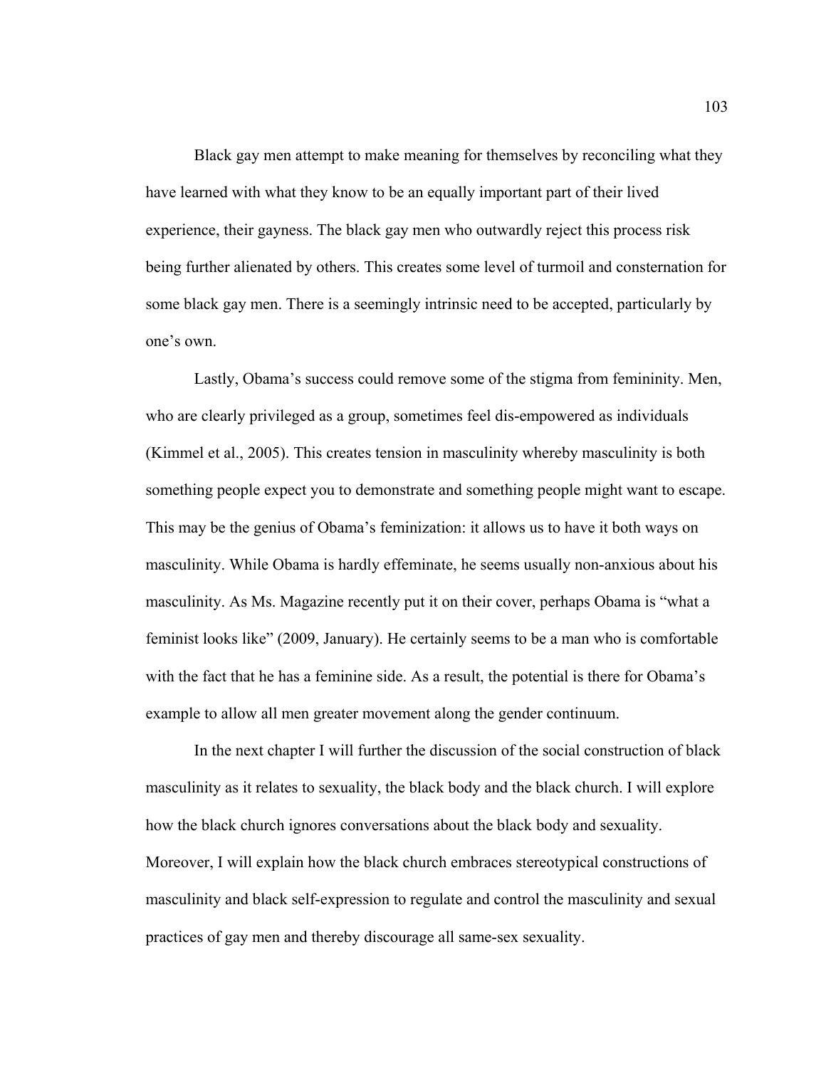Black gay men attempt to make meaning for themselves by reconciling what they have learned with what they know to be an equally important part of their lived experience, their gayness. The black gay men who outwardly reject this process risk being further alienated by others. This creates some level of turmoil and consternation for some black gay men. There is a seemingly intrinsic need to be accepted, particularly by one's own.

Lastly, Obama's success could remove some of the stigma from femininity. Men, who are clearly privileged as a group, sometimes feel dis-empowered as individuals (Kimmel et al., 2005). This creates tension in masculinity whereby masculinity is both something people expect you to demonstrate and something people might want to escape. This may be the genius of Obama's feminization: it allows us to have it both ways on masculinity. While Obama is hardly effeminate, he seems usually non-anxious about his masculinity. As Ms. Magazine recently put it on their cover, perhaps Obama is "what a feminist looks like" (2009, January). He certainly seems to be a man who is comfortable with the fact that he has a feminine side. As a result, the potential is there for Obama's example to allow all men greater movement along the gender continuum.

In the next chapter I will further the discussion of the social construction of black masculinity as it relates to sexuality, the black body and the black church. I will explore how the black church ignores conversations about the black body and sexuality. Moreover, I will explain how the black church embraces stereotypical constructions of masculinity and black self-expression to regulate and control the masculinity and sexual practices of gay men and thereby discourage all same-sex sexuality.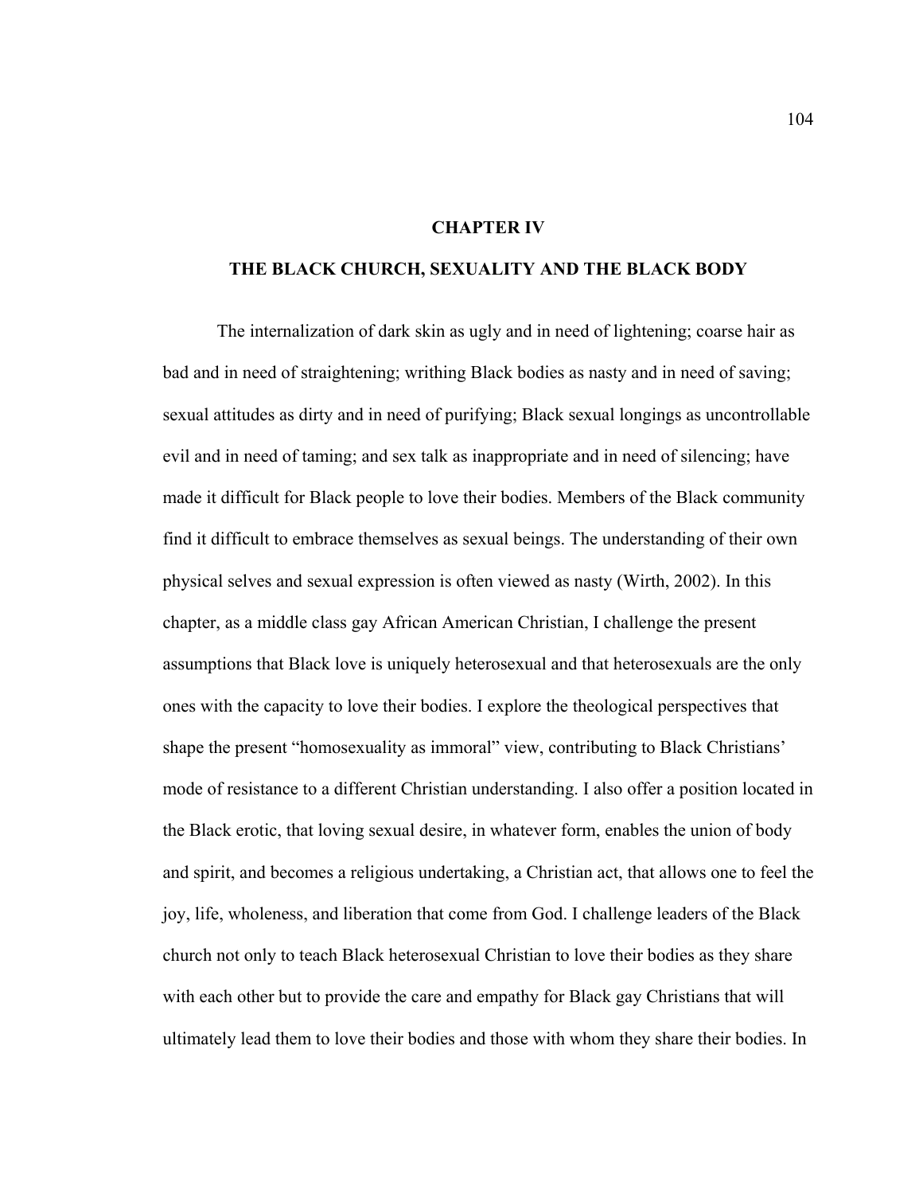# CHAPTER IV

## THE BLACK CHURCH, SEXUALITY AND THE BLACK BODY

The internalization of dark skin as ugly and in need of lightening; coarse hair as bad and in need of straightening; writhing Black bodies as nasty and in need of saving; sexual attitudes as dirty and in need of purifying; Black sexual longings as uncontrollable evil and in need of taming; and sex talk as inappropriate and in need of silencing; have made it difficult for Black people to love their bodies. Members of the Black community find it difficult to embrace themselves as sexual beings. The understanding of their own physical selves and sexual expression is often viewed as nasty (Wirth, 2002). In this chapter, as a middle class gay African American Christian, I challenge the present assumptions that Black love is uniquely heterosexual and that heterosexuals are the only ones with the capacity to love their bodies. I explore the theological perspectives that shape the present "homosexuality as immoral" view, contributing to Black Christians' mode of resistance to a different Christian understanding. I also offer a position located in the Black erotic, that loving sexual desire, in whatever form, enables the union of body and spirit, and becomes a religious undertaking, a Christian act, that allows one to feel the joy, life, wholeness, and liberation that come from God. I challenge leaders of the Black church not only to teach Black heterosexual Christian to love their bodies as they share with each other but to provide the care and empathy for Black gay Christians that will ultimately lead them to love their bodies and those with whom they share their bodies. In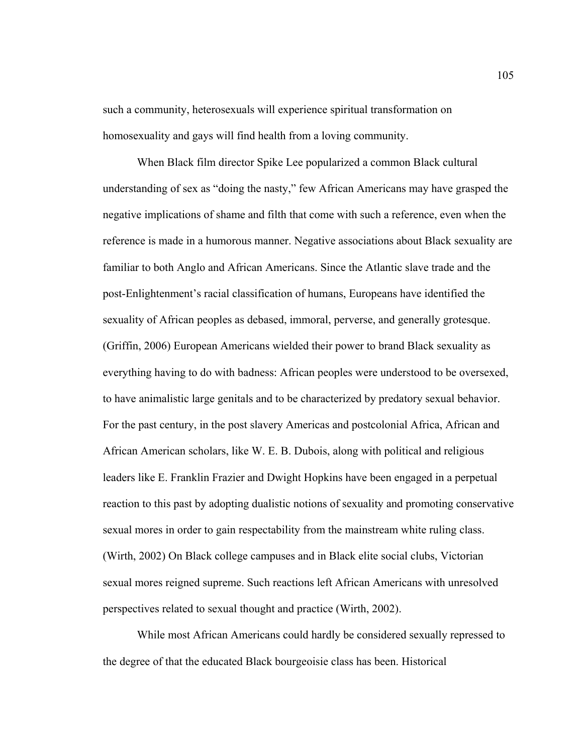such a community, heterosexuals will experience spiritual transformation on homosexuality and gays will find health from a loving community.

When Black film director Spike Lee popularized a common Black cultural understanding of sex as "doing the nasty," few African Americans may have grasped the negative implications of shame and filth that come with such a reference, even when the reference is made in a humorous manner. Negative associations about Black sexuality are familiar to both Anglo and African Americans. Since the Atlantic slave trade and the post-Enlightenment's racial classification of humans, Europeans have identified the sexuality of African peoples as debased, immoral, perverse, and generally grotesque. (Griffin, 2006) European Americans wielded their power to brand Black sexuality as everything having to do with badness: African peoples were understood to be oversexed, to have animalistic large genitals and to be characterized by predatory sexual behavior. For the past century, in the post slavery Americas and postcolonial Africa, African and African American scholars, like W. E. B. Dubois, along with political and religious leaders like E. Franklin Frazier and Dwight Hopkins have been engaged in a perpetual reaction to this past by adopting dualistic notions of sexuality and promoting conservative sexual mores in order to gain respectability from the mainstream white ruling class. (Wirth, 2002) On Black college campuses and in Black elite social clubs, Victorian sexual mores reigned supreme. Such reactions left African Americans with unresolved perspectives related to sexual thought and practice (Wirth, 2002).

While most African Americans could hardly be considered sexually repressed to the degree of that the educated Black bourgeoisie class has been. Historical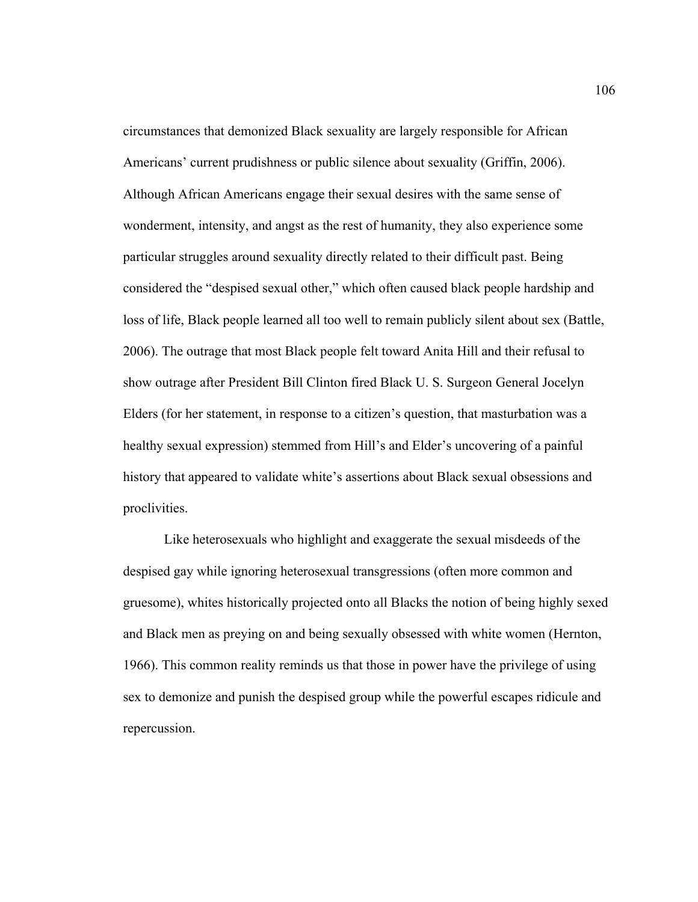circumstances that demonized Black sexuality are largely responsible for African Americans' current prudishness or public silence about sexuality (Griffin, 2006). Although African Americans engage their sexual desires with the same sense of wonderment, intensity, and angst as the rest of humanity, they also experience some particular struggles around sexuality directly related to their difficult past. Being considered the "despised sexual other," which often caused black people hardship and loss of life, Black people learned all too well to remain publicly silent about sex (Battle, 2006). The outrage that most Black people felt toward Anita Hill and their refusal to show outrage after President Bill Clinton fired Black U. S. Surgeon General Jocelyn Elders (for her statement, in response to a citizen's question, that masturbation was a healthy sexual expression) stemmed from Hill's and Elder's uncovering of a painful history that appeared to validate white's assertions about Black sexual obsessions and proclivities.

Like heterosexuals who highlight and exaggerate the sexual misdeeds of the despised gay while ignoring heterosexual transgressions (often more common and gruesome), whites historically projected onto all Blacks the notion of being highly sexed and Black men as preying on and being sexually obsessed with white women (Hernton, 1966). This common reality reminds us that those in power have the privilege of using sex to demonize and punish the despised group while the powerful escapes ridicule and repercussion.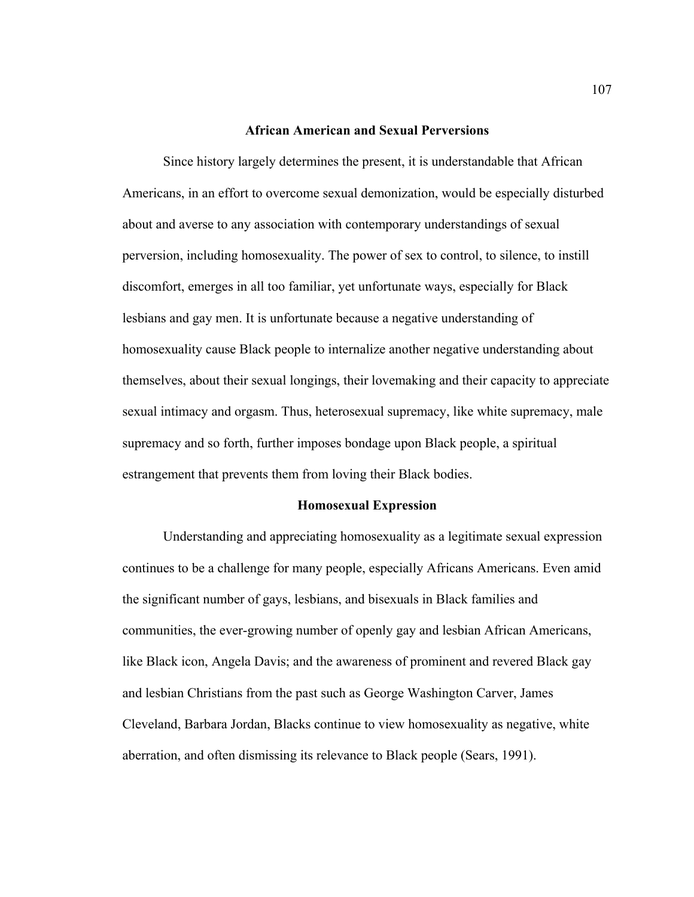## African American and Sexual Perversions

Since history largely determines the present, it is understandable that African Americans, in an effort to overcome sexual demonization, would be especially disturbed about and averse to any association with contemporary understandings of sexual perversion, including homosexuality. The power of sex to control, to silence, to instill discomfort, emerges in all too familiar, yet unfortunate ways, especially for Black lesbians and gay men. It is unfortunate because a negative understanding of homosexuality cause Black people to internalize another negative understanding about themselves, about their sexual longings, their lovemaking and their capacity to appreciate sexual intimacy and orgasm. Thus, heterosexual supremacy, like white supremacy, male supremacy and so forth, further imposes bondage upon Black people, a spiritual estrangement that prevents them from loving their Black bodies.

## Homosexual Expression

Understanding and appreciating homosexuality as a legitimate sexual expression continues to be a challenge for many people, especially Africans Americans. Even amid the significant number of gays, lesbians, and bisexuals in Black families and communities, the ever-growing number of openly gay and lesbian African Americans, like Black icon, Angela Davis; and the awareness of prominent and revered Black gay and lesbian Christians from the past such as George Washington Carver, James Cleveland, Barbara Jordan, Blacks continue to view homosexuality as negative, white aberration, and often dismissing its relevance to Black people (Sears, 1991).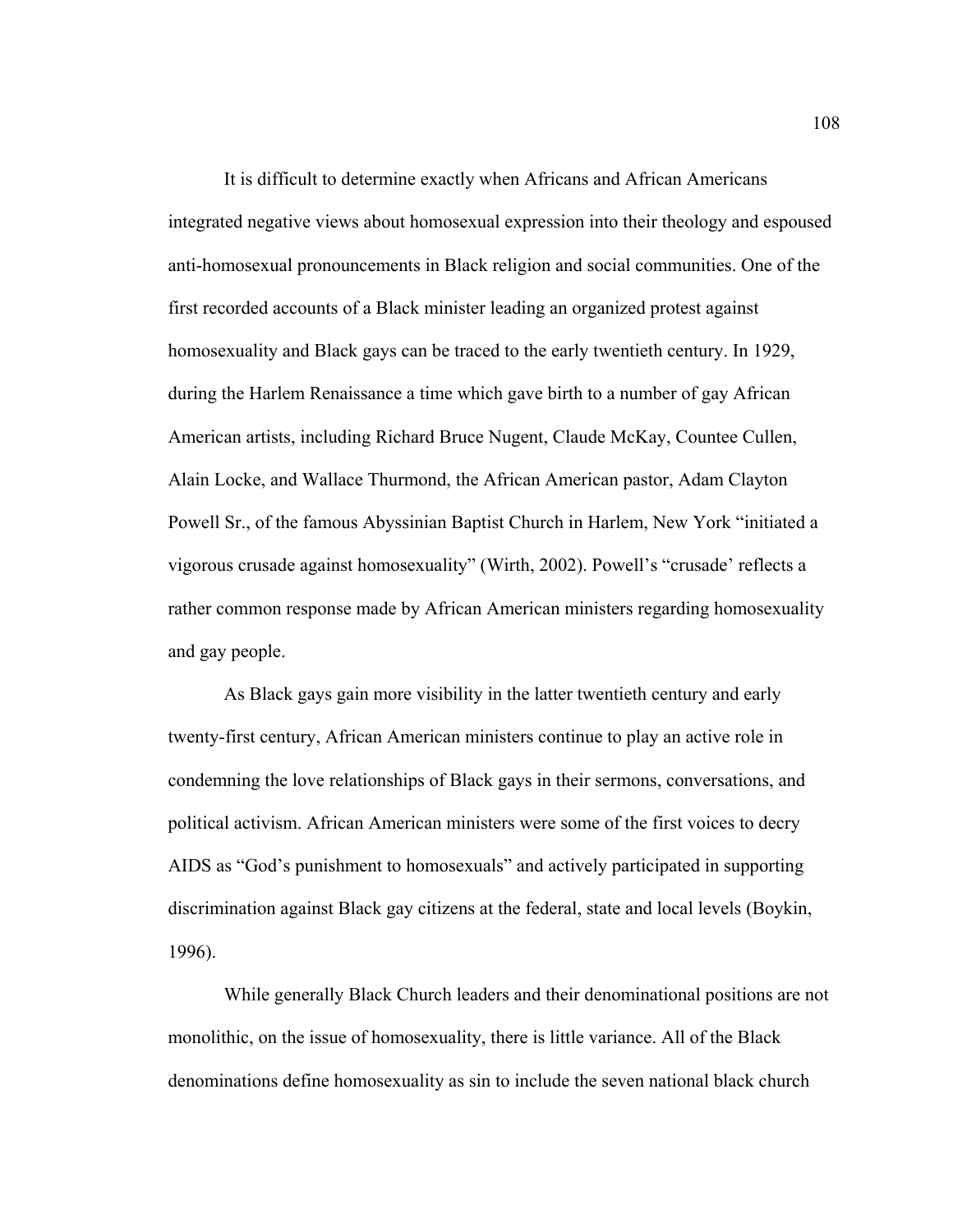It is difficult to determine exactly when Africans and African Americans integrated negative views about homosexual expression into their theology and espoused anti-homosexual pronouncements in Black religion and social communities. One of the first recorded accounts of a Black minister leading an organized protest against homosexuality and Black gays can be traced to the early twentieth century. In 1929, during the Harlem Renaissance a time which gave birth to a number of gay African American artists, including Richard Bruce Nugent, Claude McKay, Countee Cullen, Alain Locke, and Wallace Thurmond, the African American pastor, Adam Clayton Powell Sr., of the famous Abyssinian Baptist Church in Harlem, New York "initiated a vigorous crusade against homosexuality" (Wirth, 2002). Powell's "crusade' reflects a rather common response made by African American ministers regarding homosexuality and gay people.

As Black gays gain more visibility in the latter twentieth century and early twenty-first century, African American ministers continue to play an active role in condemning the love relationships of Black gays in their sermons, conversations, and political activism. African American ministers were some of the first voices to decry AIDS as "God's punishment to homosexuals" and actively participated in supporting discrimination against Black gay citizens at the federal, state and local levels (Boykin, 1996).

While generally Black Church leaders and their denominational positions are not monolithic, on the issue of homosexuality, there is little variance. All of the Black denominations define homosexuality as sin to include the seven national black church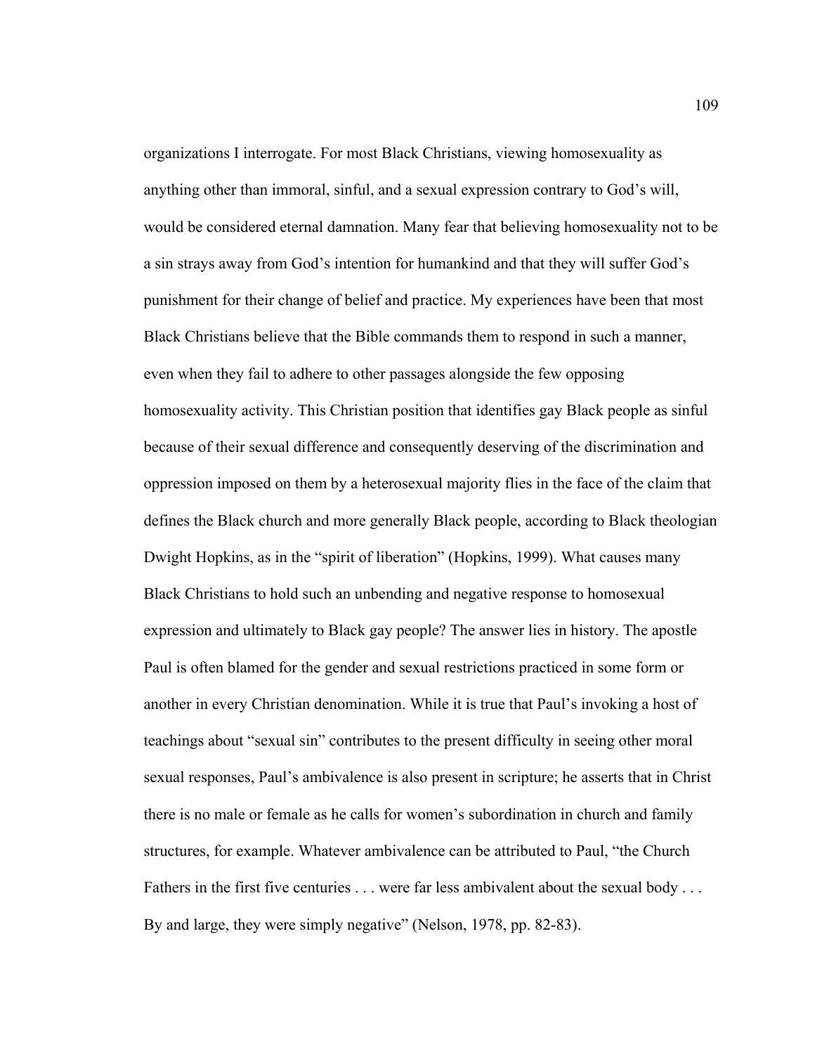organizations I interrogate. For most Black Christians, viewing homosexuality as anything other than immoral, sinful, and a sexual expression contrary to God's will, would be considered eternal damnation. Many fear that believing homosexuality not to be a sin strays away from God's intention for humankind and that they will suffer God's punishment for their change of belief and practice. My experiences have been that most Black Christians believe that the Bible commands them to respond in such a manner, even when they fail to adhere to other passages alongside the few opposing homosexuality activity. This Christian position that identifies gay Black people as sinful because of their sexual difference and consequently deserving of the discrimination and oppression imposed on them by a heterosexual majority flies in the face of the claim that defines the Black church and more generally Black people, according to Black theologian Dwight Hopkins, as in the "spirit of liberation" (Hopkins, 1999). What causes many Black Christians to hold such an unbending and negative response to homosexual expression and ultimately to Black gay people? The answer lies in history. The apostle Paul is often blamed for the gender and sexual restrictions practiced in some form or another in every Christian denomination. While it is true that Paul's invoking a host of teachings about "sexual sin" contributes to the present difficulty in seeing other moral sexual responses, Paul's ambivalence is also present in scripture; he asserts that in Christ there is no male or female as he calls for women's subordination in church and family structures, for example. Whatever ambivalence can be attributed to Paul, "the Church Fathers in the first five centuries . . . were far less ambivalent about the sexual body . . . By and large, they were simply negative" (Nelson, 1978, pp. 82-83).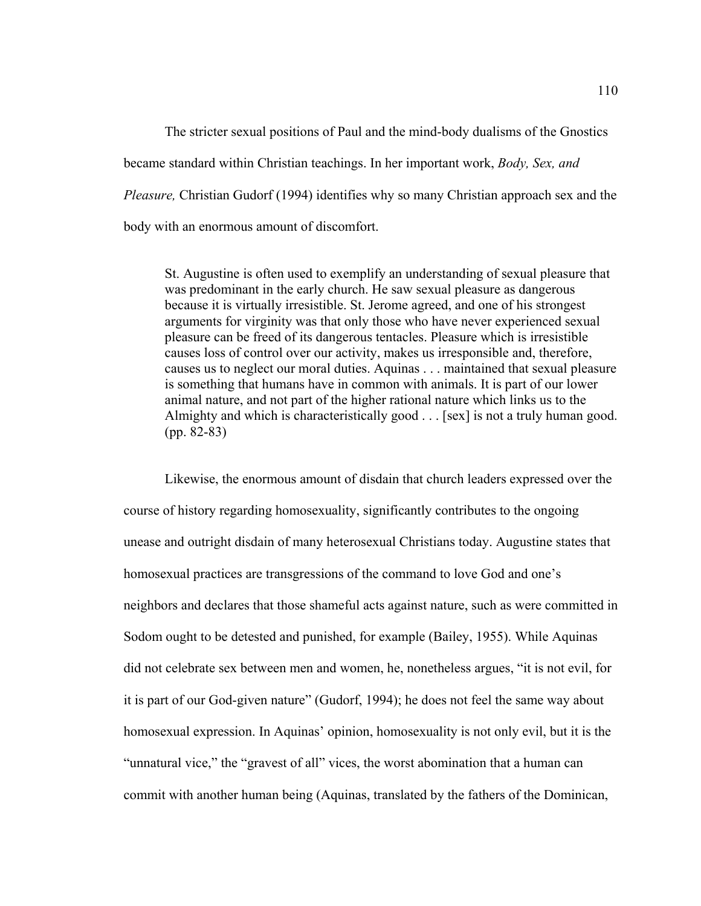The stricter sexual positions of Paul and the mind-body dualisms of the Gnostics became standard within Christian teachings. In her important work, *Body, Sex, and Pleasure,* Christian Gudorf (1994) identifies why so many Christian approach sex and the body with an enormous amount of discomfort.

> St. Augustine is often used to exemplify an understanding of sexual pleasure that was predominant in the early church. He saw sexual pleasure as dangerous because it is virtually irresistible. St. Jerome agreed, and one of his strongest arguments for virginity was that only those who have never experienced sexual pleasure can be freed of its dangerous tentacles. Pleasure which is irresistible causes loss of control over our activity, makes us irresponsible and, therefore, causes us to neglect our moral duties. Aquinas . . . maintained that sexual pleasure is something that humans have in common with animals. It is part of our lower animal nature, and not part of the higher rational nature which links us to the Almighty and which is characteristically good . . . [sex] is not a truly human good. (pp. 82-83)

Likewise, the enormous amount of disdain that church leaders expressed over the course of history regarding homosexuality, significantly contributes to the ongoing unease and outright disdain of many heterosexual Christians today. Augustine states that homosexual practices are transgressions of the command to love God and one's neighbors and declares that those shameful acts against nature, such as were committed in Sodom ought to be detested and punished, for example (Bailey, 1955). While Aquinas did not celebrate sex between men and women, he, nonetheless argues, "it is not evil, for it is part of our God-given nature" (Gudorf, 1994); he does not feel the same way about homosexual expression. In Aquinas' opinion, homosexuality is not only evil, but it is the "unnatural vice," the "gravest of all" vices, the worst abomination that a human can commit with another human being (Aquinas, translated by the fathers of the Dominican,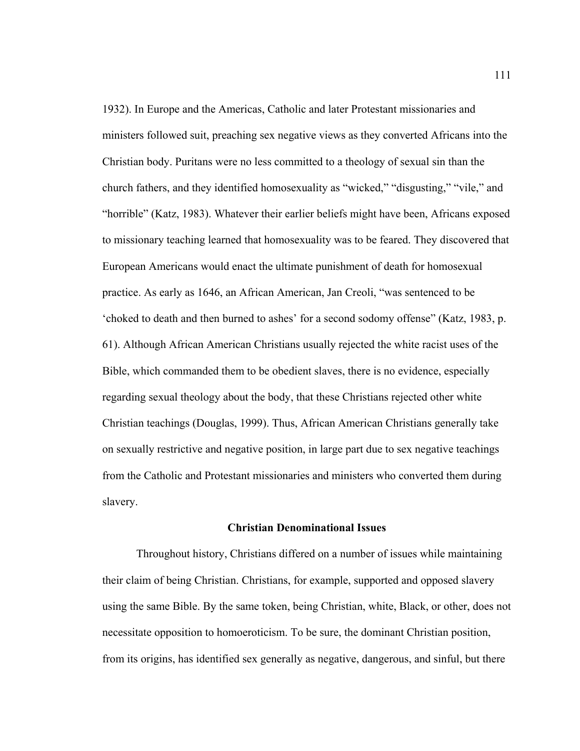1932). In Europe and the Americas, Catholic and later Protestant missionaries and ministers followed suit, preaching sex negative views as they converted Africans into the Christian body. Puritans were no less committed to a theology of sexual sin than the church fathers, and they identified homosexuality as "wicked," "disgusting," "vile," and "horrible" (Katz, 1983). Whatever their earlier beliefs might have been, Africans exposed to missionary teaching learned that homosexuality was to be feared. They discovered that European Americans would enact the ultimate punishment of death for homosexual practice. As early as 1646, an African American, Jan Creoli, "was sentenced to be 'choked to death and then burned to ashes' for a second sodomy offense" (Katz, 1983, p. 61). Although African American Christians usually rejected the white racist uses of the Bible, which commanded them to be obedient slaves, there is no evidence, especially regarding sexual theology about the body, that these Christians rejected other white Christian teachings (Douglas, 1999). Thus, African American Christians generally take on sexually restrictive and negative position, in large part due to sex negative teachings from the Catholic and Protestant missionaries and ministers who converted them during slavery.

### Christian Denominational Issues

Throughout history, Christians differed on a number of issues while maintaining their claim of being Christian. Christians, for example, supported and opposed slavery using the same Bible. By the same token, being Christian, white, Black, or other, does not necessitate opposition to homoeroticism. To be sure, the dominant Christian position, from its origins, has identified sex generally as negative, dangerous, and sinful, but there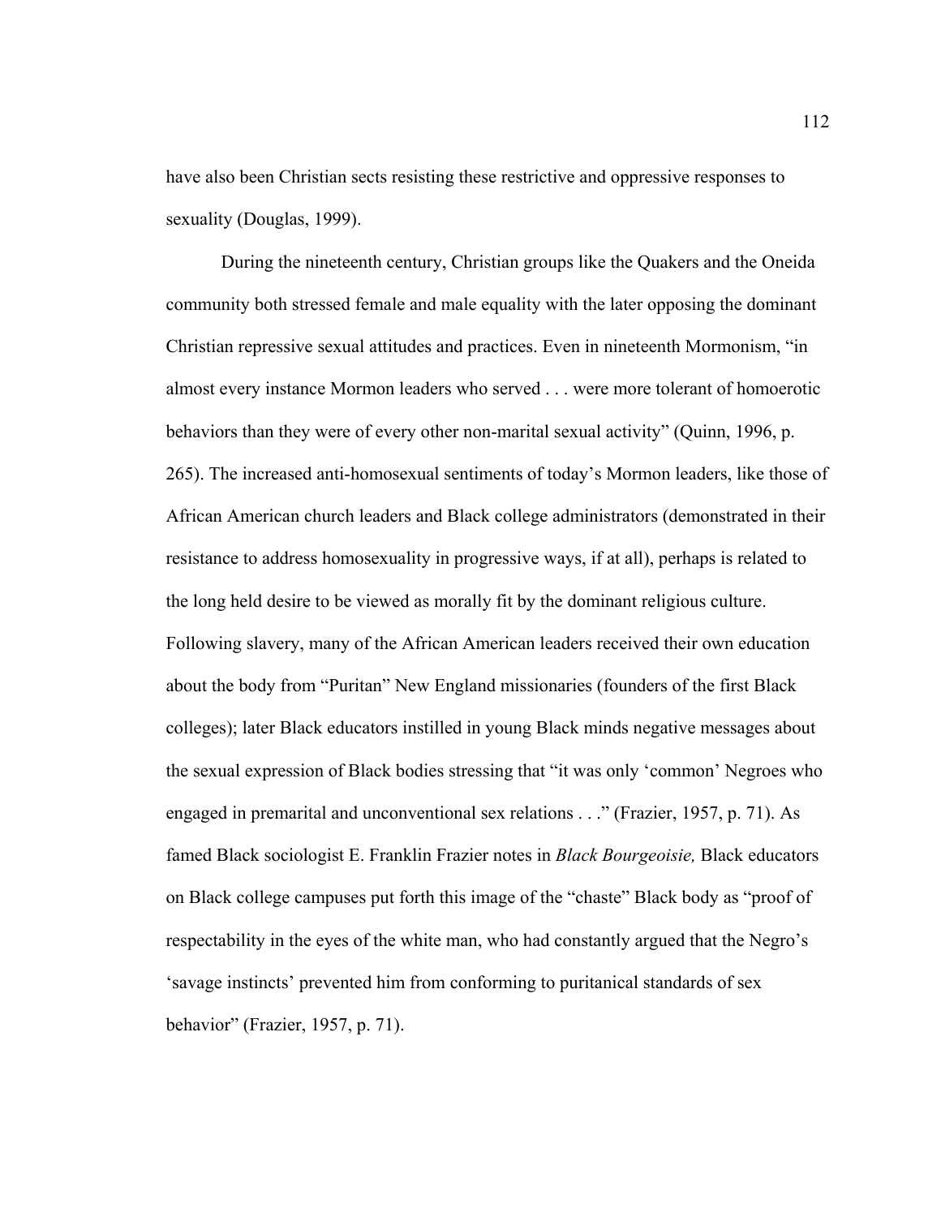have also been Christian sects resisting these restrictive and oppressive responses to sexuality (Douglas, 1999).

During the nineteenth century, Christian groups like the Quakers and the Oneida community both stressed female and male equality with the later opposing the dominant Christian repressive sexual attitudes and practices. Even in nineteenth Mormonism, "in almost every instance Mormon leaders who served . . . were more tolerant of homoerotic behaviors than they were of every other non-marital sexual activity" (Quinn, 1996, p. 265). The increased anti-homosexual sentiments of today's Mormon leaders, like those of African American church leaders and Black college administrators (demonstrated in their resistance to address homosexuality in progressive ways, if at all), perhaps is related to the long held desire to be viewed as morally fit by the dominant religious culture. Following slavery, many of the African American leaders received their own education about the body from "Puritan" New England missionaries (founders of the first Black colleges); later Black educators instilled in young Black minds negative messages about the sexual expression of Black bodies stressing that "it was only 'common' Negroes who engaged in premarital and unconventional sex relations . . ." (Frazier, 1957, p. 71). As famed Black sociologist E. Franklin Frazier notes in *Black Bourgeoisie,* Black educators on Black college campuses put forth this image of the "chaste" Black body as "proof of respectability in the eyes of the white man, who had constantly argued that the Negro's 'savage instincts' prevented him from conforming to puritanical standards of sex behavior" (Frazier, 1957, p. 71).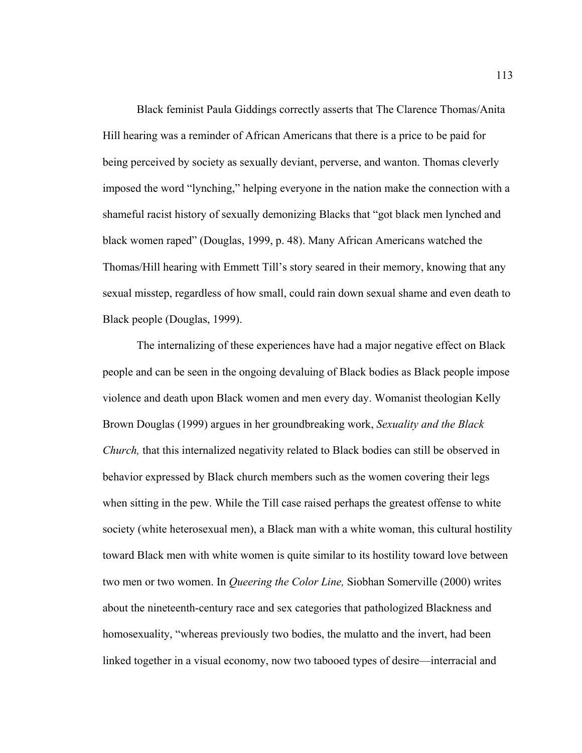Black feminist Paula Giddings correctly asserts that The Clarence Thomas/Anita Hill hearing was a reminder of African Americans that there is a price to be paid for being perceived by society as sexually deviant, perverse, and wanton. Thomas cleverly imposed the word "lynching," helping everyone in the nation make the connection with a shameful racist history of sexually demonizing Blacks that "got black men lynched and black women raped" (Douglas, 1999, p. 48). Many African Americans watched the Thomas/Hill hearing with Emmett Till's story seared in their memory, knowing that any sexual misstep, regardless of how small, could rain down sexual shame and even death to Black people (Douglas, 1999).

The internalizing of these experiences have had a major negative effect on Black people and can be seen in the ongoing devaluing of Black bodies as Black people impose violence and death upon Black women and men every day. Womanist theologian Kelly Brown Douglas (1999) argues in her groundbreaking work, *Sexuality and the Black Church,* that this internalized negativity related to Black bodies can still be observed in behavior expressed by Black church members such as the women covering their legs when sitting in the pew. While the Till case raised perhaps the greatest offense to white society (white heterosexual men), a Black man with a white woman, this cultural hostility toward Black men with white women is quite similar to its hostility toward love between two men or two women. In *Queering the Color Line,* Siobhan Somerville (2000) writes about the nineteenth-century race and sex categories that pathologized Blackness and homosexuality, "whereas previously two bodies, the mulatto and the invert, had been linked together in a visual economy, now two tabooed types of desire—interracial and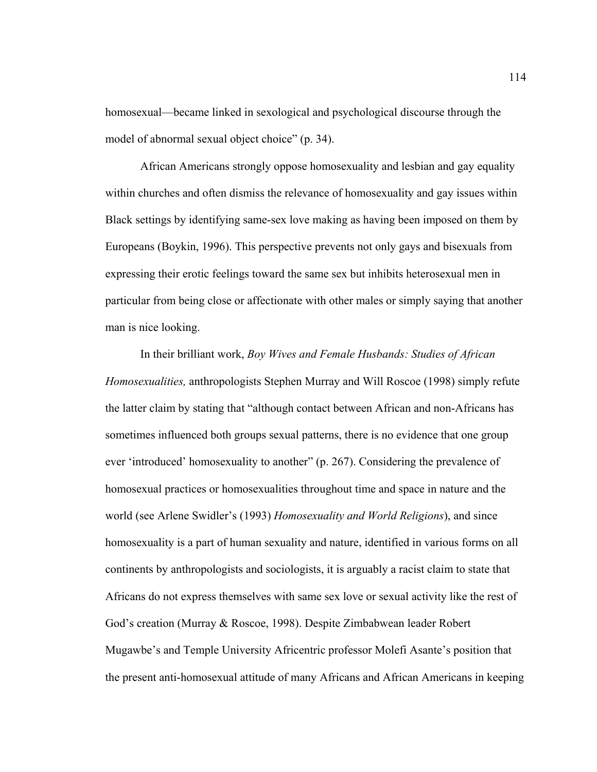homosexual—became linked in sexological and psychological discourse through the model of abnormal sexual object choice" (p. 34).

African Americans strongly oppose homosexuality and lesbian and gay equality within churches and often dismiss the relevance of homosexuality and gay issues within Black settings by identifying same-sex love making as having been imposed on them by Europeans (Boykin, 1996). This perspective prevents not only gays and bisexuals from expressing their erotic feelings toward the same sex but inhibits heterosexual men in particular from being close or affectionate with other males or simply saying that another man is nice looking.

In their brilliant work, *Boy Wives and Female Husbands: Studies of African Homosexualities,* anthropologists Stephen Murray and Will Roscoe (1998) simply refute the latter claim by stating that "although contact between African and non-Africans has sometimes influenced both groups sexual patterns, there is no evidence that one group ever 'introduced' homosexuality to another" (p. 267). Considering the prevalence of homosexual practices or homosexualities throughout time and space in nature and the world (see Arlene Swidler's (1993) *Homosexuality and World Religions*), and since homosexuality is a part of human sexuality and nature, identified in various forms on all continents by anthropologists and sociologists, it is arguably a racist claim to state that Africans do not express themselves with same sex love or sexual activity like the rest of God's creation (Murray & Roscoe, 1998). Despite Zimbabwean leader Robert Mugawbe's and Temple University Africentric professor Molefi Asante's position that the present anti-homosexual attitude of many Africans and African Americans in keeping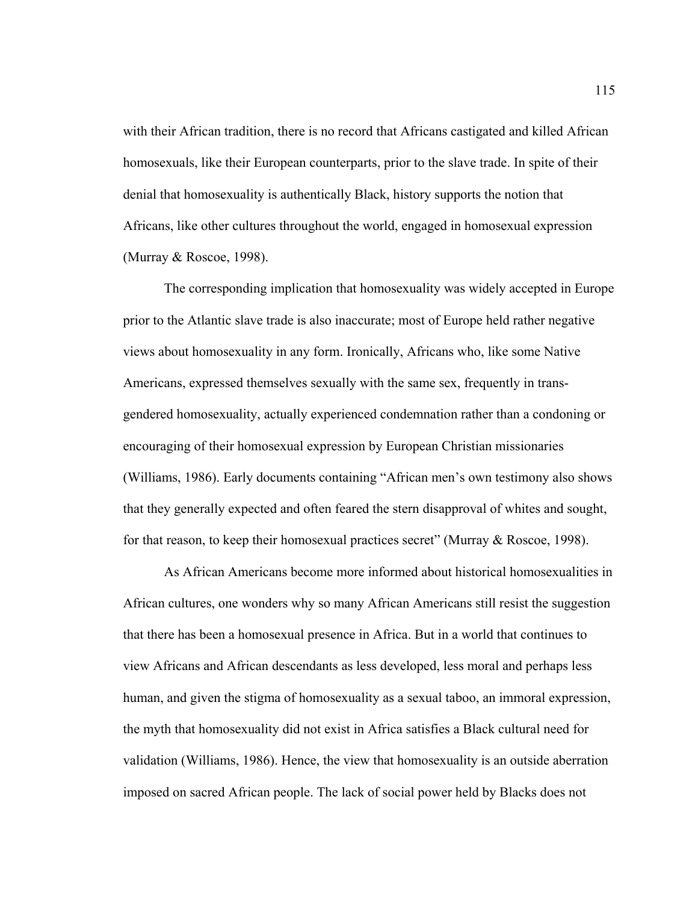with their African tradition, there is no record that Africans castigated and killed African homosexuals, like their European counterparts, prior to the slave trade. In spite of their denial that homosexuality is authentically Black, history supports the notion that Africans, like other cultures throughout the world, engaged in homosexual expression (Murray & Roscoe, 1998).

The corresponding implication that homosexuality was widely accepted in Europe prior to the Atlantic slave trade is also inaccurate; most of Europe held rather negative views about homosexuality in any form. Ironically, Africans who, like some Native Americans, expressed themselves sexually with the same sex, frequently in trans-gendered homosexuality, actually experienced condemnation rather than a condoning or encouraging of their homosexual expression by European Christian missionaries (Williams, 1986). Early documents containing "African men's own testimony also shows that they generally expected and often feared the stern disapproval of whites and sought, for that reason, to keep their homosexual practices secret" (Murray & Roscoe, 1998).

As African Americans become more informed about historical homosexualities in African cultures, one wonders why so many African Americans still resist the suggestion that there has been a homosexual presence in Africa. But in a world that continues to view Africans and African descendants as less developed, less moral and perhaps less human, and given the stigma of homosexuality as a sexual taboo, an immoral expression, the myth that homosexuality did not exist in Africa satisfies a Black cultural need for validation (Williams, 1986). Hence, the view that homosexuality is an outside aberration imposed on sacred African people. The lack of social power held by Blacks does not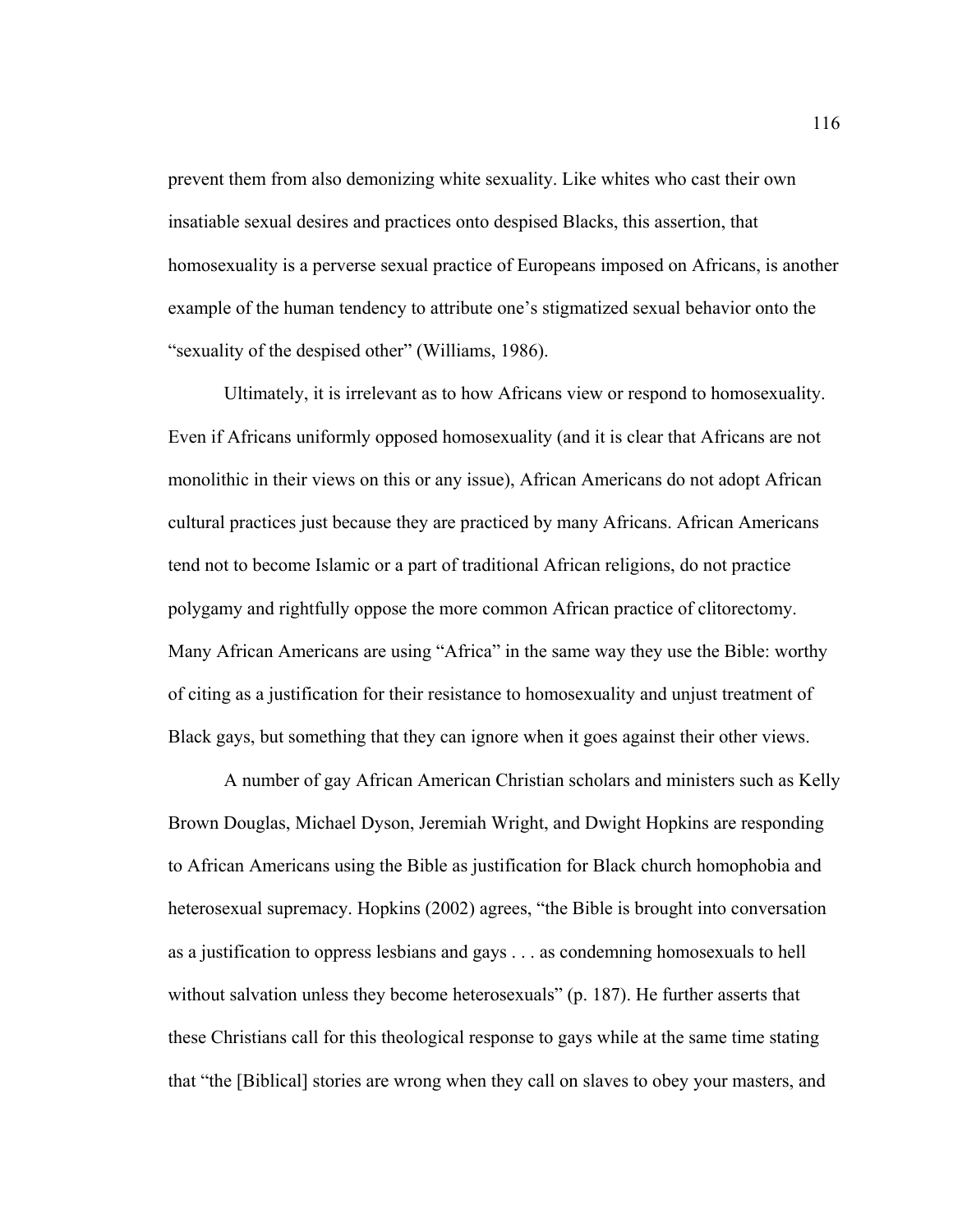prevent them from also demonizing white sexuality. Like whites who cast their own insatiable sexual desires and practices onto despised Blacks, this assertion, that homosexuality is a perverse sexual practice of Europeans imposed on Africans, is another example of the human tendency to attribute one's stigmatized sexual behavior onto the "sexuality of the despised other" (Williams, 1986).

Ultimately, it is irrelevant as to how Africans view or respond to homosexuality. Even if Africans uniformly opposed homosexuality (and it is clear that Africans are not monolithic in their views on this or any issue), African Americans do not adopt African cultural practices just because they are practiced by many Africans. African Americans tend not to become Islamic or a part of traditional African religions, do not practice polygamy and rightfully oppose the more common African practice of clitorectomy. Many African Americans are using "Africa" in the same way they use the Bible: worthy of citing as a justification for their resistance to homosexuality and unjust treatment of Black gays, but something that they can ignore when it goes against their other views.

A number of gay African American Christian scholars and ministers such as Kelly Brown Douglas, Michael Dyson, Jeremiah Wright, and Dwight Hopkins are responding to African Americans using the Bible as justification for Black church homophobia and heterosexual supremacy. Hopkins (2002) agrees, "the Bible is brought into conversation as a justification to oppress lesbians and gays . . . as condemning homosexuals to hell without salvation unless they become heterosexuals" (p. 187). He further asserts that these Christians call for this theological response to gays while at the same time stating that "the [Biblical] stories are wrong when they call on slaves to obey your masters, and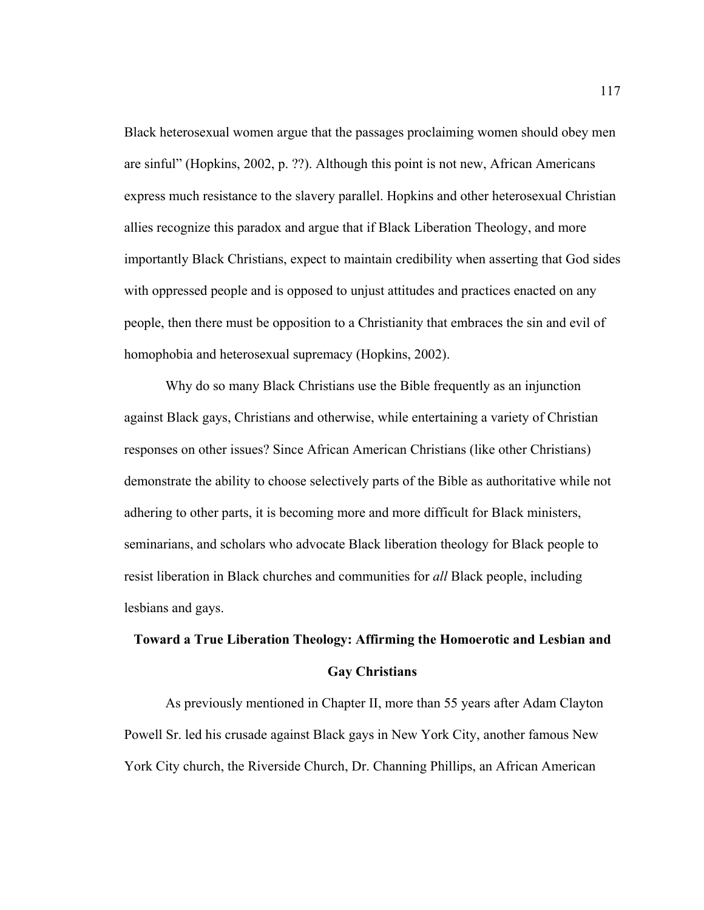Black heterosexual women argue that the passages proclaiming women should obey men are sinful" (Hopkins, 2002, p. ??). Although this point is not new, African Americans express much resistance to the slavery parallel. Hopkins and other heterosexual Christian allies recognize this paradox and argue that if Black Liberation Theology, and more importantly Black Christians, expect to maintain credibility when asserting that God sides with oppressed people and is opposed to unjust attitudes and practices enacted on any people, then there must be opposition to a Christianity that embraces the sin and evil of homophobia and heterosexual supremacy (Hopkins, 2002).

Why do so many Black Christians use the Bible frequently as an injunction against Black gays, Christians and otherwise, while entertaining a variety of Christian responses on other issues? Since African American Christians (like other Christians) demonstrate the ability to choose selectively parts of the Bible as authoritative while not adhering to other parts, it is becoming more and more difficult for Black ministers, seminarians, and scholars who advocate Black liberation theology for Black people to resist liberation in Black churches and communities for *all* Black people, including lesbians and gays.

## Toward a True Liberation Theology: Affirming the Homoerotic and Lesbian and Gay Christians

As previously mentioned in Chapter II, more than 55 years after Adam Clayton Powell Sr. led his crusade against Black gays in New York City, another famous New York City church, the Riverside Church, Dr. Channing Phillips, an African American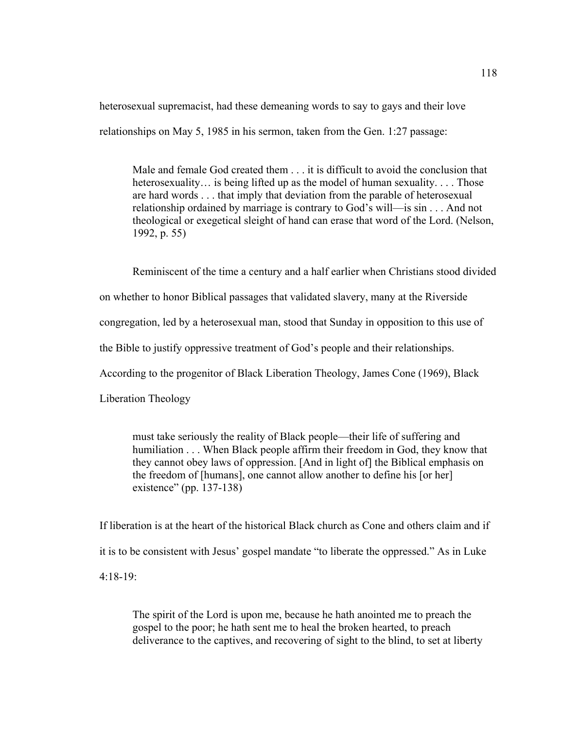heterosexual supremacist, had these demeaning words to say to gays and their love relationships on May 5, 1985 in his sermon, taken from the Gen. 1:27 passage:

> Male and female God created them . . . it is difficult to avoid the conclusion that heterosexuality… is being lifted up as the model of human sexuality. . . . Those are hard words . . . that imply that deviation from the parable of heterosexual relationship ordained by marriage is contrary to God's will—is sin . . . And not theological or exegetical sleight of hand can erase that word of the Lord. (Nelson, 1992, p. 55)

Reminiscent of the time a century and a half earlier when Christians stood divided on whether to honor Biblical passages that validated slavery, many at the Riverside congregation, led by a heterosexual man, stood that Sunday in opposition to this use of the Bible to justify oppressive treatment of God's people and their relationships. According to the progenitor of Black Liberation Theology, James Cone (1969), Black Liberation Theology

> must take seriously the reality of Black people—their life of suffering and humiliation . . . When Black people affirm their freedom in God, they know that they cannot obey laws of oppression. [And in light of] the Biblical emphasis on the freedom of [humans], one cannot allow another to define his [or her] existence" (pp. 137-138)

If liberation is at the heart of the historical Black church as Cone and others claim and if it is to be consistent with Jesus' gospel mandate "to liberate the oppressed." As in Luke 4:18-19:

> The spirit of the Lord is upon me, because he hath anointed me to preach the gospel to the poor; he hath sent me to heal the broken hearted, to preach deliverance to the captives, and recovering of sight to the blind, to set at liberty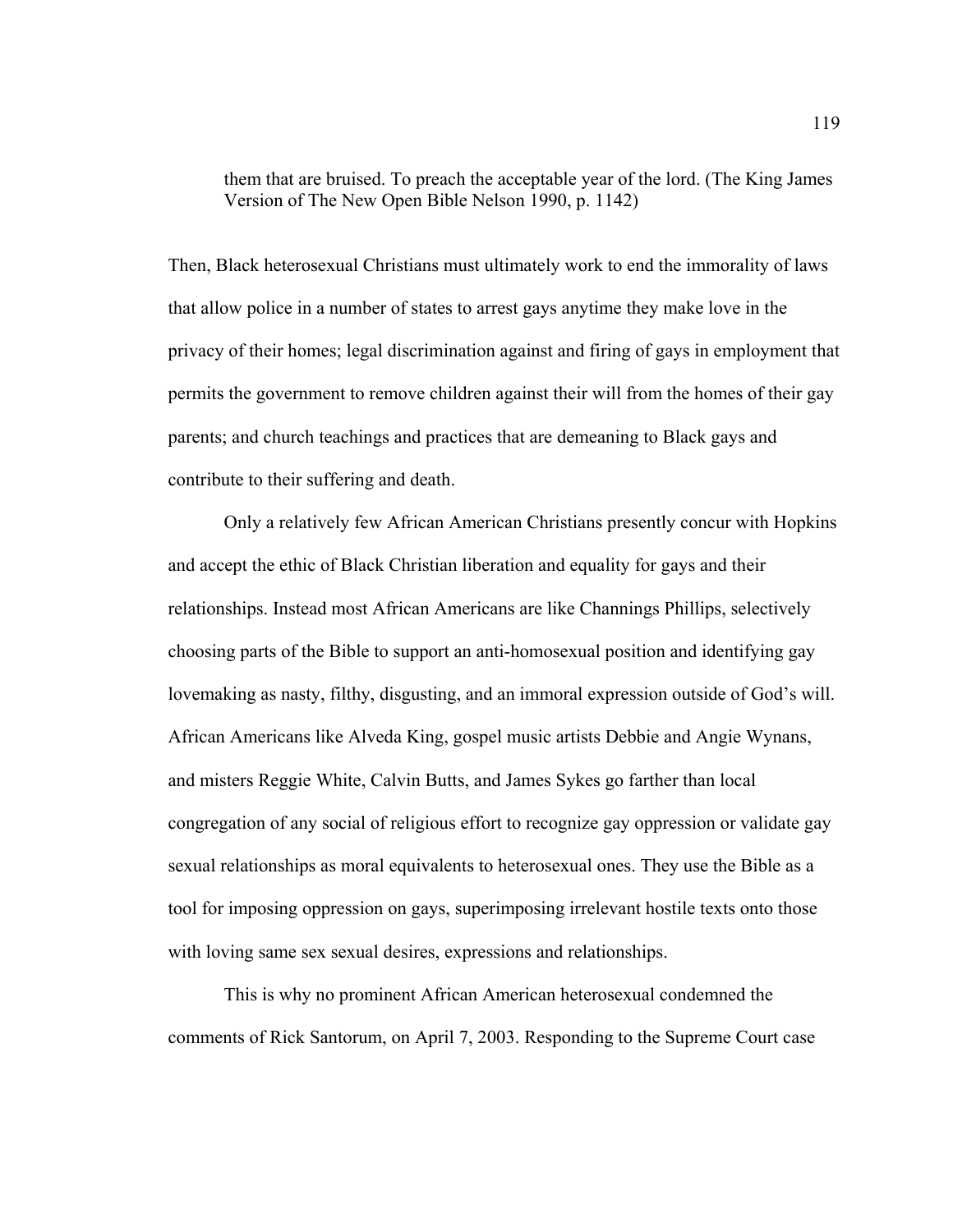> them that are bruised. To preach the acceptable year of the lord. (The King James Version of The New Open Bible Nelson 1990, p. 1142)

Then, Black heterosexual Christians must ultimately work to end the immorality of laws that allow police in a number of states to arrest gays anytime they make love in the privacy of their homes; legal discrimination against and firing of gays in employment that permits the government to remove children against their will from the homes of their gay parents; and church teachings and practices that are demeaning to Black gays and contribute to their suffering and death.

Only a relatively few African American Christians presently concur with Hopkins and accept the ethic of Black Christian liberation and equality for gays and their relationships. Instead most African Americans are like Channings Phillips, selectively choosing parts of the Bible to support an anti-homosexual position and identifying gay lovemaking as nasty, filthy, disgusting, and an immoral expression outside of God's will. African Americans like Alveda King, gospel music artists Debbie and Angie Wynans, and misters Reggie White, Calvin Butts, and James Sykes go farther than local congregation of any social of religious effort to recognize gay oppression or validate gay sexual relationships as moral equivalents to heterosexual ones. They use the Bible as a tool for imposing oppression on gays, superimposing irrelevant hostile texts onto those with loving same sex sexual desires, expressions and relationships.

This is why no prominent African American heterosexual condemned the comments of Rick Santorum, on April 7, 2003. Responding to the Supreme Court case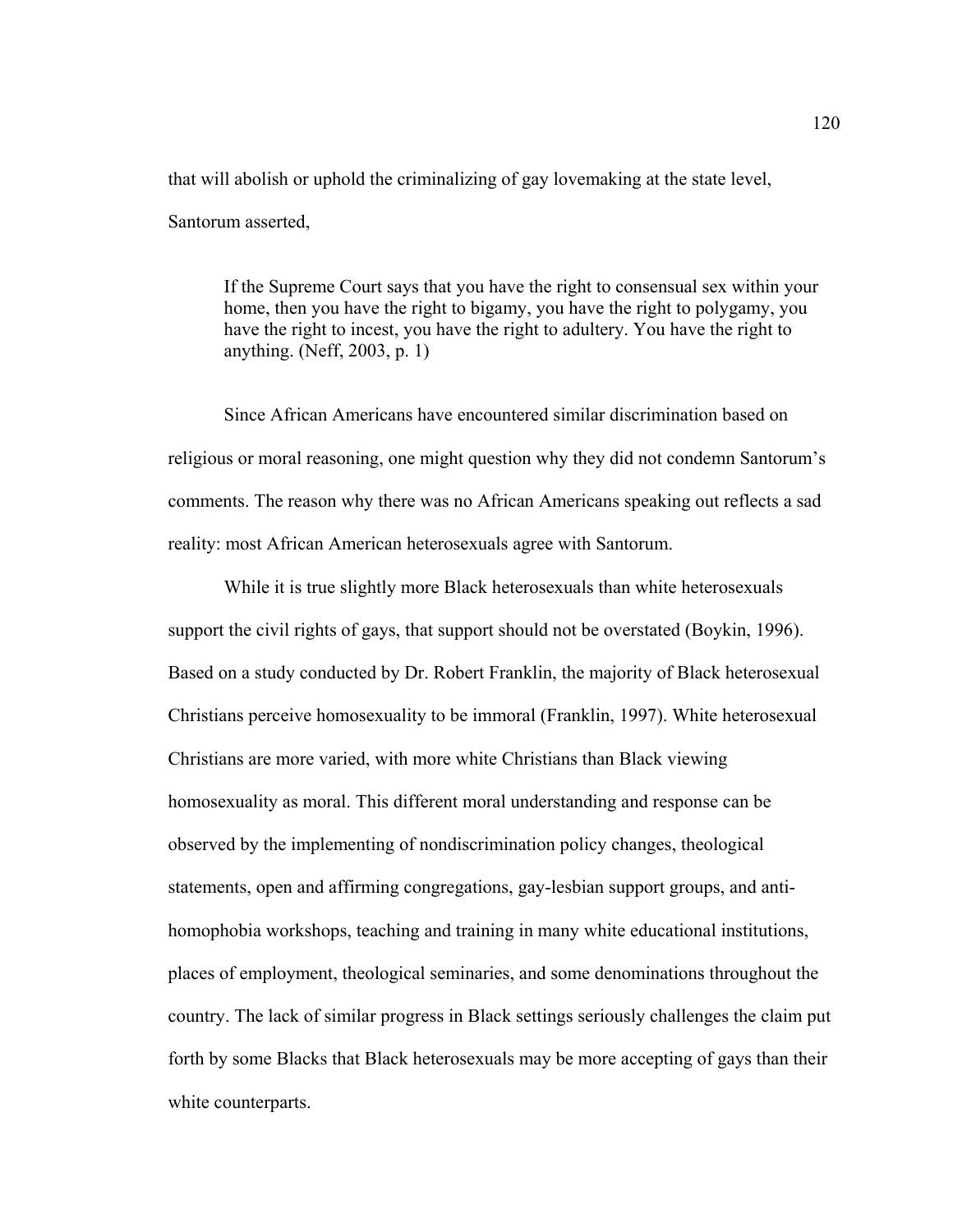that will abolish or uphold the criminalizing of gay lovemaking at the state level, Santorum asserted,

> If the Supreme Court says that you have the right to consensual sex within your home, then you have the right to bigamy, you have the right to polygamy, you have the right to incest, you have the right to adultery. You have the right to anything. (Neff, 2003, p. 1)

Since African Americans have encountered similar discrimination based on religious or moral reasoning, one might question why they did not condemn Santorum's comments. The reason why there was no African Americans speaking out reflects a sad reality: most African American heterosexuals agree with Santorum.

While it is true slightly more Black heterosexuals than white heterosexuals support the civil rights of gays, that support should not be overstated (Boykin, 1996). Based on a study conducted by Dr. Robert Franklin, the majority of Black heterosexual Christians perceive homosexuality to be immoral (Franklin, 1997). White heterosexual Christians are more varied, with more white Christians than Black viewing homosexuality as moral. This different moral understanding and response can be observed by the implementing of nondiscrimination policy changes, theological statements, open and affirming congregations, gay-lesbian support groups, and anti-homophobia workshops, teaching and training in many white educational institutions, places of employment, theological seminaries, and some denominations throughout the country. The lack of similar progress in Black settings seriously challenges the claim put forth by some Blacks that Black heterosexuals may be more accepting of gays than their white counterparts.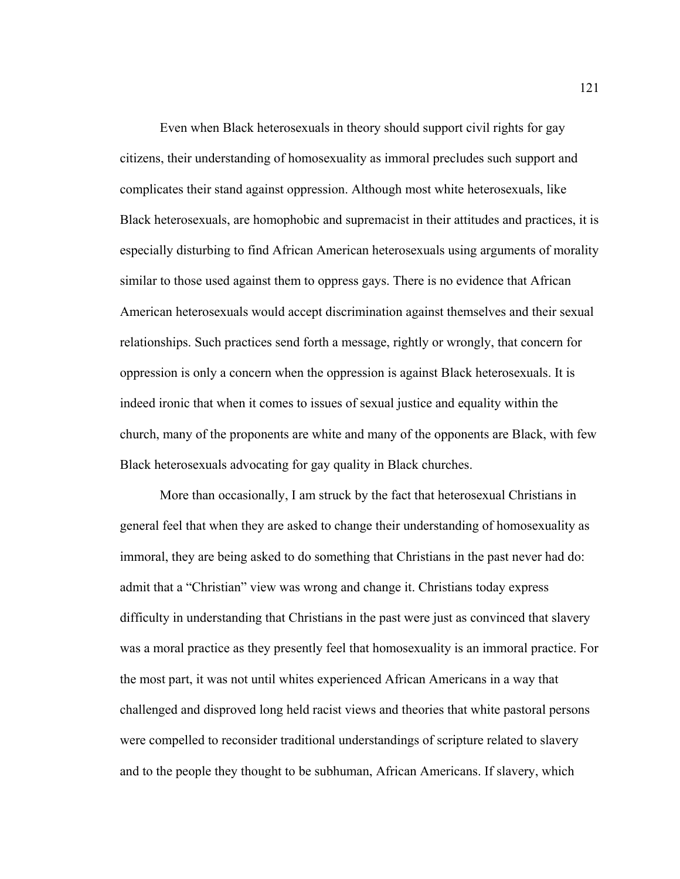Even when Black heterosexuals in theory should support civil rights for gay citizens, their understanding of homosexuality as immoral precludes such support and complicates their stand against oppression. Although most white heterosexuals, like Black heterosexuals, are homophobic and supremacist in their attitudes and practices, it is especially disturbing to find African American heterosexuals using arguments of morality similar to those used against them to oppress gays. There is no evidence that African American heterosexuals would accept discrimination against themselves and their sexual relationships. Such practices send forth a message, rightly or wrongly, that concern for oppression is only a concern when the oppression is against Black heterosexuals. It is indeed ironic that when it comes to issues of sexual justice and equality within the church, many of the proponents are white and many of the opponents are Black, with few Black heterosexuals advocating for gay quality in Black churches.

More than occasionally, I am struck by the fact that heterosexual Christians in general feel that when they are asked to change their understanding of homosexuality as immoral, they are being asked to do something that Christians in the past never had do: admit that a "Christian" view was wrong and change it. Christians today express difficulty in understanding that Christians in the past were just as convinced that slavery was a moral practice as they presently feel that homosexuality is an immoral practice. For the most part, it was not until whites experienced African Americans in a way that challenged and disproved long held racist views and theories that white pastoral persons were compelled to reconsider traditional understandings of scripture related to slavery and to the people they thought to be subhuman, African Americans. If slavery, which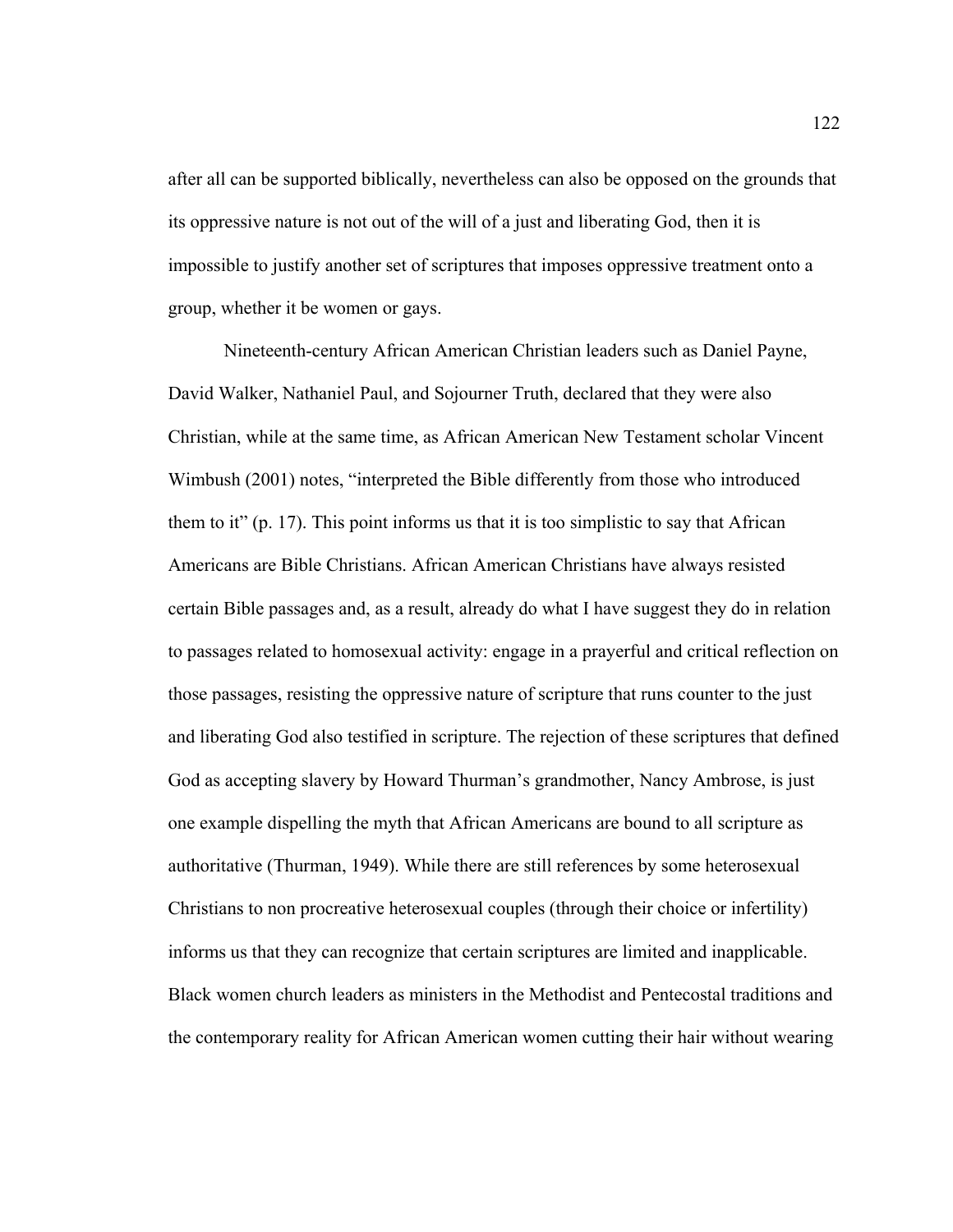after all can be supported biblically, nevertheless can also be opposed on the grounds that its oppressive nature is not out of the will of a just and liberating God, then it is impossible to justify another set of scriptures that imposes oppressive treatment onto a group, whether it be women or gays.

Nineteenth-century African American Christian leaders such as Daniel Payne, David Walker, Nathaniel Paul, and Sojourner Truth, declared that they were also Christian, while at the same time, as African American New Testament scholar Vincent Wimbush (2001) notes, "interpreted the Bible differently from those who introduced them to it" (p. 17). This point informs us that it is too simplistic to say that African Americans are Bible Christians. African American Christians have always resisted certain Bible passages and, as a result, already do what I have suggest they do in relation to passages related to homosexual activity: engage in a prayerful and critical reflection on those passages, resisting the oppressive nature of scripture that runs counter to the just and liberating God also testified in scripture. The rejection of these scriptures that defined God as accepting slavery by Howard Thurman's grandmother, Nancy Ambrose, is just one example dispelling the myth that African Americans are bound to all scripture as authoritative (Thurman, 1949). While there are still references by some heterosexual Christians to non procreative heterosexual couples (through their choice or infertility) informs us that they can recognize that certain scriptures are limited and inapplicable. Black women church leaders as ministers in the Methodist and Pentecostal traditions and the contemporary reality for African American women cutting their hair without wearing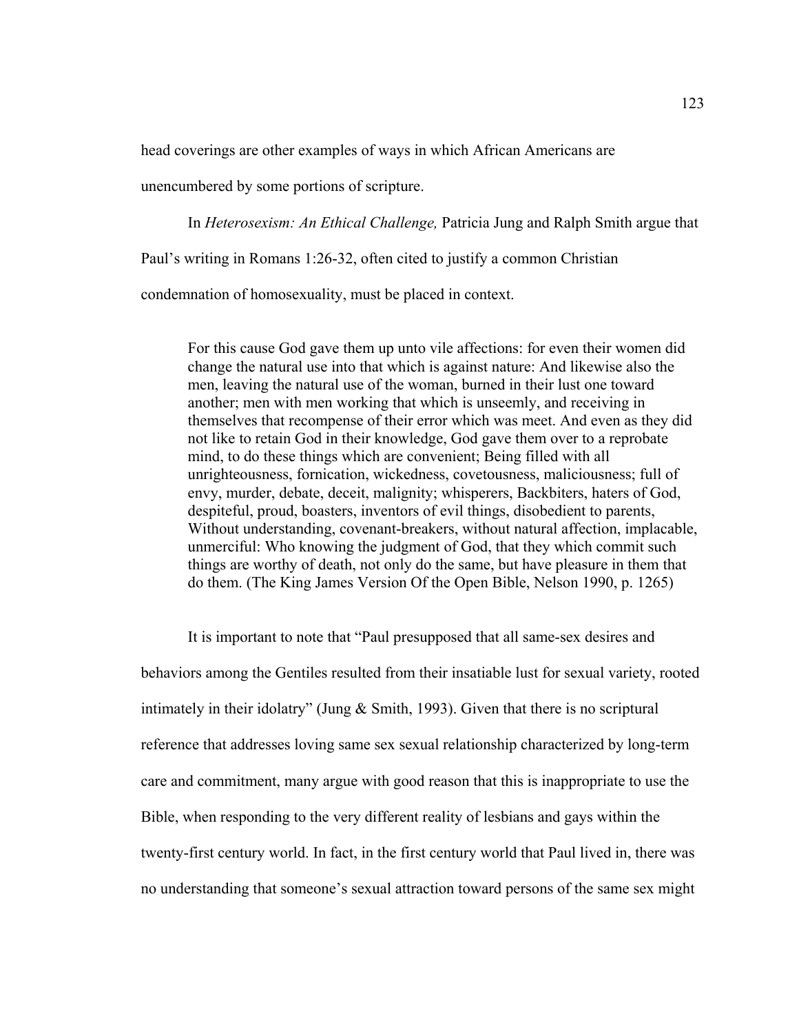head coverings are other examples of ways in which African Americans are unencumbered by some portions of scripture.

In *Heterosexism: An Ethical Challenge,* Patricia Jung and Ralph Smith argue that Paul's writing in Romans 1:26-32, often cited to justify a common Christian condemnation of homosexuality, must be placed in context.

> For this cause God gave them up unto vile affections: for even their women did change the natural use into that which is against nature: And likewise also the men, leaving the natural use of the woman, burned in their lust one toward another; men with men working that which is unseemly, and receiving in themselves that recompense of their error which was meet. And even as they did not like to retain God in their knowledge, God gave them over to a reprobate mind, to do these things which are convenient; Being filled with all unrighteousness, fornication, wickedness, covetousness, maliciousness; full of envy, murder, debate, deceit, malignity; whisperers, Backbiters, haters of God, despiteful, proud, boasters, inventors of evil things, disobedient to parents, Without understanding, covenant-breakers, without natural affection, implacable, unmerciful: Who knowing the judgment of God, that they which commit such things are worthy of death, not only do the same, but have pleasure in them that do them. (The King James Version Of the Open Bible, Nelson 1990, p. 1265)

It is important to note that "Paul presupposed that all same-sex desires and behaviors among the Gentiles resulted from their insatiable lust for sexual variety, rooted intimately in their idolatry" (Jung & Smith, 1993). Given that there is no scriptural reference that addresses loving same sex sexual relationship characterized by long-term care and commitment, many argue with good reason that this is inappropriate to use the Bible, when responding to the very different reality of lesbians and gays within the twenty-first century world. In fact, in the first century world that Paul lived in, there was no understanding that someone's sexual attraction toward persons of the same sex might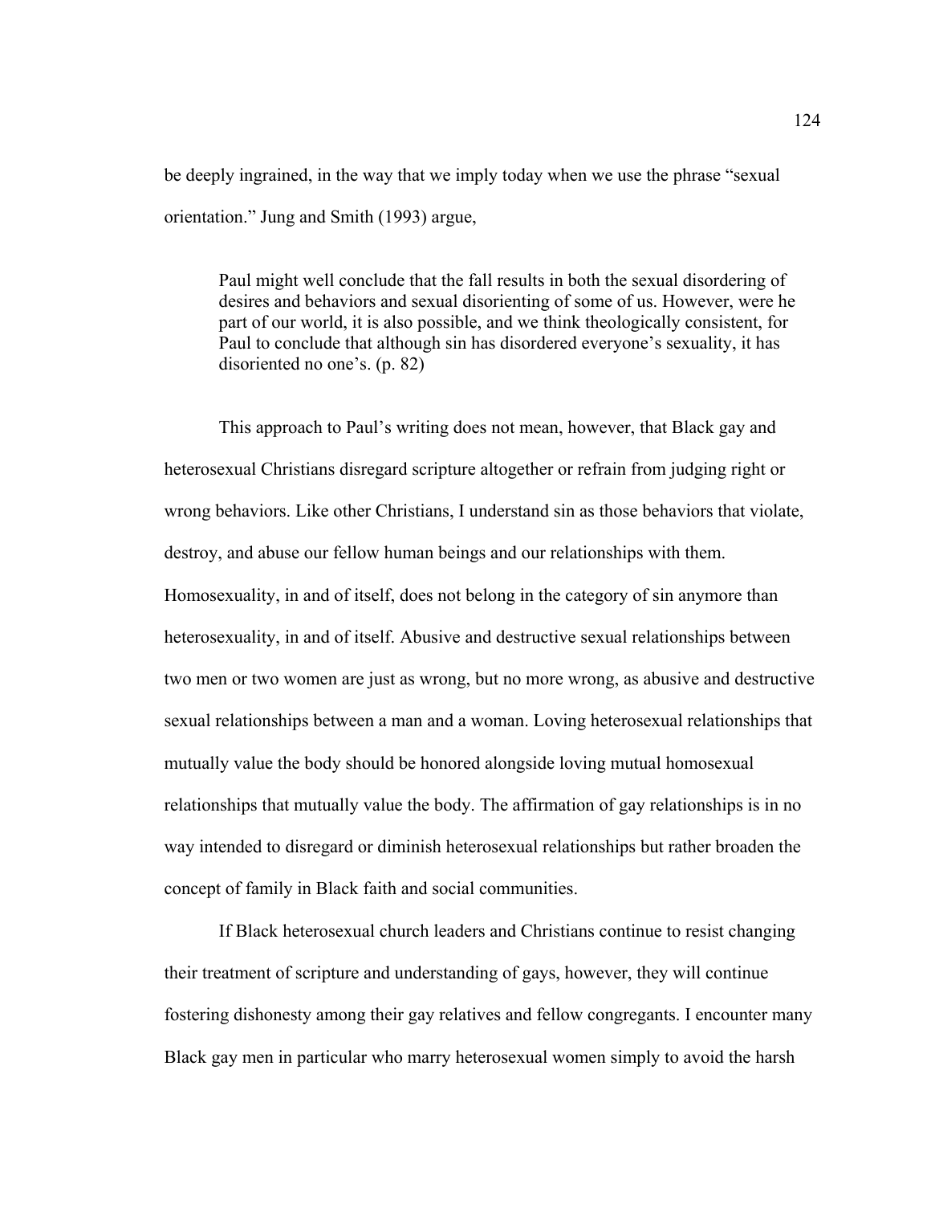be deeply ingrained, in the way that we imply today when we use the phrase "sexual orientation." Jung and Smith (1993) argue,

> Paul might well conclude that the fall results in both the sexual disordering of desires and behaviors and sexual disorienting of some of us. However, were he part of our world, it is also possible, and we think theologically consistent, for Paul to conclude that although sin has disordered everyone's sexuality, it has disoriented no one's. (p. 82)

This approach to Paul's writing does not mean, however, that Black gay and heterosexual Christians disregard scripture altogether or refrain from judging right or wrong behaviors. Like other Christians, I understand sin as those behaviors that violate, destroy, and abuse our fellow human beings and our relationships with them. Homosexuality, in and of itself, does not belong in the category of sin anymore than heterosexuality, in and of itself. Abusive and destructive sexual relationships between two men or two women are just as wrong, but no more wrong, as abusive and destructive sexual relationships between a man and a woman. Loving heterosexual relationships that mutually value the body should be honored alongside loving mutual homosexual relationships that mutually value the body. The affirmation of gay relationships is in no way intended to disregard or diminish heterosexual relationships but rather broaden the concept of family in Black faith and social communities.

If Black heterosexual church leaders and Christians continue to resist changing their treatment of scripture and understanding of gays, however, they will continue fostering dishonesty among their gay relatives and fellow congregants. I encounter many Black gay men in particular who marry heterosexual women simply to avoid the harsh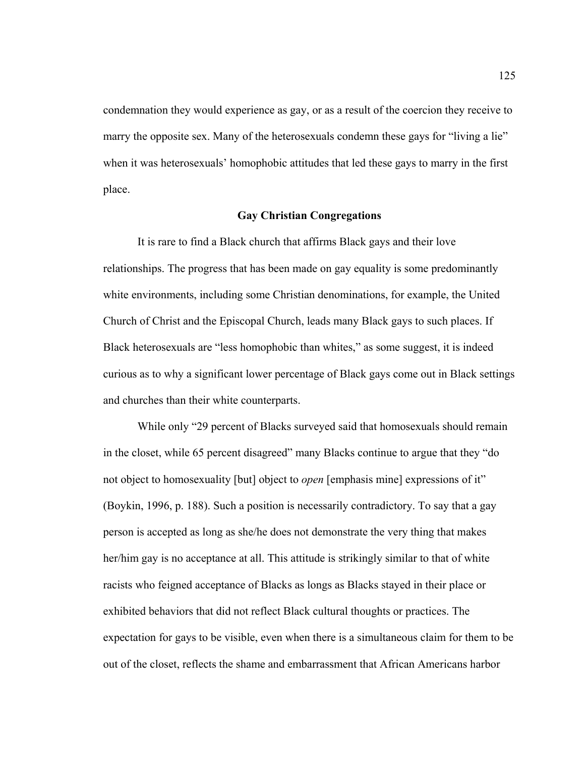condemnation they would experience as gay, or as a result of the coercion they receive to marry the opposite sex. Many of the heterosexuals condemn these gays for "living a lie" when it was heterosexuals' homophobic attitudes that led these gays to marry in the first place.

### Gay Christian Congregations

It is rare to find a Black church that affirms Black gays and their love relationships. The progress that has been made on gay equality is some predominantly white environments, including some Christian denominations, for example, the United Church of Christ and the Episcopal Church, leads many Black gays to such places. If Black heterosexuals are "less homophobic than whites," as some suggest, it is indeed curious as to why a significant lower percentage of Black gays come out in Black settings and churches than their white counterparts.

While only "29 percent of Blacks surveyed said that homosexuals should remain in the closet, while 65 percent disagreed" many Blacks continue to argue that they "do not object to homosexuality [but] object to *open* [emphasis mine] expressions of it" (Boykin, 1996, p. 188). Such a position is necessarily contradictory. To say that a gay person is accepted as long as she/he does not demonstrate the very thing that makes her/him gay is no acceptance at all. This attitude is strikingly similar to that of white racists who feigned acceptance of Blacks as longs as Blacks stayed in their place or exhibited behaviors that did not reflect Black cultural thoughts or practices. The expectation for gays to be visible, even when there is a simultaneous claim for them to be out of the closet, reflects the shame and embarrassment that African Americans harbor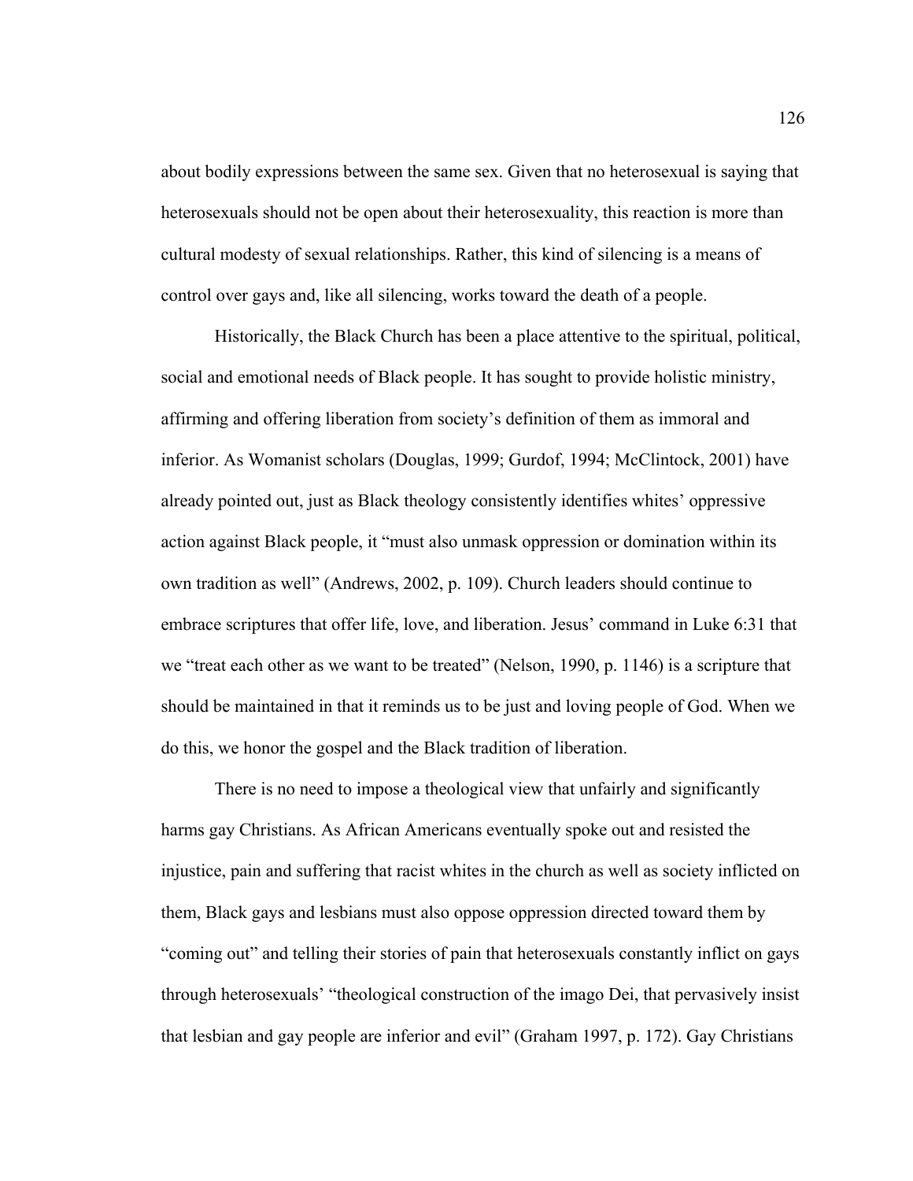about bodily expressions between the same sex. Given that no heterosexual is saying that heterosexuals should not be open about their heterosexuality, this reaction is more than cultural modesty of sexual relationships. Rather, this kind of silencing is a means of control over gays and, like all silencing, works toward the death of a people.

Historically, the Black Church has been a place attentive to the spiritual, political, social and emotional needs of Black people. It has sought to provide holistic ministry, affirming and offering liberation from society's definition of them as immoral and inferior. As Womanist scholars (Douglas, 1999; Gurdof, 1994; McClintock, 2001) have already pointed out, just as Black theology consistently identifies whites' oppressive action against Black people, it "must also unmask oppression or domination within its own tradition as well" (Andrews, 2002, p. 109). Church leaders should continue to embrace scriptures that offer life, love, and liberation. Jesus' command in Luke 6:31 that we "treat each other as we want to be treated" (Nelson, 1990, p. 1146) is a scripture that should be maintained in that it reminds us to be just and loving people of God. When we do this, we honor the gospel and the Black tradition of liberation.

There is no need to impose a theological view that unfairly and significantly harms gay Christians. As African Americans eventually spoke out and resisted the injustice, pain and suffering that racist whites in the church as well as society inflicted on them, Black gays and lesbians must also oppose oppression directed toward them by "coming out" and telling their stories of pain that heterosexuals constantly inflict on gays through heterosexuals' "theological construction of the imago Dei, that pervasively insist that lesbian and gay people are inferior and evil" (Graham 1997, p. 172). Gay Christians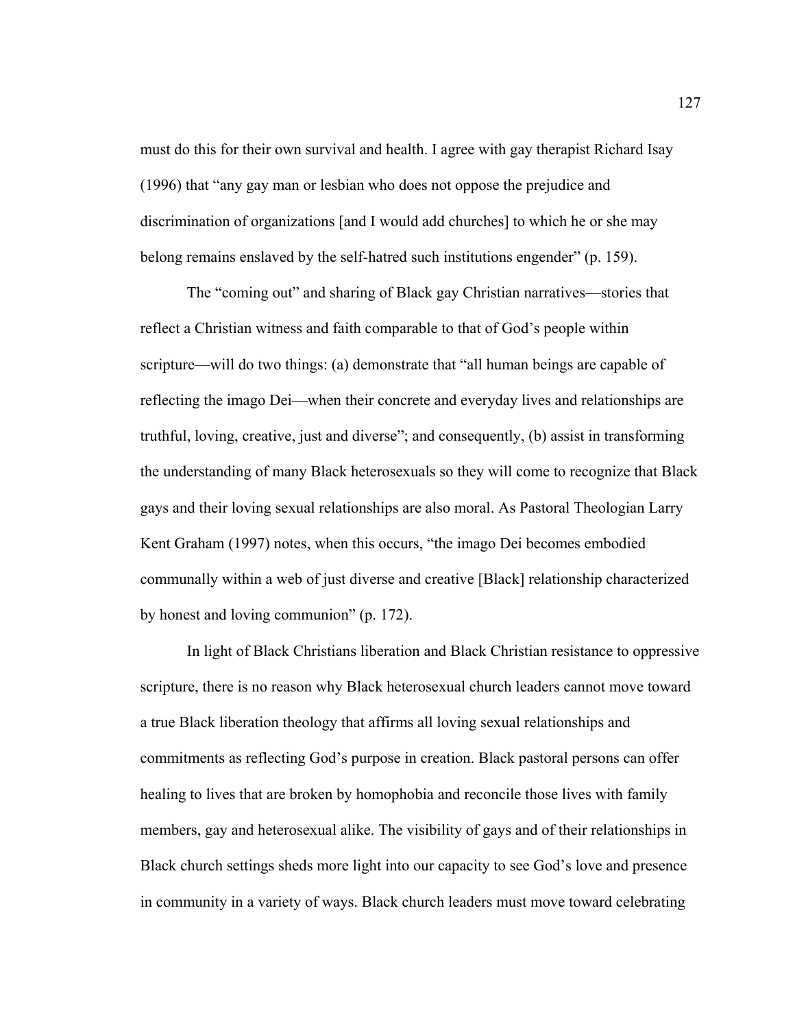must do this for their own survival and health. I agree with gay therapist Richard Isay (1996) that "any gay man or lesbian who does not oppose the prejudice and discrimination of organizations [and I would add churches] to which he or she may belong remains enslaved by the self-hatred such institutions engender" (p. 159).

The "coming out" and sharing of Black gay Christian narratives—stories that reflect a Christian witness and faith comparable to that of God's people within scripture—will do two things: (a) demonstrate that "all human beings are capable of reflecting the imago Dei—when their concrete and everyday lives and relationships are truthful, loving, creative, just and diverse"; and consequently, (b) assist in transforming the understanding of many Black heterosexuals so they will come to recognize that Black gays and their loving sexual relationships are also moral. As Pastoral Theologian Larry Kent Graham (1997) notes, when this occurs, "the imago Dei becomes embodied communally within a web of just diverse and creative [Black] relationship characterized by honest and loving communion" (p. 172).

In light of Black Christians liberation and Black Christian resistance to oppressive scripture, there is no reason why Black heterosexual church leaders cannot move toward a true Black liberation theology that affirms all loving sexual relationships and commitments as reflecting God's purpose in creation. Black pastoral persons can offer healing to lives that are broken by homophobia and reconcile those lives with family members, gay and heterosexual alike. The visibility of gays and of their relationships in Black church settings sheds more light into our capacity to see God's love and presence in community in a variety of ways. Black church leaders must move toward celebrating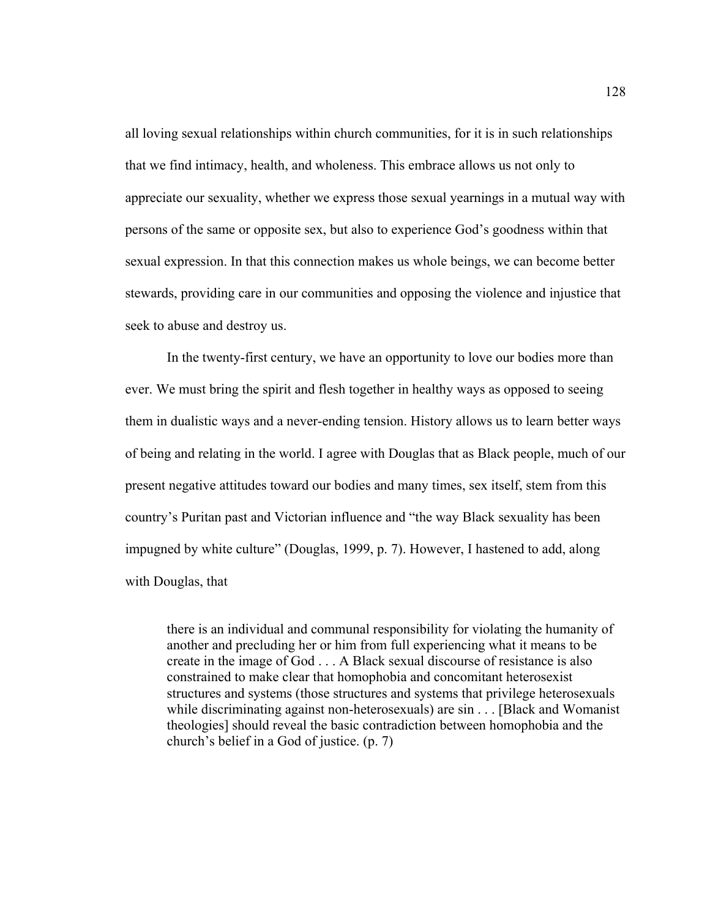all loving sexual relationships within church communities, for it is in such relationships that we find intimacy, health, and wholeness. This embrace allows us not only to appreciate our sexuality, whether we express those sexual yearnings in a mutual way with persons of the same or opposite sex, but also to experience God's goodness within that sexual expression. In that this connection makes us whole beings, we can become better stewards, providing care in our communities and opposing the violence and injustice that seek to abuse and destroy us.

In the twenty-first century, we have an opportunity to love our bodies more than ever. We must bring the spirit and flesh together in healthy ways as opposed to seeing them in dualistic ways and a never-ending tension. History allows us to learn better ways of being and relating in the world. I agree with Douglas that as Black people, much of our present negative attitudes toward our bodies and many times, sex itself, stem from this country's Puritan past and Victorian influence and "the way Black sexuality has been impugned by white culture" (Douglas, 1999, p. 7). However, I hastened to add, along with Douglas, that

> there is an individual and communal responsibility for violating the humanity of another and precluding her or him from full experiencing what it means to be create in the image of God . . . A Black sexual discourse of resistance is also constrained to make clear that homophobia and concomitant heterosexist structures and systems (those structures and systems that privilege heterosexuals while discriminating against non-heterosexuals) are sin . . . [Black and Womanist theologies] should reveal the basic contradiction between homophobia and the church's belief in a God of justice. (p. 7)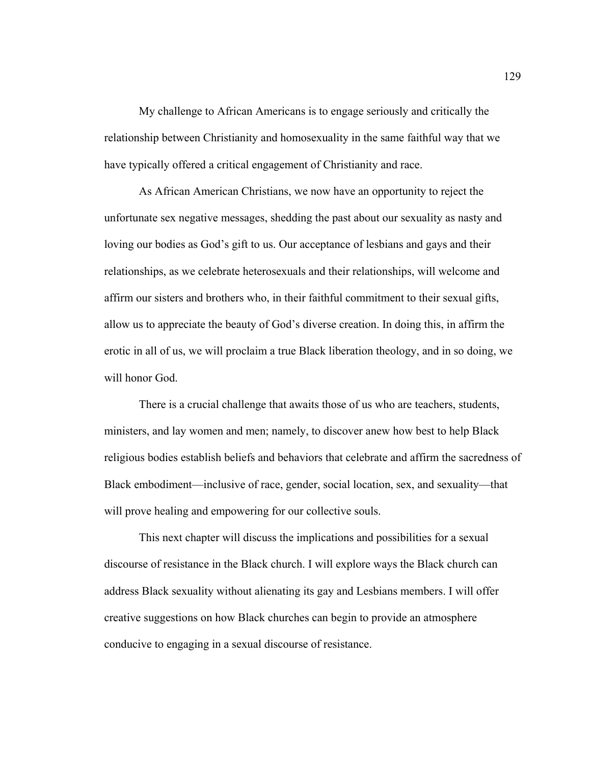My challenge to African Americans is to engage seriously and critically the relationship between Christianity and homosexuality in the same faithful way that we have typically offered a critical engagement of Christianity and race.

As African American Christians, we now have an opportunity to reject the unfortunate sex negative messages, shedding the past about our sexuality as nasty and loving our bodies as God's gift to us. Our acceptance of lesbians and gays and their relationships, as we celebrate heterosexuals and their relationships, will welcome and affirm our sisters and brothers who, in their faithful commitment to their sexual gifts, allow us to appreciate the beauty of God's diverse creation. In doing this, in affirm the erotic in all of us, we will proclaim a true Black liberation theology, and in so doing, we will honor God.

There is a crucial challenge that awaits those of us who are teachers, students, ministers, and lay women and men; namely, to discover anew how best to help Black religious bodies establish beliefs and behaviors that celebrate and affirm the sacredness of Black embodiment—inclusive of race, gender, social location, sex, and sexuality—that will prove healing and empowering for our collective souls.

This next chapter will discuss the implications and possibilities for a sexual discourse of resistance in the Black church. I will explore ways the Black church can address Black sexuality without alienating its gay and Lesbians members. I will offer creative suggestions on how Black churches can begin to provide an atmosphere conducive to engaging in a sexual discourse of resistance.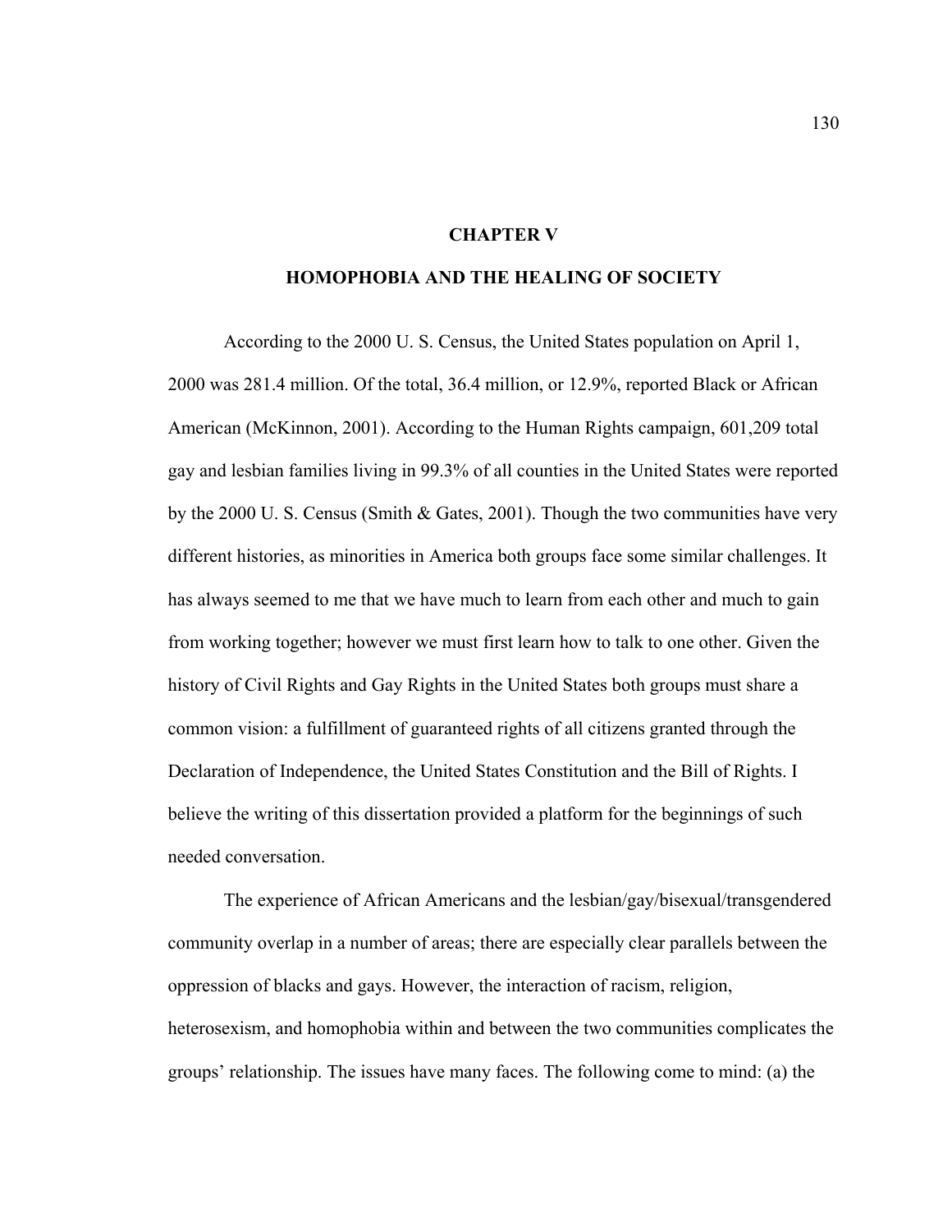# CHAPTER V

# HOMOPHOBIA AND THE HEALING OF SOCIETY

According to the 2000 U. S. Census, the United States population on April 1, 2000 was 281.4 million. Of the total, 36.4 million, or 12.9%, reported Black or African American (McKinnon, 2001). According to the Human Rights campaign, 601,209 total gay and lesbian families living in 99.3% of all counties in the United States were reported by the 2000 U. S. Census (Smith & Gates, 2001). Though the two communities have very different histories, as minorities in America both groups face some similar challenges. It has always seemed to me that we have much to learn from each other and much to gain from working together; however we must first learn how to talk to one other. Given the history of Civil Rights and Gay Rights in the United States both groups must share a common vision: a fulfillment of guaranteed rights of all citizens granted through the Declaration of Independence, the United States Constitution and the Bill of Rights. I believe the writing of this dissertation provided a platform for the beginnings of such needed conversation.

The experience of African Americans and the lesbian/gay/bisexual/transgendered community overlap in a number of areas; there are especially clear parallels between the oppression of blacks and gays. However, the interaction of racism, religion, heterosexism, and homophobia within and between the two communities complicates the groups' relationship. The issues have many faces. The following come to mind: (a) the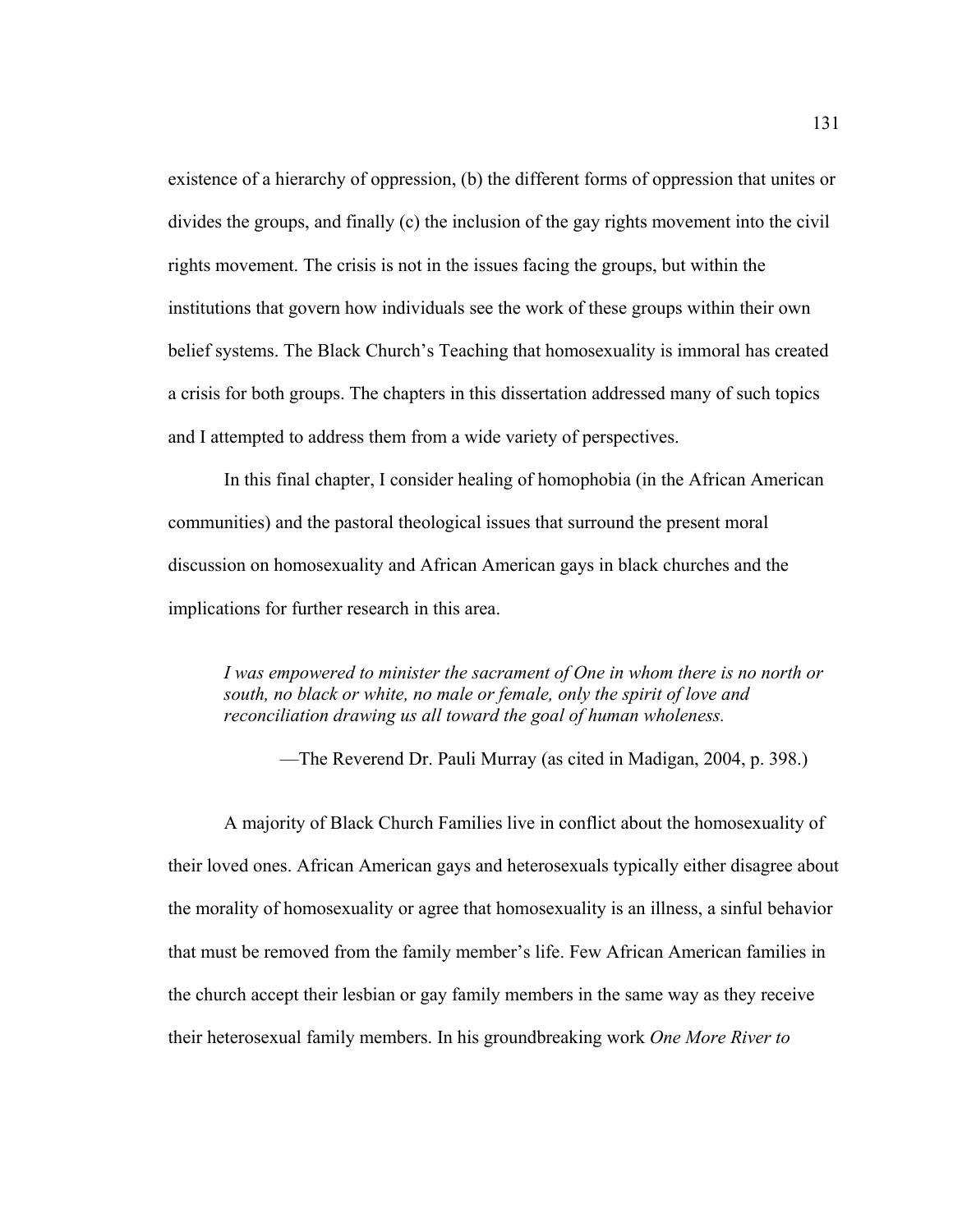existence of a hierarchy of oppression, (b) the different forms of oppression that unites or divides the groups, and finally (c) the inclusion of the gay rights movement into the civil rights movement. The crisis is not in the issues facing the groups, but within the institutions that govern how individuals see the work of these groups within their own belief systems. The Black Church's Teaching that homosexuality is immoral has created a crisis for both groups. The chapters in this dissertation addressed many of such topics and I attempted to address them from a wide variety of perspectives.

In this final chapter, I consider healing of homophobia (in the African American communities) and the pastoral theological issues that surround the present moral discussion on homosexuality and African American gays in black churches and the implications for further research in this area.

> *I was empowered to minister the sacrament of One in whom there is no north or south, no black or white, no male or female, only the spirit of love and reconciliation drawing us all toward the goal of human wholeness.*
>
> —The Reverend Dr. Pauli Murray (as cited in Madigan, 2004, p. 398.)

A majority of Black Church Families live in conflict about the homosexuality of their loved ones. African American gays and heterosexuals typically either disagree about the morality of homosexuality or agree that homosexuality is an illness, a sinful behavior that must be removed from the family member's life. Few African American families in the church accept their lesbian or gay family members in the same way as they receive their heterosexual family members. In his groundbreaking work *One More River to*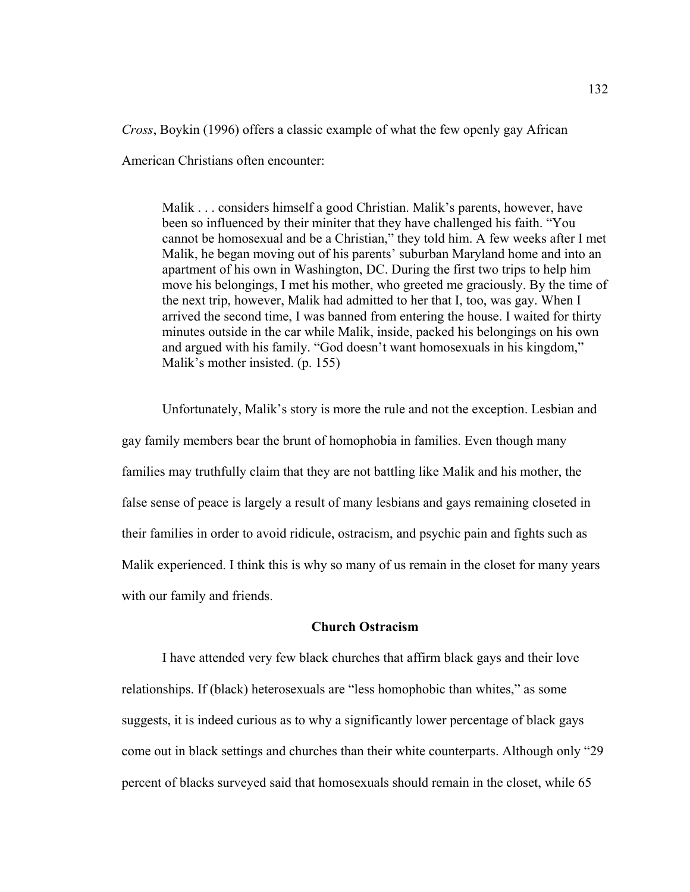*Cross*, Boykin (1996) offers a classic example of what the few openly gay African American Christians often encounter:

> Malik . . . considers himself a good Christian. Malik's parents, however, have been so influenced by their miniter that they have challenged his faith. "You cannot be homosexual and be a Christian," they told him. A few weeks after I met Malik, he began moving out of his parents' suburban Maryland home and into an apartment of his own in Washington, DC. During the first two trips to help him move his belongings, I met his mother, who greeted me graciously. By the time of the next trip, however, Malik had admitted to her that I, too, was gay. When I arrived the second time, I was banned from entering the house. I waited for thirty minutes outside in the car while Malik, inside, packed his belongings on his own and argued with his family. "God doesn't want homosexuals in his kingdom," Malik's mother insisted. (p. 155)

Unfortunately, Malik's story is more the rule and not the exception. Lesbian and gay family members bear the brunt of homophobia in families. Even though many families may truthfully claim that they are not battling like Malik and his mother, the false sense of peace is largely a result of many lesbians and gays remaining closeted in their families in order to avoid ridicule, ostracism, and psychic pain and fights such as Malik experienced. I think this is why so many of us remain in the closet for many years with our family and friends.

## Church Ostracism

I have attended very few black churches that affirm black gays and their love relationships. If (black) heterosexuals are "less homophobic than whites," as some suggests, it is indeed curious as to why a significantly lower percentage of black gays come out in black settings and churches than their white counterparts. Although only "29 percent of blacks surveyed said that homosexuals should remain in the closet, while 65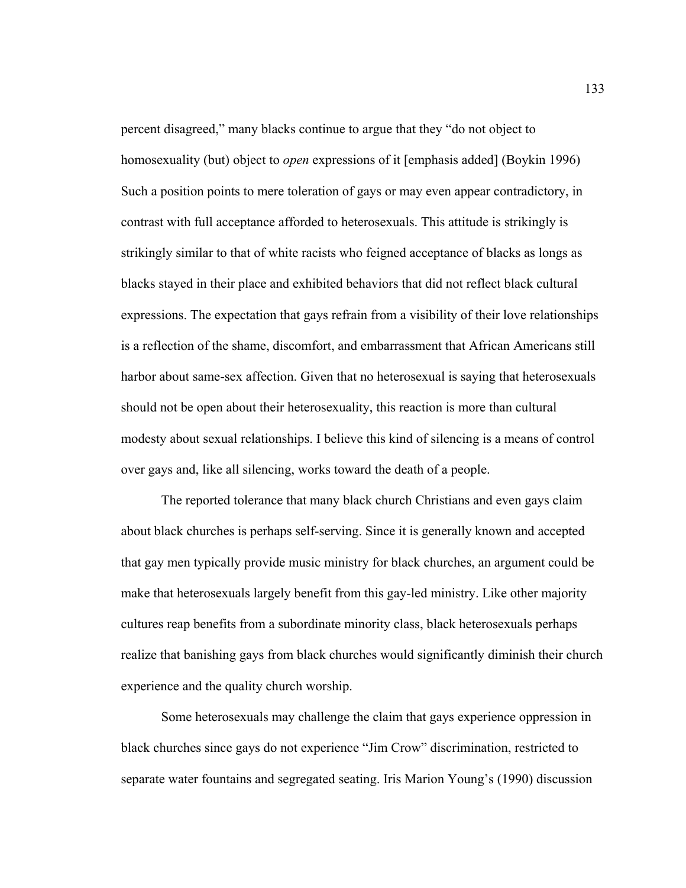percent disagreed," many blacks continue to argue that they "do not object to homosexuality (but) object to *open* expressions of it [emphasis added] (Boykin 1996) Such a position points to mere toleration of gays or may even appear contradictory, in contrast with full acceptance afforded to heterosexuals. This attitude is strikingly is strikingly similar to that of white racists who feigned acceptance of blacks as longs as blacks stayed in their place and exhibited behaviors that did not reflect black cultural expressions. The expectation that gays refrain from a visibility of their love relationships is a reflection of the shame, discomfort, and embarrassment that African Americans still harbor about same-sex affection. Given that no heterosexual is saying that heterosexuals should not be open about their heterosexuality, this reaction is more than cultural modesty about sexual relationships. I believe this kind of silencing is a means of control over gays and, like all silencing, works toward the death of a people.

The reported tolerance that many black church Christians and even gays claim about black churches is perhaps self-serving. Since it is generally known and accepted that gay men typically provide music ministry for black churches, an argument could be make that heterosexuals largely benefit from this gay-led ministry. Like other majority cultures reap benefits from a subordinate minority class, black heterosexuals perhaps realize that banishing gays from black churches would significantly diminish their church experience and the quality church worship.

Some heterosexuals may challenge the claim that gays experience oppression in black churches since gays do not experience "Jim Crow" discrimination, restricted to separate water fountains and segregated seating. Iris Marion Young's (1990) discussion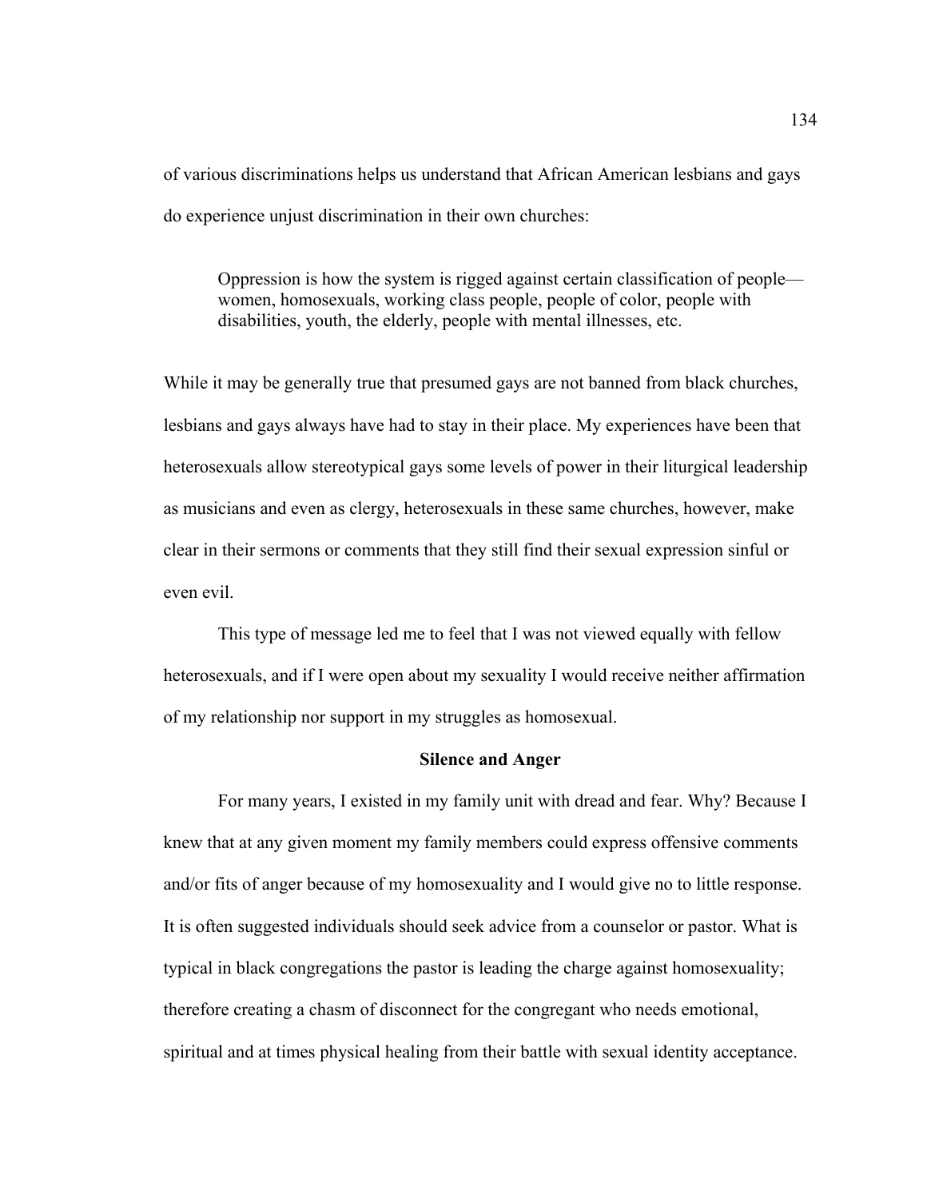of various discriminations helps us understand that African American lesbians and gays do experience unjust discrimination in their own churches:

> Oppression is how the system is rigged against certain classification of people—women, homosexuals, working class people, people of color, people with disabilities, youth, the elderly, people with mental illnesses, etc.

While it may be generally true that presumed gays are not banned from black churches, lesbians and gays always have had to stay in their place. My experiences have been that heterosexuals allow stereotypical gays some levels of power in their liturgical leadership as musicians and even as clergy, heterosexuals in these same churches, however, make clear in their sermons or comments that they still find their sexual expression sinful or even evil.

This type of message led me to feel that I was not viewed equally with fellow heterosexuals, and if I were open about my sexuality I would receive neither affirmation of my relationship nor support in my struggles as homosexual.

## Silence and Anger

For many years, I existed in my family unit with dread and fear. Why? Because I knew that at any given moment my family members could express offensive comments and/or fits of anger because of my homosexuality and I would give no to little response. It is often suggested individuals should seek advice from a counselor or pastor. What is typical in black congregations the pastor is leading the charge against homosexuality; therefore creating a chasm of disconnect for the congregant who needs emotional, spiritual and at times physical healing from their battle with sexual identity acceptance.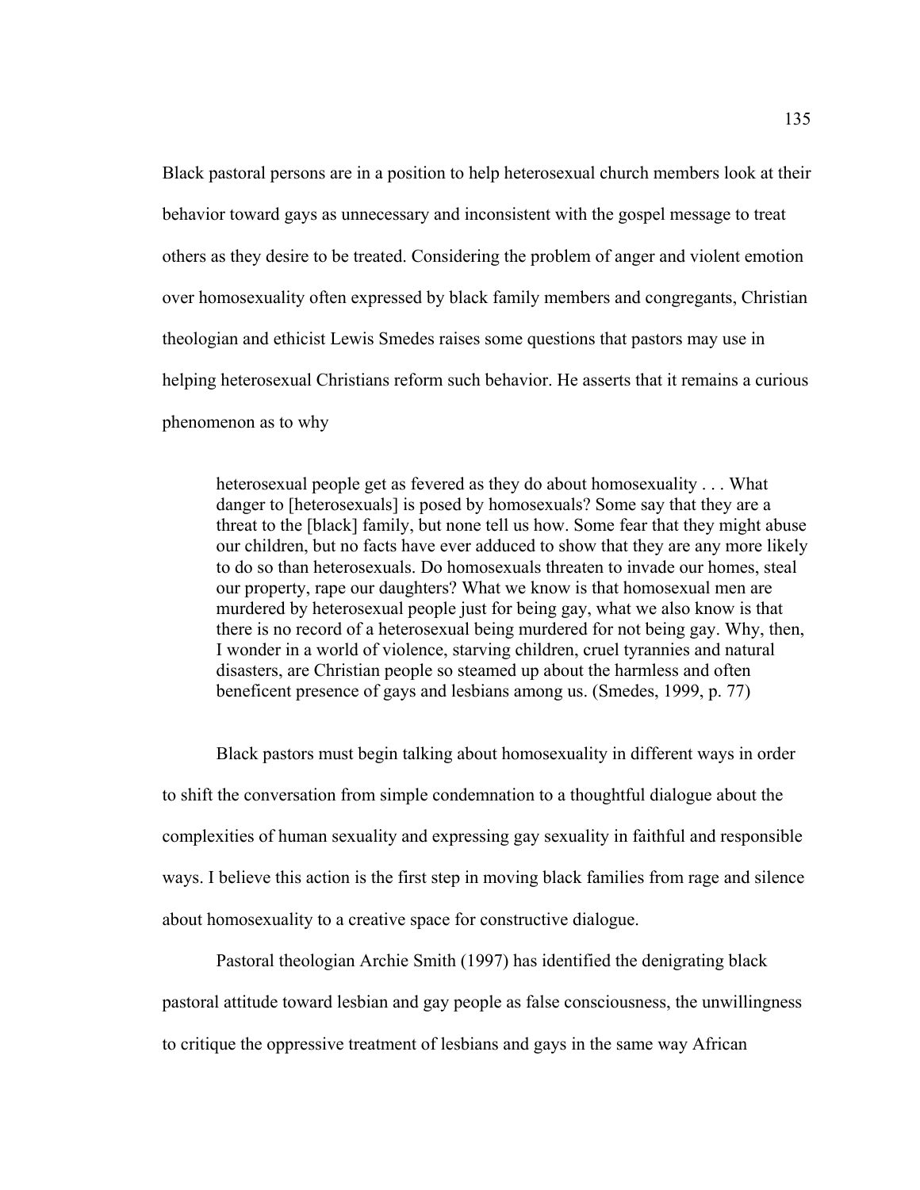Black pastoral persons are in a position to help heterosexual church members look at their behavior toward gays as unnecessary and inconsistent with the gospel message to treat others as they desire to be treated. Considering the problem of anger and violent emotion over homosexuality often expressed by black family members and congregants, Christian theologian and ethicist Lewis Smedes raises some questions that pastors may use in helping heterosexual Christians reform such behavior. He asserts that it remains a curious phenomenon as to why

> heterosexual people get as fevered as they do about homosexuality . . . What danger to [heterosexuals] is posed by homosexuals? Some say that they are a threat to the [black] family, but none tell us how. Some fear that they might abuse our children, but no facts have ever adduced to show that they are any more likely to do so than heterosexuals. Do homosexuals threaten to invade our homes, steal our property, rape our daughters? What we know is that homosexual men are murdered by heterosexual people just for being gay, what we also know is that there is no record of a heterosexual being murdered for not being gay. Why, then, I wonder in a world of violence, starving children, cruel tyrannies and natural disasters, are Christian people so steamed up about the harmless and often beneficent presence of gays and lesbians among us. (Smedes, 1999, p. 77)

Black pastors must begin talking about homosexuality in different ways in order to shift the conversation from simple condemnation to a thoughtful dialogue about the complexities of human sexuality and expressing gay sexuality in faithful and responsible ways. I believe this action is the first step in moving black families from rage and silence about homosexuality to a creative space for constructive dialogue.

Pastoral theologian Archie Smith (1997) has identified the denigrating black pastoral attitude toward lesbian and gay people as false consciousness, the unwillingness to critique the oppressive treatment of lesbians and gays in the same way African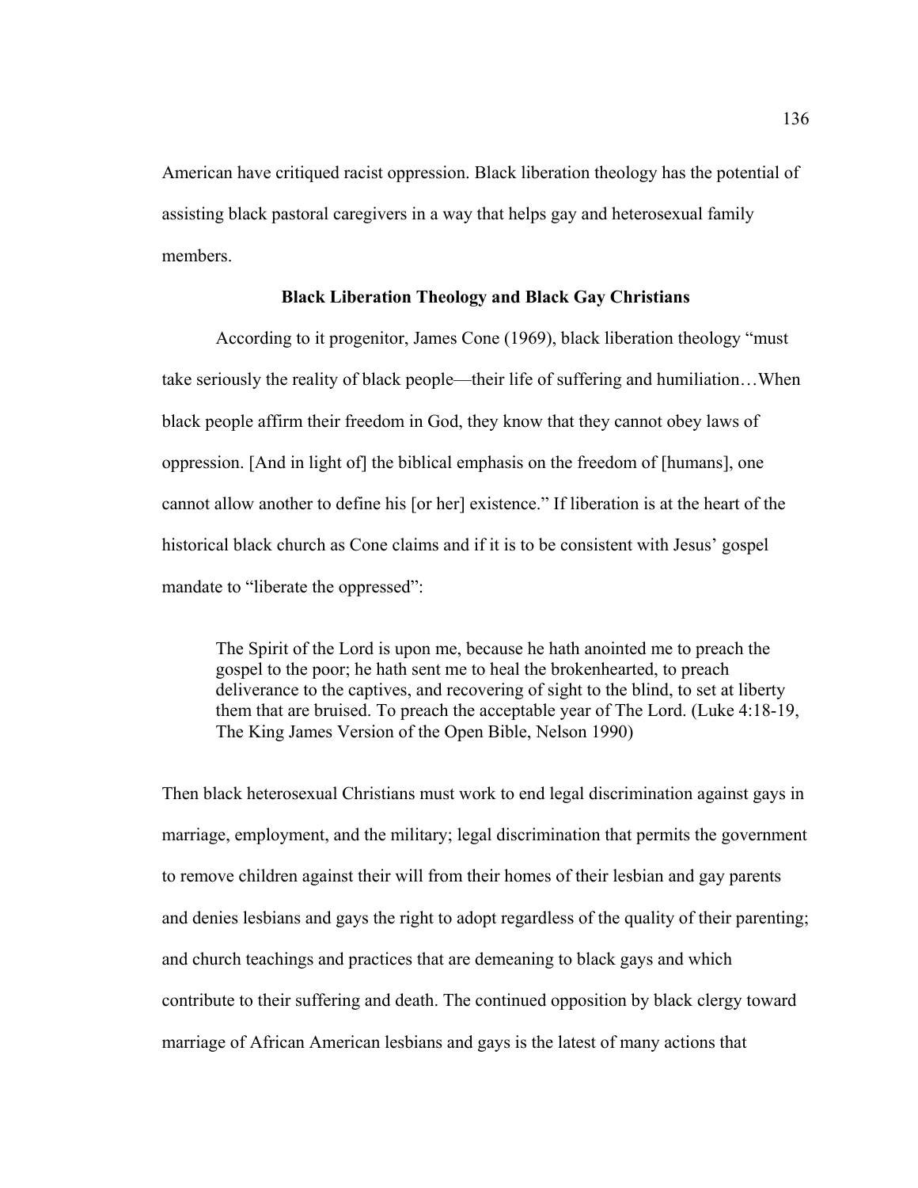American have critiqued racist oppression. Black liberation theology has the potential of assisting black pastoral caregivers in a way that helps gay and heterosexual family members.

## Black Liberation Theology and Black Gay Christians

According to it progenitor, James Cone (1969), black liberation theology "must take seriously the reality of black people—their life of suffering and humiliation…When black people affirm their freedom in God, they know that they cannot obey laws of oppression. [And in light of] the biblical emphasis on the freedom of [humans], one cannot allow another to define his [or her] existence." If liberation is at the heart of the historical black church as Cone claims and if it is to be consistent with Jesus' gospel mandate to "liberate the oppressed":

> The Spirit of the Lord is upon me, because he hath anointed me to preach the gospel to the poor; he hath sent me to heal the brokenhearted, to preach deliverance to the captives, and recovering of sight to the blind, to set at liberty them that are bruised. To preach the acceptable year of The Lord. (Luke 4:18-19, The King James Version of the Open Bible, Nelson 1990)

Then black heterosexual Christians must work to end legal discrimination against gays in marriage, employment, and the military; legal discrimination that permits the government to remove children against their will from their homes of their lesbian and gay parents and denies lesbians and gays the right to adopt regardless of the quality of their parenting; and church teachings and practices that are demeaning to black gays and which contribute to their suffering and death. The continued opposition by black clergy toward marriage of African American lesbians and gays is the latest of many actions that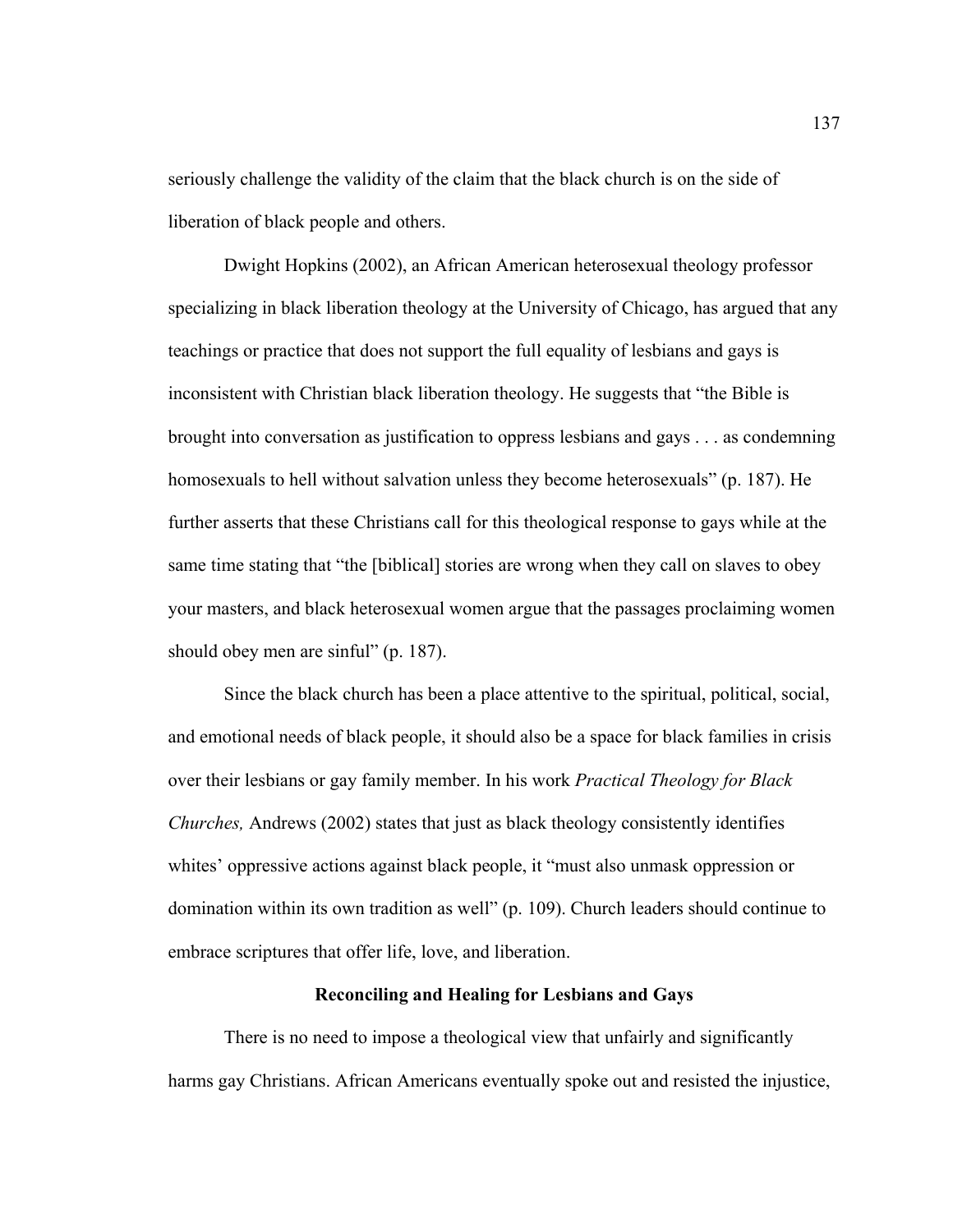seriously challenge the validity of the claim that the black church is on the side of liberation of black people and others.

Dwight Hopkins (2002), an African American heterosexual theology professor specializing in black liberation theology at the University of Chicago, has argued that any teachings or practice that does not support the full equality of lesbians and gays is inconsistent with Christian black liberation theology. He suggests that "the Bible is brought into conversation as justification to oppress lesbians and gays . . . as condemning homosexuals to hell without salvation unless they become heterosexuals" (p. 187). He further asserts that these Christians call for this theological response to gays while at the same time stating that "the [biblical] stories are wrong when they call on slaves to obey your masters, and black heterosexual women argue that the passages proclaiming women should obey men are sinful" (p. 187).

Since the black church has been a place attentive to the spiritual, political, social, and emotional needs of black people, it should also be a space for black families in crisis over their lesbians or gay family member. In his work *Practical Theology for Black Churches,* Andrews (2002) states that just as black theology consistently identifies whites' oppressive actions against black people, it "must also unmask oppression or domination within its own tradition as well" (p. 109). Church leaders should continue to embrace scriptures that offer life, love, and liberation.

## Reconciling and Healing for Lesbians and Gays

There is no need to impose a theological view that unfairly and significantly harms gay Christians. African Americans eventually spoke out and resisted the injustice,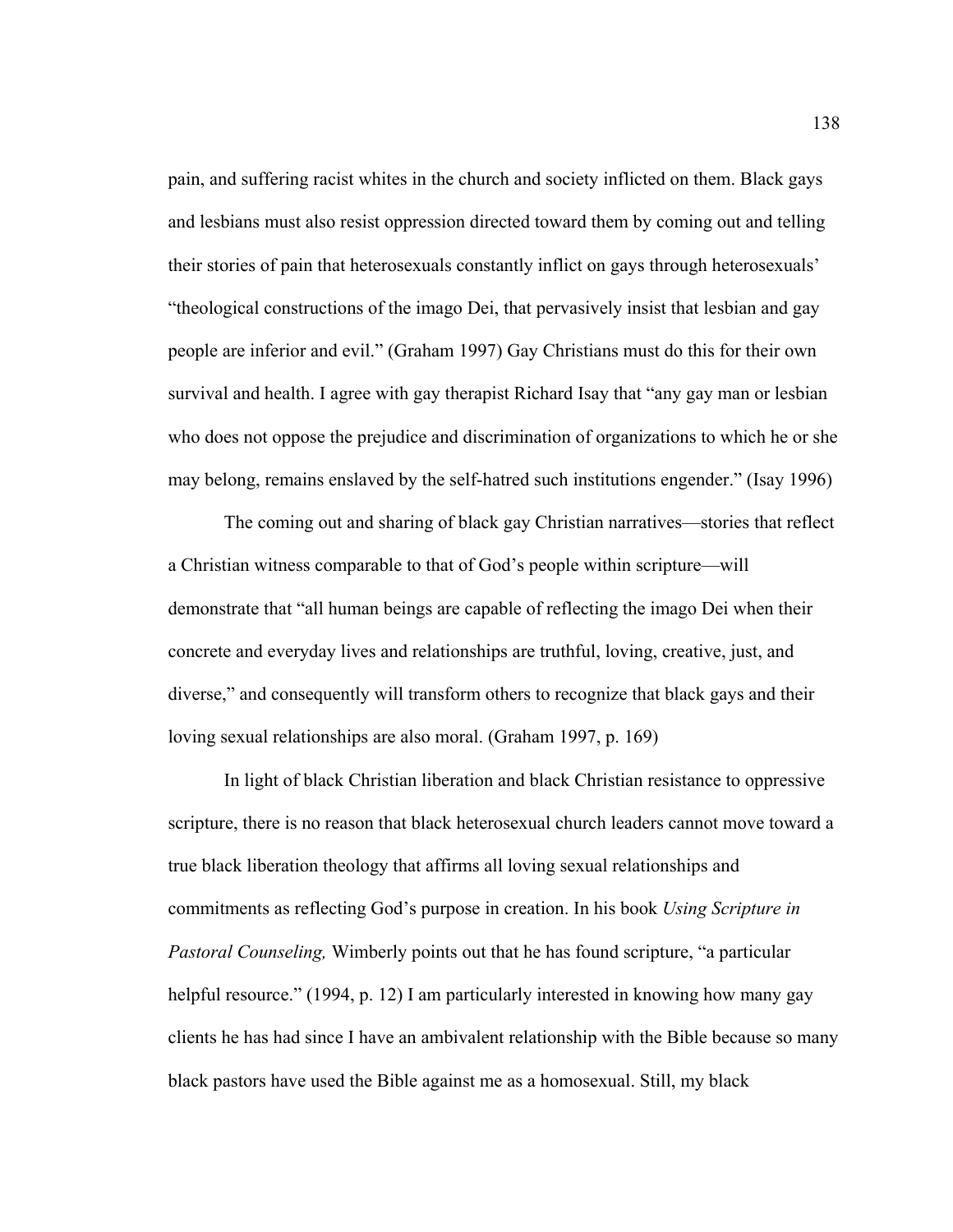pain, and suffering racist whites in the church and society inflicted on them. Black gays and lesbians must also resist oppression directed toward them by coming out and telling their stories of pain that heterosexuals constantly inflict on gays through heterosexuals' "theological constructions of the imago Dei, that pervasively insist that lesbian and gay people are inferior and evil." (Graham 1997) Gay Christians must do this for their own survival and health. I agree with gay therapist Richard Isay that "any gay man or lesbian who does not oppose the prejudice and discrimination of organizations to which he or she may belong, remains enslaved by the self-hatred such institutions engender." (Isay 1996)

The coming out and sharing of black gay Christian narratives—stories that reflect a Christian witness comparable to that of God's people within scripture—will demonstrate that "all human beings are capable of reflecting the imago Dei when their concrete and everyday lives and relationships are truthful, loving, creative, just, and diverse," and consequently will transform others to recognize that black gays and their loving sexual relationships are also moral. (Graham 1997, p. 169)

In light of black Christian liberation and black Christian resistance to oppressive scripture, there is no reason that black heterosexual church leaders cannot move toward a true black liberation theology that affirms all loving sexual relationships and commitments as reflecting God's purpose in creation. In his book *Using Scripture in Pastoral Counseling,* Wimberly points out that he has found scripture, "a particular helpful resource." (1994, p. 12) I am particularly interested in knowing how many gay clients he has had since I have an ambivalent relationship with the Bible because so many black pastors have used the Bible against me as a homosexual. Still, my black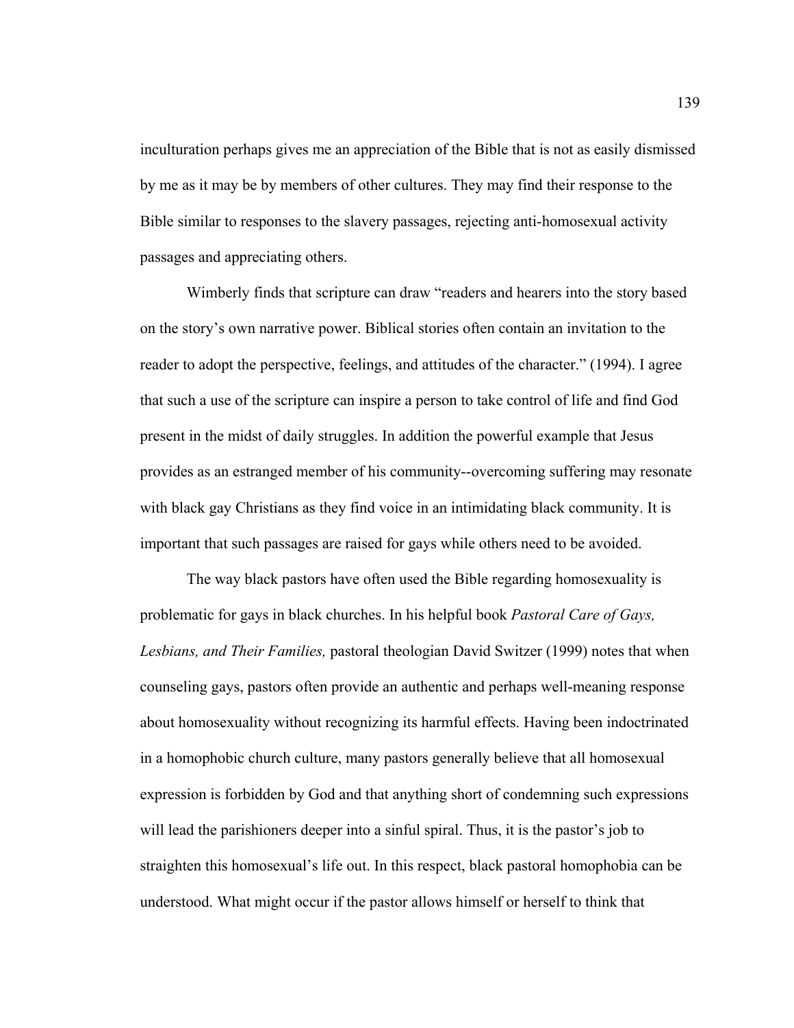inculturation perhaps gives me an appreciation of the Bible that is not as easily dismissed by me as it may be by members of other cultures. They may find their response to the Bible similar to responses to the slavery passages, rejecting anti-homosexual activity passages and appreciating others.

Wimberly finds that scripture can draw "readers and hearers into the story based on the story's own narrative power. Biblical stories often contain an invitation to the reader to adopt the perspective, feelings, and attitudes of the character." (1994). I agree that such a use of the scripture can inspire a person to take control of life and find God present in the midst of daily struggles. In addition the powerful example that Jesus provides as an estranged member of his community--overcoming suffering may resonate with black gay Christians as they find voice in an intimidating black community. It is important that such passages are raised for gays while others need to be avoided.

The way black pastors have often used the Bible regarding homosexuality is problematic for gays in black churches. In his helpful book *Pastoral Care of Gays, Lesbians, and Their Families,* pastoral theologian David Switzer (1999) notes that when counseling gays, pastors often provide an authentic and perhaps well-meaning response about homosexuality without recognizing its harmful effects. Having been indoctrinated in a homophobic church culture, many pastors generally believe that all homosexual expression is forbidden by God and that anything short of condemning such expressions will lead the parishioners deeper into a sinful spiral. Thus, it is the pastor's job to straighten this homosexual's life out. In this respect, black pastoral homophobia can be understood. What might occur if the pastor allows himself or herself to think that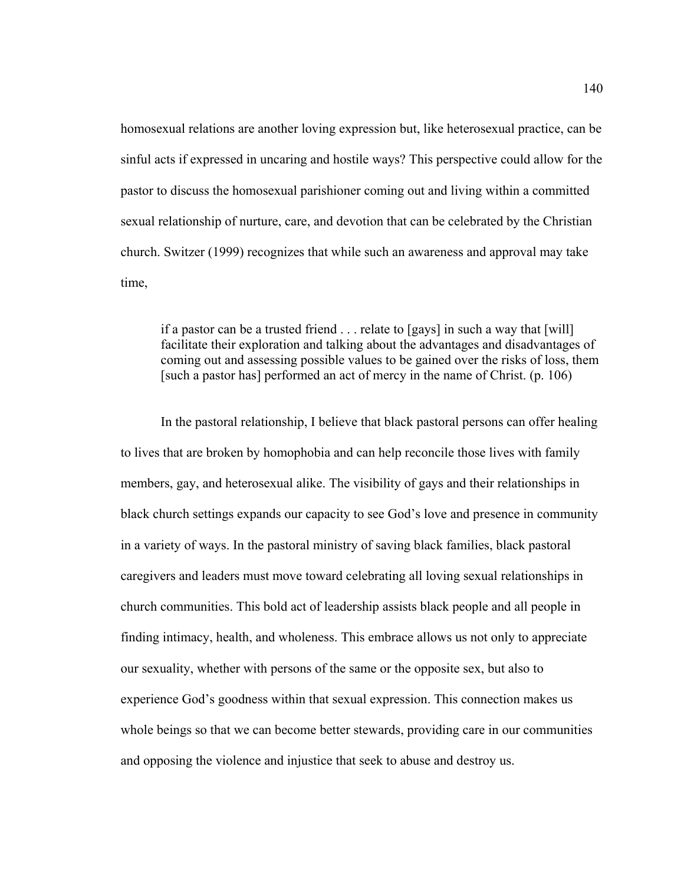homosexual relations are another loving expression but, like heterosexual practice, can be sinful acts if expressed in uncaring and hostile ways? This perspective could allow for the pastor to discuss the homosexual parishioner coming out and living within a committed sexual relationship of nurture, care, and devotion that can be celebrated by the Christian church. Switzer (1999) recognizes that while such an awareness and approval may take time,

> if a pastor can be a trusted friend . . . relate to [gays] in such a way that [will] facilitate their exploration and talking about the advantages and disadvantages of coming out and assessing possible values to be gained over the risks of loss, them [such a pastor has] performed an act of mercy in the name of Christ. (p. 106)

In the pastoral relationship, I believe that black pastoral persons can offer healing to lives that are broken by homophobia and can help reconcile those lives with family members, gay, and heterosexual alike. The visibility of gays and their relationships in black church settings expands our capacity to see God's love and presence in community in a variety of ways. In the pastoral ministry of saving black families, black pastoral caregivers and leaders must move toward celebrating all loving sexual relationships in church communities. This bold act of leadership assists black people and all people in finding intimacy, health, and wholeness. This embrace allows us not only to appreciate our sexuality, whether with persons of the same or the opposite sex, but also to experience God's goodness within that sexual expression. This connection makes us whole beings so that we can become better stewards, providing care in our communities and opposing the violence and injustice that seek to abuse and destroy us.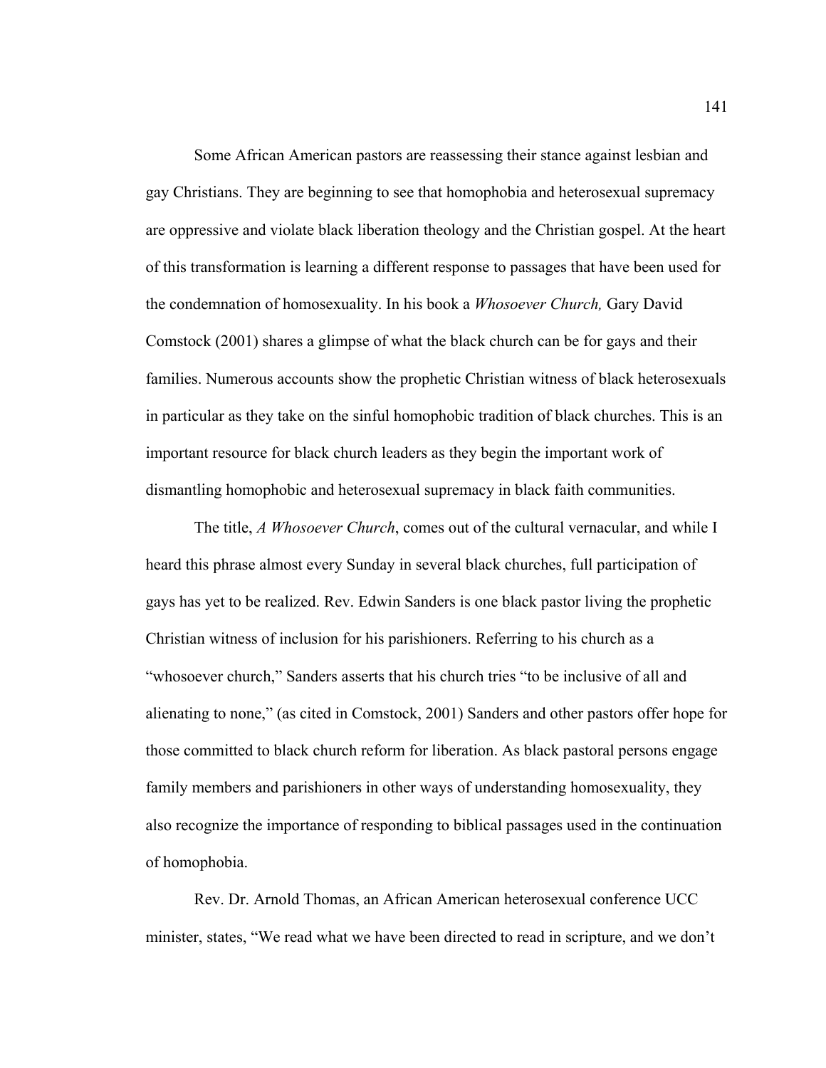Some African American pastors are reassessing their stance against lesbian and gay Christians. They are beginning to see that homophobia and heterosexual supremacy are oppressive and violate black liberation theology and the Christian gospel. At the heart of this transformation is learning a different response to passages that have been used for the condemnation of homosexuality. In his book a *Whosoever Church,* Gary David Comstock (2001) shares a glimpse of what the black church can be for gays and their families. Numerous accounts show the prophetic Christian witness of black heterosexuals in particular as they take on the sinful homophobic tradition of black churches. This is an important resource for black church leaders as they begin the important work of dismantling homophobic and heterosexual supremacy in black faith communities.

The title, *A Whosoever Church*, comes out of the cultural vernacular, and while I heard this phrase almost every Sunday in several black churches, full participation of gays has yet to be realized. Rev. Edwin Sanders is one black pastor living the prophetic Christian witness of inclusion for his parishioners. Referring to his church as a "whosoever church," Sanders asserts that his church tries "to be inclusive of all and alienating to none," (as cited in Comstock, 2001) Sanders and other pastors offer hope for those committed to black church reform for liberation. As black pastoral persons engage family members and parishioners in other ways of understanding homosexuality, they also recognize the importance of responding to biblical passages used in the continuation of homophobia.

Rev. Dr. Arnold Thomas, an African American heterosexual conference UCC minister, states, "We read what we have been directed to read in scripture, and we don't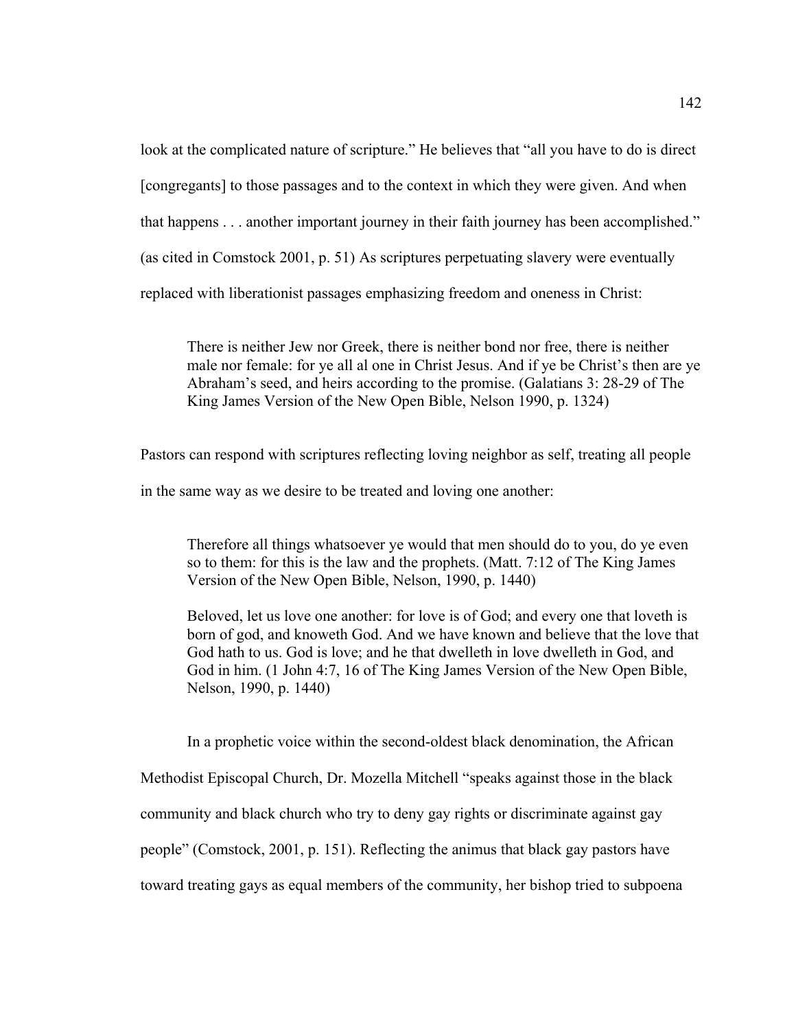look at the complicated nature of scripture." He believes that "all you have to do is direct [congregants] to those passages and to the context in which they were given. And when that happens . . . another important journey in their faith journey has been accomplished." (as cited in Comstock 2001, p. 51) As scriptures perpetuating slavery were eventually replaced with liberationist passages emphasizing freedom and oneness in Christ:

> There is neither Jew nor Greek, there is neither bond nor free, there is neither male nor female: for ye all al one in Christ Jesus. And if ye be Christ's then are ye Abraham's seed, and heirs according to the promise. (Galatians 3: 28-29 of The King James Version of the New Open Bible, Nelson 1990, p. 1324)

Pastors can respond with scriptures reflecting loving neighbor as self, treating all people in the same way as we desire to be treated and loving one another:

> Therefore all things whatsoever ye would that men should do to you, do ye even so to them: for this is the law and the prophets. (Matt. 7:12 of The King James Version of the New Open Bible, Nelson, 1990, p. 1440)
>
> Beloved, let us love one another: for love is of God; and every one that loveth is born of god, and knoweth God. And we have known and believe that the love that God hath to us. God is love; and he that dwelleth in love dwelleth in God, and God in him. (1 John 4:7, 16 of The King James Version of the New Open Bible, Nelson, 1990, p. 1440)

In a prophetic voice within the second-oldest black denomination, the African Methodist Episcopal Church, Dr. Mozella Mitchell "speaks against those in the black community and black church who try to deny gay rights or discriminate against gay people" (Comstock, 2001, p. 151). Reflecting the animus that black gay pastors have toward treating gays as equal members of the community, her bishop tried to subpoena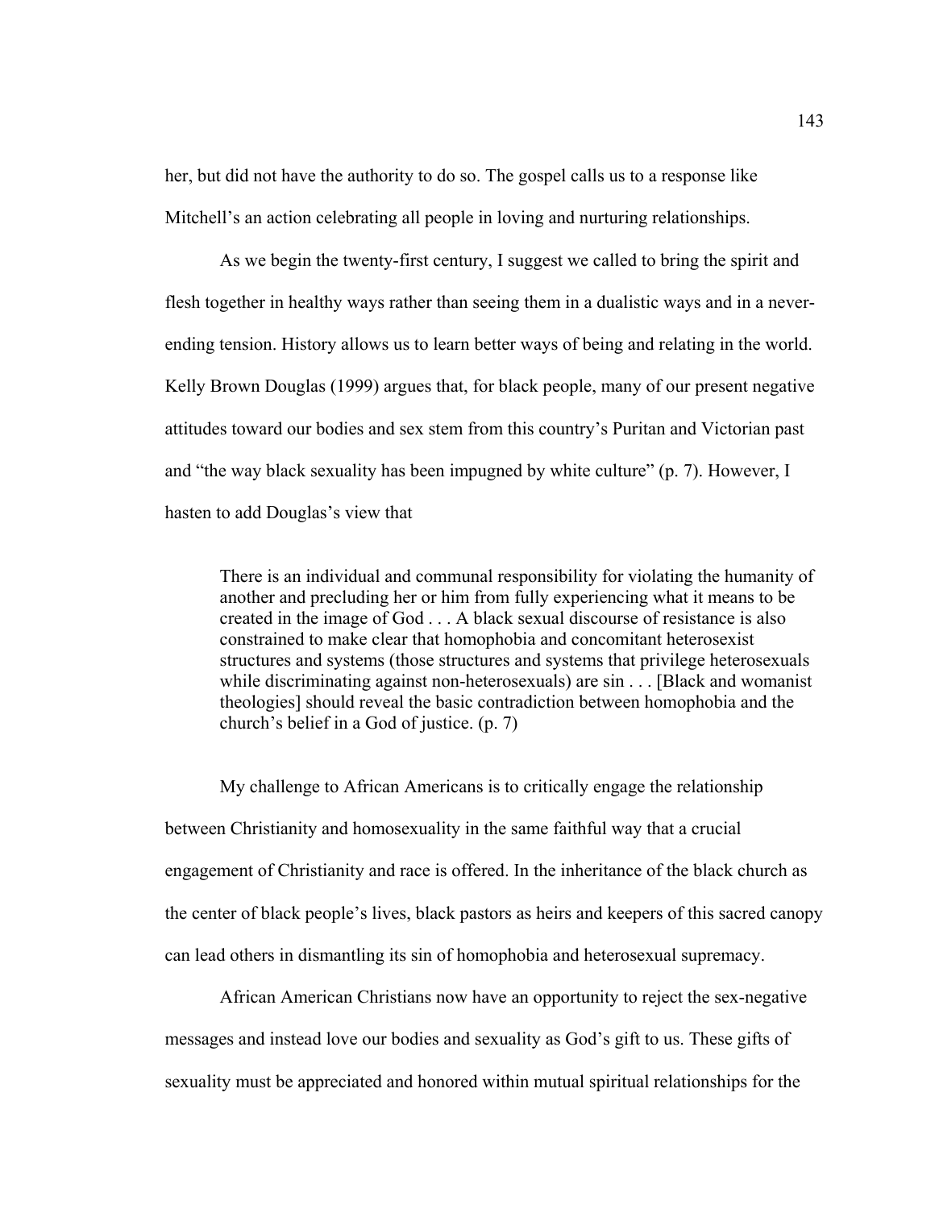her, but did not have the authority to do so. The gospel calls us to a response like Mitchell's an action celebrating all people in loving and nurturing relationships.

As we begin the twenty-first century, I suggest we called to bring the spirit and flesh together in healthy ways rather than seeing them in a dualistic ways and in a never-ending tension. History allows us to learn better ways of being and relating in the world. Kelly Brown Douglas (1999) argues that, for black people, many of our present negative attitudes toward our bodies and sex stem from this country's Puritan and Victorian past and "the way black sexuality has been impugned by white culture" (p. 7). However, I hasten to add Douglas's view that

> There is an individual and communal responsibility for violating the humanity of another and precluding her or him from fully experiencing what it means to be created in the image of God . . . A black sexual discourse of resistance is also constrained to make clear that homophobia and concomitant heterosexist structures and systems (those structures and systems that privilege heterosexuals while discriminating against non-heterosexuals) are sin . . . [Black and womanist theologies] should reveal the basic contradiction between homophobia and the church's belief in a God of justice. (p. 7)

My challenge to African Americans is to critically engage the relationship between Christianity and homosexuality in the same faithful way that a crucial engagement of Christianity and race is offered. In the inheritance of the black church as the center of black people's lives, black pastors as heirs and keepers of this sacred canopy can lead others in dismantling its sin of homophobia and heterosexual supremacy.

African American Christians now have an opportunity to reject the sex-negative messages and instead love our bodies and sexuality as God's gift to us. These gifts of sexuality must be appreciated and honored within mutual spiritual relationships for the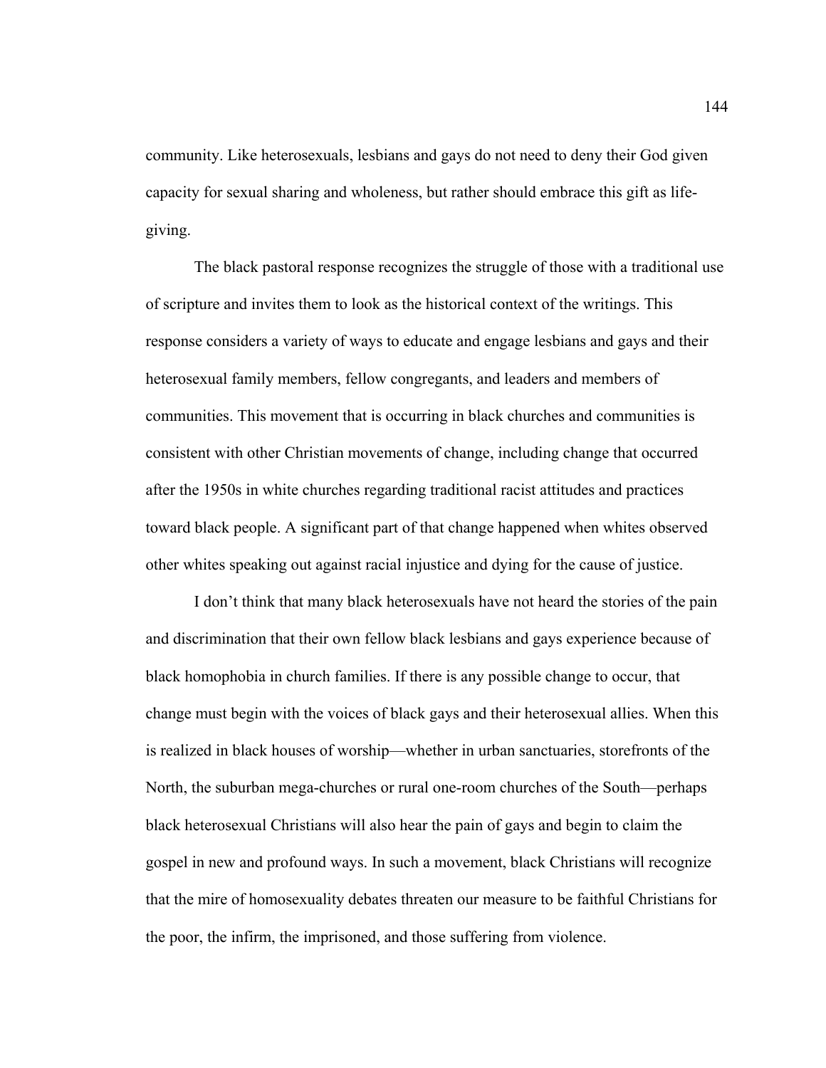community. Like heterosexuals, lesbians and gays do not need to deny their God given capacity for sexual sharing and wholeness, but rather should embrace this gift as life-giving.

The black pastoral response recognizes the struggle of those with a traditional use of scripture and invites them to look as the historical context of the writings. This response considers a variety of ways to educate and engage lesbians and gays and their heterosexual family members, fellow congregants, and leaders and members of communities. This movement that is occurring in black churches and communities is consistent with other Christian movements of change, including change that occurred after the 1950s in white churches regarding traditional racist attitudes and practices toward black people. A significant part of that change happened when whites observed other whites speaking out against racial injustice and dying for the cause of justice.

I don't think that many black heterosexuals have not heard the stories of the pain and discrimination that their own fellow black lesbians and gays experience because of black homophobia in church families. If there is any possible change to occur, that change must begin with the voices of black gays and their heterosexual allies. When this is realized in black houses of worship—whether in urban sanctuaries, storefronts of the North, the suburban mega-churches or rural one-room churches of the South—perhaps black heterosexual Christians will also hear the pain of gays and begin to claim the gospel in new and profound ways. In such a movement, black Christians will recognize that the mire of homosexuality debates threaten our measure to be faithful Christians for the poor, the infirm, the imprisoned, and those suffering from violence.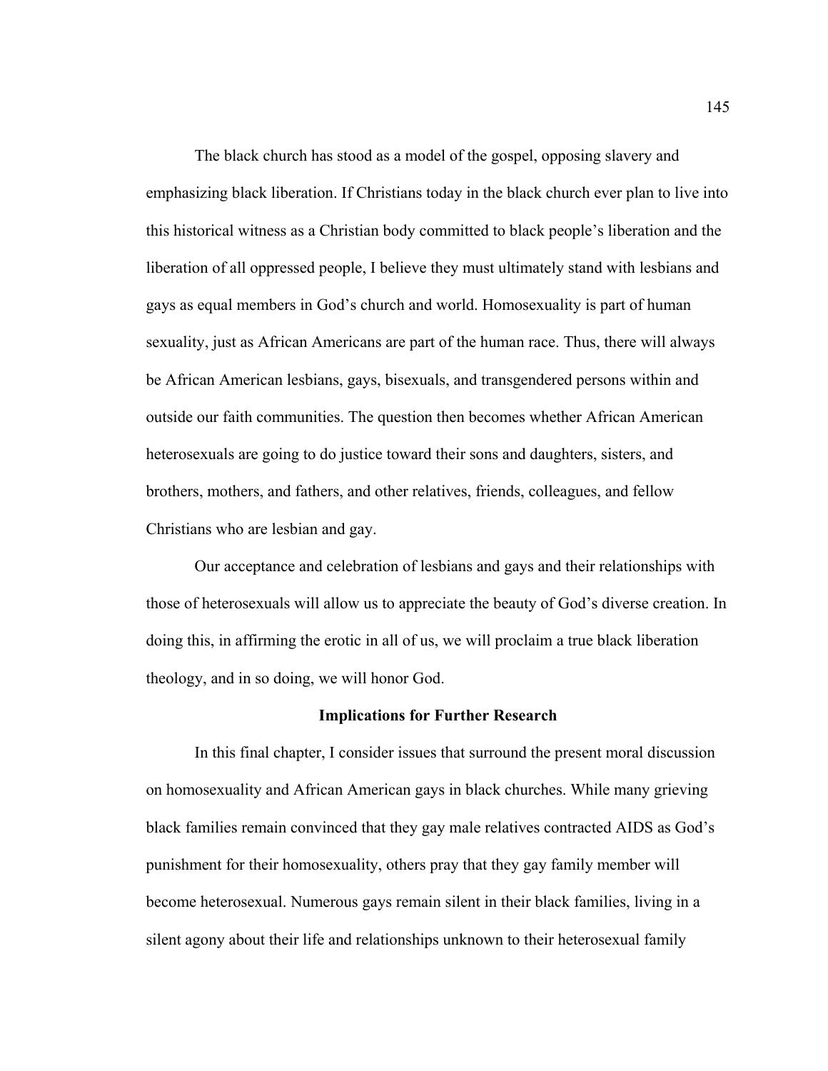The black church has stood as a model of the gospel, opposing slavery and emphasizing black liberation. If Christians today in the black church ever plan to live into this historical witness as a Christian body committed to black people's liberation and the liberation of all oppressed people, I believe they must ultimately stand with lesbians and gays as equal members in God's church and world. Homosexuality is part of human sexuality, just as African Americans are part of the human race. Thus, there will always be African American lesbians, gays, bisexuals, and transgendered persons within and outside our faith communities. The question then becomes whether African American heterosexuals are going to do justice toward their sons and daughters, sisters, and brothers, mothers, and fathers, and other relatives, friends, colleagues, and fellow Christians who are lesbian and gay.

Our acceptance and celebration of lesbians and gays and their relationships with those of heterosexuals will allow us to appreciate the beauty of God's diverse creation. In doing this, in affirming the erotic in all of us, we will proclaim a true black liberation theology, and in so doing, we will honor God.

**Implications for Further Research**

In this final chapter, I consider issues that surround the present moral discussion on homosexuality and African American gays in black churches. While many grieving black families remain convinced that they gay male relatives contracted AIDS as God's punishment for their homosexuality, others pray that they gay family member will become heterosexual. Numerous gays remain silent in their black families, living in a silent agony about their life and relationships unknown to their heterosexual family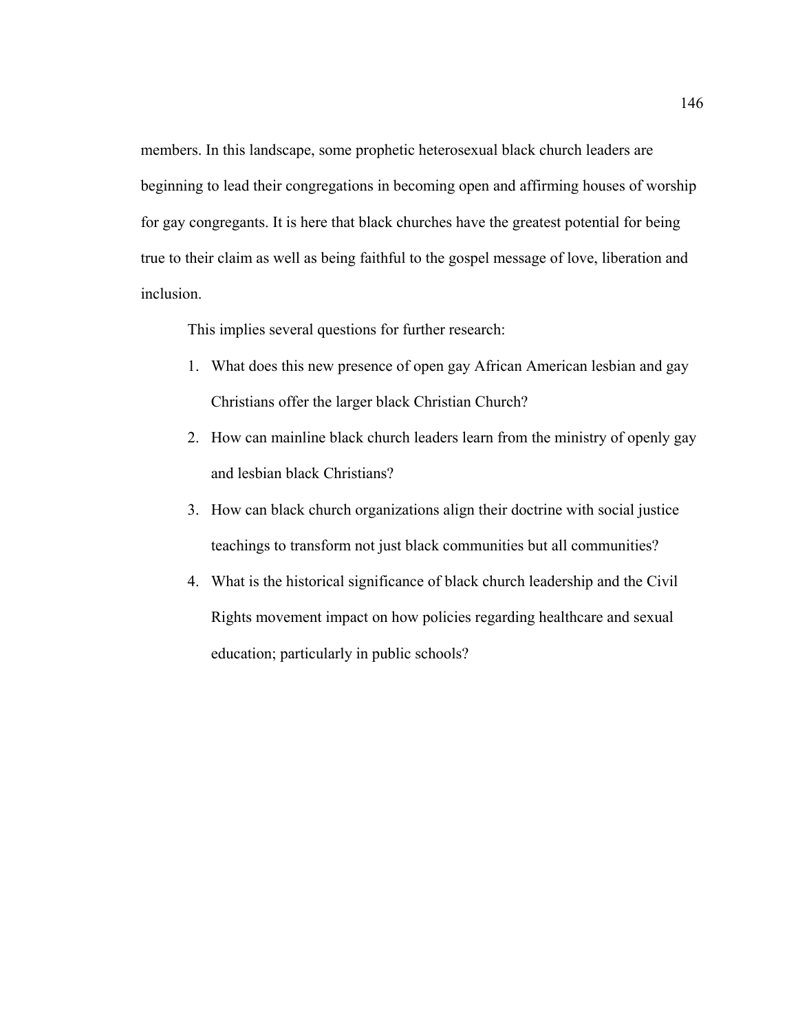members. In this landscape, some prophetic heterosexual black church leaders are beginning to lead their congregations in becoming open and affirming houses of worship for gay congregants. It is here that black churches have the greatest potential for being true to their claim as well as being faithful to the gospel message of love, liberation and inclusion.

This implies several questions for further research:

1. What does this new presence of open gay African American lesbian and gay Christians offer the larger black Christian Church?
2. How can mainline black church leaders learn from the ministry of openly gay and lesbian black Christians?
3. How can black church organizations align their doctrine with social justice teachings to transform not just black communities but all communities?
4. What is the historical significance of black church leadership and the Civil Rights movement impact on how policies regarding healthcare and sexual education; particularly in public schools?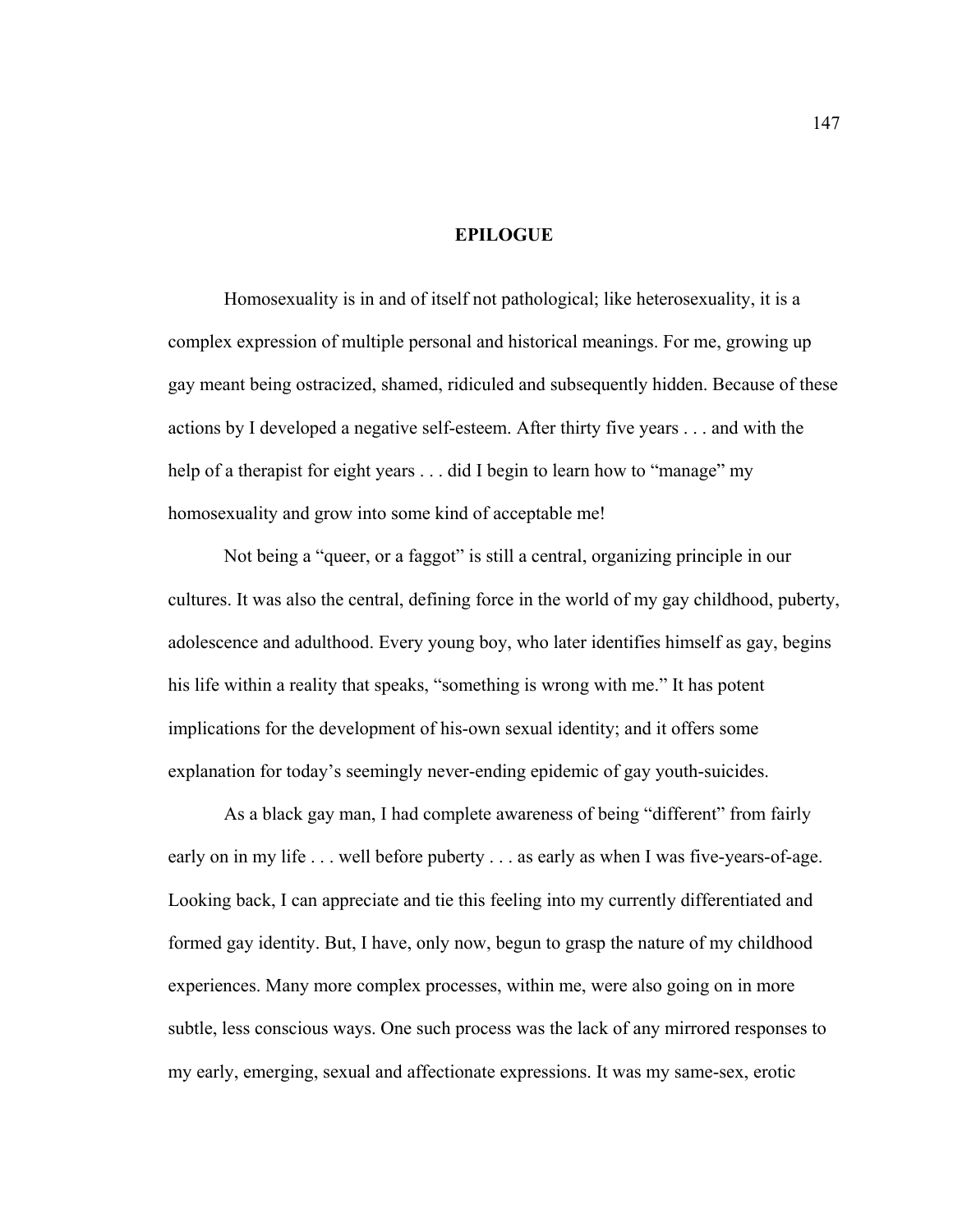# EPILOGUE

Homosexuality is in and of itself not pathological; like heterosexuality, it is a complex expression of multiple personal and historical meanings. For me, growing up gay meant being ostracized, shamed, ridiculed and subsequently hidden. Because of these actions by I developed a negative self-esteem. After thirty five years . . . and with the help of a therapist for eight years . . . did I begin to learn how to "manage" my homosexuality and grow into some kind of acceptable me!

Not being a "queer, or a faggot" is still a central, organizing principle in our cultures. It was also the central, defining force in the world of my gay childhood, puberty, adolescence and adulthood. Every young boy, who later identifies himself as gay, begins his life within a reality that speaks, "something is wrong with me." It has potent implications for the development of his-own sexual identity; and it offers some explanation for today's seemingly never-ending epidemic of gay youth-suicides.

As a black gay man, I had complete awareness of being "different" from fairly early on in my life . . . well before puberty . . . as early as when I was five-years-of-age. Looking back, I can appreciate and tie this feeling into my currently differentiated and formed gay identity. But, I have, only now, begun to grasp the nature of my childhood experiences. Many more complex processes, within me, were also going on in more subtle, less conscious ways. One such process was the lack of any mirrored responses to my early, emerging, sexual and affectionate expressions. It was my same-sex, erotic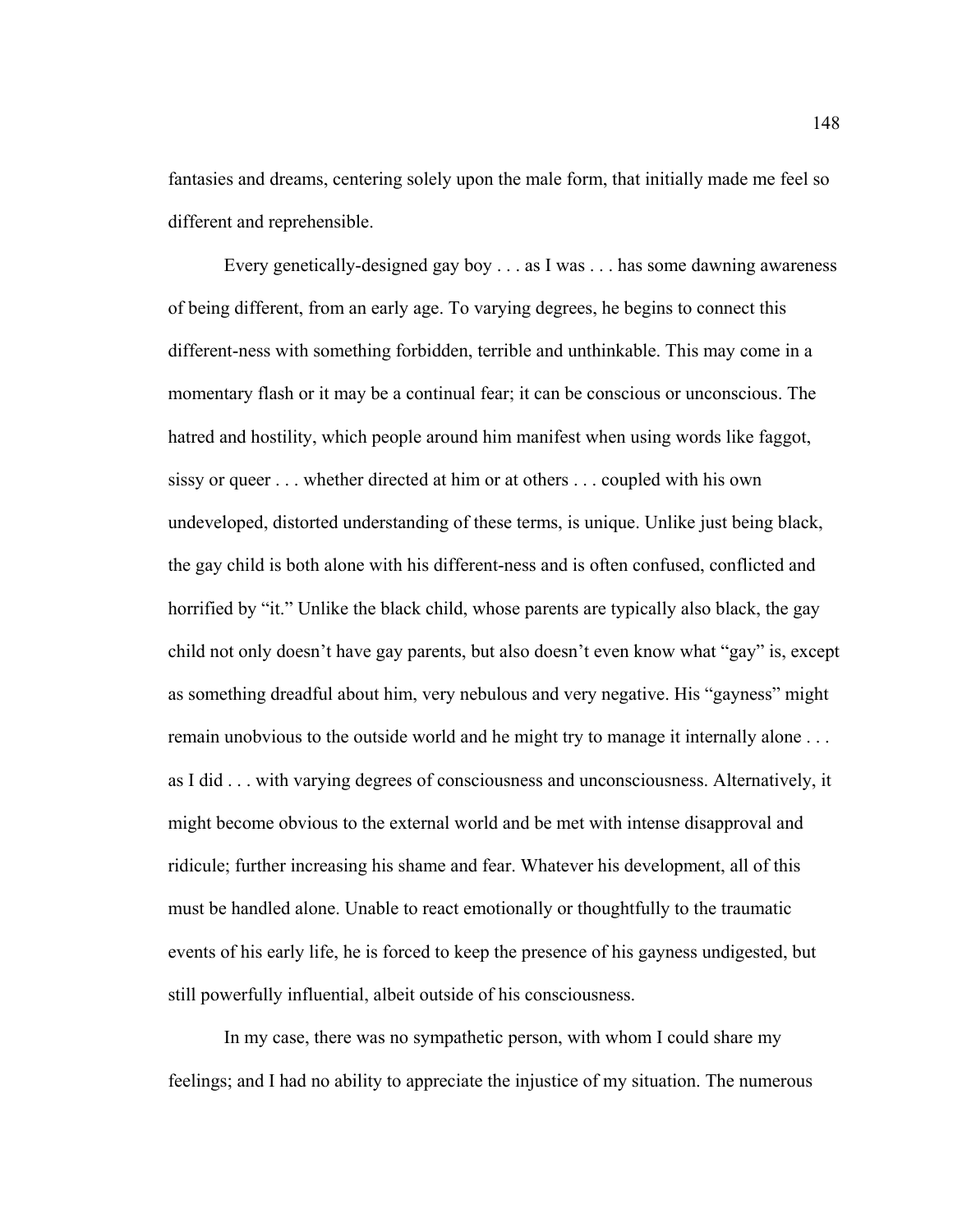fantasies and dreams, centering solely upon the male form, that initially made me feel so different and reprehensible.

Every genetically-designed gay boy . . . as I was . . . has some dawning awareness of being different, from an early age. To varying degrees, he begins to connect this different-ness with something forbidden, terrible and unthinkable. This may come in a momentary flash or it may be a continual fear; it can be conscious or unconscious. The hatred and hostility, which people around him manifest when using words like faggot, sissy or queer . . . whether directed at him or at others . . . coupled with his own undeveloped, distorted understanding of these terms, is unique. Unlike just being black, the gay child is both alone with his different-ness and is often confused, conflicted and horrified by "it." Unlike the black child, whose parents are typically also black, the gay child not only doesn't have gay parents, but also doesn't even know what "gay" is, except as something dreadful about him, very nebulous and very negative. His "gayness" might remain unobvious to the outside world and he might try to manage it internally alone . . . as I did . . . with varying degrees of consciousness and unconsciousness. Alternatively, it might become obvious to the external world and be met with intense disapproval and ridicule; further increasing his shame and fear. Whatever his development, all of this must be handled alone. Unable to react emotionally or thoughtfully to the traumatic events of his early life, he is forced to keep the presence of his gayness undigested, but still powerfully influential, albeit outside of his consciousness.

In my case, there was no sympathetic person, with whom I could share my feelings; and I had no ability to appreciate the injustice of my situation. The numerous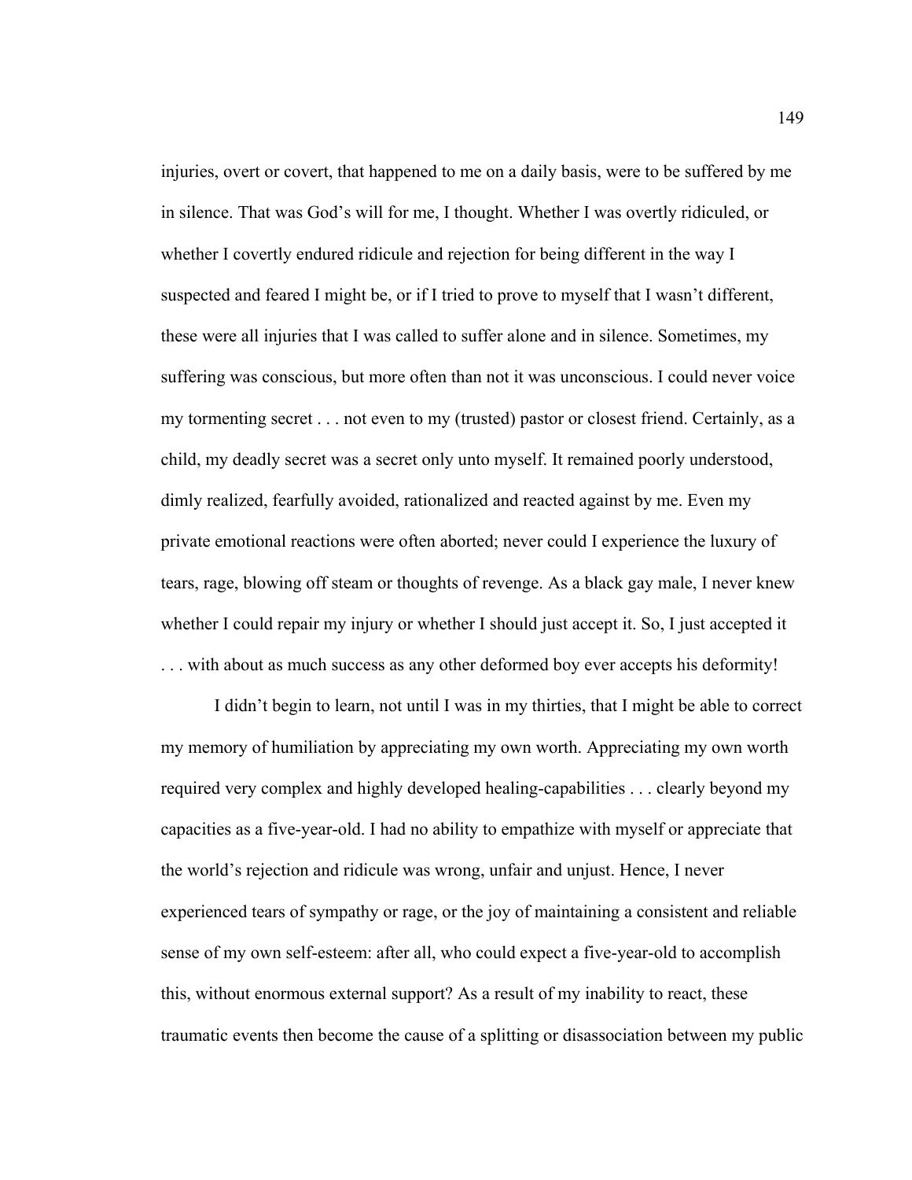injuries, overt or covert, that happened to me on a daily basis, were to be suffered by me in silence. That was God's will for me, I thought. Whether I was overtly ridiculed, or whether I covertly endured ridicule and rejection for being different in the way I suspected and feared I might be, or if I tried to prove to myself that I wasn't different, these were all injuries that I was called to suffer alone and in silence. Sometimes, my suffering was conscious, but more often than not it was unconscious. I could never voice my tormenting secret . . . not even to my (trusted) pastor or closest friend. Certainly, as a child, my deadly secret was a secret only unto myself. It remained poorly understood, dimly realized, fearfully avoided, rationalized and reacted against by me. Even my private emotional reactions were often aborted; never could I experience the luxury of tears, rage, blowing off steam or thoughts of revenge. As a black gay male, I never knew whether I could repair my injury or whether I should just accept it. So, I just accepted it . . . with about as much success as any other deformed boy ever accepts his deformity!

I didn't begin to learn, not until I was in my thirties, that I might be able to correct my memory of humiliation by appreciating my own worth. Appreciating my own worth required very complex and highly developed healing-capabilities . . . clearly beyond my capacities as a five-year-old. I had no ability to empathize with myself or appreciate that the world's rejection and ridicule was wrong, unfair and unjust. Hence, I never experienced tears of sympathy or rage, or the joy of maintaining a consistent and reliable sense of my own self-esteem: after all, who could expect a five-year-old to accomplish this, without enormous external support? As a result of my inability to react, these traumatic events then become the cause of a splitting or disassociation between my public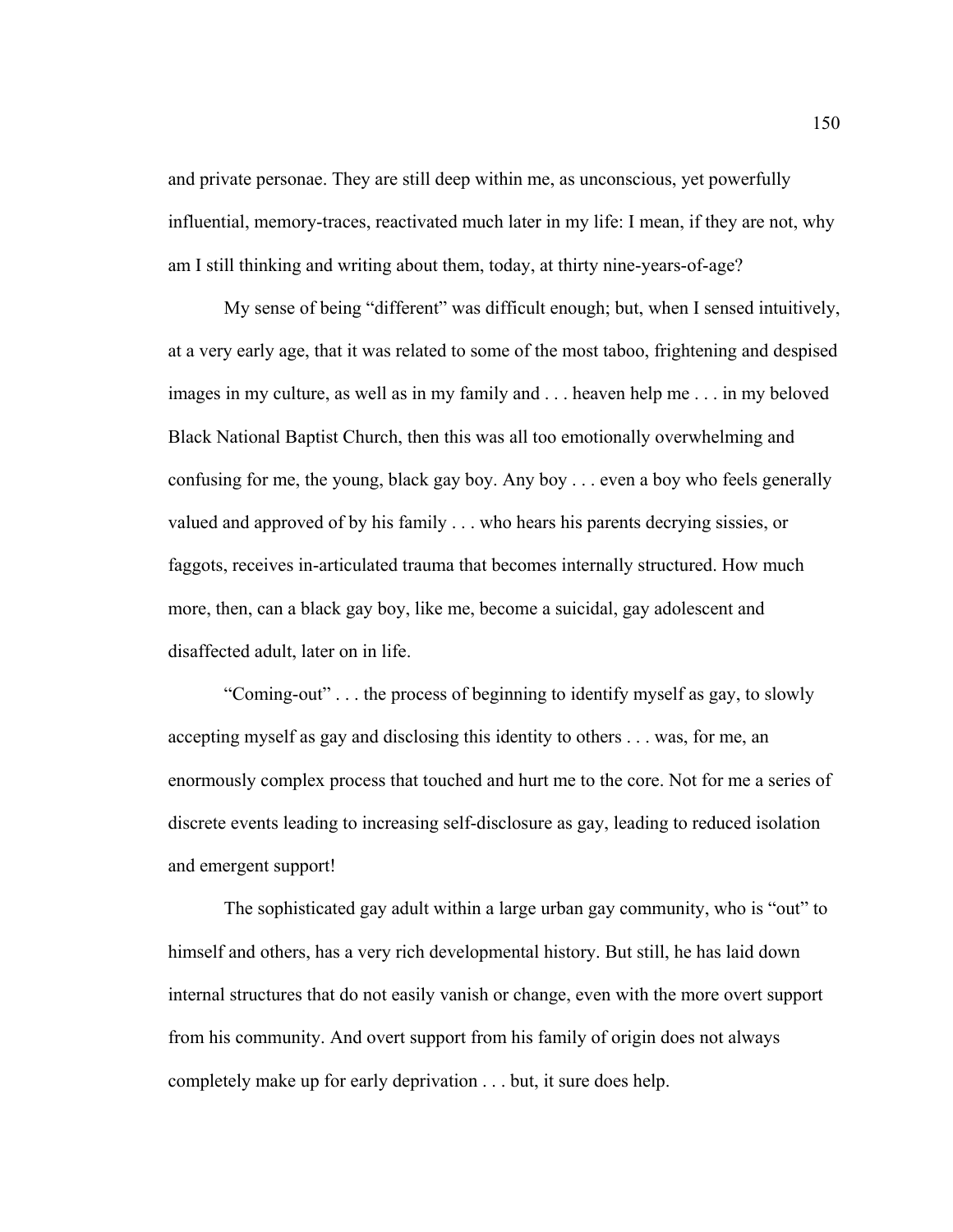and private personae. They are still deep within me, as unconscious, yet powerfully influential, memory-traces, reactivated much later in my life: I mean, if they are not, why am I still thinking and writing about them, today, at thirty nine-years-of-age?

My sense of being "different" was difficult enough; but, when I sensed intuitively, at a very early age, that it was related to some of the most taboo, frightening and despised images in my culture, as well as in my family and . . . heaven help me . . . in my beloved Black National Baptist Church, then this was all too emotionally overwhelming and confusing for me, the young, black gay boy. Any boy . . . even a boy who feels generally valued and approved of by his family . . . who hears his parents decrying sissies, or faggots, receives in-articulated trauma that becomes internally structured. How much more, then, can a black gay boy, like me, become a suicidal, gay adolescent and disaffected adult, later on in life.

"Coming-out" . . . the process of beginning to identify myself as gay, to slowly accepting myself as gay and disclosing this identity to others . . . was, for me, an enormously complex process that touched and hurt me to the core. Not for me a series of discrete events leading to increasing self-disclosure as gay, leading to reduced isolation and emergent support!

The sophisticated gay adult within a large urban gay community, who is "out" to himself and others, has a very rich developmental history. But still, he has laid down internal structures that do not easily vanish or change, even with the more overt support from his community. And overt support from his family of origin does not always completely make up for early deprivation . . . but, it sure does help.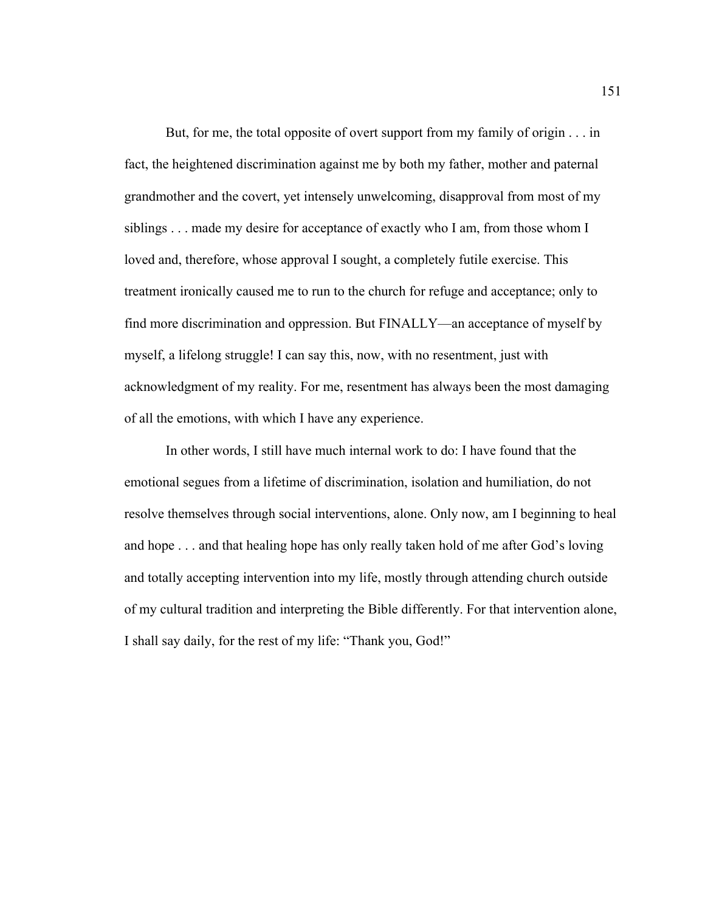But, for me, the total opposite of overt support from my family of origin . . . in fact, the heightened discrimination against me by both my father, mother and paternal grandmother and the covert, yet intensely unwelcoming, disapproval from most of my siblings . . . made my desire for acceptance of exactly who I am, from those whom I loved and, therefore, whose approval I sought, a completely futile exercise. This treatment ironically caused me to run to the church for refuge and acceptance; only to find more discrimination and oppression. But FINALLY—an acceptance of myself by myself, a lifelong struggle! I can say this, now, with no resentment, just with acknowledgment of my reality. For me, resentment has always been the most damaging of all the emotions, with which I have any experience.

In other words, I still have much internal work to do: I have found that the emotional segues from a lifetime of discrimination, isolation and humiliation, do not resolve themselves through social interventions, alone. Only now, am I beginning to heal and hope . . . and that healing hope has only really taken hold of me after God's loving and totally accepting intervention into my life, mostly through attending church outside of my cultural tradition and interpreting the Bible differently. For that intervention alone, I shall say daily, for the rest of my life: "Thank you, God!"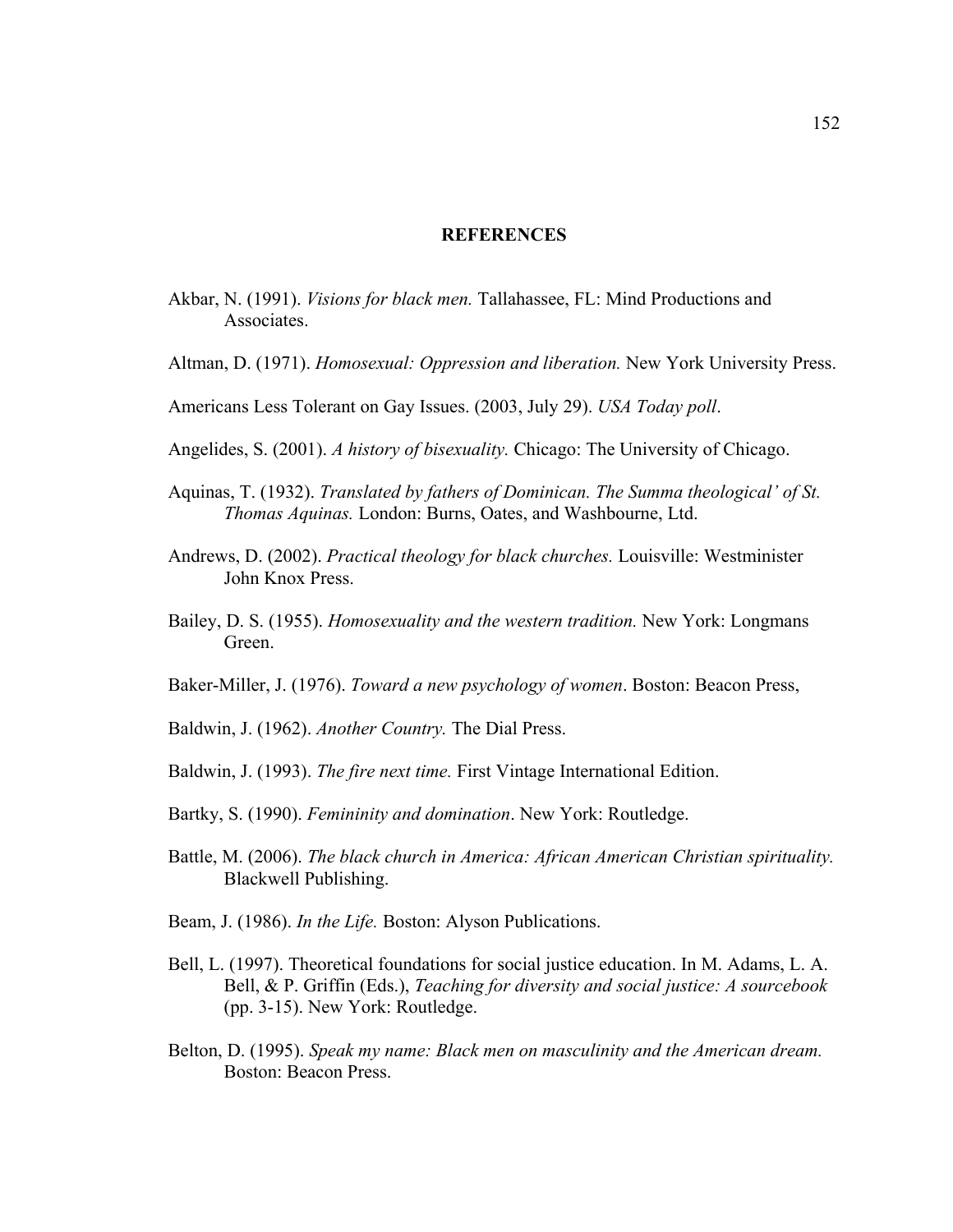# REFERENCES

Akbar, N. (1991). *Visions for black men.* Tallahassee, FL: Mind Productions and Associates.

Altman, D. (1971). *Homosexual: Oppression and liberation.* New York University Press.

Americans Less Tolerant on Gay Issues. (2003, July 29). *USA Today poll*.

Angelides, S. (2001). *A history of bisexuality.* Chicago: The University of Chicago.

Aquinas, T. (1932). *Translated by fathers of Dominican. The Summa theological' of St. Thomas Aquinas.* London: Burns, Oates, and Washbourne, Ltd.

Andrews, D. (2002). *Practical theology for black churches.* Louisville: Westminister John Knox Press.

Bailey, D. S. (1955). *Homosexuality and the western tradition.* New York: Longmans Green.

Baker-Miller, J. (1976). *Toward a new psychology of women*. Boston: Beacon Press,

Baldwin, J. (1962). *Another Country.* The Dial Press.

Baldwin, J. (1993). *The fire next time.* First Vintage International Edition.

Bartky, S. (1990). *Femininity and domination*. New York: Routledge.

Battle, M. (2006). *The black church in America: African American Christian spirituality.* Blackwell Publishing.

Beam, J. (1986). *In the Life.* Boston: Alyson Publications.

Bell, L. (1997). Theoretical foundations for social justice education. In M. Adams, L. A. Bell, & P. Griffin (Eds.), *Teaching for diversity and social justice: A sourcebook* (pp. 3-15). New York: Routledge.

Belton, D. (1995). *Speak my name: Black men on masculinity and the American dream.* Boston: Beacon Press.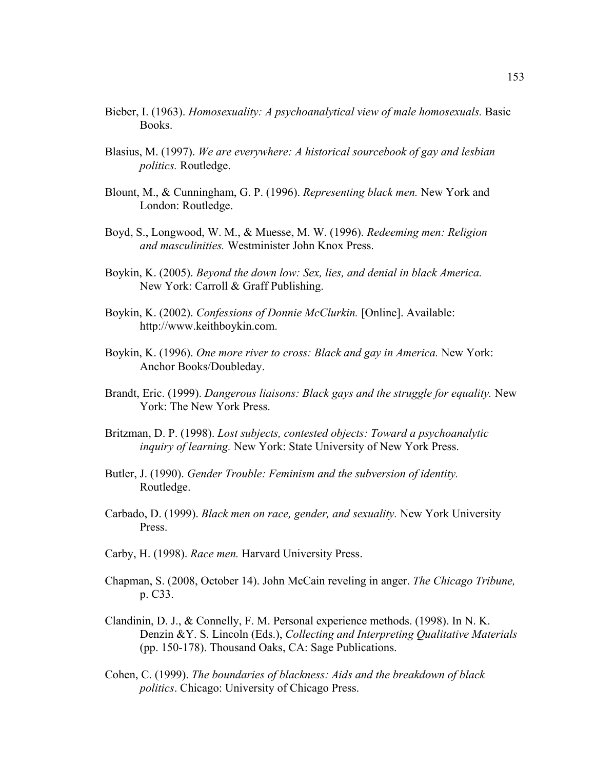Bieber, I. (1963). *Homosexuality: A psychoanalytical view of male homosexuals.* Basic Books.

Blasius, M. (1997). *We are everywhere: A historical sourcebook of gay and lesbian politics.* Routledge.

Blount, M., & Cunningham, G. P. (1996). *Representing black men.* New York and London: Routledge.

Boyd, S., Longwood, W. M., & Muesse, M. W. (1996). *Redeeming men: Religion and masculinities.* Westminister John Knox Press.

Boykin, K. (2005). *Beyond the down low: Sex, lies, and denial in black America.* New York: Carroll & Graff Publishing.

Boykin, K. (2002). *Confessions of Donnie McClurkin.* [Online]. Available: http://www.keithboykin.com.

Boykin, K. (1996). *One more river to cross: Black and gay in America.* New York: Anchor Books/Doubleday.

Brandt, Eric. (1999). *Dangerous liaisons: Black gays and the struggle for equality.* New York: The New York Press.

Britzman, D. P. (1998). *Lost subjects, contested objects: Toward a psychoanalytic inquiry of learning.* New York: State University of New York Press.

Butler, J. (1990). *Gender Trouble: Feminism and the subversion of identity.* Routledge.

Carbado, D. (1999). *Black men on race, gender, and sexuality.* New York University Press.

Carby, H. (1998). *Race men.* Harvard University Press.

Chapman, S. (2008, October 14). John McCain reveling in anger. *The Chicago Tribune,* p. C33.

Clandinin, D. J., & Connelly, F. M. Personal experience methods. (1998). In N. K. Denzin &Y. S. Lincoln (Eds.), *Collecting and Interpreting Qualitative Materials* (pp. 150-178). Thousand Oaks, CA: Sage Publications.

Cohen, C. (1999). *The boundaries of blackness: Aids and the breakdown of black politics*. Chicago: University of Chicago Press.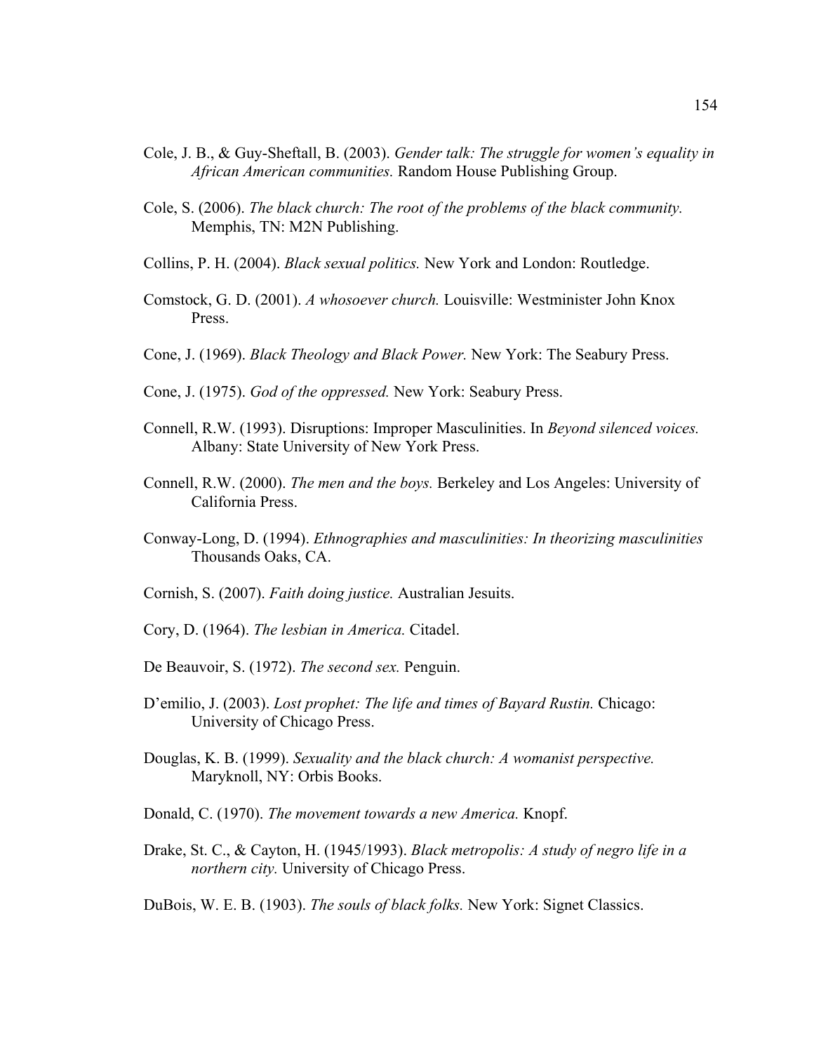Cole, J. B., & Guy-Sheftall, B. (2003). *Gender talk: The struggle for women's equality in African American communities.* Random House Publishing Group.

Cole, S. (2006). *The black church: The root of the problems of the black community.* Memphis, TN: M2N Publishing.

Collins, P. H. (2004). *Black sexual politics.* New York and London: Routledge.

Comstock, G. D. (2001). *A whosoever church.* Louisville: Westminister John Knox Press.

Cone, J. (1969). *Black Theology and Black Power.* New York: The Seabury Press.

Cone, J. (1975). *God of the oppressed.* New York: Seabury Press.

Connell, R.W. (1993). Disruptions: Improper Masculinities. In *Beyond silenced voices.* Albany: State University of New York Press.

Connell, R.W. (2000). *The men and the boys.* Berkeley and Los Angeles: University of California Press.

Conway-Long, D. (1994). *Ethnographies and masculinities: In theorizing masculinities* Thousands Oaks, CA.

Cornish, S. (2007). *Faith doing justice.* Australian Jesuits.

Cory, D. (1964). *The lesbian in America.* Citadel.

De Beauvoir, S. (1972). *The second sex.* Penguin.

D'emilio, J. (2003). *Lost prophet: The life and times of Bayard Rustin.* Chicago: University of Chicago Press.

Douglas, K. B. (1999). *Sexuality and the black church: A womanist perspective.* Maryknoll, NY: Orbis Books.

Donald, C. (1970). *The movement towards a new America.* Knopf.

Drake, St. C., & Cayton, H. (1945/1993). *Black metropolis: A study of negro life in a northern city.* University of Chicago Press.

DuBois, W. E. B. (1903). *The souls of black folks.* New York: Signet Classics.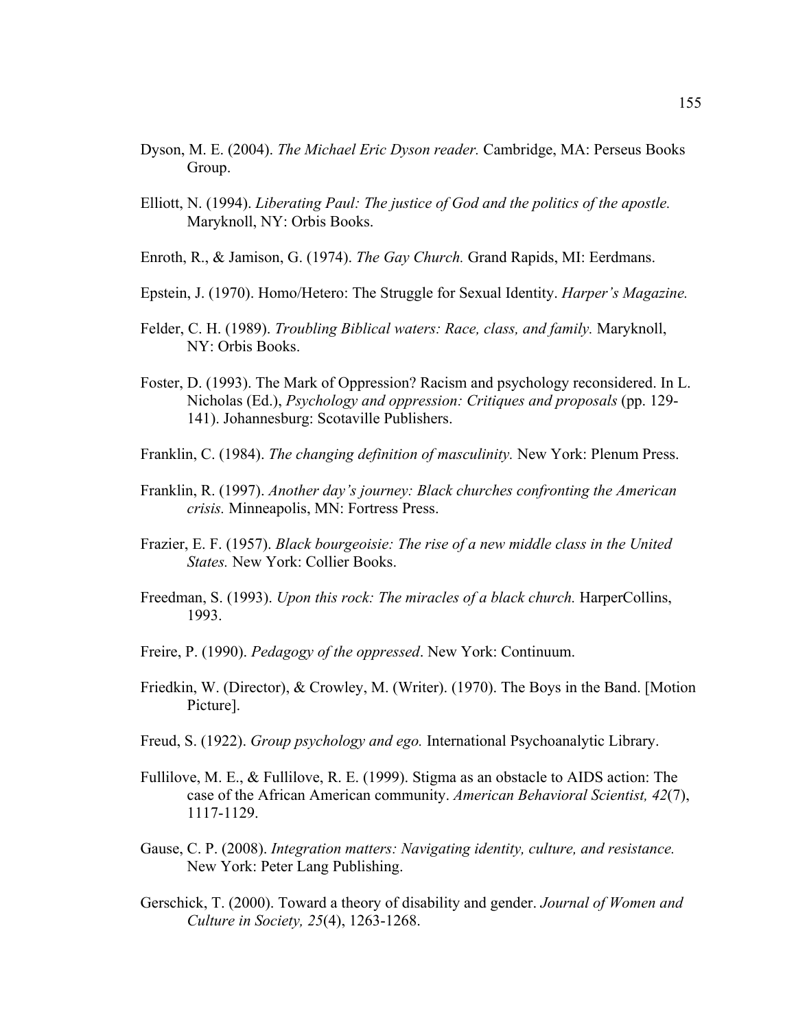Dyson, M. E. (2004). *The Michael Eric Dyson reader.* Cambridge, MA: Perseus Books Group.

Elliott, N. (1994). *Liberating Paul: The justice of God and the politics of the apostle.* Maryknoll, NY: Orbis Books.

Enroth, R., & Jamison, G. (1974). *The Gay Church.* Grand Rapids, MI: Eerdmans.

Epstein, J. (1970). Homo/Hetero: The Struggle for Sexual Identity. *Harper's Magazine.*

Felder, C. H. (1989). *Troubling Biblical waters: Race, class, and family.* Maryknoll, NY: Orbis Books.

Foster, D. (1993). The Mark of Oppression? Racism and psychology reconsidered. In L. Nicholas (Ed.), *Psychology and oppression: Critiques and proposals* (pp. 129-141). Johannesburg: Scotaville Publishers.

Franklin, C. (1984). *The changing definition of masculinity.* New York: Plenum Press.

Franklin, R. (1997). *Another day's journey: Black churches confronting the American crisis.* Minneapolis, MN: Fortress Press.

Frazier, E. F. (1957). *Black bourgeoisie: The rise of a new middle class in the United States.* New York: Collier Books.

Freedman, S. (1993). *Upon this rock: The miracles of a black church.* HarperCollins, 1993.

Freire, P. (1990). *Pedagogy of the oppressed*. New York: Continuum.

Friedkin, W. (Director), & Crowley, M. (Writer). (1970). The Boys in the Band. [Motion Picture].

Freud, S. (1922). *Group psychology and ego.* International Psychoanalytic Library.

Fullilove, M. E., & Fullilove, R. E. (1999). Stigma as an obstacle to AIDS action: The case of the African American community. *American Behavioral Scientist, 42*(7), 1117-1129.

Gause, C. P. (2008). *Integration matters: Navigating identity, culture, and resistance.* New York: Peter Lang Publishing.

Gerschick, T. (2000). Toward a theory of disability and gender. *Journal of Women and Culture in Society, 25*(4), 1263-1268.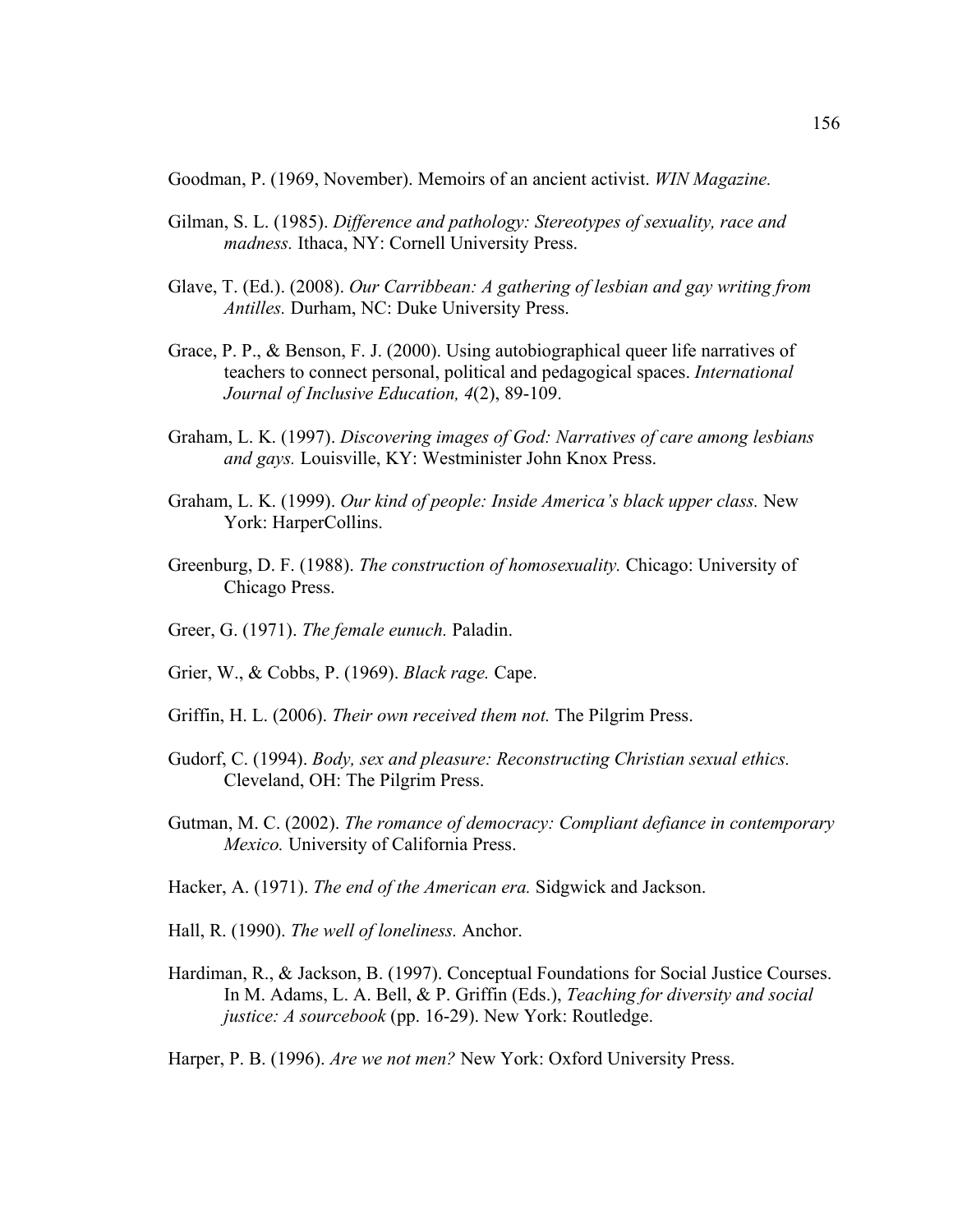Goodman, P. (1969, November). Memoirs of an ancient activist. *WIN Magazine.*

Gilman, S. L. (1985). *Difference and pathology: Stereotypes of sexuality, race and madness.* Ithaca, NY: Cornell University Press.

Glave, T. (Ed.). (2008). *Our Carribbean: A gathering of lesbian and gay writing from Antilles.* Durham, NC: Duke University Press.

Grace, P. P., & Benson, F. J. (2000). Using autobiographical queer life narratives of teachers to connect personal, political and pedagogical spaces. *International Journal of Inclusive Education, 4*(2), 89-109.

Graham, L. K. (1997). *Discovering images of God: Narratives of care among lesbians and gays.* Louisville, KY: Westminister John Knox Press.

Graham, L. K. (1999). *Our kind of people: Inside America's black upper class.* New York: HarperCollins.

Greenburg, D. F. (1988). *The construction of homosexuality.* Chicago: University of Chicago Press.

Greer, G. (1971). *The female eunuch.* Paladin.

Grier, W., & Cobbs, P. (1969). *Black rage.* Cape.

Griffin, H. L. (2006). *Their own received them not.* The Pilgrim Press.

Gudorf, C. (1994). *Body, sex and pleasure: Reconstructing Christian sexual ethics.* Cleveland, OH: The Pilgrim Press.

Gutman, M. C. (2002). *The romance of democracy: Compliant defiance in contemporary Mexico.* University of California Press.

Hacker, A. (1971). *The end of the American era.* Sidgwick and Jackson.

Hall, R. (1990). *The well of loneliness.* Anchor.

Hardiman, R., & Jackson, B. (1997). Conceptual Foundations for Social Justice Courses. In M. Adams, L. A. Bell, & P. Griffin (Eds.), *Teaching for diversity and social justice: A sourcebook* (pp. 16-29). New York: Routledge.

Harper, P. B. (1996). *Are we not men?* New York: Oxford University Press.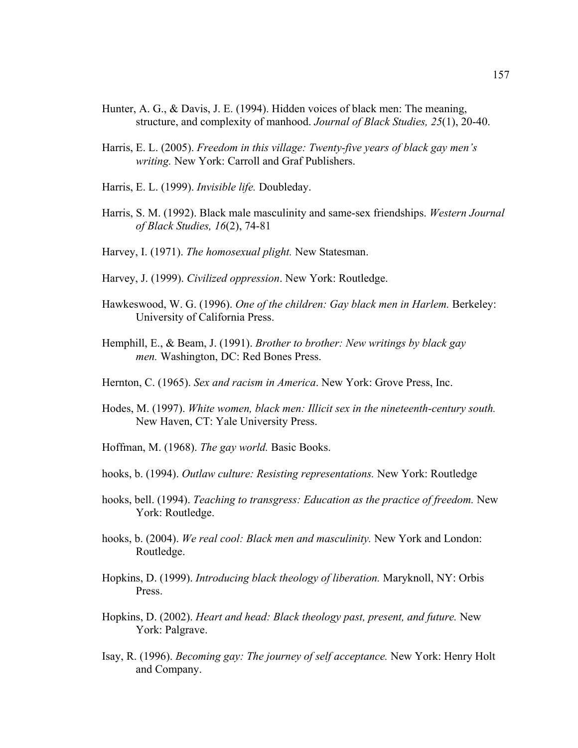Hunter, A. G., & Davis, J. E. (1994). Hidden voices of black men: The meaning, structure, and complexity of manhood. *Journal of Black Studies, 25*(1), 20-40.

Harris, E. L. (2005). *Freedom in this village: Twenty-five years of black gay men's writing.* New York: Carroll and Graf Publishers.

Harris, E. L. (1999). *Invisible life.* Doubleday.

Harris, S. M. (1992). Black male masculinity and same-sex friendships. *Western Journal of Black Studies, 16*(2), 74-81

Harvey, I. (1971). *The homosexual plight.* New Statesman.

Harvey, J. (1999). *Civilized oppression*. New York: Routledge.

Hawkeswood, W. G. (1996). *One of the children: Gay black men in Harlem.* Berkeley: University of California Press.

Hemphill, E., & Beam, J. (1991). *Brother to brother: New writings by black gay men.* Washington, DC: Red Bones Press.

Hernton, C. (1965). *Sex and racism in America*. New York: Grove Press, Inc.

Hodes, M. (1997). *White women, black men: Illicit sex in the nineteenth-century south.* New Haven, CT: Yale University Press.

Hoffman, M. (1968). *The gay world.* Basic Books.

hooks, b. (1994). *Outlaw culture: Resisting representations.* New York: Routledge

hooks, bell. (1994). *Teaching to transgress: Education as the practice of freedom.* New York: Routledge.

hooks, b. (2004). *We real cool: Black men and masculinity.* New York and London: Routledge.

Hopkins, D. (1999). *Introducing black theology of liberation.* Maryknoll, NY: Orbis Press.

Hopkins, D. (2002). *Heart and head: Black theology past, present, and future.* New York: Palgrave.

Isay, R. (1996). *Becoming gay: The journey of self acceptance.* New York: Henry Holt and Company.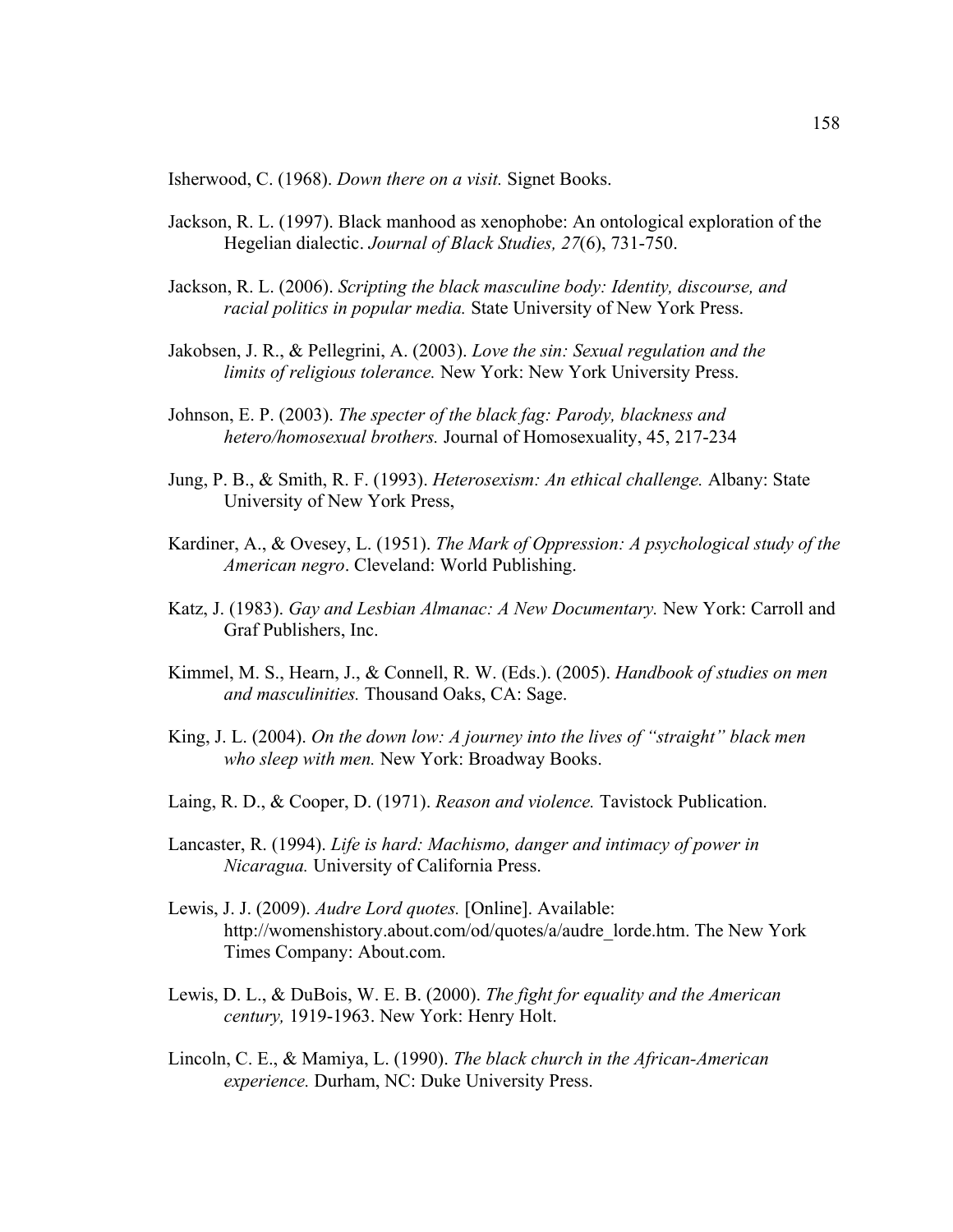Isherwood, C. (1968). *Down there on a visit.* Signet Books.

Jackson, R. L. (1997). Black manhood as xenophobe: An ontological exploration of the Hegelian dialectic. *Journal of Black Studies, 27*(6), 731-750.

Jackson, R. L. (2006). *Scripting the black masculine body: Identity, discourse, and racial politics in popular media.* State University of New York Press.

Jakobsen, J. R., & Pellegrini, A. (2003). *Love the sin: Sexual regulation and the limits of religious tolerance.* New York: New York University Press.

Johnson, E. P. (2003). *The specter of the black fag: Parody, blackness and hetero/homosexual brothers.* Journal of Homosexuality, 45, 217-234

Jung, P. B., & Smith, R. F. (1993). *Heterosexism: An ethical challenge.* Albany: State University of New York Press,

Kardiner, A., & Ovesey, L. (1951). *The Mark of Oppression: A psychological study of the American negro*. Cleveland: World Publishing.

Katz, J. (1983). *Gay and Lesbian Almanac: A New Documentary.* New York: Carroll and Graf Publishers, Inc.

Kimmel, M. S., Hearn, J., & Connell, R. W. (Eds.). (2005). *Handbook of studies on men and masculinities.* Thousand Oaks, CA: Sage.

King, J. L. (2004). *On the down low: A journey into the lives of "straight" black men who sleep with men.* New York: Broadway Books.

Laing, R. D., & Cooper, D. (1971). *Reason and violence.* Tavistock Publication.

Lancaster, R. (1994). *Life is hard: Machismo, danger and intimacy of power in Nicaragua.* University of California Press.

Lewis, J. J. (2009). *Audre Lord quotes.* [Online]. Available: http://womenshistory.about.com/od/quotes/a/audre_lorde.htm. The New York Times Company: About.com.

Lewis, D. L., & DuBois, W. E. B. (2000). *The fight for equality and the American century,* 1919-1963. New York: Henry Holt.

Lincoln, C. E., & Mamiya, L. (1990). *The black church in the African-American experience.* Durham, NC: Duke University Press.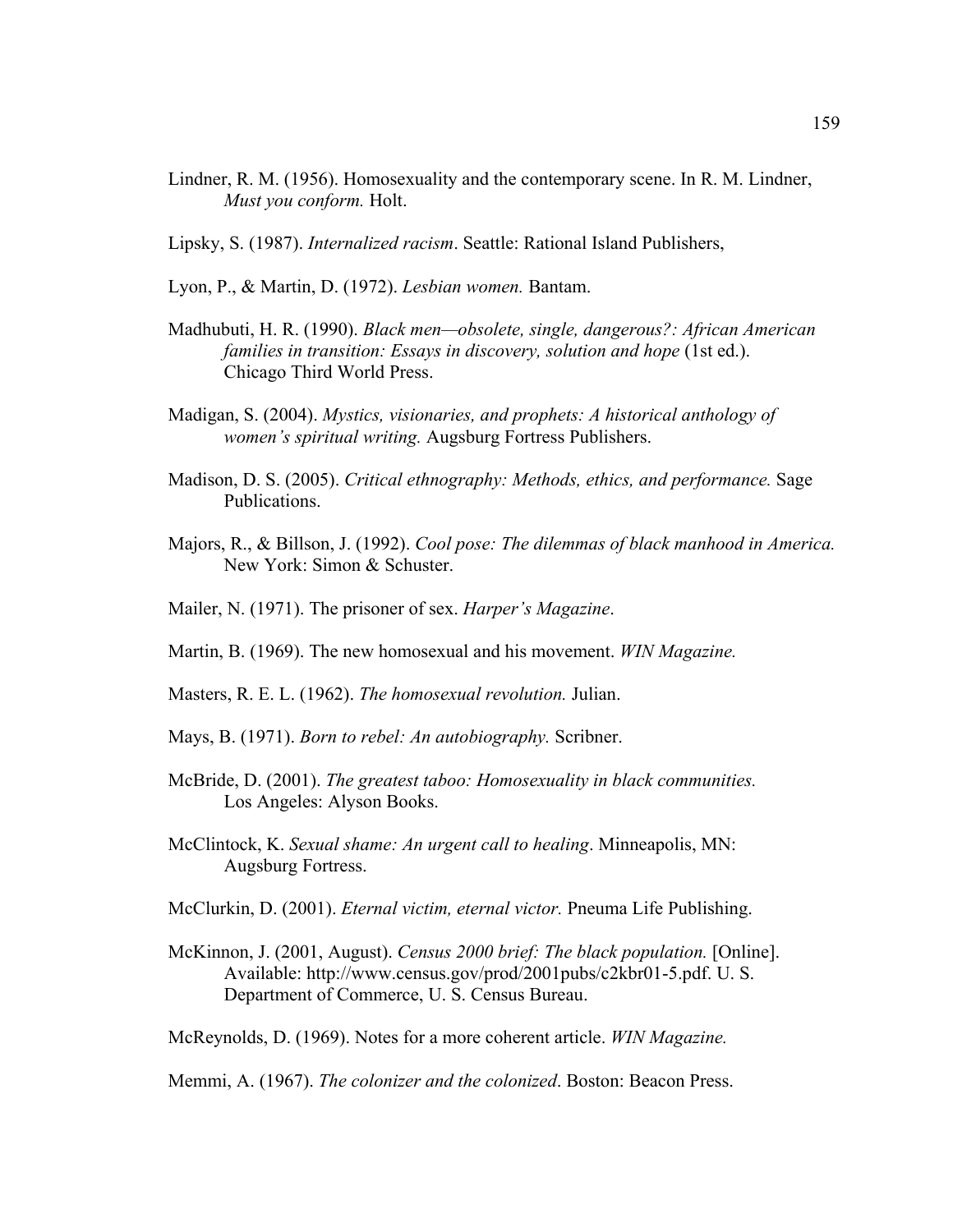Lindner, R. M. (1956). Homosexuality and the contemporary scene. In R. M. Lindner, *Must you conform.* Holt.

Lipsky, S. (1987). *Internalized racism*. Seattle: Rational Island Publishers,

Lyon, P., & Martin, D. (1972). *Lesbian women.* Bantam.

Madhubuti, H. R. (1990). *Black men—obsolete, single, dangerous?: African American families in transition: Essays in discovery, solution and hope* (1st ed.). Chicago Third World Press.

Madigan, S. (2004). *Mystics, visionaries, and prophets: A historical anthology of women's spiritual writing.* Augsburg Fortress Publishers.

Madison, D. S. (2005). *Critical ethnography: Methods, ethics, and performance.* Sage Publications.

Majors, R., & Billson, J. (1992). *Cool pose: The dilemmas of black manhood in America.* New York: Simon & Schuster.

Mailer, N. (1971). The prisoner of sex. *Harper's Magazine*.

Martin, B. (1969). The new homosexual and his movement. *WIN Magazine.*

Masters, R. E. L. (1962). *The homosexual revolution.* Julian.

Mays, B. (1971). *Born to rebel: An autobiography.* Scribner.

McBride, D. (2001). *The greatest taboo: Homosexuality in black communities.* Los Angeles: Alyson Books.

McClintock, K. *Sexual shame: An urgent call to healing*. Minneapolis, MN: Augsburg Fortress.

McClurkin, D. (2001). *Eternal victim, eternal victor.* Pneuma Life Publishing.

McKinnon, J. (2001, August). *Census 2000 brief: The black population.* [Online]. Available: http://www.census.gov/prod/2001pubs/c2kbr01-5.pdf. U. S. Department of Commerce, U. S. Census Bureau.

McReynolds, D. (1969). Notes for a more coherent article. *WIN Magazine.*

Memmi, A. (1967). *The colonizer and the colonized*. Boston: Beacon Press.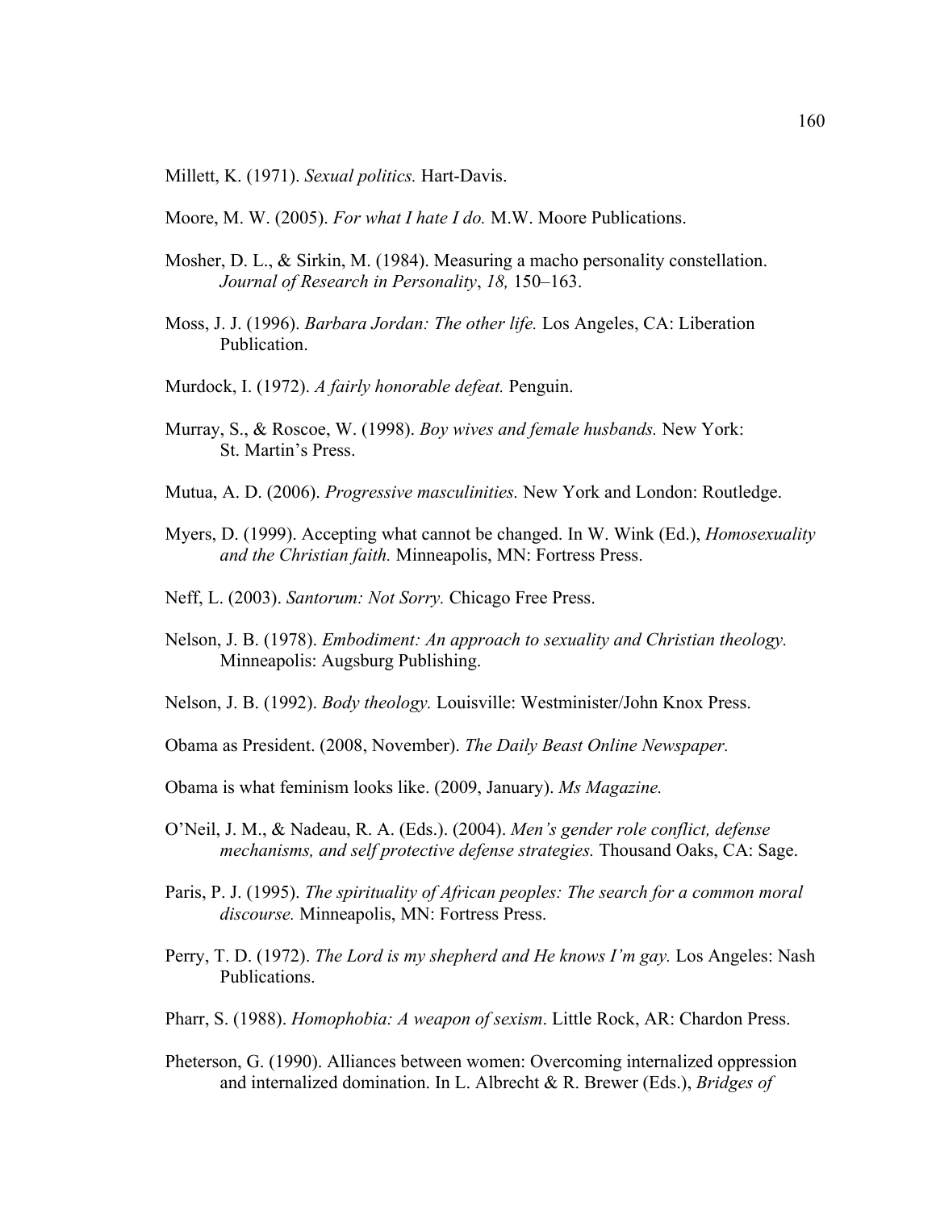Millett, K. (1971). *Sexual politics.* Hart-Davis.

Moore, M. W. (2005). *For what I hate I do.* M.W. Moore Publications.

Mosher, D. L., & Sirkin, M. (1984). Measuring a macho personality constellation. *Journal of Research in Personality*, *18,* 150–163.

Moss, J. J. (1996). *Barbara Jordan: The other life.* Los Angeles, CA: Liberation Publication.

Murdock, I. (1972). *A fairly honorable defeat.* Penguin.

Murray, S., & Roscoe, W. (1998). *Boy wives and female husbands.* New York: St. Martin's Press.

Mutua, A. D. (2006). *Progressive masculinities.* New York and London: Routledge.

Myers, D. (1999). Accepting what cannot be changed. In W. Wink (Ed.), *Homosexuality and the Christian faith.* Minneapolis, MN: Fortress Press.

Neff, L. (2003). *Santorum: Not Sorry.* Chicago Free Press.

Nelson, J. B. (1978). *Embodiment: An approach to sexuality and Christian theology.* Minneapolis: Augsburg Publishing.

Nelson, J. B. (1992). *Body theology.* Louisville: Westminister/John Knox Press.

Obama as President. (2008, November). *The Daily Beast Online Newspaper.*

Obama is what feminism looks like. (2009, January). *Ms Magazine.*

O'Neil, J. M., & Nadeau, R. A. (Eds.). (2004). *Men's gender role conflict, defense mechanisms, and self protective defense strategies.* Thousand Oaks, CA: Sage.

Paris, P. J. (1995). *The spirituality of African peoples: The search for a common moral discourse.* Minneapolis, MN: Fortress Press.

Perry, T. D. (1972). *The Lord is my shepherd and He knows I'm gay.* Los Angeles: Nash Publications.

Pharr, S. (1988). *Homophobia: A weapon of sexism*. Little Rock, AR: Chardon Press.

Pheterson, G. (1990). Alliances between women: Overcoming internalized oppression and internalized domination. In L. Albrecht & R. Brewer (Eds.), *Bridges of*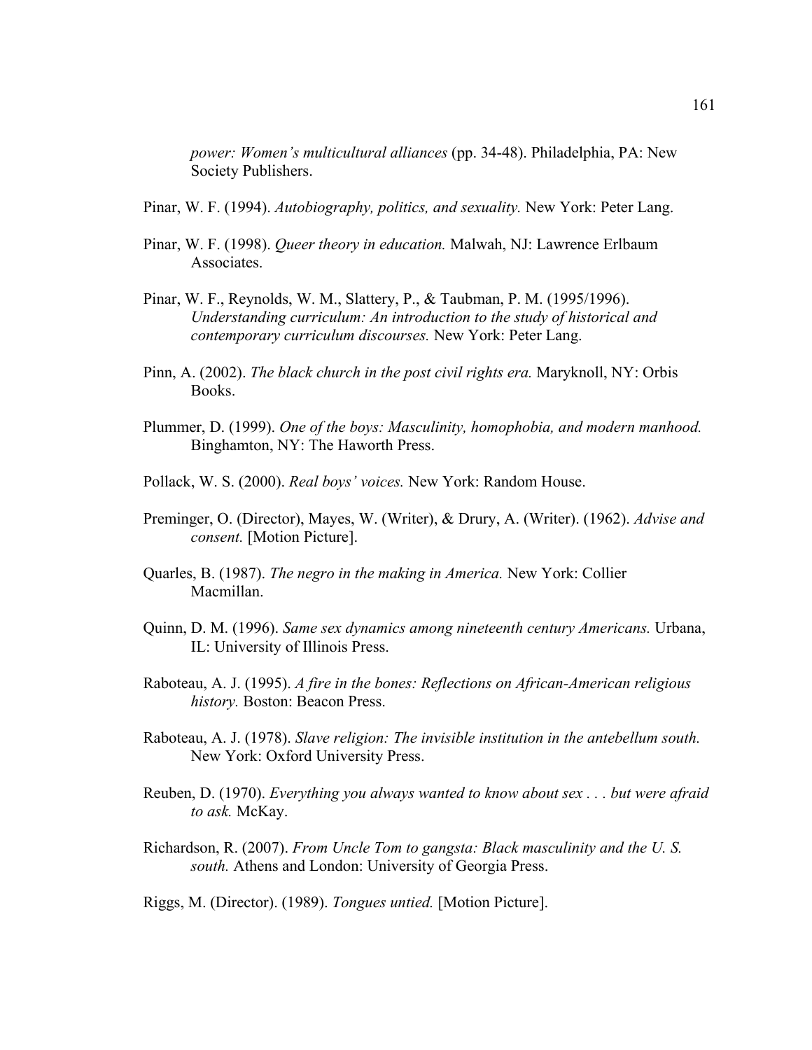*power: Women's multicultural alliances* (pp. 34-48). Philadelphia, PA: New Society Publishers.

Pinar, W. F. (1994). *Autobiography, politics, and sexuality.* New York: Peter Lang.

Pinar, W. F. (1998). *Queer theory in education.* Malwah, NJ: Lawrence Erlbaum Associates.

Pinar, W. F., Reynolds, W. M., Slattery, P., & Taubman, P. M. (1995/1996). *Understanding curriculum: An introduction to the study of historical and contemporary curriculum discourses.* New York: Peter Lang.

Pinn, A. (2002). *The black church in the post civil rights era.* Maryknoll, NY: Orbis Books.

Plummer, D. (1999). *One of the boys: Masculinity, homophobia, and modern manhood.* Binghamton, NY: The Haworth Press.

Pollack, W. S. (2000). *Real boys' voices.* New York: Random House.

Preminger, O. (Director), Mayes, W. (Writer), & Drury, A. (Writer). (1962). *Advise and consent.* [Motion Picture].

Quarles, B. (1987). *The negro in the making in America.* New York: Collier Macmillan.

Quinn, D. M. (1996). *Same sex dynamics among nineteenth century Americans.* Urbana, IL: University of Illinois Press.

Raboteau, A. J. (1995). *A fire in the bones: Reflections on African-American religious history.* Boston: Beacon Press.

Raboteau, A. J. (1978). *Slave religion: The invisible institution in the antebellum south.* New York: Oxford University Press.

Reuben, D. (1970). *Everything you always wanted to know about sex . . . but were afraid to ask.* McKay.

Richardson, R. (2007). *From Uncle Tom to gangsta: Black masculinity and the U. S. south.* Athens and London: University of Georgia Press.

Riggs, M. (Director). (1989). *Tongues untied.* [Motion Picture].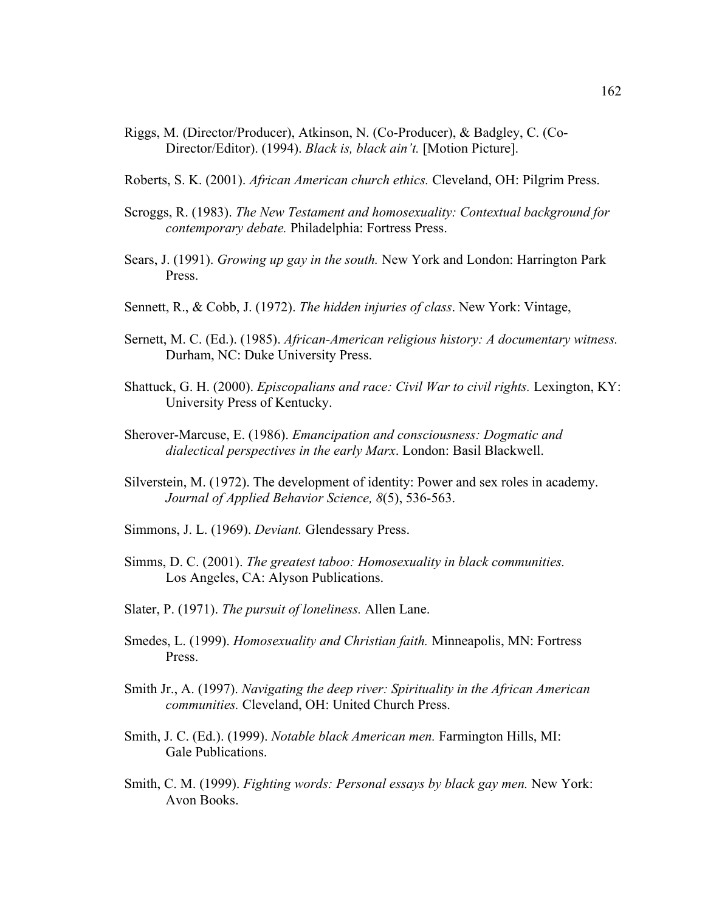Riggs, M. (Director/Producer), Atkinson, N. (Co-Producer), & Badgley, C. (Co-Director/Editor). (1994). *Black is, black ain't.* [Motion Picture].

Roberts, S. K. (2001). *African American church ethics.* Cleveland, OH: Pilgrim Press.

Scroggs, R. (1983). *The New Testament and homosexuality: Contextual background for contemporary debate.* Philadelphia: Fortress Press.

Sears, J. (1991). *Growing up gay in the south.* New York and London: Harrington Park Press.

Sennett, R., & Cobb, J. (1972). *The hidden injuries of class*. New York: Vintage,

Sernett, M. C. (Ed.). (1985). *African-American religious history: A documentary witness.* Durham, NC: Duke University Press.

Shattuck, G. H. (2000). *Episcopalians and race: Civil War to civil rights.* Lexington, KY: University Press of Kentucky.

Sherover-Marcuse, E. (1986). *Emancipation and consciousness: Dogmatic and dialectical perspectives in the early Marx*. London: Basil Blackwell.

Silverstein, M. (1972). The development of identity: Power and sex roles in academy. *Journal of Applied Behavior Science, 8*(5), 536-563.

Simmons, J. L. (1969). *Deviant.* Glendessary Press.

Simms, D. C. (2001). *The greatest taboo: Homosexuality in black communities.* Los Angeles, CA: Alyson Publications.

Slater, P. (1971). *The pursuit of loneliness.* Allen Lane.

Smedes, L. (1999). *Homosexuality and Christian faith.* Minneapolis, MN: Fortress Press.

Smith Jr., A. (1997). *Navigating the deep river: Spirituality in the African American communities.* Cleveland, OH: United Church Press.

Smith, J. C. (Ed.). (1999). *Notable black American men.* Farmington Hills, MI: Gale Publications.

Smith, C. M. (1999). *Fighting words: Personal essays by black gay men.* New York: Avon Books.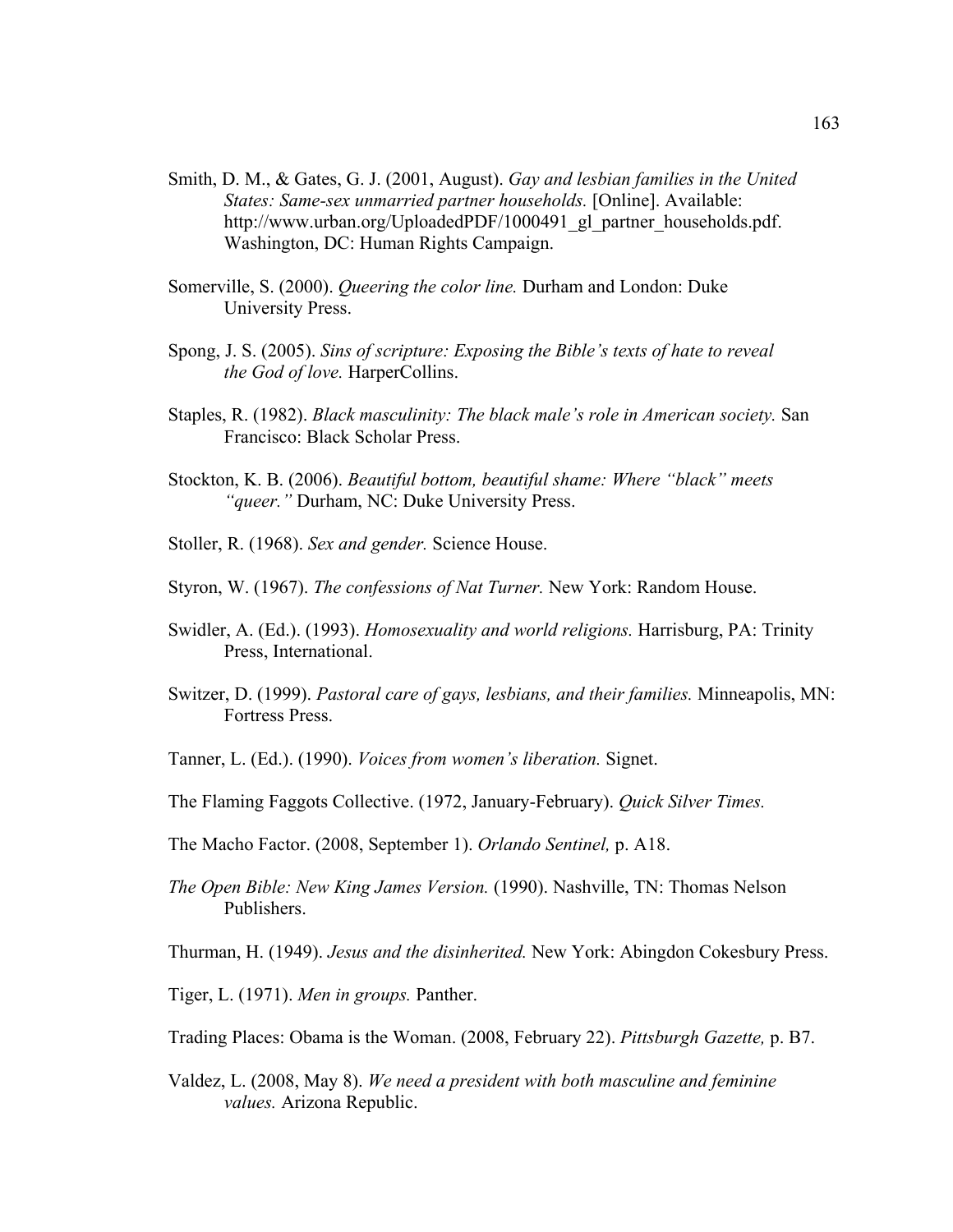Smith, D. M., & Gates, G. J. (2001, August). *Gay and lesbian families in the United States: Same-sex unmarried partner households.* [Online]. Available: http://www.urban.org/UploadedPDF/1000491_gl_partner_households.pdf. Washington, DC: Human Rights Campaign.

Somerville, S. (2000). *Queering the color line.* Durham and London: Duke University Press.

Spong, J. S. (2005). *Sins of scripture: Exposing the Bible's texts of hate to reveal the God of love.* HarperCollins.

Staples, R. (1982). *Black masculinity: The black male's role in American society.* San Francisco: Black Scholar Press.

Stockton, K. B. (2006). *Beautiful bottom, beautiful shame: Where "black" meets "queer."* Durham, NC: Duke University Press.

Stoller, R. (1968). *Sex and gender.* Science House.

Styron, W. (1967). *The confessions of Nat Turner.* New York: Random House.

Swidler, A. (Ed.). (1993). *Homosexuality and world religions.* Harrisburg, PA: Trinity Press, International.

Switzer, D. (1999). *Pastoral care of gays, lesbians, and their families.* Minneapolis, MN: Fortress Press.

Tanner, L. (Ed.). (1990). *Voices from women's liberation.* Signet.

The Flaming Faggots Collective. (1972, January-February). *Quick Silver Times.*

The Macho Factor. (2008, September 1). *Orlando Sentinel,* p. A18.

*The Open Bible: New King James Version.* (1990). Nashville, TN: Thomas Nelson Publishers.

Thurman, H. (1949). *Jesus and the disinherited.* New York: Abingdon Cokesbury Press.

Tiger, L. (1971). *Men in groups.* Panther.

Trading Places: Obama is the Woman. (2008, February 22). *Pittsburgh Gazette,* p. B7.

Valdez, L. (2008, May 8). *We need a president with both masculine and feminine values.* Arizona Republic.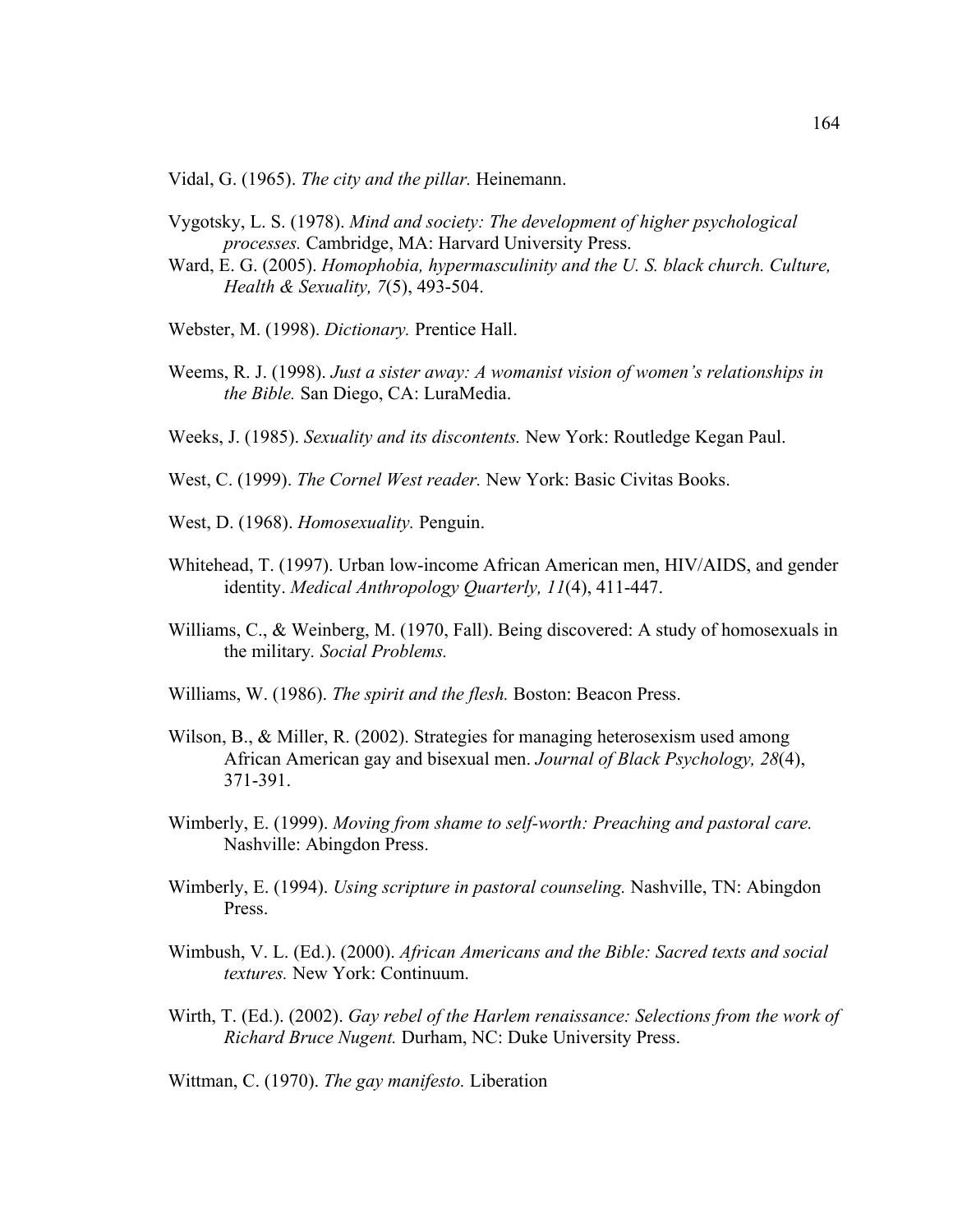Vidal, G. (1965). *The city and the pillar.* Heinemann.

Vygotsky, L. S. (1978). *Mind and society: The development of higher psychological processes.* Cambridge, MA: Harvard University Press.

Ward, E. G. (2005). *Homophobia, hypermasculinity and the U. S. black church. Culture, Health & Sexuality, 7*(5), 493-504.

Webster, M. (1998). *Dictionary.* Prentice Hall.

Weems, R. J. (1998). *Just a sister away: A womanist vision of women's relationships in the Bible.* San Diego, CA: LuraMedia.

Weeks, J. (1985). *Sexuality and its discontents.* New York: Routledge Kegan Paul.

West, C. (1999). *The Cornel West reader.* New York: Basic Civitas Books.

West, D. (1968). *Homosexuality.* Penguin.

Whitehead, T. (1997). Urban low-income African American men, HIV/AIDS, and gender identity. *Medical Anthropology Quarterly, 11*(4), 411-447.

Williams, C., & Weinberg, M. (1970, Fall). Being discovered: A study of homosexuals in the military. *Social Problems.*

Williams, W. (1986). *The spirit and the flesh.* Boston: Beacon Press.

Wilson, B., & Miller, R. (2002). Strategies for managing heterosexism used among African American gay and bisexual men. *Journal of Black Psychology, 28*(4), 371-391.

Wimberly, E. (1999). *Moving from shame to self-worth: Preaching and pastoral care.* Nashville: Abingdon Press.

Wimberly, E. (1994). *Using scripture in pastoral counseling.* Nashville, TN: Abingdon Press.

Wimbush, V. L. (Ed.). (2000). *African Americans and the Bible: Sacred texts and social textures.* New York: Continuum.

Wirth, T. (Ed.). (2002). *Gay rebel of the Harlem renaissance: Selections from the work of Richard Bruce Nugent.* Durham, NC: Duke University Press.

Wittman, C. (1970). *The gay manifesto.* Liberation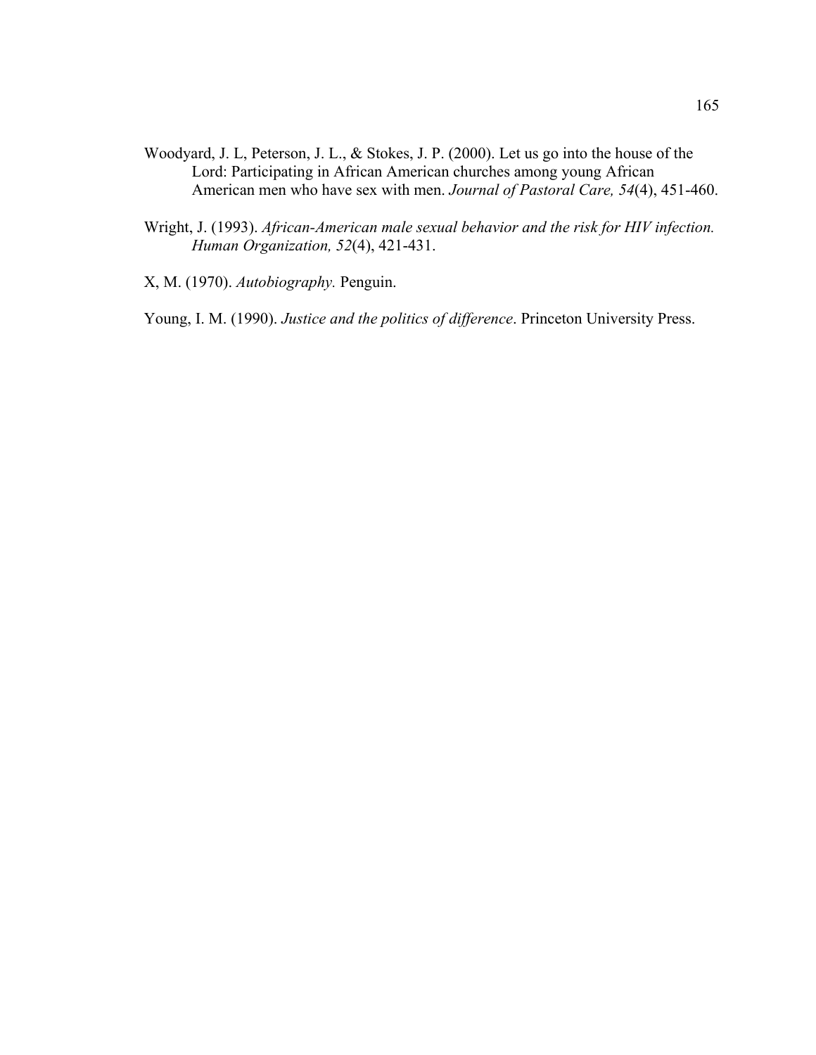Woodyard, J. L, Peterson, J. L., & Stokes, J. P. (2000). Let us go into the house of the Lord: Participating in African American churches among young African American men who have sex with men. *Journal of Pastoral Care, 54*(4), 451-460.

Wright, J. (1993). *African-American male sexual behavior and the risk for HIV infection. Human Organization, 52*(4), 421-431.

X, M. (1970). *Autobiography.* Penguin.

Young, I. M. (1990). *Justice and the politics of difference*. Princeton University Press.